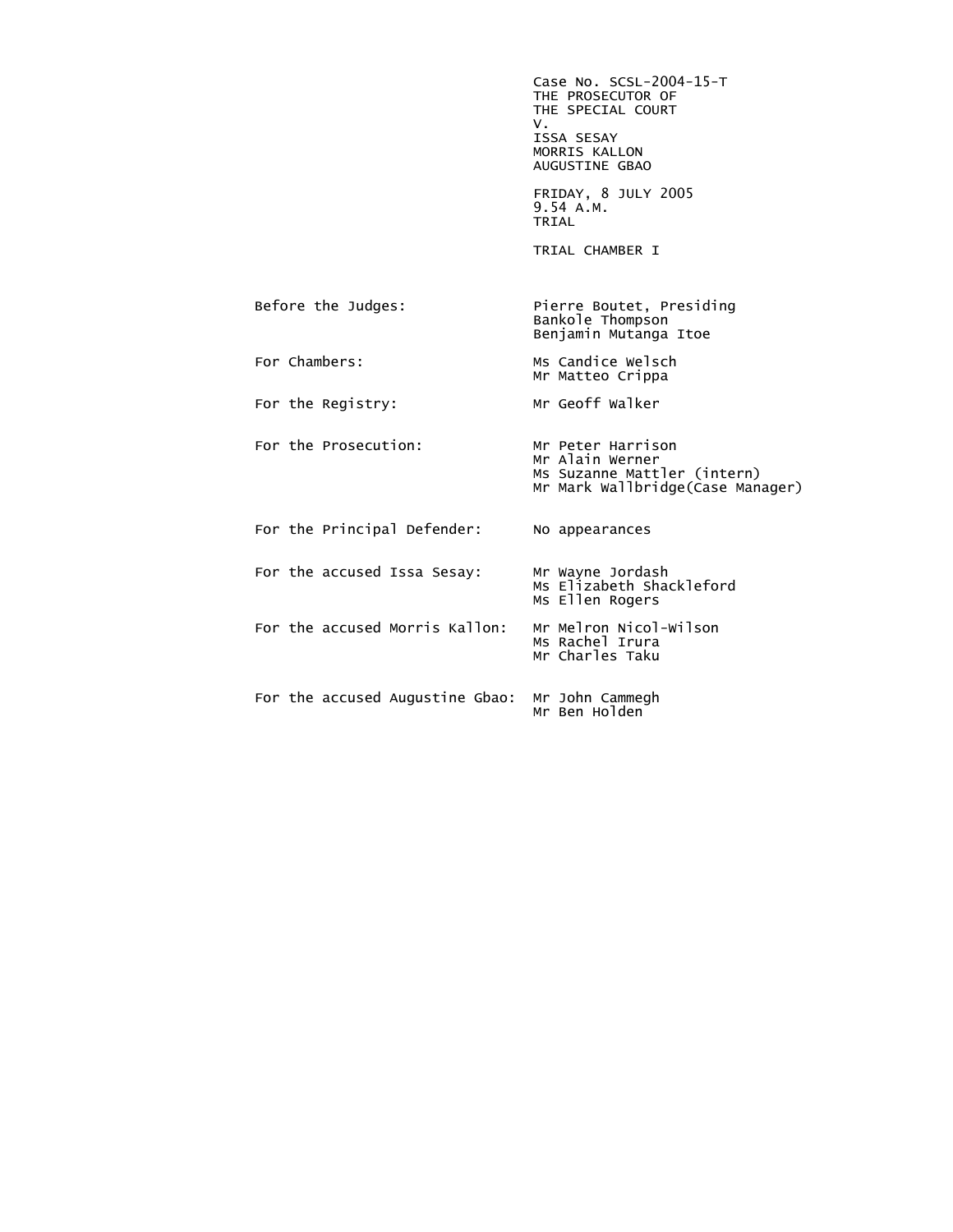Case No. SCSL-2004-15-T
THE PROSECUTOR OF
THE SPECIAL COURT
V.
ISSA SESAY
MORRIS KALLON
AUGUSTINE GBAO

FRIDAY, 8 JULY 2005
9.54 A.M.
TRIAL

TRIAL CHAMBER I

| | |
|---|---|
| Before the Judges: | Pierre Boutet, Presiding<br>Bankole Thompson<br>Benjamin Mutanga Itoe |
| For Chambers: | Ms Candice Welsch<br>Mr Matteo Crippa |
| For the Registry: | Mr Geoff Walker |
| For the Prosecution: | Mr Peter Harrison<br>Mr Alain Werner<br>Ms Suzanne Mattler (intern)<br>Mr Mark Wallbridge(Case Manager) |
| For the Principal Defender: | No appearances |
| For the accused Issa Sesay: | Mr Wayne Jordash<br>Ms Elizabeth Shackleford<br>Ms Ellen Rogers |
| For the accused Morris Kallon: | Mr Melron Nicol-Wilson<br>Ms Rachel Irura<br>Mr Charles Taku |
| For the accused Augustine Gbao: | Mr John Cammegh<br>Mr Ben Holden |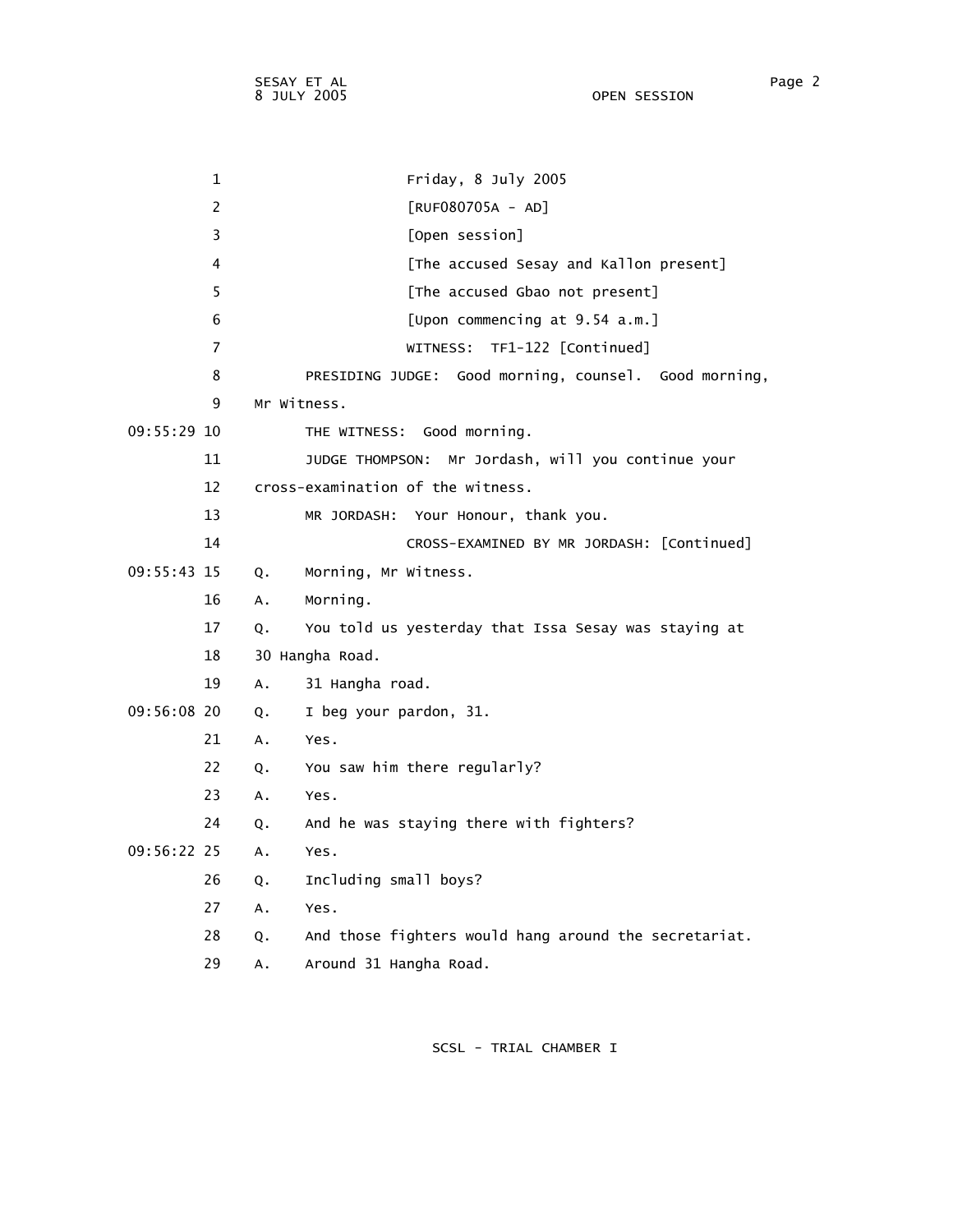Friday, 8 July 2005

[RUF080705A - AD]

[Open session]

[The accused Sesay and Kallon present]

[The accused Gbao not present]

[Upon commencing at 9.54 a.m.]

WITNESS: TF1-122 [Continued]

PRESIDING JUDGE: Good morning, counsel. Good morning, Mr Witness.

THE WITNESS: Good morning.

JUDGE THOMPSON: Mr Jordash, will you continue your cross-examination of the witness.

MR JORDASH: Your Honour, thank you.

CROSS-EXAMINED BY MR JORDASH: [Continued]

Q. Morning, Mr Witness.

A. Morning.

Q. You told us yesterday that Issa Sesay was staying at 30 Hangha Road.

A. 31 Hangha road.

Q. I beg your pardon, 31.

A. Yes.

Q. You saw him there regularly?

A. Yes.

Q. And he was staying there with fighters?

A. Yes.

Q. Including small boys?

A. Yes.

Q. And those fighters would hang around the secretariat.

A. Around 31 Hangha Road.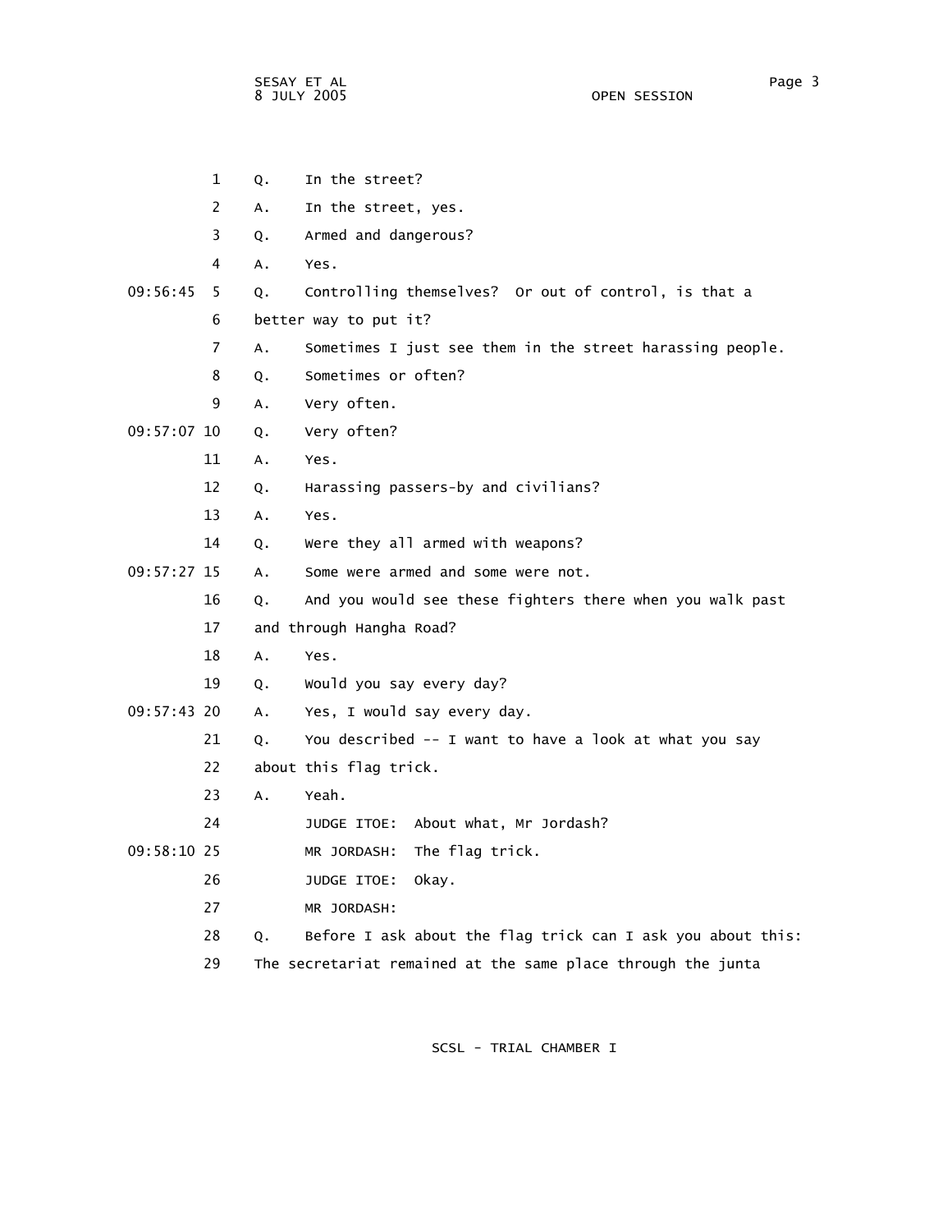1 Q. In the street?

2 A. In the street, yes.

3 Q. Armed and dangerous?

4 A. Yes.

09:56:45 5 Q. Controlling themselves? Or out of control, is that a

6 better way to put it?

7 A. Sometimes I just see them in the street harassing people.

8 Q. Sometimes or often?

9 A. Very often.

09:57:07 10 Q. Very often?

11 A. Yes.

12 Q. Harassing passers-by and civilians?

13 A. Yes.

14 Q. Were they all armed with weapons?

09:57:27 15 A. Some were armed and some were not.

16 Q. And you would see these fighters there when you walk past

17 and through Hangha Road?

18 A. Yes.

19 Q. Would you say every day?

09:57:43 20 A. Yes, I would say every day.

21 Q. You described -- I want to have a look at what you say

22 about this flag trick.

23 A. Yeah.

24 JUDGE ITOE: About what, Mr Jordash?

09:58:10 25 MR JORDASH: The flag trick.

26 JUDGE ITOE: Okay.

27 MR JORDASH:

28 Q. Before I ask about the flag trick can I ask you about this:

29 The secretariat remained at the same place through the junta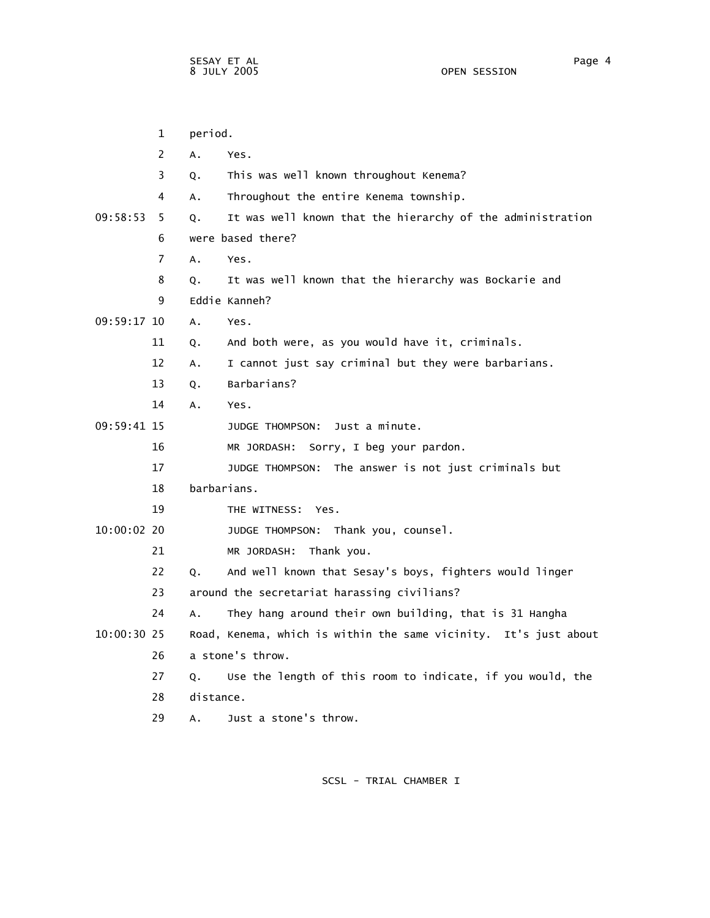1 period.

2 A. Yes.

3 Q. This was well known throughout Kenema?

4 A. Throughout the entire Kenema township.

09:58:53 5 Q. It was well known that the hierarchy of the administration

6 were based there?

7 A. Yes.

8 Q. It was well known that the hierarchy was Bockarie and

9 Eddie Kanneh?

09:59:17 10 A. Yes.

11 Q. And both were, as you would have it, criminals.

12 A. I cannot just say criminal but they were barbarians.

13 Q. Barbarians?

14 A. Yes.

09:59:41 15 JUDGE THOMPSON: Just a minute.

16 MR JORDASH: Sorry, I beg your pardon.

17 JUDGE THOMPSON: The answer is not just criminals but

18 barbarians.

19 THE WITNESS: Yes.

10:00:02 20 JUDGE THOMPSON: Thank you, counsel.

21 MR JORDASH: Thank you.

22 Q. And well known that Sesay's boys, fighters would linger

23 around the secretariat harassing civilians?

24 A. They hang around their own building, that is 31 Hangha

10:00:30 25 Road, Kenema, which is within the same vicinity. It's just about

26 a stone's throw.

27 Q. Use the length of this room to indicate, if you would, the

28 distance.

29 A. Just a stone's throw.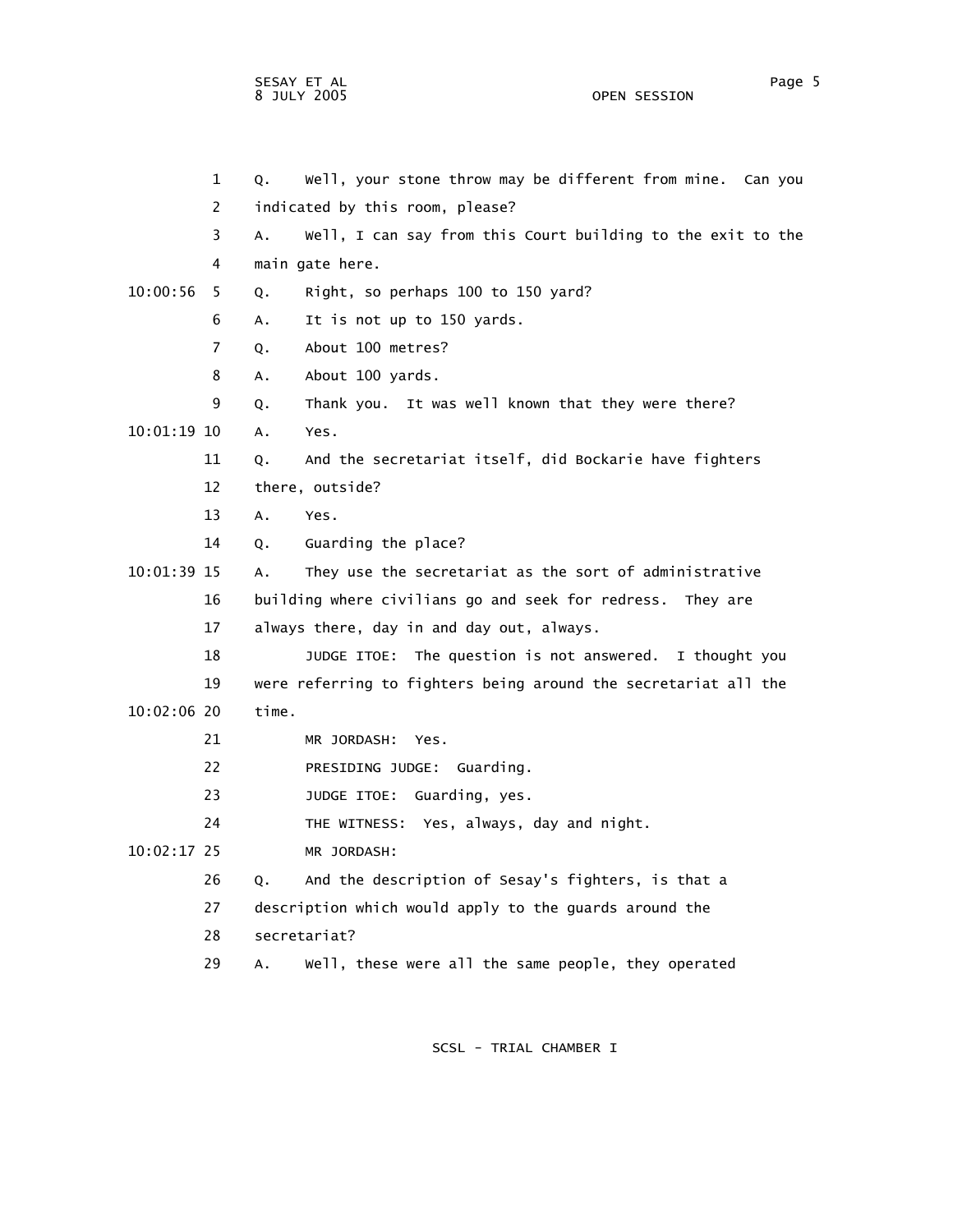1 Q. Well, your stone throw may be different from mine. Can you
2 indicated by this room, please?
3 A. Well, I can say from this Court building to the exit to the
4 main gate here.
10:00:56 5 Q. Right, so perhaps 100 to 150 yard?
6 A. It is not up to 150 yards.
7 Q. About 100 metres?
8 A. About 100 yards.
9 Q. Thank you. It was well known that they were there?
10:01:19 10 A. Yes.
11 Q. And the secretariat itself, did Bockarie have fighters
12 there, outside?
13 A. Yes.
14 Q. Guarding the place?
10:01:39 15 A. They use the secretariat as the sort of administrative
16 building where civilians go and seek for redress. They are
17 always there, day in and day out, always.
18 JUDGE ITOE: The question is not answered. I thought you
19 were referring to fighters being around the secretariat all the
10:02:06 20 time.
21 MR JORDASH: Yes.
22 PRESIDING JUDGE: Guarding.
23 JUDGE ITOE: Guarding, yes.
24 THE WITNESS: Yes, always, day and night.
10:02:17 25 MR JORDASH:
26 Q. And the description of Sesay's fighters, is that a
27 description which would apply to the guards around the
28 secretariat?
29 A. Well, these were all the same people, they operated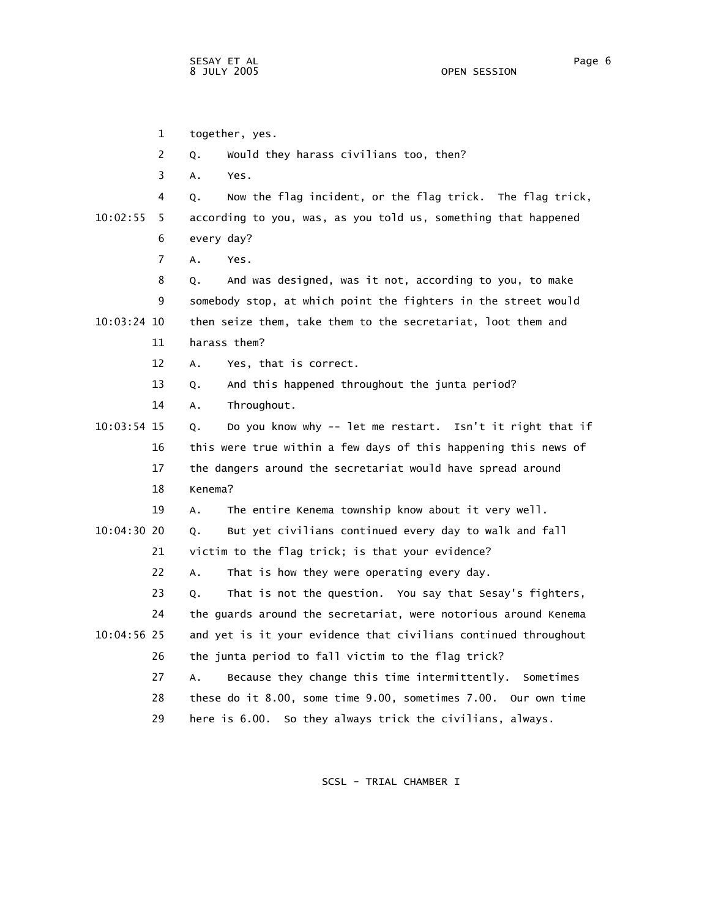together, yes.

Q. Would they harass civilians too, then?

A. Yes.

Q. Now the flag incident, or the flag trick. The flag trick, according to you, was, as you told us, something that happened every day?

A. Yes.

Q. And was designed, was it not, according to you, to make somebody stop, at which point the fighters in the street would then seize them, take them to the secretariat, loot them and harass them?

A. Yes, that is correct.

Q. And this happened throughout the junta period?

A. Throughout.

Q. Do you know why -- let me restart. Isn't it right that if this were true within a few days of this happening this news of the dangers around the secretariat would have spread around Kenema?

A. The entire Kenema township know about it very well.

Q. But yet civilians continued every day to walk and fall victim to the flag trick; is that your evidence?

A. That is how they were operating every day.

Q. That is not the question. You say that Sesay's fighters, the guards around the secretariat, were notorious around Kenema and yet is it your evidence that civilians continued throughout the junta period to fall victim to the flag trick?

A. Because they change this time intermittently. Sometimes these do it 8.00, some time 9.00, sometimes 7.00. Our own time here is 6.00. So they always trick the civilians, always.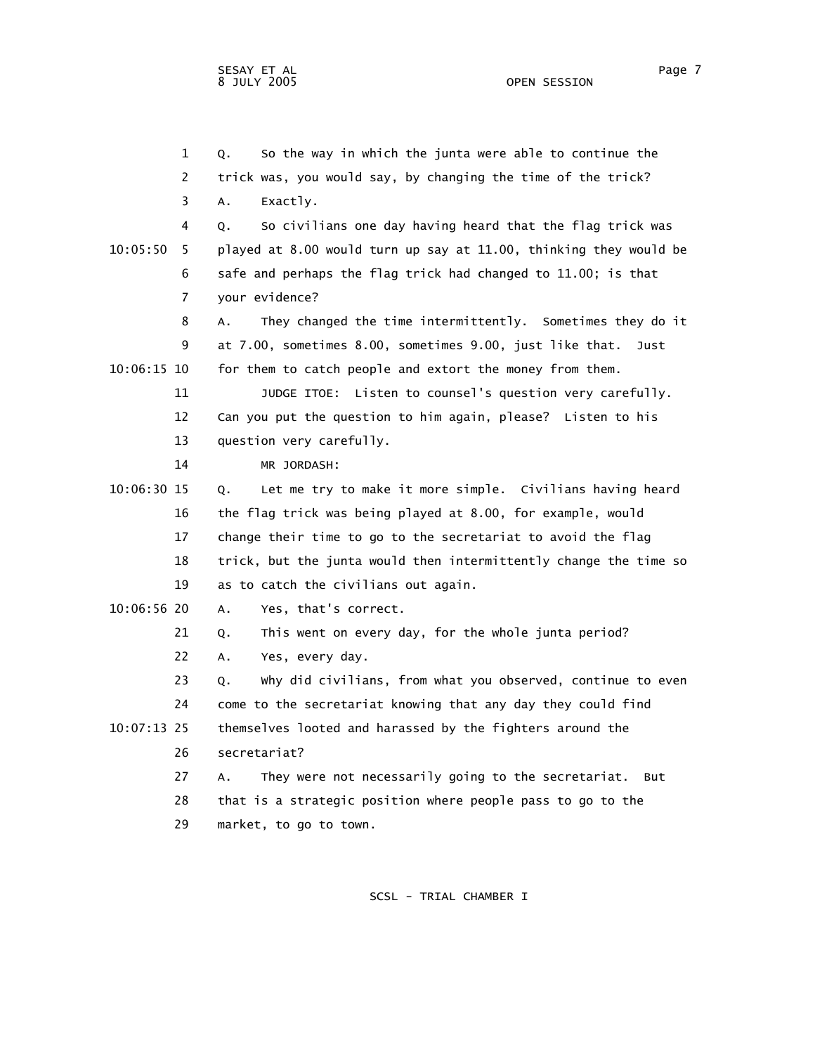Q. So the way in which the junta were able to continue the trick was, you would say, by changing the time of the trick?

A. Exactly.

Q. So civilians one day having heard that the flag trick was played at 8.00 would turn up say at 11.00, thinking they would be safe and perhaps the flag trick had changed to 11.00; is that your evidence?

A. They changed the time intermittently. Sometimes they do it at 7.00, sometimes 8.00, sometimes 9.00, just like that. Just for them to catch people and extort the money from them.

JUDGE ITOE: Listen to counsel's question very carefully. Can you put the question to him again, please? Listen to his question very carefully.

MR JORDASH:

Q. Let me try to make it more simple. Civilians having heard the flag trick was being played at 8.00, for example, would change their time to go to the secretariat to avoid the flag trick, but the junta would then intermittently change the time so as to catch the civilians out again.

A. Yes, that's correct.

Q. This went on every day, for the whole junta period?

A. Yes, every day.

Q. Why did civilians, from what you observed, continue to even come to the secretariat knowing that any day they could find themselves looted and harassed by the fighters around the secretariat?

A. They were not necessarily going to the secretariat. But that is a strategic position where people pass to go to the market, to go to town.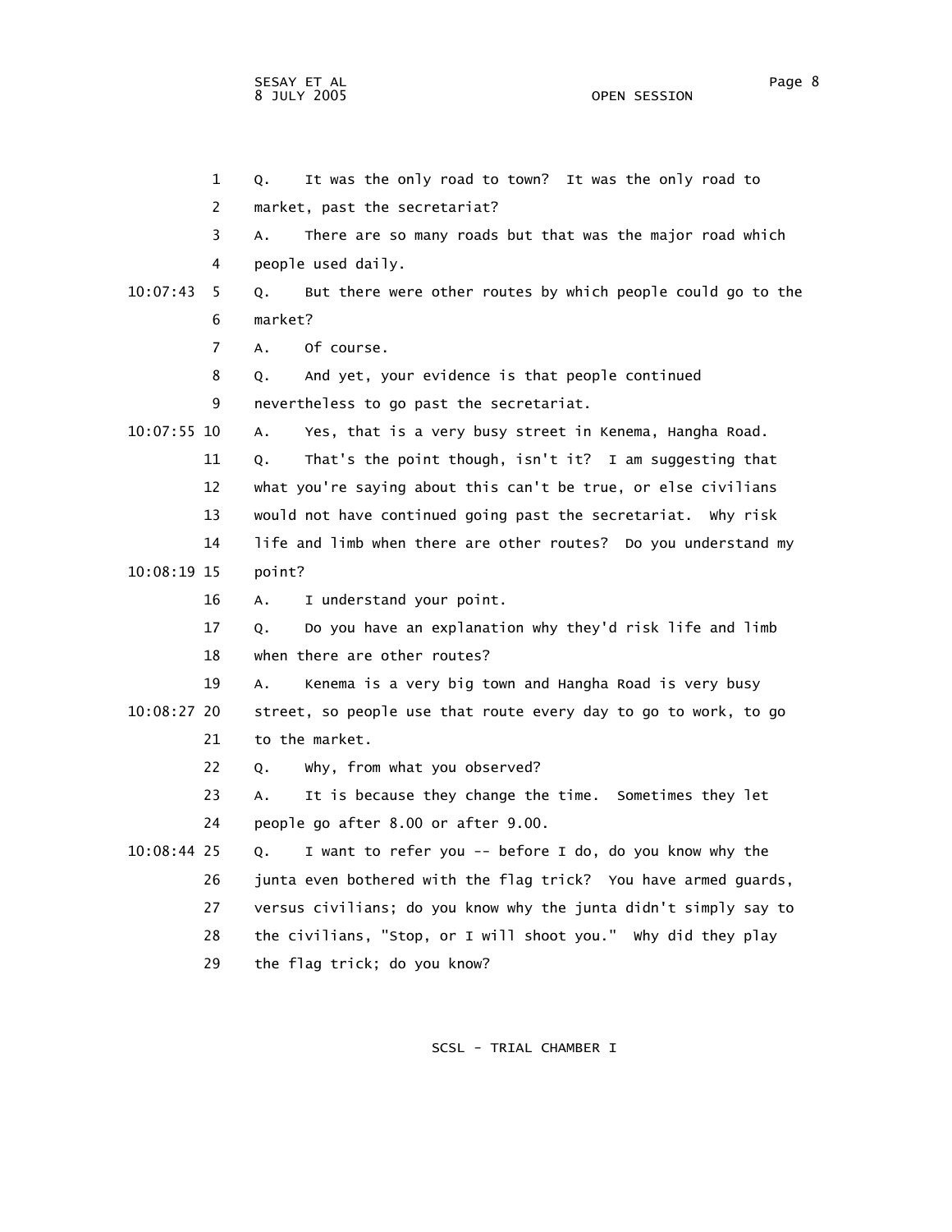1 Q. It was the only road to town? It was the only road to
2 market, past the secretariat?
3 A. There are so many roads but that was the major road which
4 people used daily.
10:07:43 5 Q. But there were other routes by which people could go to the
6 market?
7 A. Of course.
8 Q. And yet, your evidence is that people continued
9 nevertheless to go past the secretariat.
10:07:55 10 A. Yes, that is a very busy street in Kenema, Hangha Road.
11 Q. That's the point though, isn't it? I am suggesting that
12 what you're saying about this can't be true, or else civilians
13 would not have continued going past the secretariat. Why risk
14 life and limb when there are other routes? Do you understand my
10:08:19 15 point?
16 A. I understand your point.
17 Q. Do you have an explanation why they'd risk life and limb
18 when there are other routes?
19 A. Kenema is a very big town and Hangha Road is very busy
10:08:27 20 street, so people use that route every day to go to work, to go
21 to the market.
22 Q. Why, from what you observed?
23 A. It is because they change the time. Sometimes they let
24 people go after 8.00 or after 9.00.
10:08:44 25 Q. I want to refer you -- before I do, do you know why the
26 junta even bothered with the flag trick? You have armed guards,
27 versus civilians; do you know why the junta didn't simply say to
28 the civilians, "Stop, or I will shoot you." Why did they play
29 the flag trick; do you know?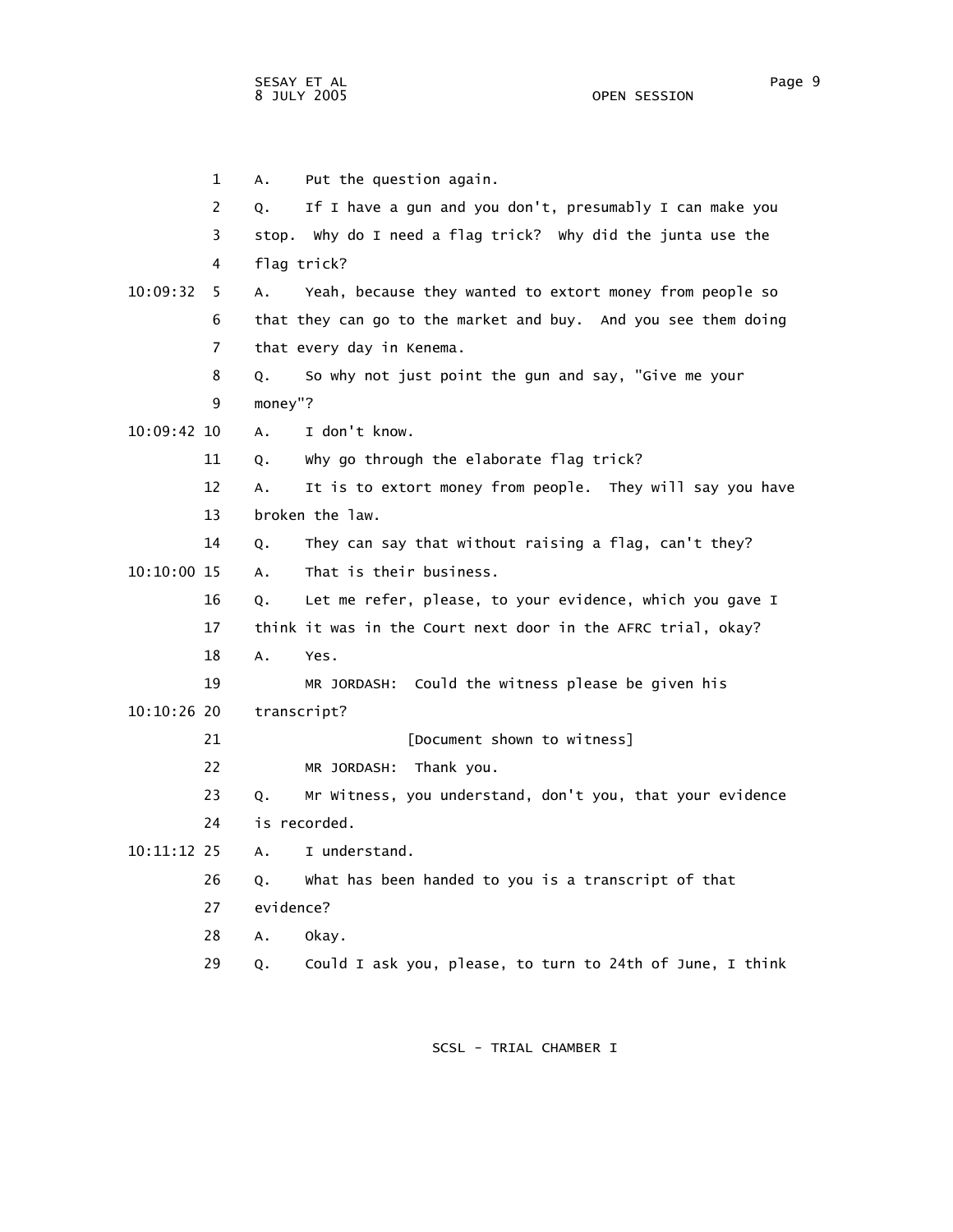A. Put the question again.

Q. If I have a gun and you don't, presumably I can make you stop. Why do I need a flag trick? Why did the junta use the flag trick?

A. Yeah, because they wanted to extort money from people so that they can go to the market and buy. And you see them doing that every day in Kenema.

Q. So why not just point the gun and say, "Give me your money"?

A. I don't know.

Q. Why go through the elaborate flag trick?

A. It is to extort money from people. They will say you have broken the law.

Q. They can say that without raising a flag, can't they?

A. That is their business.

Q. Let me refer, please, to your evidence, which you gave I think it was in the Court next door in the AFRC trial, okay?

A. Yes.

MR JORDASH: Could the witness please be given his transcript?

[Document shown to witness]

MR JORDASH: Thank you.

Q. Mr Witness, you understand, don't you, that your evidence is recorded.

A. I understand.

Q. What has been handed to you is a transcript of that evidence?

A. Okay.

Q. Could I ask you, please, to turn to 24th of June, I think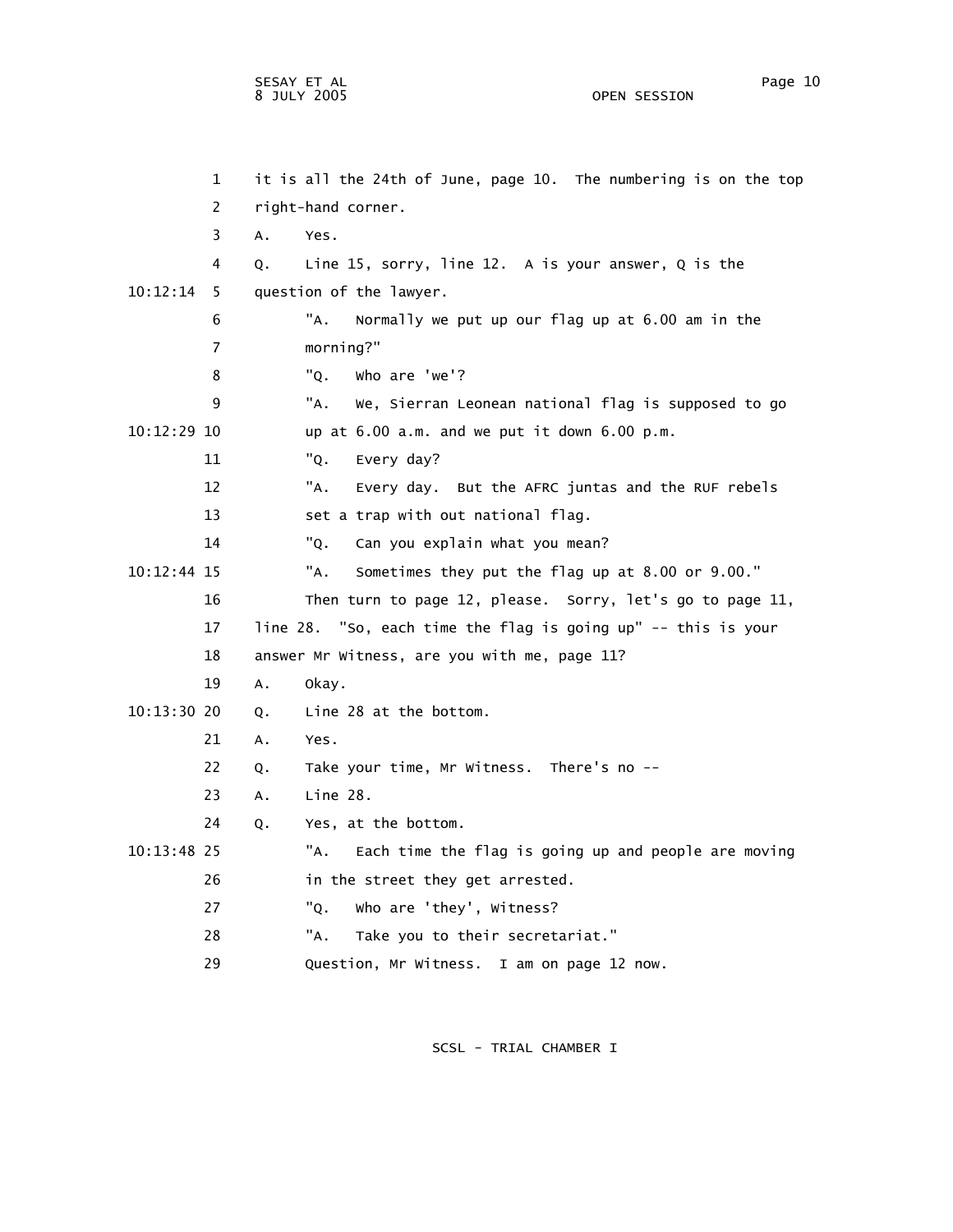it is all the 24th of June, page 10. The numbering is on the top right-hand corner.

A. Yes.

Q. Line 15, sorry, line 12. A is your answer, Q is the question of the lawyer.

"A. Normally we put up our flag up at 6.00 am in the morning?"

"Q. Who are 'we'?

"A. We, Sierran Leonean national flag is supposed to go up at 6.00 a.m. and we put it down 6.00 p.m.

"Q. Every day?

"A. Every day. But the AFRC juntas and the RUF rebels set a trap with out national flag.

"Q. Can you explain what you mean?

"A. Sometimes they put the flag up at 8.00 or 9.00."

Then turn to page 12, please. Sorry, let's go to page 11, line 28. "So, each time the flag is going up" -- this is your answer Mr Witness, are you with me, page 11?

A. Okay.

Q. Line 28 at the bottom.

A. Yes.

Q. Take your time, Mr Witness. There's no --

A. Line 28.

Q. Yes, at the bottom.

"A. Each time the flag is going up and people are moving in the street they get arrested.

"Q. Who are 'they', Witness?

"A. Take you to their secretariat."

Question, Mr Witness. I am on page 12 now.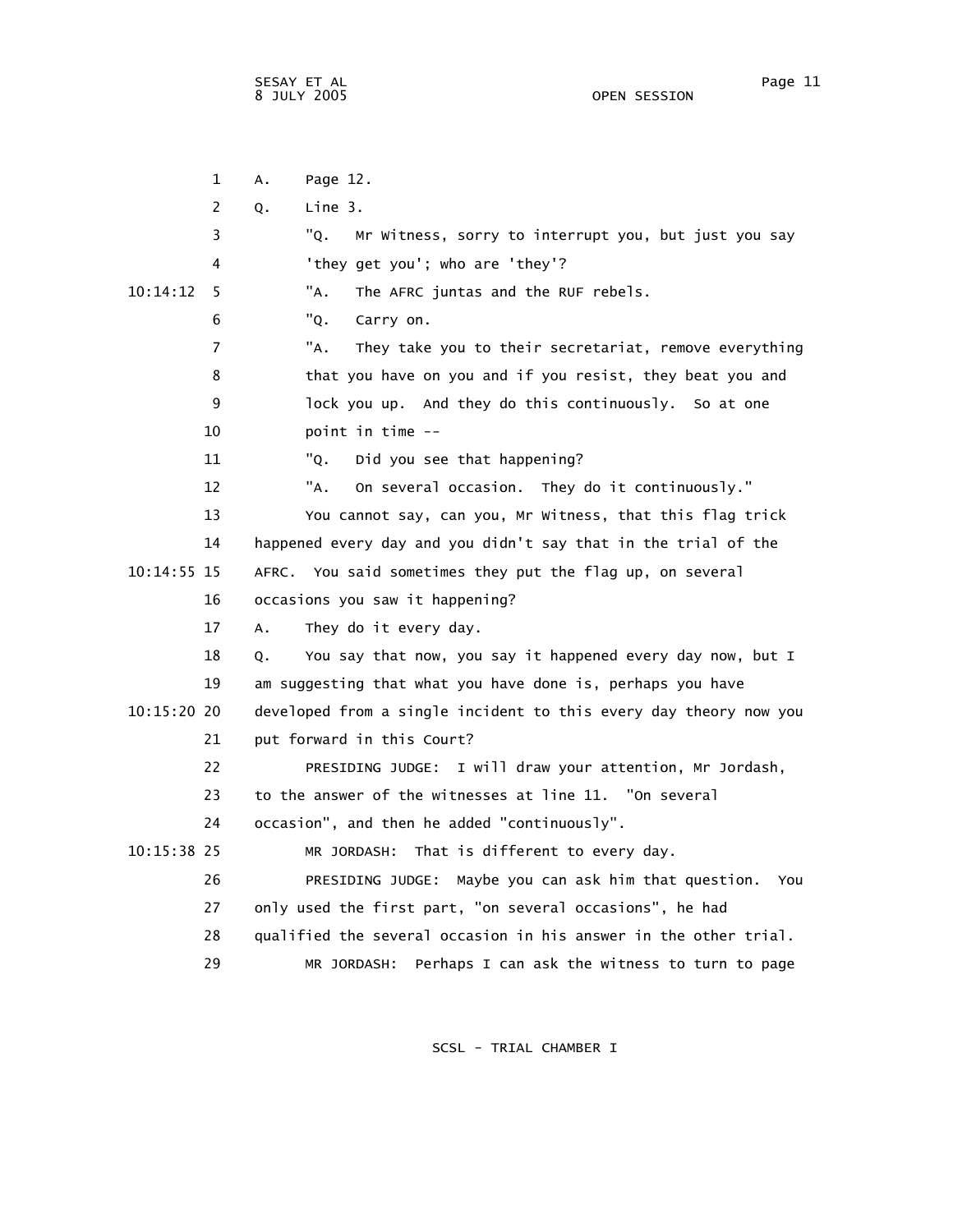A. Page 12.

Q. Line 3.

"Q. Mr Witness, sorry to interrupt you, but just you say 'they get you'; who are 'they'?

"A. The AFRC juntas and the RUF rebels.

"Q. Carry on.

"A. They take you to their secretariat, remove everything that you have on you and if you resist, they beat you and lock you up. And they do this continuously. So at one point in time --

"Q. Did you see that happening?

"A. On several occasion. They do it continuously."

You cannot say, can you, Mr Witness, that this flag trick happened every day and you didn't say that in the trial of the AFRC. You said sometimes they put the flag up, on several occasions you saw it happening?

A. They do it every day.

Q. You say that now, you say it happened every day now, but I am suggesting that what you have done is, perhaps you have developed from a single incident to this every day theory now you put forward in this Court?

PRESIDING JUDGE: I will draw your attention, Mr Jordash, to the answer of the witnesses at line 11. "On several occasion", and then he added "continuously".

MR JORDASH: That is different to every day.

PRESIDING JUDGE: Maybe you can ask him that question. You only used the first part, "on several occasions", he had qualified the several occasion in his answer in the other trial.

MR JORDASH: Perhaps I can ask the witness to turn to page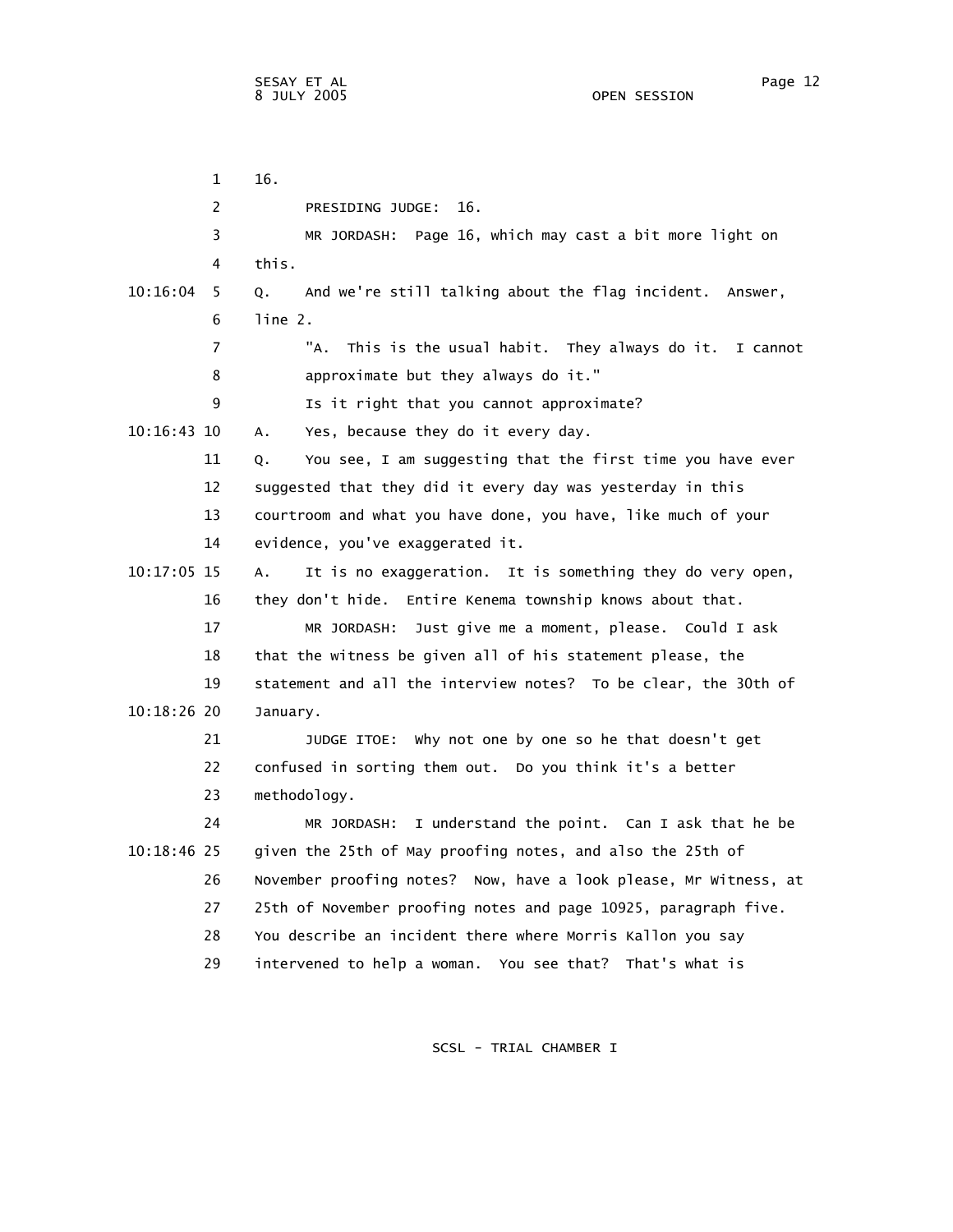16.

PRESIDING JUDGE: 16.

MR JORDASH: Page 16, which may cast a bit more light on this.

Q. And we're still talking about the flag incident. Answer, line 2.

"A. This is the usual habit. They always do it. I cannot approximate but they always do it."

Is it right that you cannot approximate?

A. Yes, because they do it every day.

Q. You see, I am suggesting that the first time you have ever suggested that they did it every day was yesterday in this courtroom and what you have done, you have, like much of your evidence, you've exaggerated it.

A. It is no exaggeration. It is something they do very open, they don't hide. Entire Kenema township knows about that.

MR JORDASH: Just give me a moment, please. Could I ask that the witness be given all of his statement please, the statement and all the interview notes? To be clear, the 30th of January.

JUDGE ITOE: Why not one by one so he that doesn't get confused in sorting them out. Do you think it's a better methodology.

MR JORDASH: I understand the point. Can I ask that he be given the 25th of May proofing notes, and also the 25th of November proofing notes? Now, have a look please, Mr Witness, at 25th of November proofing notes and page 10925, paragraph five. You describe an incident there where Morris Kallon you say intervened to help a woman. You see that? That's what is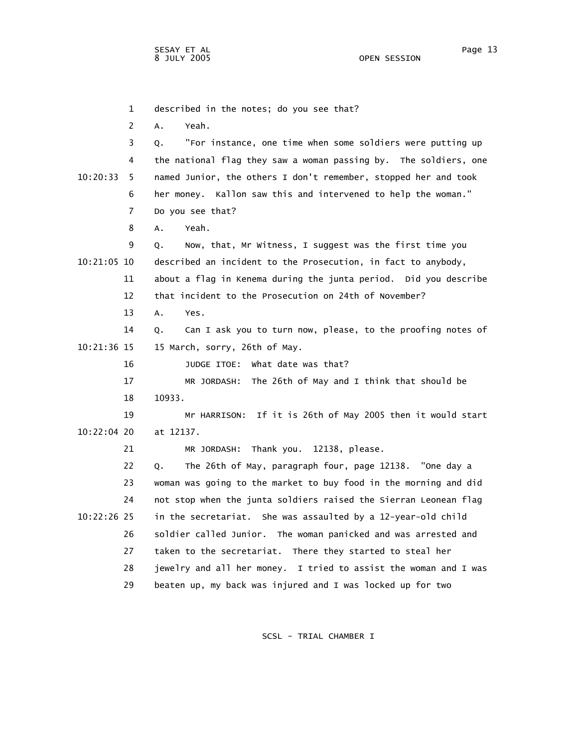1 described in the notes; do you see that?

2 A. Yeah.

3 Q. "For instance, one time when some soldiers were putting up

4 the national flag they saw a woman passing by. The soldiers, one

10:20:33 5 named Junior, the others I don't remember, stopped her and took

6 her money. Kallon saw this and intervened to help the woman."

7 Do you see that?

8 A. Yeah.

9 Q. Now, that, Mr Witness, I suggest was the first time you

10:21:05 10 described an incident to the Prosecution, in fact to anybody,

11 about a flag in Kenema during the junta period. Did you describe

12 that incident to the Prosecution on 24th of November?

13 A. Yes.

14 Q. Can I ask you to turn now, please, to the proofing notes of

10:21:36 15 15 March, sorry, 26th of May.

16 JUDGE ITOE: What date was that?

17 MR JORDASH: The 26th of May and I think that should be

18 10933.

19 Mr HARRISON: If it is 26th of May 2005 then it would start

10:22:04 20 at 12137.

21 MR JORDASH: Thank you. 12138, please.

22 Q. The 26th of May, paragraph four, page 12138. "One day a

23 woman was going to the market to buy food in the morning and did

24 not stop when the junta soldiers raised the Sierran Leonean flag

10:22:26 25 in the secretariat. She was assaulted by a 12-year-old child

26 soldier called Junior. The woman panicked and was arrested and

27 taken to the secretariat. There they started to steal her

28 jewelry and all her money. I tried to assist the woman and I was

29 beaten up, my back was injured and I was locked up for two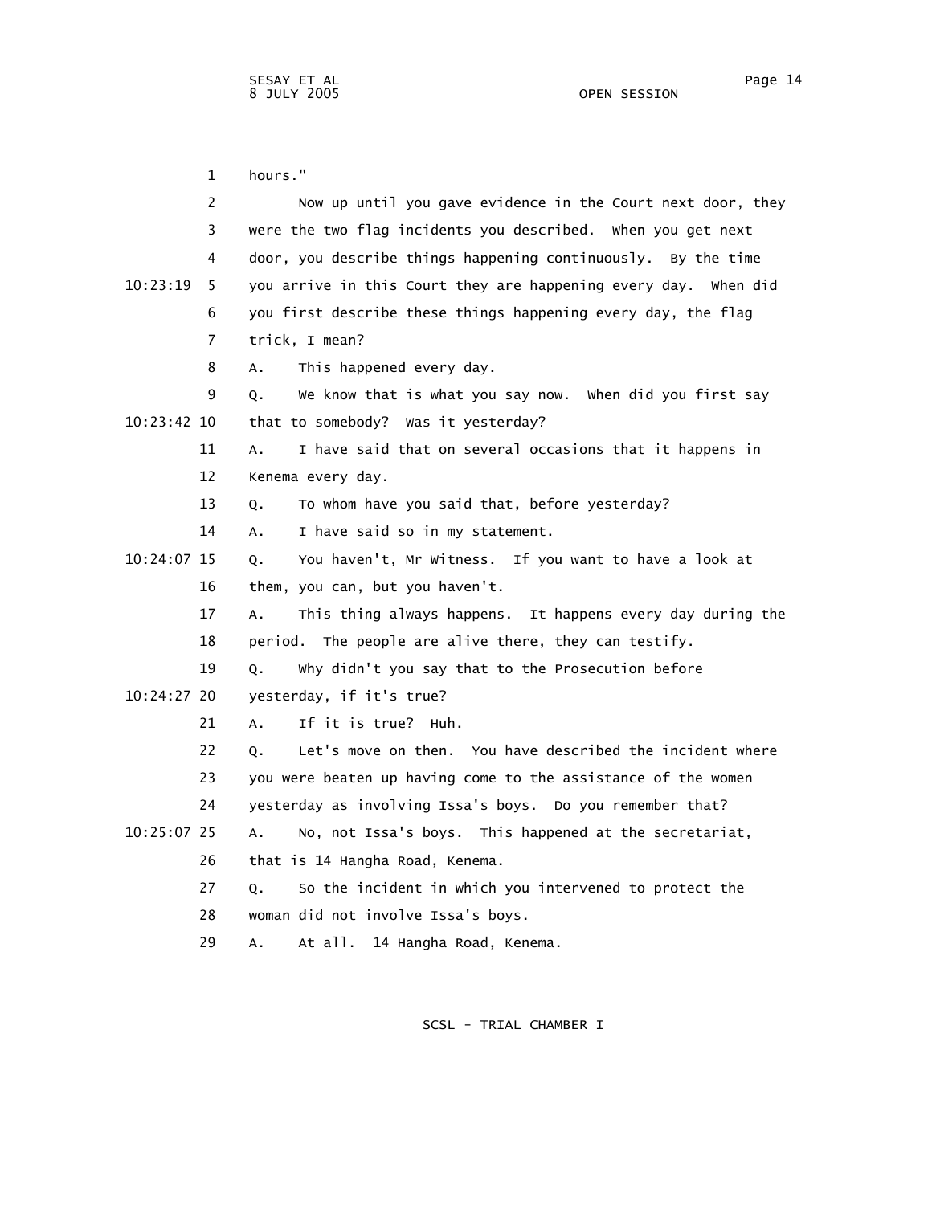hours."

Now up until you gave evidence in the Court next door, they were the two flag incidents you described. When you get next door, you describe things happening continuously. By the time you arrive in this Court they are happening every day. When did you first describe these things happening every day, the flag trick, I mean?

A. This happened every day.

Q. We know that is what you say now. When did you first say that to somebody? Was it yesterday?

A. I have said that on several occasions that it happens in Kenema every day.

Q. To whom have you said that, before yesterday?

A. I have said so in my statement.

Q. You haven't, Mr Witness. If you want to have a look at them, you can, but you haven't.

A. This thing always happens. It happens every day during the period. The people are alive there, they can testify.

Q. Why didn't you say that to the Prosecution before yesterday, if it's true?

A. If it is true? Huh.

Q. Let's move on then. You have described the incident where you were beaten up having come to the assistance of the women yesterday as involving Issa's boys. Do you remember that?

A. No, not Issa's boys. This happened at the secretariat, that is 14 Hangha Road, Kenema.

Q. So the incident in which you intervened to protect the woman did not involve Issa's boys.

A. At all. 14 Hangha Road, Kenema.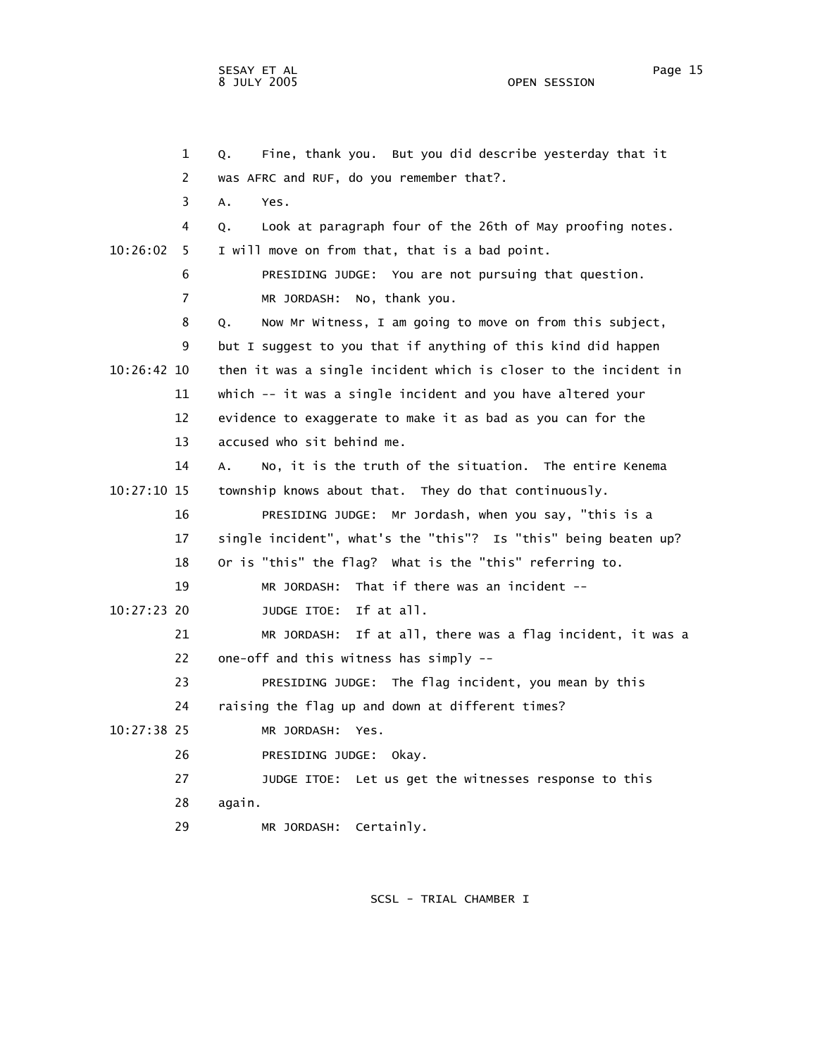Q. Fine, thank you. But you did describe yesterday that it was AFRC and RUF, do you remember that?.

A. Yes.

Q. Look at paragraph four of the 26th of May proofing notes. I will move on from that, that is a bad point.

PRESIDING JUDGE: You are not pursuing that question.

MR JORDASH: No, thank you.

Q. Now Mr Witness, I am going to move on from this subject, but I suggest to you that if anything of this kind did happen then it was a single incident which is closer to the incident in which -- it was a single incident and you have altered your evidence to exaggerate to make it as bad as you can for the accused who sit behind me.

A. No, it is the truth of the situation. The entire Kenema township knows about that. They do that continuously.

PRESIDING JUDGE: Mr Jordash, when you say, "this is a single incident", what's the "this"? Is "this" being beaten up? Or is "this" the flag? What is the "this" referring to.

MR JORDASH: That if there was an incident --

JUDGE ITOE: If at all.

MR JORDASH: If at all, there was a flag incident, it was a one-off and this witness has simply --

PRESIDING JUDGE: The flag incident, you mean by this raising the flag up and down at different times?

MR JORDASH: Yes.

PRESIDING JUDGE: Okay.

JUDGE ITOE: Let us get the witnesses response to this again.

MR JORDASH: Certainly.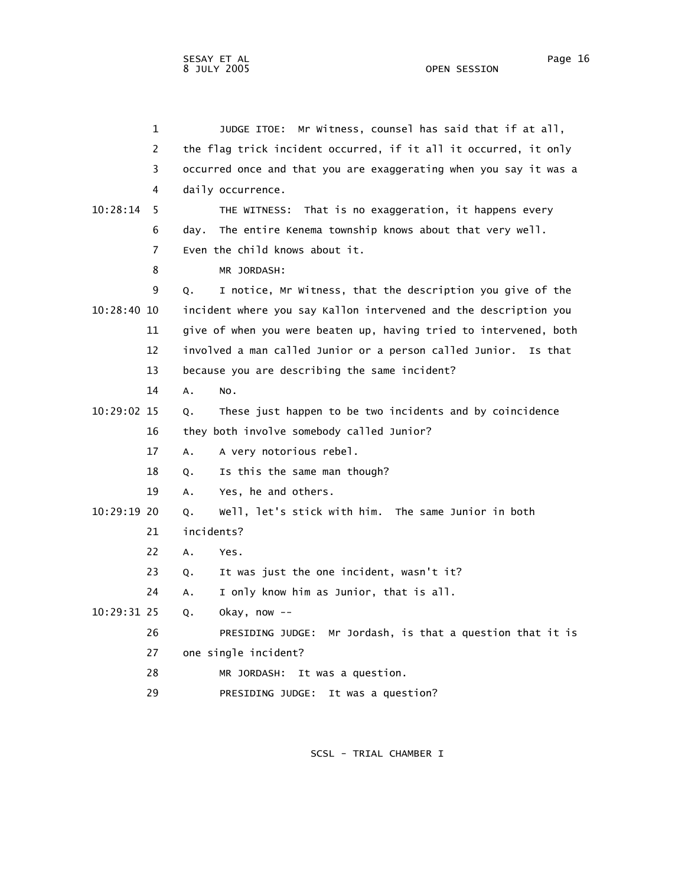JUDGE ITOE: Mr Witness, counsel has said that if at all, the flag trick incident occurred, if it all it occurred, it only occurred once and that you are exaggerating when you say it was a daily occurrence.

THE WITNESS: That is no exaggeration, it happens every day. The entire Kenema township knows about that very well. Even the child knows about it.

MR JORDASH:

Q. I notice, Mr Witness, that the description you give of the incident where you say Kallon intervened and the description you give of when you were beaten up, having tried to intervened, both involved a man called Junior or a person called Junior. Is that because you are describing the same incident?

A. No.

Q. These just happen to be two incidents and by coincidence they both involve somebody called Junior?

A. A very notorious rebel.

Q. Is this the same man though?

A. Yes, he and others.

Q. Well, let's stick with him. The same Junior in both incidents?

A. Yes.

Q. It was just the one incident, wasn't it?

A. I only know him as Junior, that is all.

Q. Okay, now --

PRESIDING JUDGE: Mr Jordash, is that a question that it is one single incident?

MR JORDASH: It was a question.

PRESIDING JUDGE: It was a question?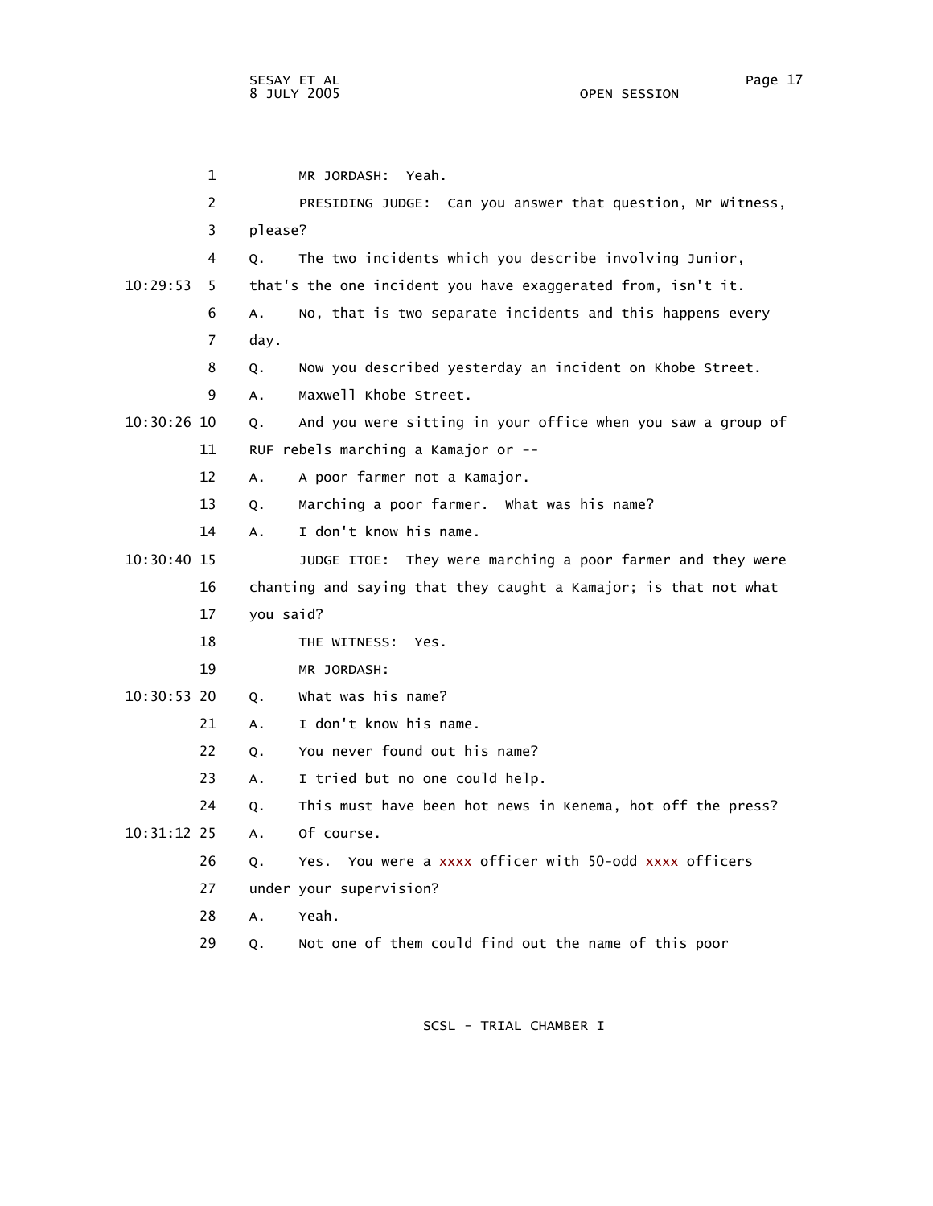1 MR JORDASH: Yeah.

2 PRESIDING JUDGE: Can you answer that question, Mr Witness,

3 please?

4 Q. The two incidents which you describe involving Junior,

10:29:53 5 that's the one incident you have exaggerated from, isn't it.

6 A. No, that is two separate incidents and this happens every

7 day.

8 Q. Now you described yesterday an incident on Khobe Street.

9 A. Maxwell Khobe Street.

10:30:26 10 Q. And you were sitting in your office when you saw a group of

11 RUF rebels marching a Kamajor or --

12 A. A poor farmer not a Kamajor.

13 Q. Marching a poor farmer. What was his name?

14 A. I don't know his name.

10:30:40 15 JUDGE ITOE: They were marching a poor farmer and they were

16 chanting and saying that they caught a Kamajor; is that not what

17 you said?

18 THE WITNESS: Yes.

19 MR JORDASH:

10:30:53 20 Q. What was his name?

21 A. I don't know his name.

22 Q. You never found out his name?

23 A. I tried but no one could help.

24 Q. This must have been hot news in Kenema, hot off the press?

10:31:12 25 A. Of course.

26 Q. Yes. You were a xxxx officer with 50-odd xxxx officers

27 under your supervision?

28 A. Yeah.

29 Q. Not one of them could find out the name of this poor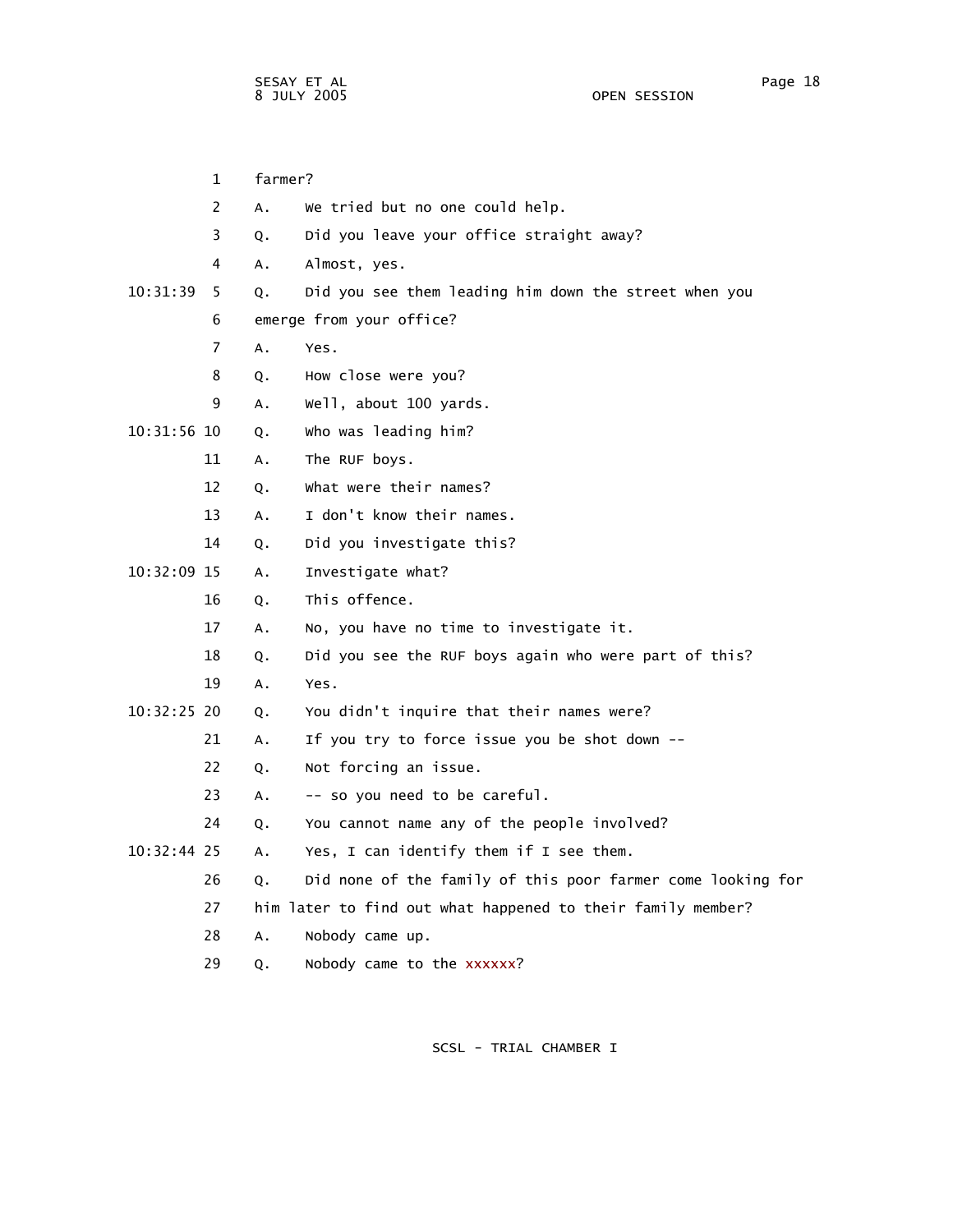1 farmer?

2 A. We tried but no one could help.

3 Q. Did you leave your office straight away?

4 A. Almost, yes.

10:31:39 5 Q. Did you see them leading him down the street when you

6 emerge from your office?

7 A. Yes.

8 Q. How close were you?

9 A. Well, about 100 yards.

10:31:56 10 Q. Who was leading him?

11 A. The RUF boys.

12 Q. What were their names?

13 A. I don't know their names.

14 Q. Did you investigate this?

10:32:09 15 A. Investigate what?

16 Q. This offence.

17 A. No, you have no time to investigate it.

18 Q. Did you see the RUF boys again who were part of this?

19 A. Yes.

10:32:25 20 Q. You didn't inquire that their names were?

21 A. If you try to force issue you be shot down --

22 Q. Not forcing an issue.

23 A. -- so you need to be careful.

24 Q. You cannot name any of the people involved?

10:32:44 25 A. Yes, I can identify them if I see them.

26 Q. Did none of the family of this poor farmer come looking for

27 him later to find out what happened to their family member?

28 A. Nobody came up.

29 Q. Nobody came to the xxxxxx?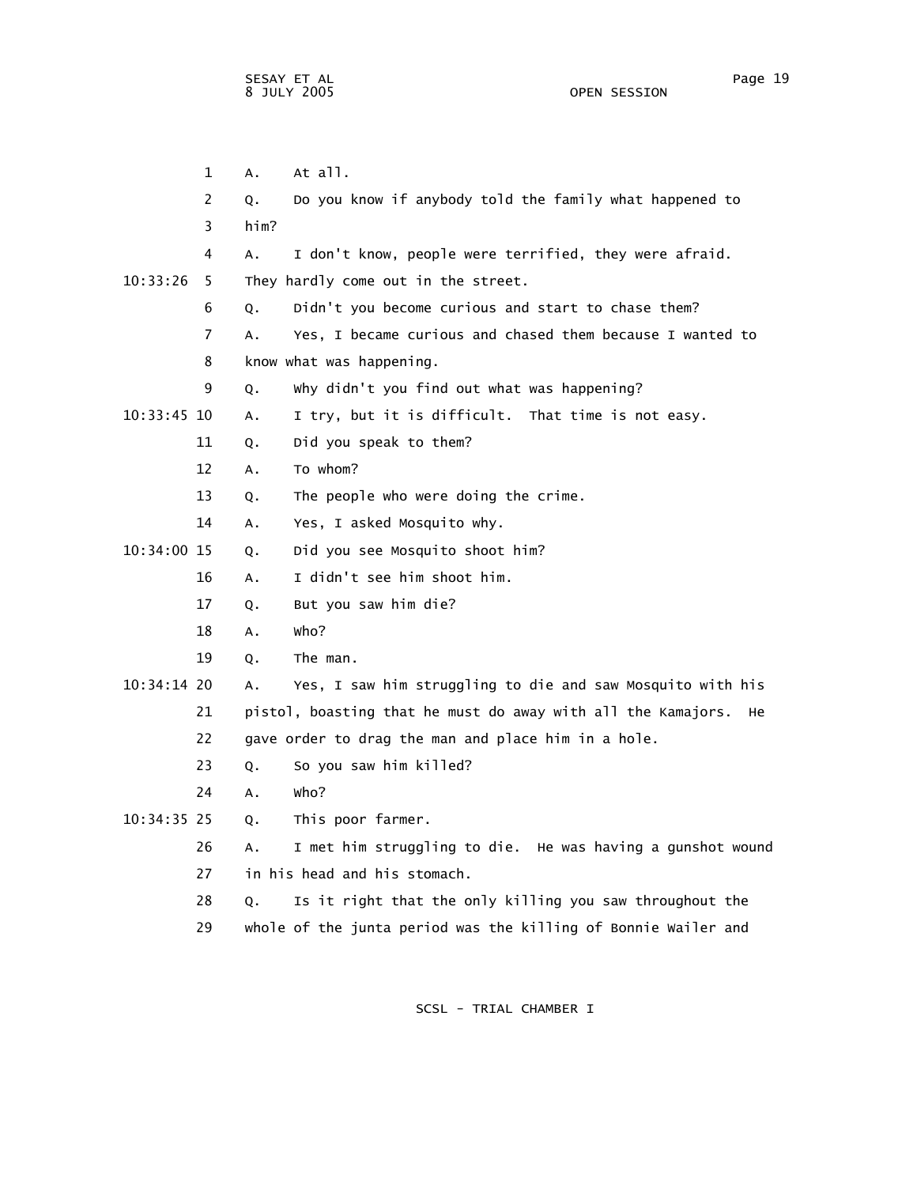A. At all.

Q. Do you know if anybody told the family what happened to him?

A. I don't know, people were terrified, they were afraid. They hardly come out in the street.

Q. Didn't you become curious and start to chase them?

A. Yes, I became curious and chased them because I wanted to know what was happening.

Q. Why didn't you find out what was happening?

A. I try, but it is difficult. That time is not easy.

Q. Did you speak to them?

A. To whom?

Q. The people who were doing the crime.

A. Yes, I asked Mosquito why.

Q. Did you see Mosquito shoot him?

A. I didn't see him shoot him.

Q. But you saw him die?

A. Who?

Q. The man.

A. Yes, I saw him struggling to die and saw Mosquito with his pistol, boasting that he must do away with all the Kamajors. He gave order to drag the man and place him in a hole.

Q. So you saw him killed?

A. Who?

Q. This poor farmer.

A. I met him struggling to die. He was having a gunshot wound in his head and his stomach.

Q. Is it right that the only killing you saw throughout the whole of the junta period was the killing of Bonnie Wailer and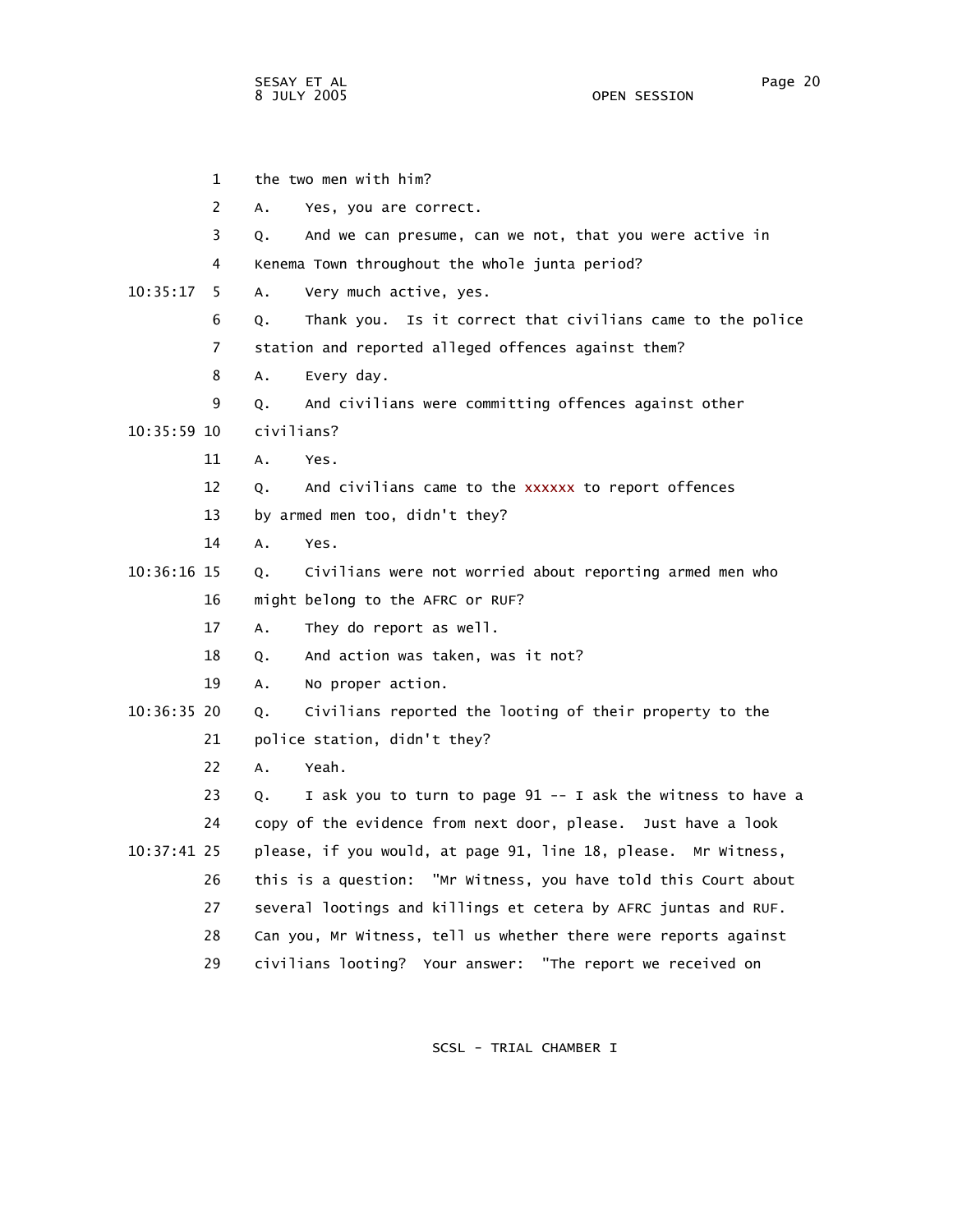1 the two men with him?

2 A. Yes, you are correct.

3 Q. And we can presume, can we not, that you were active in

4 Kenema Town throughout the whole junta period?

10:35:17 5 A. Very much active, yes.

6 Q. Thank you. Is it correct that civilians came to the police

7 station and reported alleged offences against them?

8 A. Every day.

9 Q. And civilians were committing offences against other

10:35:59 10 civilians?

11 A. Yes.

12 Q. And civilians came to the xxxxxx to report offences

13 by armed men too, didn't they?

14 A. Yes.

10:36:16 15 Q. Civilians were not worried about reporting armed men who

16 might belong to the AFRC or RUF?

17 A. They do report as well.

18 Q. And action was taken, was it not?

19 A. No proper action.

10:36:35 20 Q. Civilians reported the looting of their property to the

21 police station, didn't they?

22 A. Yeah.

23 Q. I ask you to turn to page 91 -- I ask the witness to have a

24 copy of the evidence from next door, please. Just have a look

10:37:41 25 please, if you would, at page 91, line 18, please. Mr Witness,

26 this is a question: "Mr Witness, you have told this Court about

27 several lootings and killings et cetera by AFRC juntas and RUF.

28 Can you, Mr Witness, tell us whether there were reports against

29 civilians looting? Your answer: "The report we received on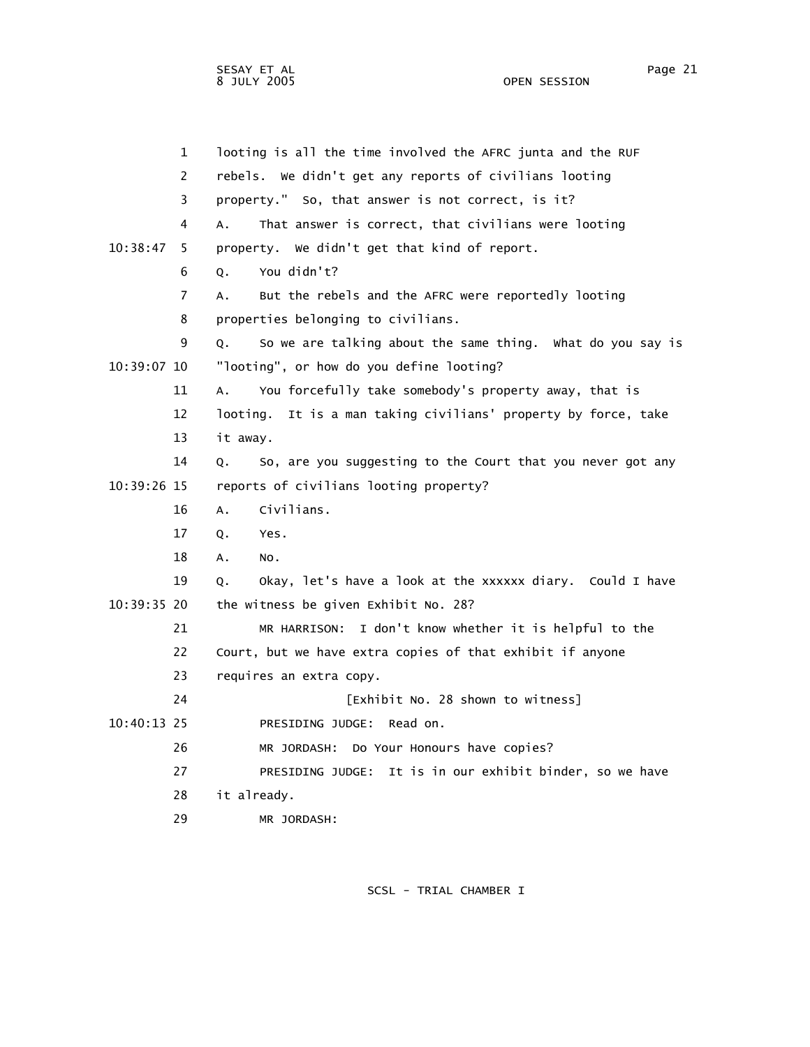1 looting is all the time involved the AFRC junta and the RUF

2 rebels. We didn't get any reports of civilians looting

3 property." So, that answer is not correct, is it?

4 A. That answer is correct, that civilians were looting

10:38:47 5 property. We didn't get that kind of report.

6 Q. You didn't?

7 A. But the rebels and the AFRC were reportedly looting

8 properties belonging to civilians.

9 Q. So we are talking about the same thing. What do you say is

10:39:07 10 "looting", or how do you define looting?

11 A. You forcefully take somebody's property away, that is

12 looting. It is a man taking civilians' property by force, take

13 it away.

14 Q. So, are you suggesting to the Court that you never got any

10:39:26 15 reports of civilians looting property?

16 A. Civilians.

17 Q. Yes.

18 A. No.

19 Q. Okay, let's have a look at the xxxxxx diary. Could I have

10:39:35 20 the witness be given Exhibit No. 28?

21 MR HARRISON: I don't know whether it is helpful to the

22 Court, but we have extra copies of that exhibit if anyone

23 requires an extra copy.

24 [Exhibit No. 28 shown to witness]

10:40:13 25 PRESIDING JUDGE: Read on.

26 MR JORDASH: Do Your Honours have copies?

27 PRESIDING JUDGE: It is in our exhibit binder, so we have

28 it already.

29 MR JORDASH: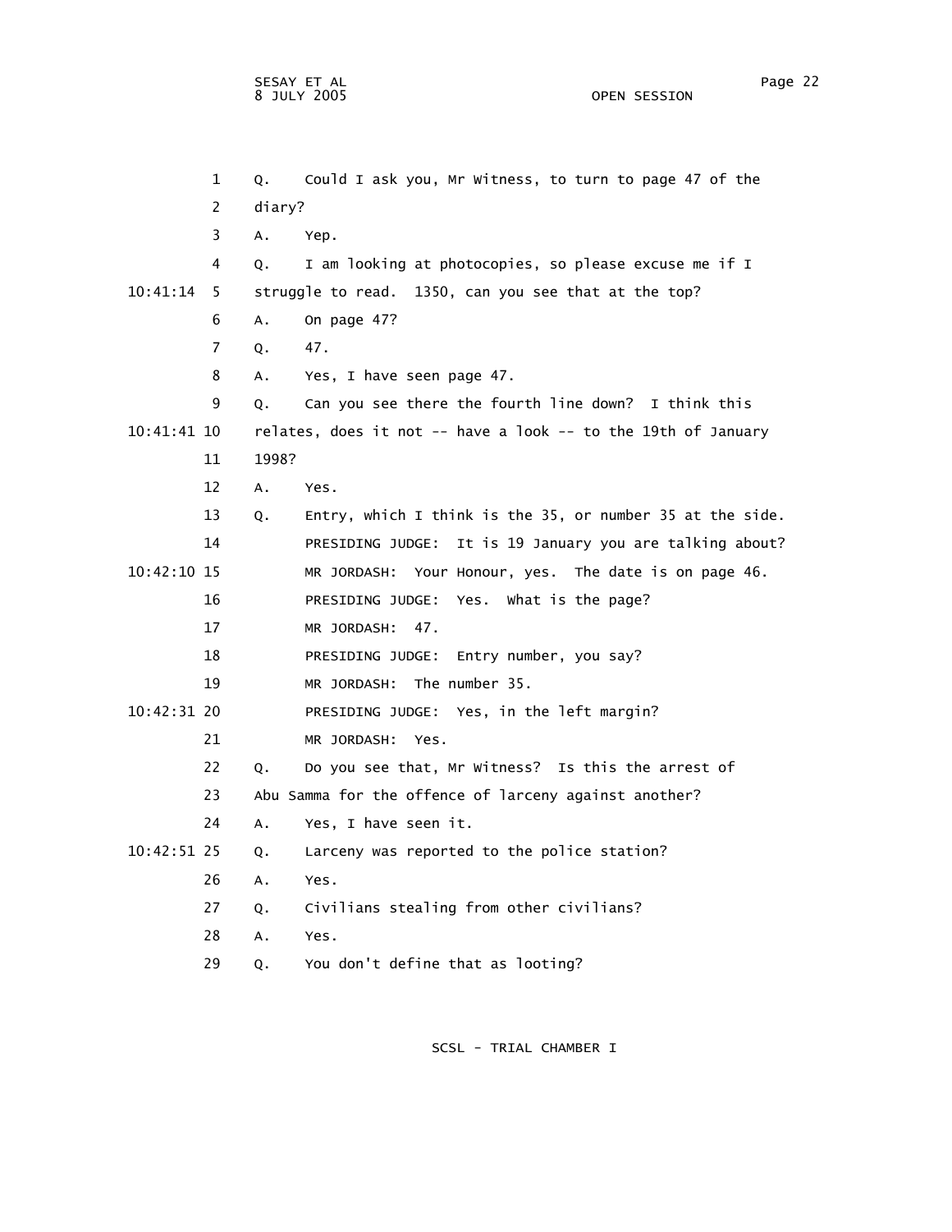1 Q. Could I ask you, Mr Witness, to turn to page 47 of the
2 diary?
3 A. Yep.
4 Q. I am looking at photocopies, so please excuse me if I
10:41:14 5 struggle to read. 1350, can you see that at the top?
6 A. On page 47?
7 Q. 47.
8 A. Yes, I have seen page 47.
9 Q. Can you see there the fourth line down? I think this
10:41:41 10 relates, does it not -- have a look -- to the 19th of January
11 1998?
12 A. Yes.
13 Q. Entry, which I think is the 35, or number 35 at the side.
14 PRESIDING JUDGE: It is 19 January you are talking about?
10:42:10 15 MR JORDASH: Your Honour, yes. The date is on page 46.
16 PRESIDING JUDGE: Yes. What is the page?
17 MR JORDASH: 47.
18 PRESIDING JUDGE: Entry number, you say?
19 MR JORDASH: The number 35.
10:42:31 20 PRESIDING JUDGE: Yes, in the left margin?
21 MR JORDASH: Yes.
22 Q. Do you see that, Mr Witness? Is this the arrest of
23 Abu Samma for the offence of larceny against another?
24 A. Yes, I have seen it.
10:42:51 25 Q. Larceny was reported to the police station?
26 A. Yes.
27 Q. Civilians stealing from other civilians?
28 A. Yes.
29 Q. You don't define that as looting?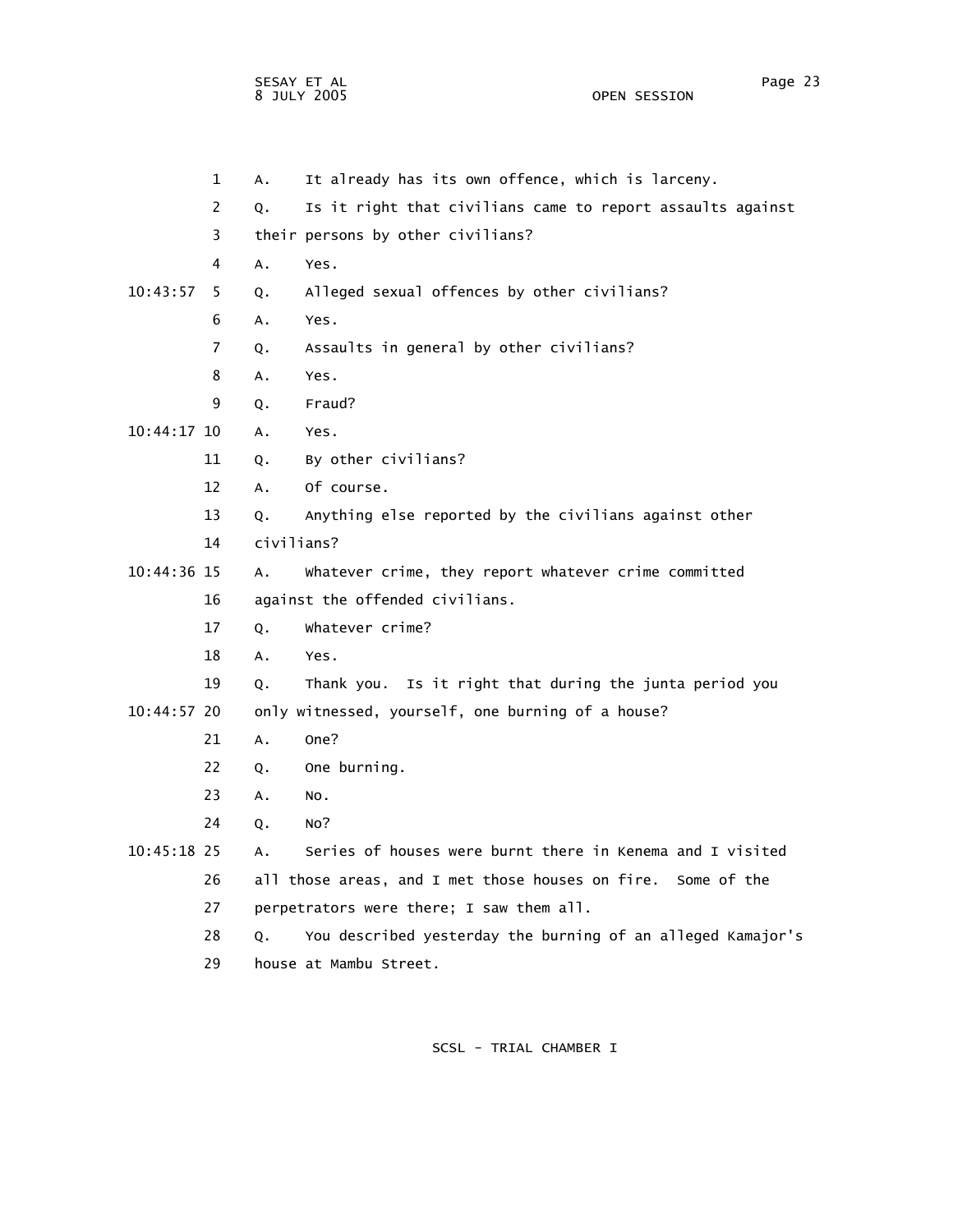1 A. It already has its own offence, which is larceny.

2 Q. Is it right that civilians came to report assaults against

3 their persons by other civilians?

4 A. Yes.

10:43:57 5 Q. Alleged sexual offences by other civilians?

6 A. Yes.

7 Q. Assaults in general by other civilians?

8 A. Yes.

9 Q. Fraud?

10:44:17 10 A. Yes.

11 Q. By other civilians?

12 A. Of course.

13 Q. Anything else reported by the civilians against other

14 civilians?

10:44:36 15 A. Whatever crime, they report whatever crime committed

16 against the offended civilians.

17 Q. Whatever crime?

18 A. Yes.

19 Q. Thank you. Is it right that during the junta period you

10:44:57 20 only witnessed, yourself, one burning of a house?

21 A. One?

22 Q. One burning.

23 A. No.

24 Q. No?

10:45:18 25 A. Series of houses were burnt there in Kenema and I visited

26 all those areas, and I met those houses on fire. Some of the

27 perpetrators were there; I saw them all.

28 Q. You described yesterday the burning of an alleged Kamajor's

29 house at Mambu Street.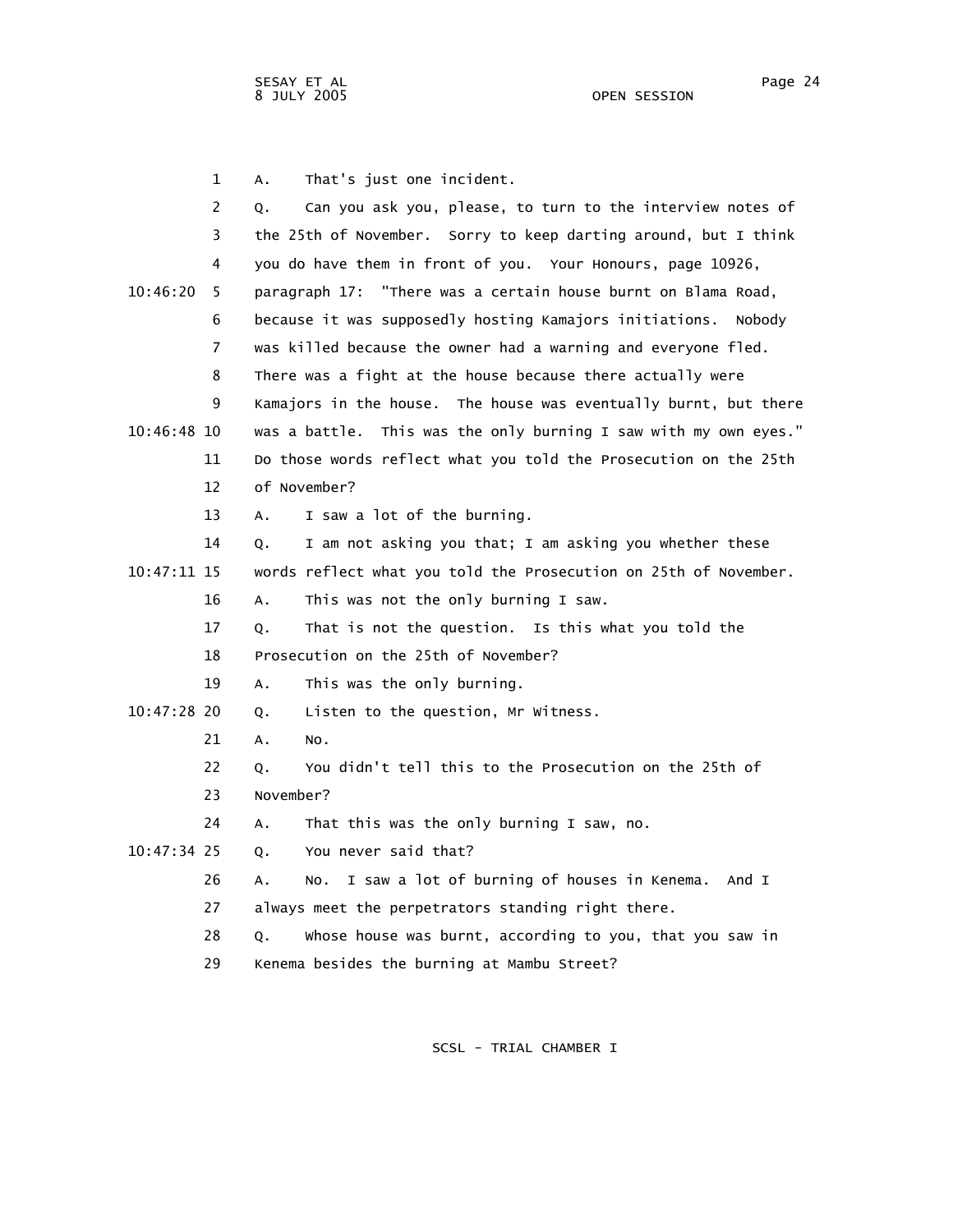1 A. That's just one incident.

2 Q. Can you ask you, please, to turn to the interview notes of

3 the 25th of November. Sorry to keep darting around, but I think

4 you do have them in front of you. Your Honours, page 10926,

10:46:20 5 paragraph 17: "There was a certain house burnt on Blama Road,

6 because it was supposedly hosting Kamajors initiations. Nobody

7 was killed because the owner had a warning and everyone fled.

8 There was a fight at the house because there actually were

9 Kamajors in the house. The house was eventually burnt, but there

10:46:48 10 was a battle. This was the only burning I saw with my own eyes."

11 Do those words reflect what you told the Prosecution on the 25th

12 of November?

13 A. I saw a lot of the burning.

14 Q. I am not asking you that; I am asking you whether these

10:47:11 15 words reflect what you told the Prosecution on 25th of November.

16 A. This was not the only burning I saw.

17 Q. That is not the question. Is this what you told the

18 Prosecution on the 25th of November?

19 A. This was the only burning.

10:47:28 20 Q. Listen to the question, Mr Witness.

21 A. No.

22 Q. You didn't tell this to the Prosecution on the 25th of

23 November?

24 A. That this was the only burning I saw, no.

10:47:34 25 Q. You never said that?

26 A. No. I saw a lot of burning of houses in Kenema. And I

27 always meet the perpetrators standing right there.

28 Q. Whose house was burnt, according to you, that you saw in

29 Kenema besides the burning at Mambu Street?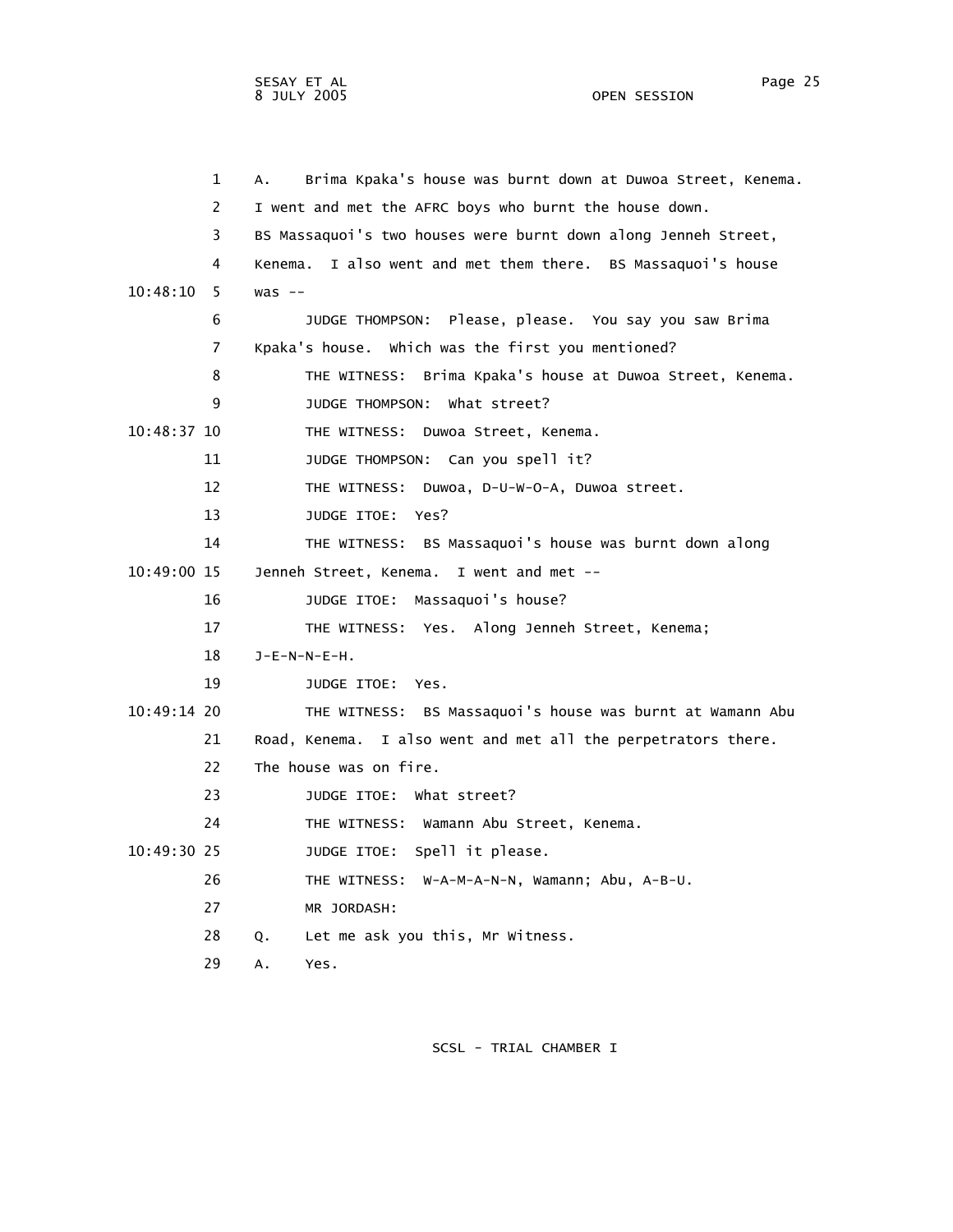1 A. Brima Kpaka's house was burnt down at Duwoa Street, Kenema.

2 I went and met the AFRC boys who burnt the house down.

3 BS Massaquoi's two houses were burnt down along Jenneh Street,

4 Kenema. I also went and met them there. BS Massaquoi's house

10:48:10 5 was --

6 JUDGE THOMPSON: Please, please. You say you saw Brima

7 Kpaka's house. Which was the first you mentioned?

8 THE WITNESS: Brima Kpaka's house at Duwoa Street, Kenema.

9 JUDGE THOMPSON: What street?

10:48:37 10 THE WITNESS: Duwoa Street, Kenema.

11 JUDGE THOMPSON: Can you spell it?

12 THE WITNESS: Duwoa, D-U-W-O-A, Duwoa street.

13 JUDGE ITOE: Yes?

14 THE WITNESS: BS Massaquoi's house was burnt down along

10:49:00 15 Jenneh Street, Kenema. I went and met --

16 JUDGE ITOE: Massaquoi's house?

17 THE WITNESS: Yes. Along Jenneh Street, Kenema;

18 J-E-N-N-E-H.

19 JUDGE ITOE: Yes.

10:49:14 20 THE WITNESS: BS Massaquoi's house was burnt at Wamann Abu

21 Road, Kenema. I also went and met all the perpetrators there.

22 The house was on fire.

23 JUDGE ITOE: What street?

24 THE WITNESS: Wamann Abu Street, Kenema.

10:49:30 25 JUDGE ITOE: Spell it please.

26 THE WITNESS: W-A-M-A-N-N, Wamann; Abu, A-B-U.

27 MR JORDASH:

28 Q. Let me ask you this, Mr Witness.

29 A. Yes.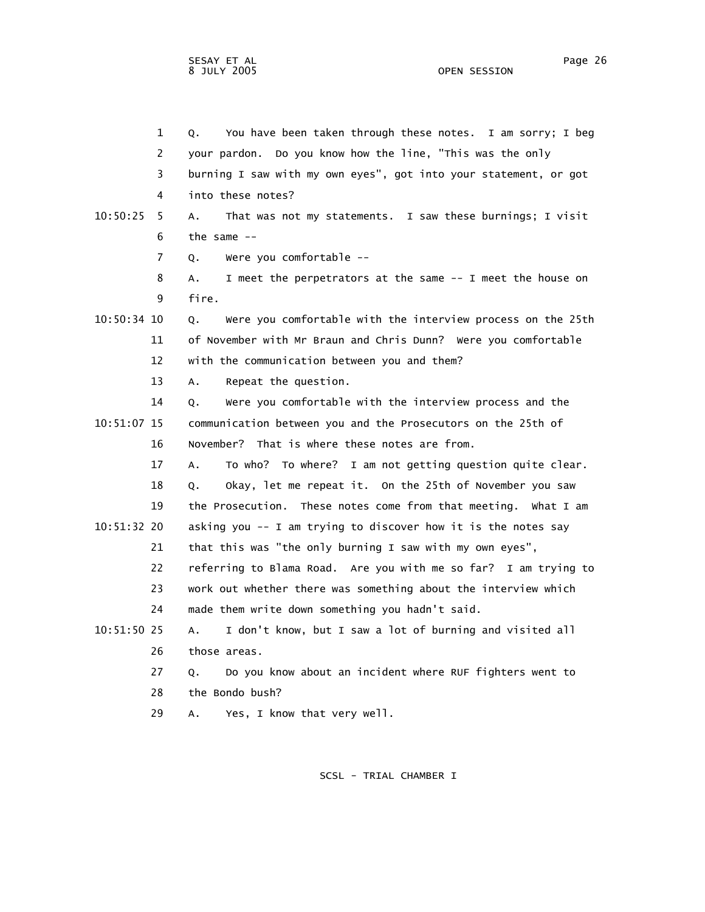1 Q. You have been taken through these notes. I am sorry; I beg
2 your pardon. Do you know how the line, "This was the only
3 burning I saw with my own eyes", got into your statement, or got
4 into these notes?

10:50:25 5 A. That was not my statements. I saw these burnings; I visit
6 the same --
7 Q. Were you comfortable --
8 A. I meet the perpetrators at the same -- I meet the house on
9 fire.

10:50:34 10 Q. Were you comfortable with the interview process on the 25th
11 of November with Mr Braun and Chris Dunn? Were you comfortable
12 with the communication between you and them?
13 A. Repeat the question.
14 Q. Were you comfortable with the interview process and the

10:51:07 15 communication between you and the Prosecutors on the 25th of
16 November? That is where these notes are from.
17 A. To who? To where? I am not getting question quite clear.
18 Q. Okay, let me repeat it. On the 25th of November you saw
19 the Prosecution. These notes come from that meeting. What I am

10:51:32 20 asking you -- I am trying to discover how it is the notes say
21 that this was "the only burning I saw with my own eyes",
22 referring to Blama Road. Are you with me so far? I am trying to
23 work out whether there was something about the interview which
24 made them write down something you hadn't said.

10:51:50 25 A. I don't know, but I saw a lot of burning and visited all
26 those areas.
27 Q. Do you know about an incident where RUF fighters went to
28 the Bondo bush?
29 A. Yes, I know that very well.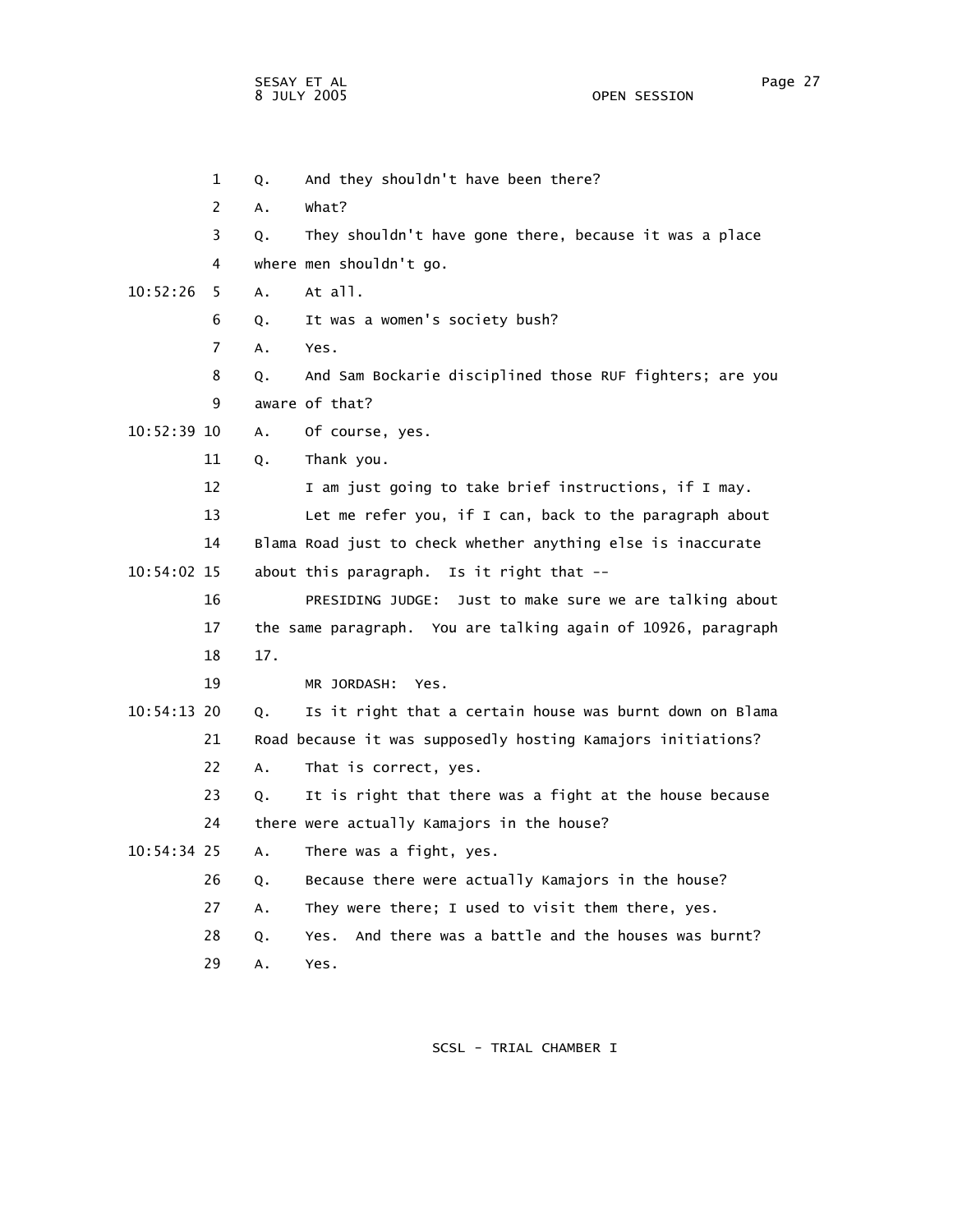1 Q. And they shouldn't have been there?

2 A. What?

3 Q. They shouldn't have gone there, because it was a place

4 where men shouldn't go.

10:52:26 5 A. At all.

6 Q. It was a women's society bush?

7 A. Yes.

8 Q. And Sam Bockarie disciplined those RUF fighters; are you

9 aware of that?

10:52:39 10 A. Of course, yes.

11 Q. Thank you.

12 I am just going to take brief instructions, if I may.

13 Let me refer you, if I can, back to the paragraph about

14 Blama Road just to check whether anything else is inaccurate

10:54:02 15 about this paragraph. Is it right that --

16 PRESIDING JUDGE: Just to make sure we are talking about

17 the same paragraph. You are talking again of 10926, paragraph

18 17.

19 MR JORDASH: Yes.

10:54:13 20 Q. Is it right that a certain house was burnt down on Blama

21 Road because it was supposedly hosting Kamajors initiations?

22 A. That is correct, yes.

23 Q. It is right that there was a fight at the house because

24 there were actually Kamajors in the house?

10:54:34 25 A. There was a fight, yes.

26 Q. Because there were actually Kamajors in the house?

27 A. They were there; I used to visit them there, yes.

28 Q. Yes. And there was a battle and the houses was burnt?

29 A. Yes.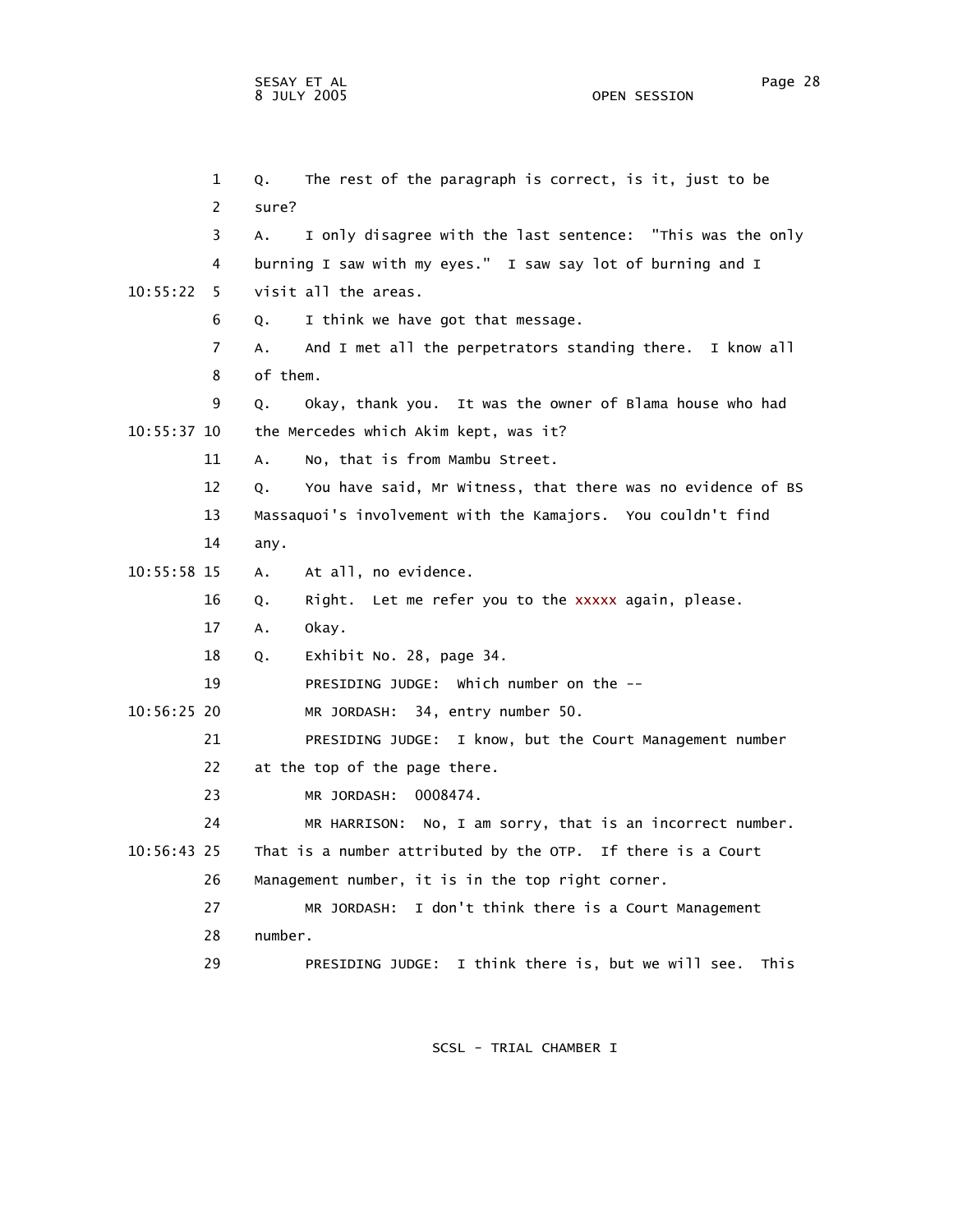1 Q. The rest of the paragraph is correct, is it, just to be
2 sure?
3 A. I only disagree with the last sentence: "This was the only
4 burning I saw with my eyes." I saw say lot of burning and I
10:55:22 5 visit all the areas.
6 Q. I think we have got that message.
7 A. And I met all the perpetrators standing there. I know all
8 of them.
9 Q. Okay, thank you. It was the owner of Blama house who had
10:55:37 10 the Mercedes which Akim kept, was it?
11 A. No, that is from Mambu Street.
12 Q. You have said, Mr Witness, that there was no evidence of BS
13 Massaquoi's involvement with the Kamajors. You couldn't find
14 any.
10:55:58 15 A. At all, no evidence.
16 Q. Right. Let me refer you to the xxxxx again, please.
17 A. Okay.
18 Q. Exhibit No. 28, page 34.
19 PRESIDING JUDGE: Which number on the --
10:56:25 20 MR JORDASH: 34, entry number 50.
21 PRESIDING JUDGE: I know, but the Court Management number
22 at the top of the page there.
23 MR JORDASH: 0008474.
24 MR HARRISON: No, I am sorry, that is an incorrect number.
10:56:43 25 That is a number attributed by the OTP. If there is a Court
26 Management number, it is in the top right corner.
27 MR JORDASH: I don't think there is a Court Management
28 number.
29 PRESIDING JUDGE: I think there is, but we will see. This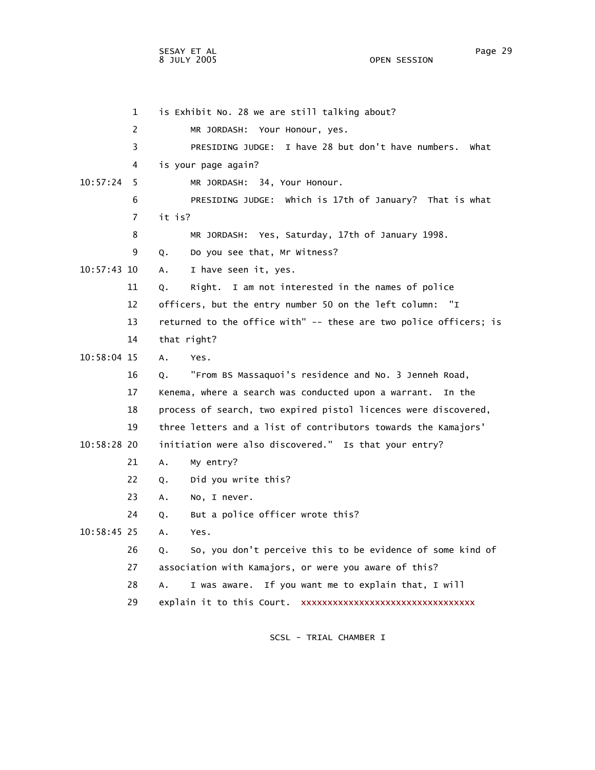1 is Exhibit No. 28 we are still talking about?

2 MR JORDASH: Your Honour, yes.

3 PRESIDING JUDGE: I have 28 but don't have numbers. What

4 is your page again?

10:57:24 5 MR JORDASH: 34, Your Honour.

6 PRESIDING JUDGE: Which is 17th of January? That is what

7 it is?

8 MR JORDASH: Yes, Saturday, 17th of January 1998.

9 Q. Do you see that, Mr Witness?

10:57:43 10 A. I have seen it, yes.

11 Q. Right. I am not interested in the names of police

12 officers, but the entry number 50 on the left column: "I

13 returned to the office with" -- these are two police officers; is

14 that right?

10:58:04 15 A. Yes.

16 Q. "From BS Massaquoi's residence and No. 3 Jenneh Road,

17 Kenema, where a search was conducted upon a warrant. In the

18 process of search, two expired pistol licences were discovered,

19 three letters and a list of contributors towards the Kamajors'

10:58:28 20 initiation were also discovered." Is that your entry?

21 A. My entry?

22 Q. Did you write this?

23 A. No, I never.

24 Q. But a police officer wrote this?

10:58:45 25 A. Yes.

26 Q. So, you don't perceive this to be evidence of some kind of

27 association with Kamajors, or were you aware of this?

28 A. I was aware. If you want me to explain that, I will

29 explain it to this Court. xxxxxxxxxxxxxxxxxxxxxxxxxxxxxxxxx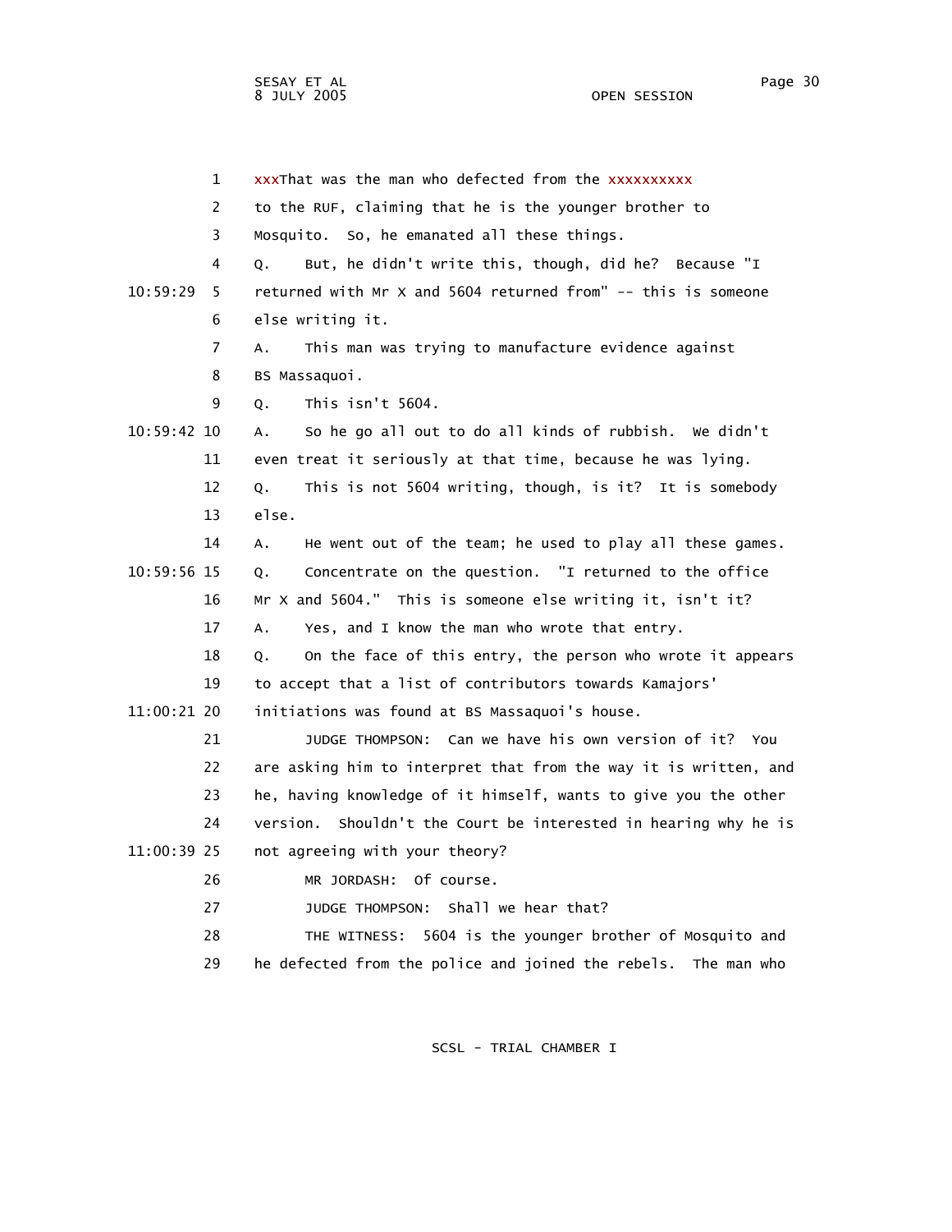xxxThat was the man who defected from the xxxxxxxxxx to the RUF, claiming that he is the younger brother to Mosquito. So, he emanated all these things.

Q. But, he didn't write this, though, did he? Because "I returned with Mr X and 5604 returned from" -- this is someone else writing it.

A. This man was trying to manufacture evidence against BS Massaquoi.

Q. This isn't 5604.

A. So he go all out to do all kinds of rubbish. We didn't even treat it seriously at that time, because he was lying.

Q. This is not 5604 writing, though, is it? It is somebody else.

A. He went out of the team; he used to play all these games.

Q. Concentrate on the question. "I returned to the office Mr X and 5604." This is someone else writing it, isn't it?

A. Yes, and I know the man who wrote that entry.

Q. On the face of this entry, the person who wrote it appears to accept that a list of contributors towards Kamajors' initiations was found at BS Massaquoi's house.

JUDGE THOMPSON: Can we have his own version of it? You are asking him to interpret that from the way it is written, and he, having knowledge of it himself, wants to give you the other version. Shouldn't the Court be interested in hearing why he is not agreeing with your theory?

MR JORDASH: Of course.

JUDGE THOMPSON: Shall we hear that?

THE WITNESS: 5604 is the younger brother of Mosquito and he defected from the police and joined the rebels. The man who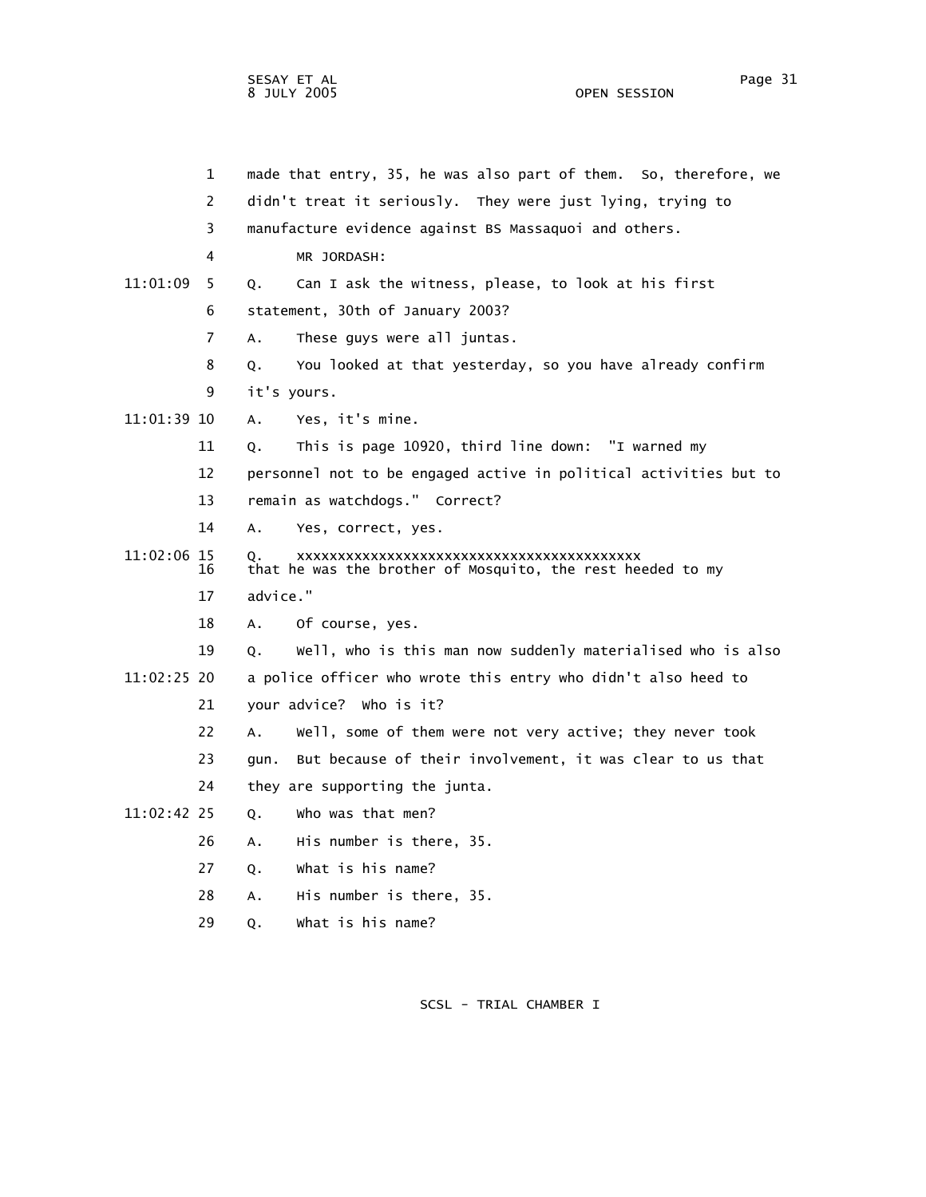1 made that entry, 35, he was also part of them. So, therefore, we

2 didn't treat it seriously. They were just lying, trying to

3 manufacture evidence against BS Massaquoi and others.

4 MR JORDASH:

11:01:09 5 Q. Can I ask the witness, please, to look at his first

6 statement, 30th of January 2003?

7 A. These guys were all juntas.

8 Q. You looked at that yesterday, so you have already confirm

9 it's yours.

11:01:39 10 A. Yes, it's mine.

11 Q. This is page 10920, third line down: "I warned my

12 personnel not to be engaged active in political activities but to

13 remain as watchdogs." Correct?

14 A. Yes, correct, yes.

11:02:06 15 Q. xxxxxxxxxxxxxxxxxxxxxxxxxxxxxxxxxxxxxxxxxx

16 that he was the brother of Mosquito, the rest heeded to my

17 advice."

18 A. Of course, yes.

19 Q. Well, who is this man now suddenly materialised who is also

11:02:25 20 a police officer who wrote this entry who didn't also heed to

21 your advice? Who is it?

22 A. Well, some of them were not very active; they never took

23 gun. But because of their involvement, it was clear to us that

24 they are supporting the junta.

11:02:42 25 Q. Who was that men?

26 A. His number is there, 35.

27 Q. What is his name?

28 A. His number is there, 35.

29 Q. What is his name?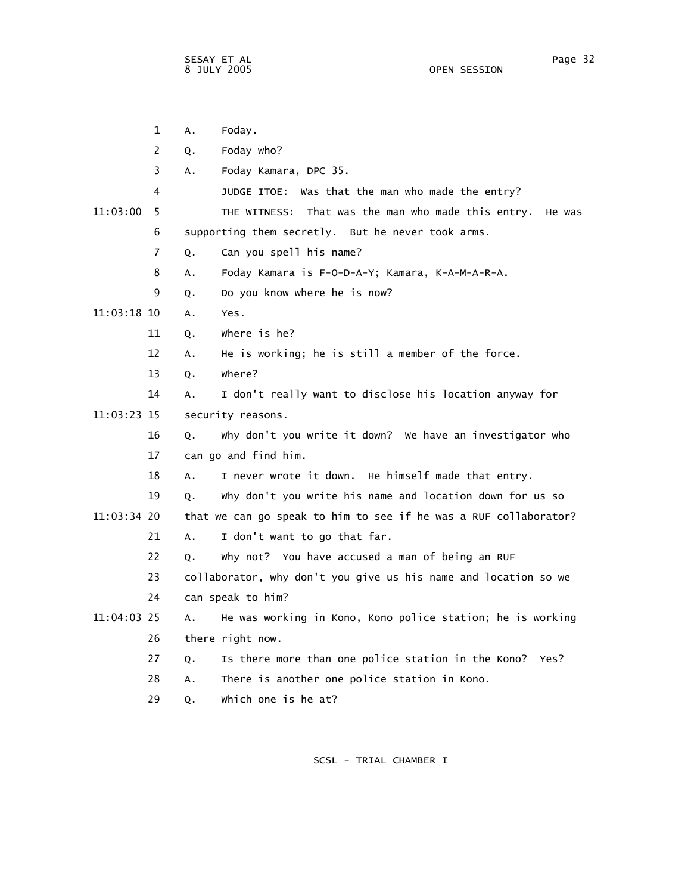1 A. Foday.

2 Q. Foday who?

3 A. Foday Kamara, DPC 35.

4 JUDGE ITOE: Was that the man who made the entry?

11:03:00 5 THE WITNESS: That was the man who made this entry. He was

6 supporting them secretly. But he never took arms.

7 Q. Can you spell his name?

8 A. Foday Kamara is F-O-D-A-Y; Kamara, K-A-M-A-R-A.

9 Q. Do you know where he is now?

11:03:18 10 A. Yes.

11 Q. Where is he?

12 A. He is working; he is still a member of the force.

13 Q. Where?

14 A. I don't really want to disclose his location anyway for

11:03:23 15 security reasons.

16 Q. Why don't you write it down? We have an investigator who

17 can go and find him.

18 A. I never wrote it down. He himself made that entry.

19 Q. Why don't you write his name and location down for us so

11:03:34 20 that we can go speak to him to see if he was a RUF collaborator?

21 A. I don't want to go that far.

22 Q. Why not? You have accused a man of being an RUF

23 collaborator, why don't you give us his name and location so we

24 can speak to him?

11:04:03 25 A. He was working in Kono, Kono police station; he is working

26 there right now.

27 Q. Is there more than one police station in the Kono? Yes?

28 A. There is another one police station in Kono.

29 Q. Which one is he at?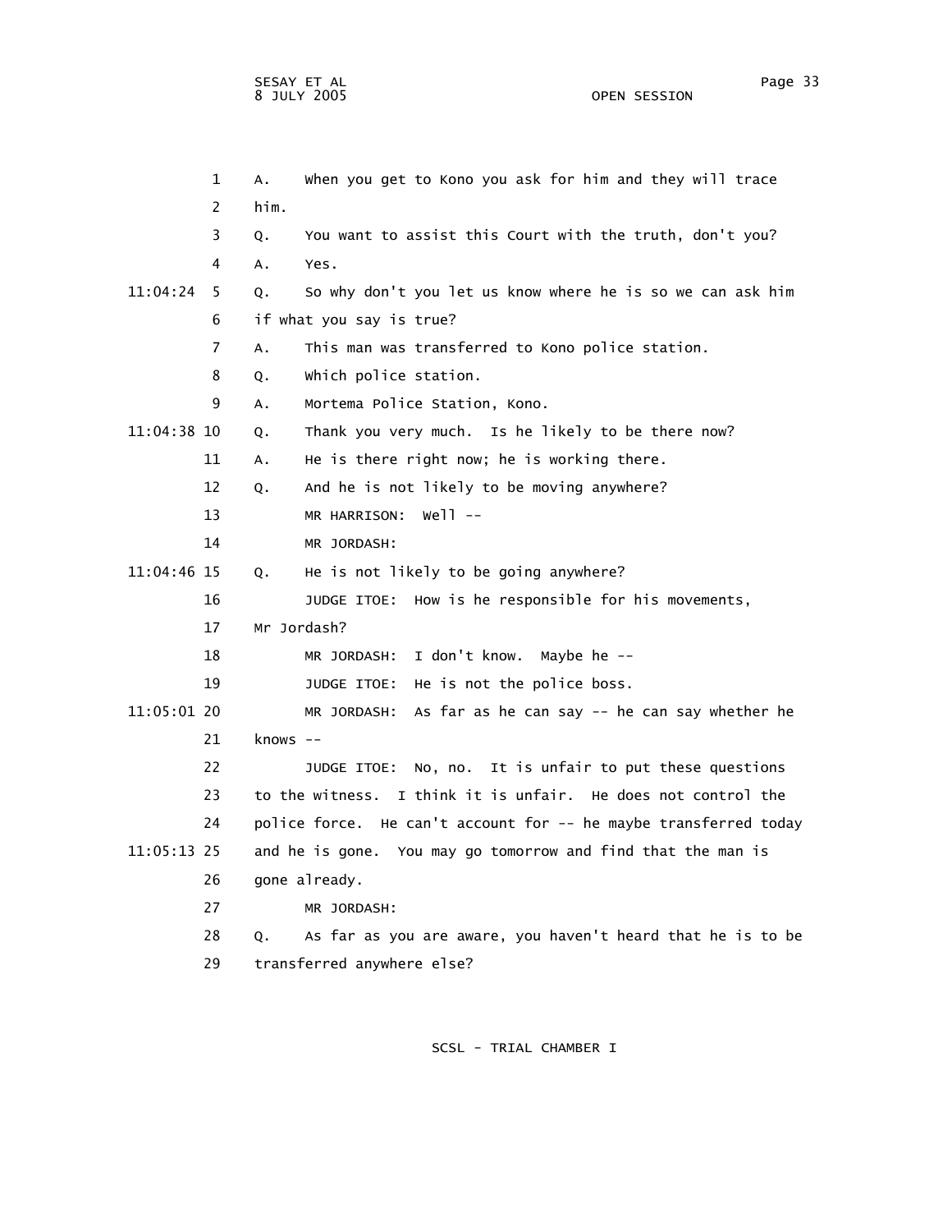1 A. When you get to Kono you ask for him and they will trace

2 him.

3 Q. You want to assist this Court with the truth, don't you?

4 A. Yes.

11:04:24 5 Q. So why don't you let us know where he is so we can ask him

6 if what you say is true?

7 A. This man was transferred to Kono police station.

8 Q. Which police station.

9 A. Mortema Police Station, Kono.

11:04:38 10 Q. Thank you very much. Is he likely to be there now?

11 A. He is there right now; he is working there.

12 Q. And he is not likely to be moving anywhere?

13 MR HARRISON: Well --

14 MR JORDASH:

11:04:46 15 Q. He is not likely to be going anywhere?

16 JUDGE ITOE: How is he responsible for his movements,

17 Mr Jordash?

18 MR JORDASH: I don't know. Maybe he --

19 JUDGE ITOE: He is not the police boss.

11:05:01 20 MR JORDASH: As far as he can say -- he can say whether he

21 knows --

22 JUDGE ITOE: No, no. It is unfair to put these questions

23 to the witness. I think it is unfair. He does not control the

24 police force. He can't account for -- he maybe transferred today

11:05:13 25 and he is gone. You may go tomorrow and find that the man is

26 gone already.

27 MR JORDASH:

28 Q. As far as you are aware, you haven't heard that he is to be

29 transferred anywhere else?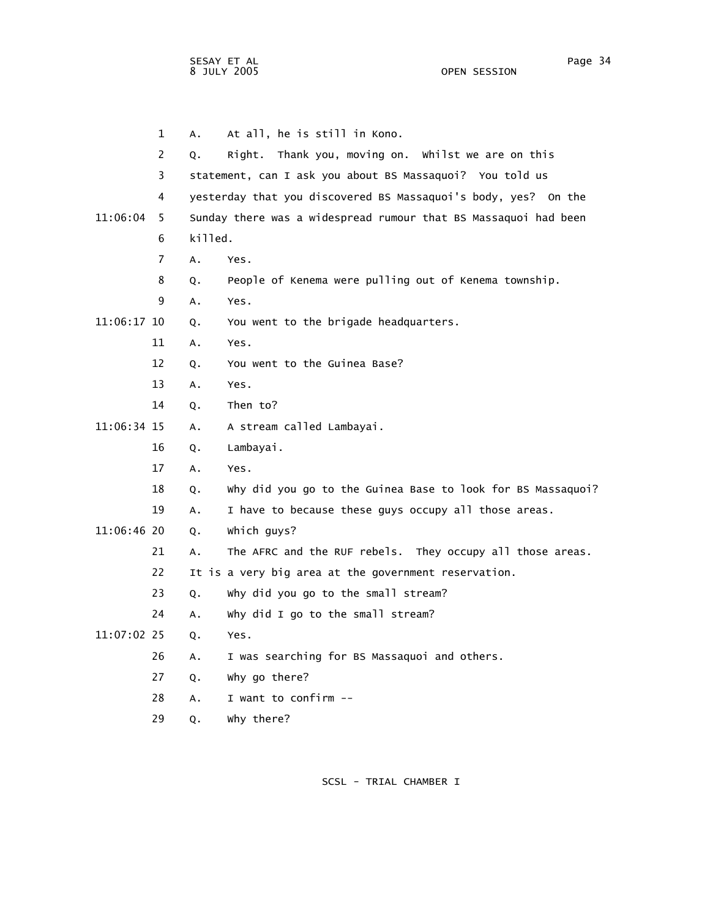A. At all, he is still in Kono.

Q. Right. Thank you, moving on. Whilst we are on this statement, can I ask you about BS Massaquoi? You told us yesterday that you discovered BS Massaquoi's body, yes? On the Sunday there was a widespread rumour that BS Massaquoi had been killed.

A. Yes.

Q. People of Kenema were pulling out of Kenema township.

A. Yes.

Q. You went to the brigade headquarters.

A. Yes.

Q. You went to the Guinea Base?

A. Yes.

Q. Then to?

A. A stream called Lambayai.

Q. Lambayai.

A. Yes.

Q. Why did you go to the Guinea Base to look for BS Massaquoi?

A. I have to because these guys occupy all those areas.

Q. Which guys?

A. The AFRC and the RUF rebels. They occupy all those areas. It is a very big area at the government reservation.

Q. Why did you go to the small stream?

A. Why did I go to the small stream?

Q. Yes.

A. I was searching for BS Massaquoi and others.

Q. Why go there?

A. I want to confirm --

Q. Why there?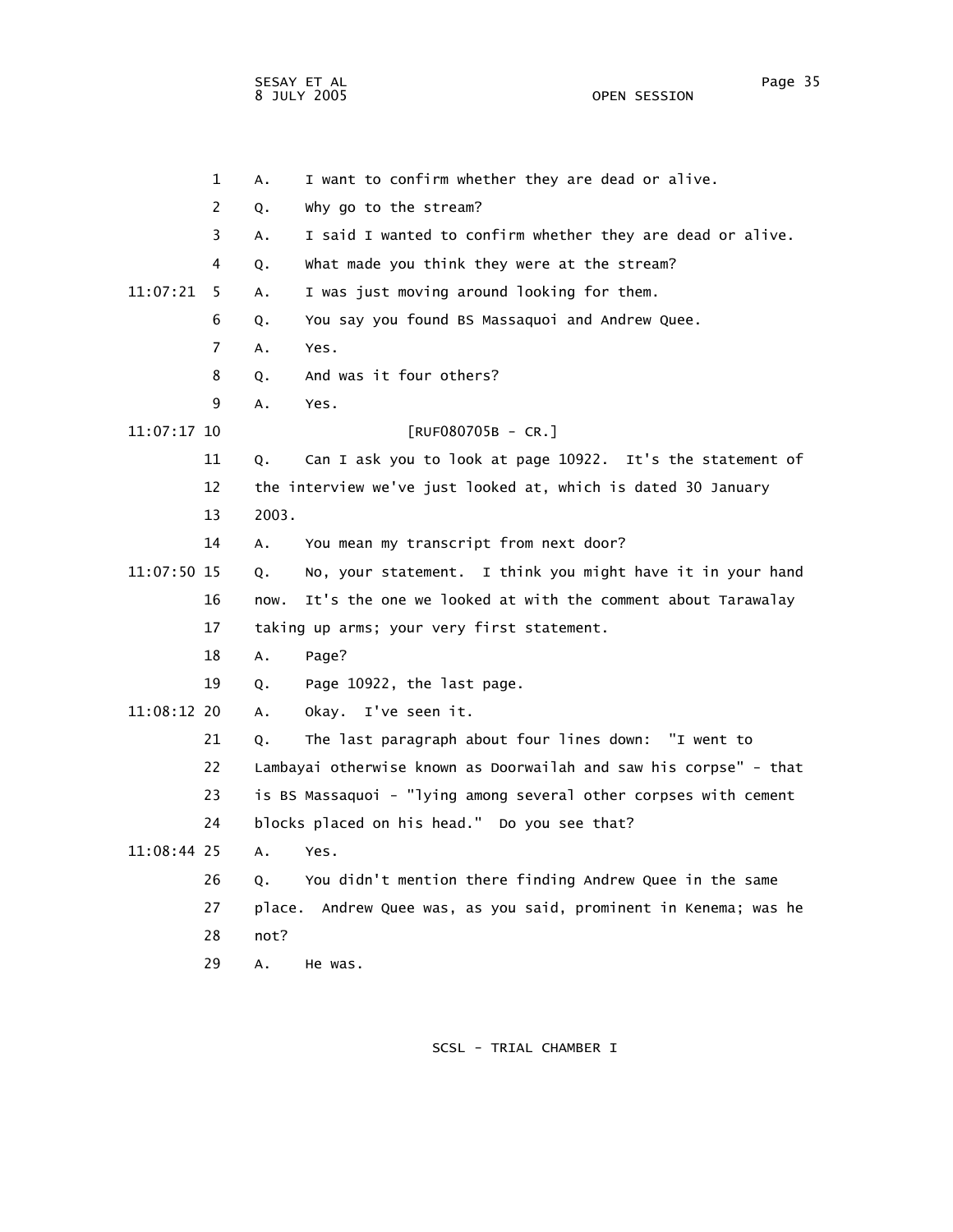1 A. I want to confirm whether they are dead or alive.

2 Q. Why go to the stream?

3 A. I said I wanted to confirm whether they are dead or alive.

4 Q. What made you think they were at the stream?

11:07:21 5 A. I was just moving around looking for them.

6 Q. You say you found BS Massaquoi and Andrew Quee.

7 A. Yes.

8 Q. And was it four others?

9 A. Yes.

11:07:17 10 [RUF080705B - CR.]

11 Q. Can I ask you to look at page 10922. It's the statement of

12 the interview we've just looked at, which is dated 30 January

13 2003.

14 A. You mean my transcript from next door?

11:07:50 15 Q. No, your statement. I think you might have it in your hand

16 now. It's the one we looked at with the comment about Tarawalay

17 taking up arms; your very first statement.

18 A. Page?

19 Q. Page 10922, the last page.

11:08:12 20 A. Okay. I've seen it.

21 Q. The last paragraph about four lines down: "I went to

22 Lambayai otherwise known as Doorwailah and saw his corpse" - that

23 is BS Massaquoi - "lying among several other corpses with cement

24 blocks placed on his head." Do you see that?

11:08:44 25 A. Yes.

26 Q. You didn't mention there finding Andrew Quee in the same

27 place. Andrew Quee was, as you said, prominent in Kenema; was he

28 not?

29 A. He was.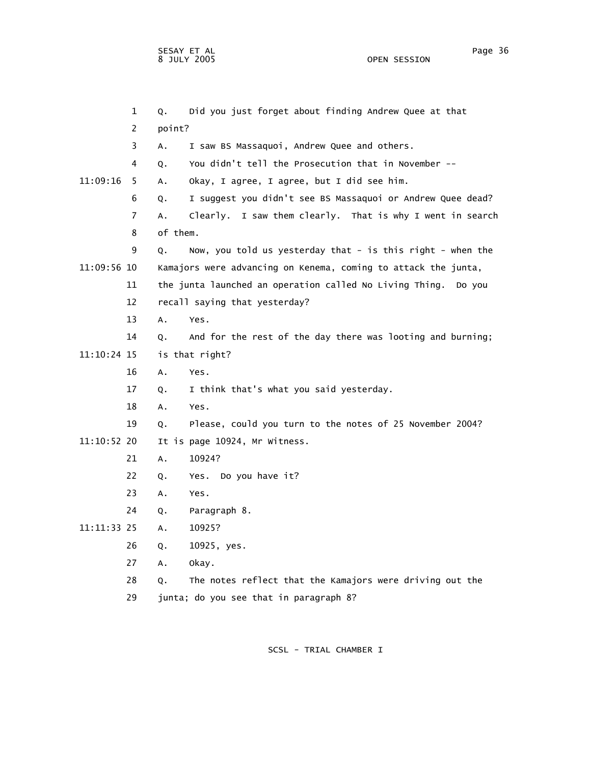Q. Did you just forget about finding Andrew Quee at that point?

A. I saw BS Massaquoi, Andrew Quee and others.

Q. You didn't tell the Prosecution that in November --

A. Okay, I agree, I agree, but I did see him.

Q. I suggest you didn't see BS Massaquoi or Andrew Quee dead?

A. Clearly. I saw them clearly. That is why I went in search of them.

Q. Now, you told us yesterday that - is this right - when the Kamajors were advancing on Kenema, coming to attack the junta, the junta launched an operation called No Living Thing. Do you recall saying that yesterday?

A. Yes.

Q. And for the rest of the day there was looting and burning; is that right?

A. Yes.

Q. I think that's what you said yesterday.

A. Yes.

Q. Please, could you turn to the notes of 25 November 2004? It is page 10924, Mr Witness.

A. 10924?

Q. Yes. Do you have it?

A. Yes.

Q. Paragraph 8.

A. 10925?

Q. 10925, yes.

A. Okay.

Q. The notes reflect that the Kamajors were driving out the junta; do you see that in paragraph 8?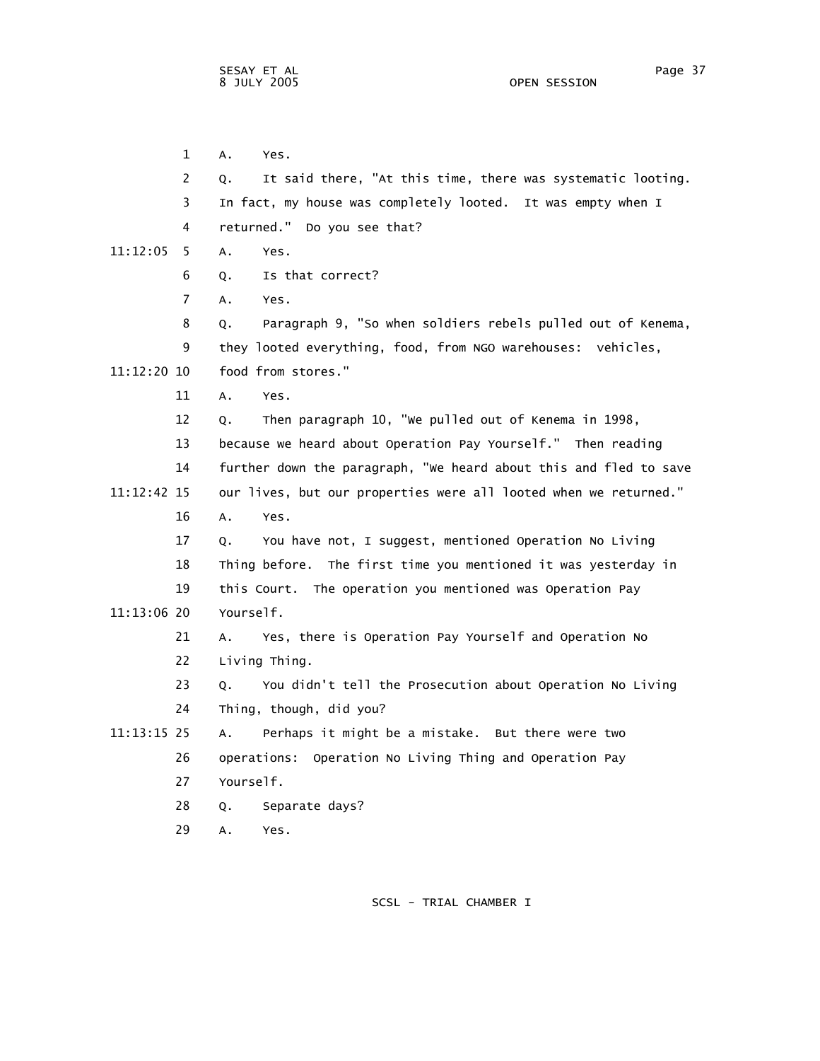1 A. Yes.

2 Q. It said there, "At this time, there was systematic looting.

3 In fact, my house was completely looted. It was empty when I

4 returned." Do you see that?

11:12:05 5 A. Yes.

6 Q. Is that correct?

7 A. Yes.

8 Q. Paragraph 9, "So when soldiers rebels pulled out of Kenema,

9 they looted everything, food, from NGO warehouses: vehicles,

11:12:20 10 food from stores."

11 A. Yes.

12 Q. Then paragraph 10, "We pulled out of Kenema in 1998,

13 because we heard about Operation Pay Yourself." Then reading

14 further down the paragraph, "We heard about this and fled to save

11:12:42 15 our lives, but our properties were all looted when we returned."

16 A. Yes.

17 Q. You have not, I suggest, mentioned Operation No Living

18 Thing before. The first time you mentioned it was yesterday in

19 this Court. The operation you mentioned was Operation Pay

11:13:06 20 Yourself.

21 A. Yes, there is Operation Pay Yourself and Operation No

22 Living Thing.

23 Q. You didn't tell the Prosecution about Operation No Living

24 Thing, though, did you?

11:13:15 25 A. Perhaps it might be a mistake. But there were two

26 operations: Operation No Living Thing and Operation Pay

27 Yourself.

28 Q. Separate days?

29 A. Yes.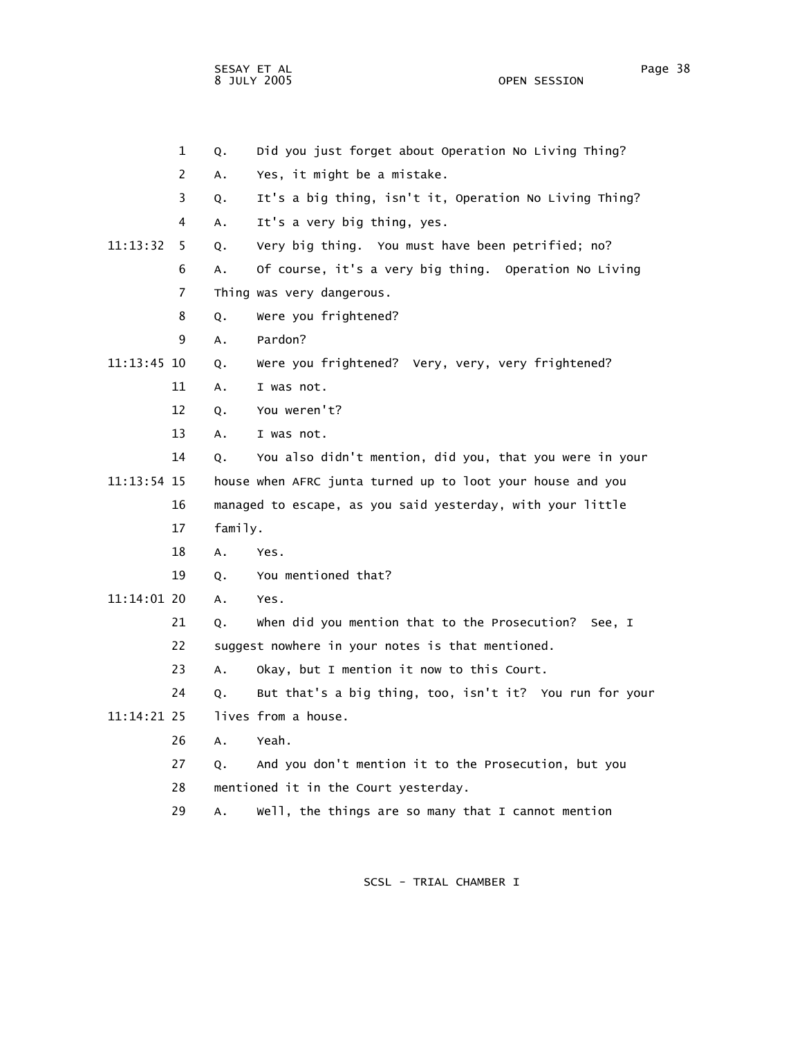1 Q. Did you just forget about Operation No Living Thing?
2 A. Yes, it might be a mistake.
3 Q. It's a big thing, isn't it, Operation No Living Thing?
4 A. It's a very big thing, yes.

11:13:32 5 Q. Very big thing. You must have been petrified; no?
6 A. Of course, it's a very big thing. Operation No Living
7 Thing was very dangerous.
8 Q. Were you frightened?
9 A. Pardon?

11:13:45 10 Q. Were you frightened? Very, very, very frightened?
11 A. I was not.
12 Q. You weren't?
13 A. I was not.
14 Q. You also didn't mention, did you, that you were in your

11:13:54 15 house when AFRC junta turned up to loot your house and you
16 managed to escape, as you said yesterday, with your little
17 family.
18 A. Yes.
19 Q. You mentioned that?

11:14:01 20 A. Yes.
21 Q. When did you mention that to the Prosecution? See, I
22 suggest nowhere in your notes is that mentioned.
23 A. Okay, but I mention it now to this Court.
24 Q. But that's a big thing, too, isn't it? You run for your

11:14:21 25 lives from a house.
26 A. Yeah.
27 Q. And you don't mention it to the Prosecution, but you
28 mentioned it in the Court yesterday.
29 A. Well, the things are so many that I cannot mention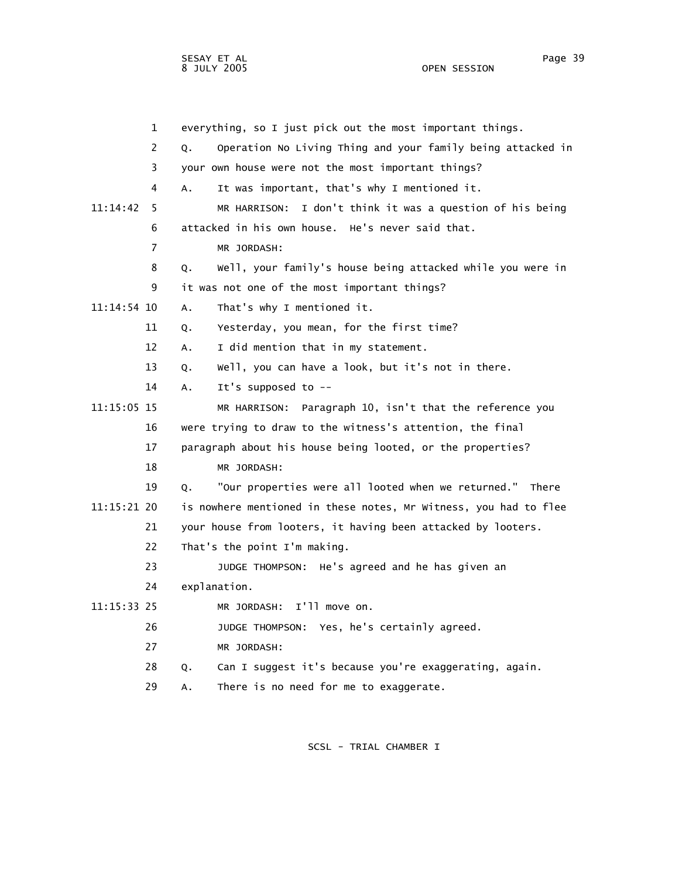1 everything, so I just pick out the most important things.

2 Q. Operation No Living Thing and your family being attacked in

3 your own house were not the most important things?

4 A. It was important, that's why I mentioned it.

11:14:42 5 MR HARRISON: I don't think it was a question of his being

6 attacked in his own house. He's never said that.

7 MR JORDASH:

8 Q. Well, your family's house being attacked while you were in

9 it was not one of the most important things?

11:14:54 10 A. That's why I mentioned it.

11 Q. Yesterday, you mean, for the first time?

12 A. I did mention that in my statement.

13 Q. Well, you can have a look, but it's not in there.

14 A. It's supposed to --

11:15:05 15 MR HARRISON: Paragraph 10, isn't that the reference you

16 were trying to draw to the witness's attention, the final

17 paragraph about his house being looted, or the properties?

18 MR JORDASH:

19 Q. "Our properties were all looted when we returned." There

11:15:21 20 is nowhere mentioned in these notes, Mr Witness, you had to flee

21 your house from looters, it having been attacked by looters.

22 That's the point I'm making.

23 JUDGE THOMPSON: He's agreed and he has given an

24 explanation.

11:15:33 25 MR JORDASH: I'll move on.

26 JUDGE THOMPSON: Yes, he's certainly agreed.

27 MR JORDASH:

28 Q. Can I suggest it's because you're exaggerating, again.

29 A. There is no need for me to exaggerate.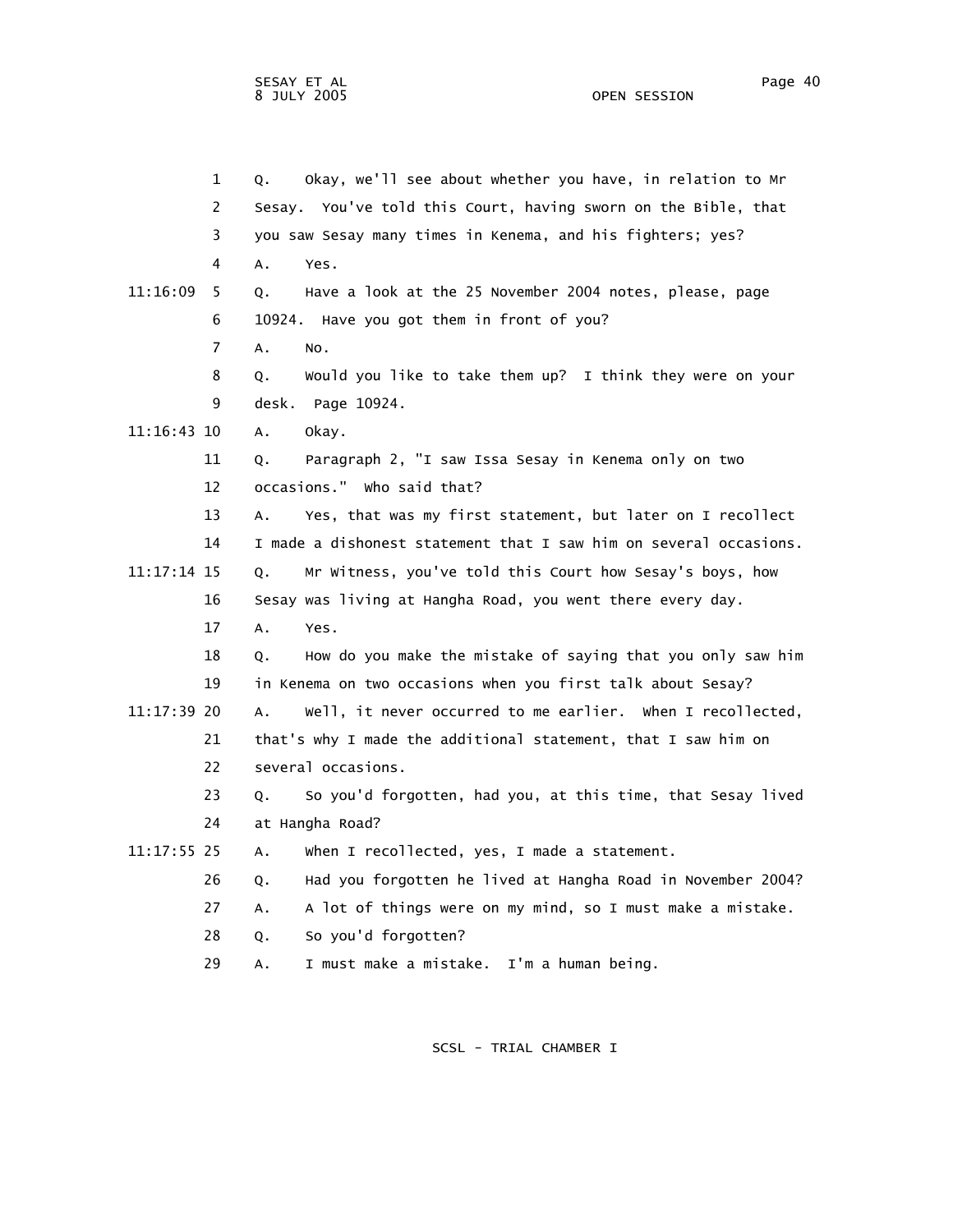1 Q. Okay, we'll see about whether you have, in relation to Mr
2 Sesay. You've told this Court, having sworn on the Bible, that
3 you saw Sesay many times in Kenema, and his fighters; yes?
4 A. Yes.

11:16:09 5 Q. Have a look at the 25 November 2004 notes, please, page
6 10924. Have you got them in front of you?
7 A. No.
8 Q. Would you like to take them up? I think they were on your
9 desk. Page 10924.

11:16:43 10 A. Okay.
11 Q. Paragraph 2, "I saw Issa Sesay in Kenema only on two
12 occasions." Who said that?
13 A. Yes, that was my first statement, but later on I recollect
14 I made a dishonest statement that I saw him on several occasions.

11:17:14 15 Q. Mr Witness, you've told this Court how Sesay's boys, how
16 Sesay was living at Hangha Road, you went there every day.
17 A. Yes.
18 Q. How do you make the mistake of saying that you only saw him
19 in Kenema on two occasions when you first talk about Sesay?

11:17:39 20 A. Well, it never occurred to me earlier. When I recollected,
21 that's why I made the additional statement, that I saw him on
22 several occasions.
23 Q. So you'd forgotten, had you, at this time, that Sesay lived
24 at Hangha Road?

11:17:55 25 A. When I recollected, yes, I made a statement.
26 Q. Had you forgotten he lived at Hangha Road in November 2004?
27 A. A lot of things were on my mind, so I must make a mistake.
28 Q. So you'd forgotten?
29 A. I must make a mistake. I'm a human being.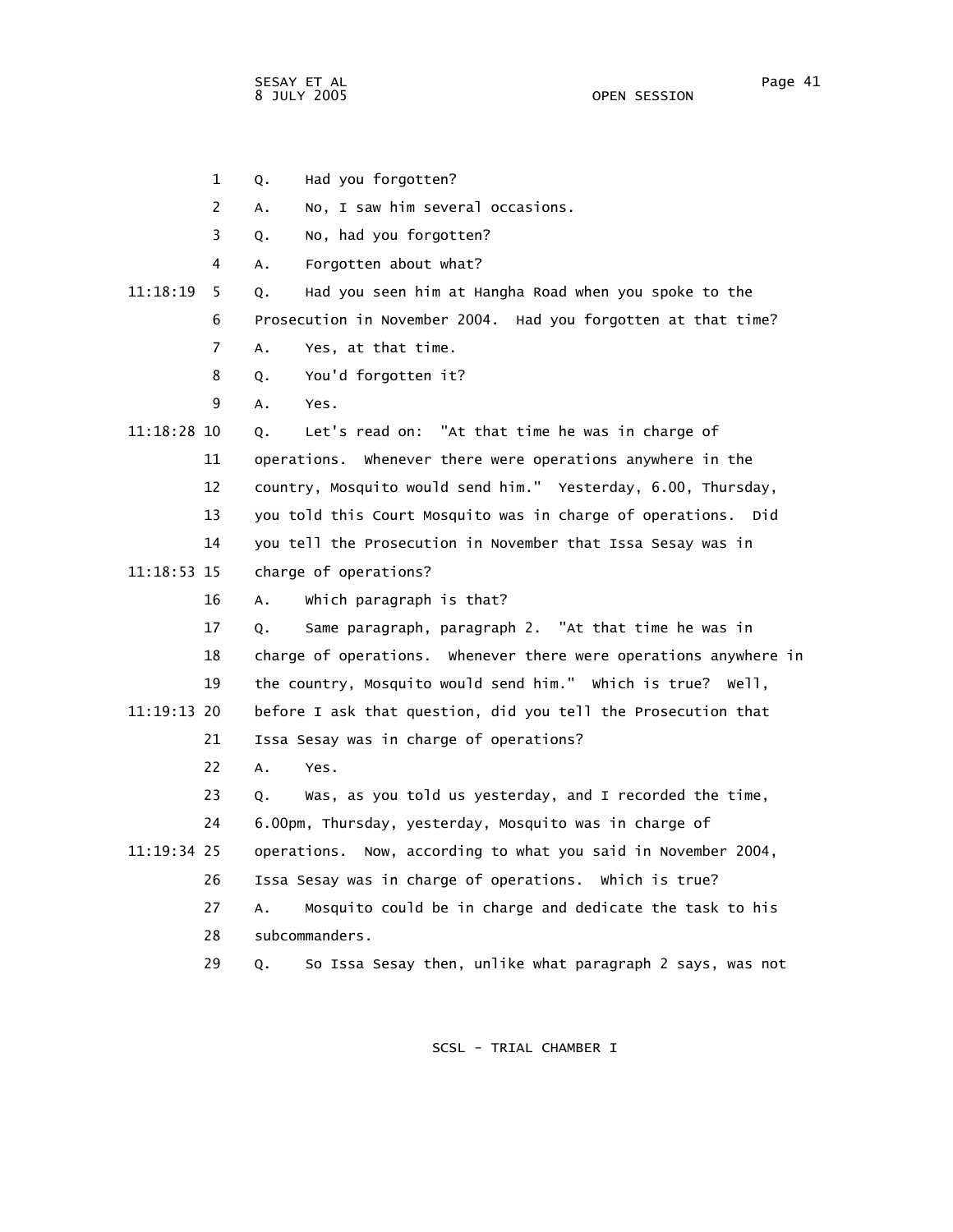1 Q. Had you forgotten?

2 A. No, I saw him several occasions.

3 Q. No, had you forgotten?

4 A. Forgotten about what?

11:18:19 5 Q. Had you seen him at Hangha Road when you spoke to the

6 Prosecution in November 2004. Had you forgotten at that time?

7 A. Yes, at that time.

8 Q. You'd forgotten it?

9 A. Yes.

11:18:28 10 Q. Let's read on: "At that time he was in charge of

11 operations. Whenever there were operations anywhere in the

12 country, Mosquito would send him." Yesterday, 6.00, Thursday,

13 you told this Court Mosquito was in charge of operations. Did

14 you tell the Prosecution in November that Issa Sesay was in

11:18:53 15 charge of operations?

16 A. Which paragraph is that?

17 Q. Same paragraph, paragraph 2. "At that time he was in

18 charge of operations. Whenever there were operations anywhere in

19 the country, Mosquito would send him." Which is true? Well,

11:19:13 20 before I ask that question, did you tell the Prosecution that

21 Issa Sesay was in charge of operations?

22 A. Yes.

23 Q. Was, as you told us yesterday, and I recorded the time,

24 6.00pm, Thursday, yesterday, Mosquito was in charge of

11:19:34 25 operations. Now, according to what you said in November 2004,

26 Issa Sesay was in charge of operations. Which is true?

27 A. Mosquito could be in charge and dedicate the task to his

28 subcommanders.

29 Q. So Issa Sesay then, unlike what paragraph 2 says, was not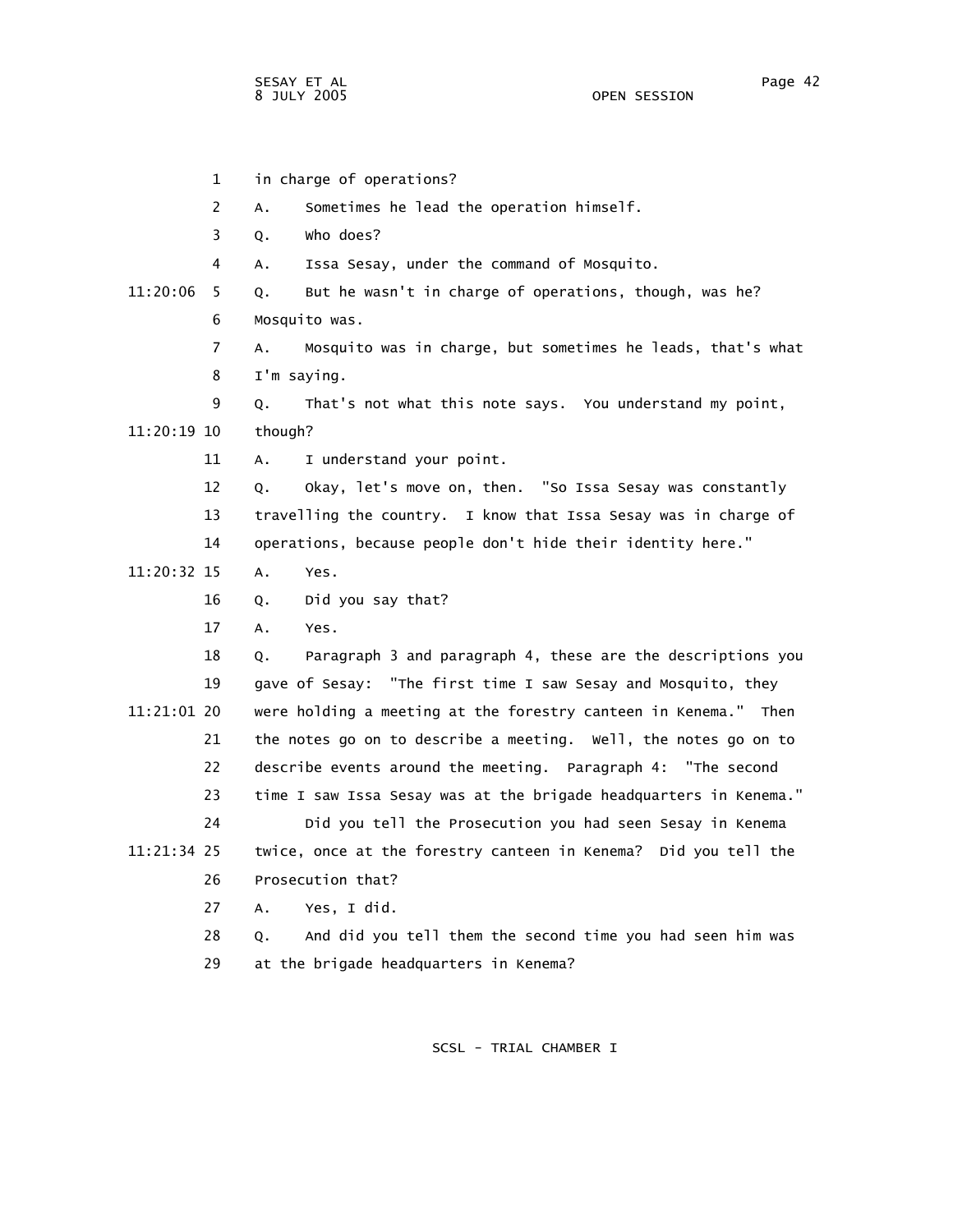1 in charge of operations?

2 A. Sometimes he lead the operation himself.

3 Q. Who does?

4 A. Issa Sesay, under the command of Mosquito.

11:20:06 5 Q. But he wasn't in charge of operations, though, was he?

6 Mosquito was.

7 A. Mosquito was in charge, but sometimes he leads, that's what

8 I'm saying.

9 Q. That's not what this note says. You understand my point,

11:20:19 10 though?

11 A. I understand your point.

12 Q. Okay, let's move on, then. "So Issa Sesay was constantly

13 travelling the country. I know that Issa Sesay was in charge of

14 operations, because people don't hide their identity here."

11:20:32 15 A. Yes.

16 Q. Did you say that?

17 A. Yes.

18 Q. Paragraph 3 and paragraph 4, these are the descriptions you

19 gave of Sesay: "The first time I saw Sesay and Mosquito, they

11:21:01 20 were holding a meeting at the forestry canteen in Kenema." Then

21 the notes go on to describe a meeting. Well, the notes go on to

22 describe events around the meeting. Paragraph 4: "The second

23 time I saw Issa Sesay was at the brigade headquarters in Kenema."

24 Did you tell the Prosecution you had seen Sesay in Kenema

11:21:34 25 twice, once at the forestry canteen in Kenema? Did you tell the

26 Prosecution that?

27 A. Yes, I did.

28 Q. And did you tell them the second time you had seen him was

29 at the brigade headquarters in Kenema?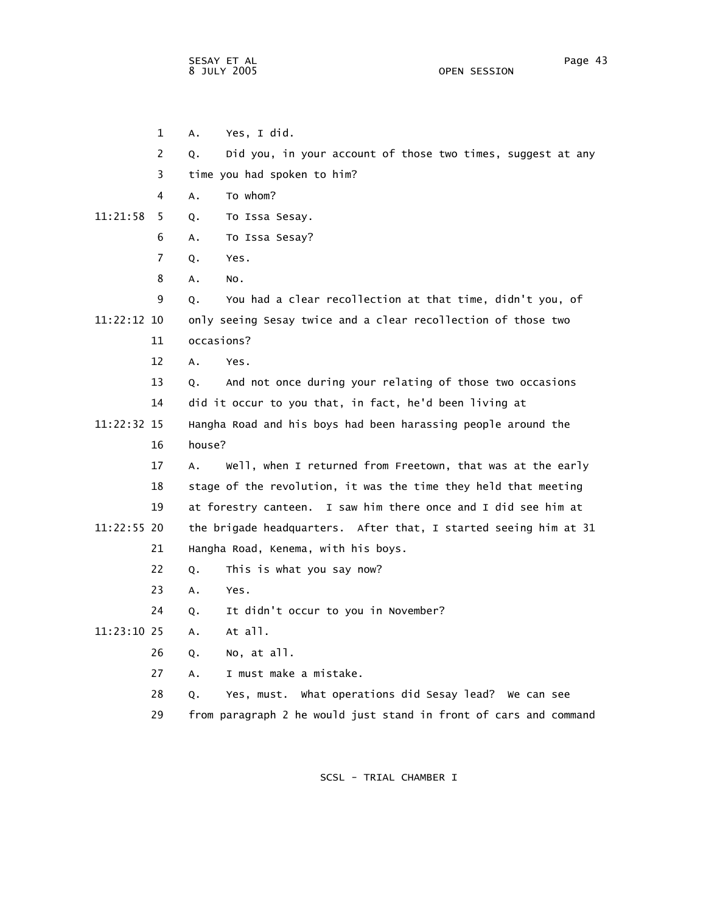1 A. Yes, I did.

2 Q. Did you, in your account of those two times, suggest at any

3 time you had spoken to him?

4 A. To whom?

11:21:58 5 Q. To Issa Sesay.

6 A. To Issa Sesay?

7 Q. Yes.

8 A. No.

9 Q. You had a clear recollection at that time, didn't you, of

11:22:12 10 only seeing Sesay twice and a clear recollection of those two

11 occasions?

12 A. Yes.

13 Q. And not once during your relating of those two occasions

14 did it occur to you that, in fact, he'd been living at

11:22:32 15 Hangha Road and his boys had been harassing people around the

16 house?

17 A. Well, when I returned from Freetown, that was at the early

18 stage of the revolution, it was the time they held that meeting

19 at forestry canteen. I saw him there once and I did see him at

11:22:55 20 the brigade headquarters. After that, I started seeing him at 31

21 Hangha Road, Kenema, with his boys.

22 Q. This is what you say now?

23 A. Yes.

24 Q. It didn't occur to you in November?

11:23:10 25 A. At all.

26 Q. No, at all.

27 A. I must make a mistake.

28 Q. Yes, must. What operations did Sesay lead? We can see

29 from paragraph 2 he would just stand in front of cars and command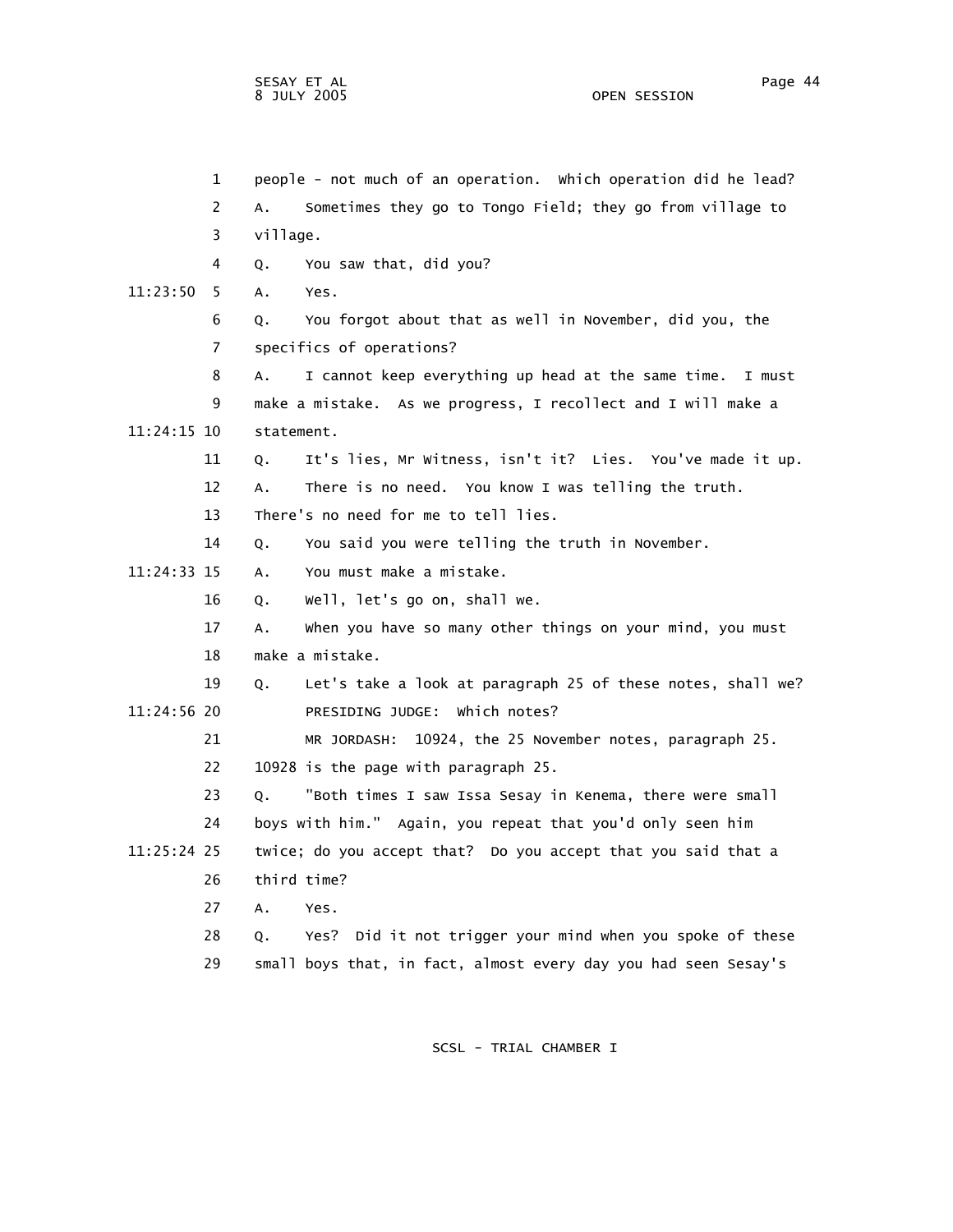1 people - not much of an operation. Which operation did he lead?

2 A. Sometimes they go to Tongo Field; they go from village to

3 village.

4 Q. You saw that, did you?

11:23:50 5 A. Yes.

6 Q. You forgot about that as well in November, did you, the

7 specifics of operations?

8 A. I cannot keep everything up head at the same time. I must

9 make a mistake. As we progress, I recollect and I will make a

11:24:15 10 statement.

11 Q. It's lies, Mr Witness, isn't it? Lies. You've made it up.

12 A. There is no need. You know I was telling the truth.

13 There's no need for me to tell lies.

14 Q. You said you were telling the truth in November.

11:24:33 15 A. You must make a mistake.

16 Q. Well, let's go on, shall we.

17 A. When you have so many other things on your mind, you must

18 make a mistake.

19 Q. Let's take a look at paragraph 25 of these notes, shall we?

11:24:56 20 PRESIDING JUDGE: Which notes?

21 MR JORDASH: 10924, the 25 November notes, paragraph 25.

22 10928 is the page with paragraph 25.

23 Q. "Both times I saw Issa Sesay in Kenema, there were small

24 boys with him." Again, you repeat that you'd only seen him

11:25:24 25 twice; do you accept that? Do you accept that you said that a

26 third time?

27 A. Yes.

28 Q. Yes? Did it not trigger your mind when you spoke of these

29 small boys that, in fact, almost every day you had seen Sesay's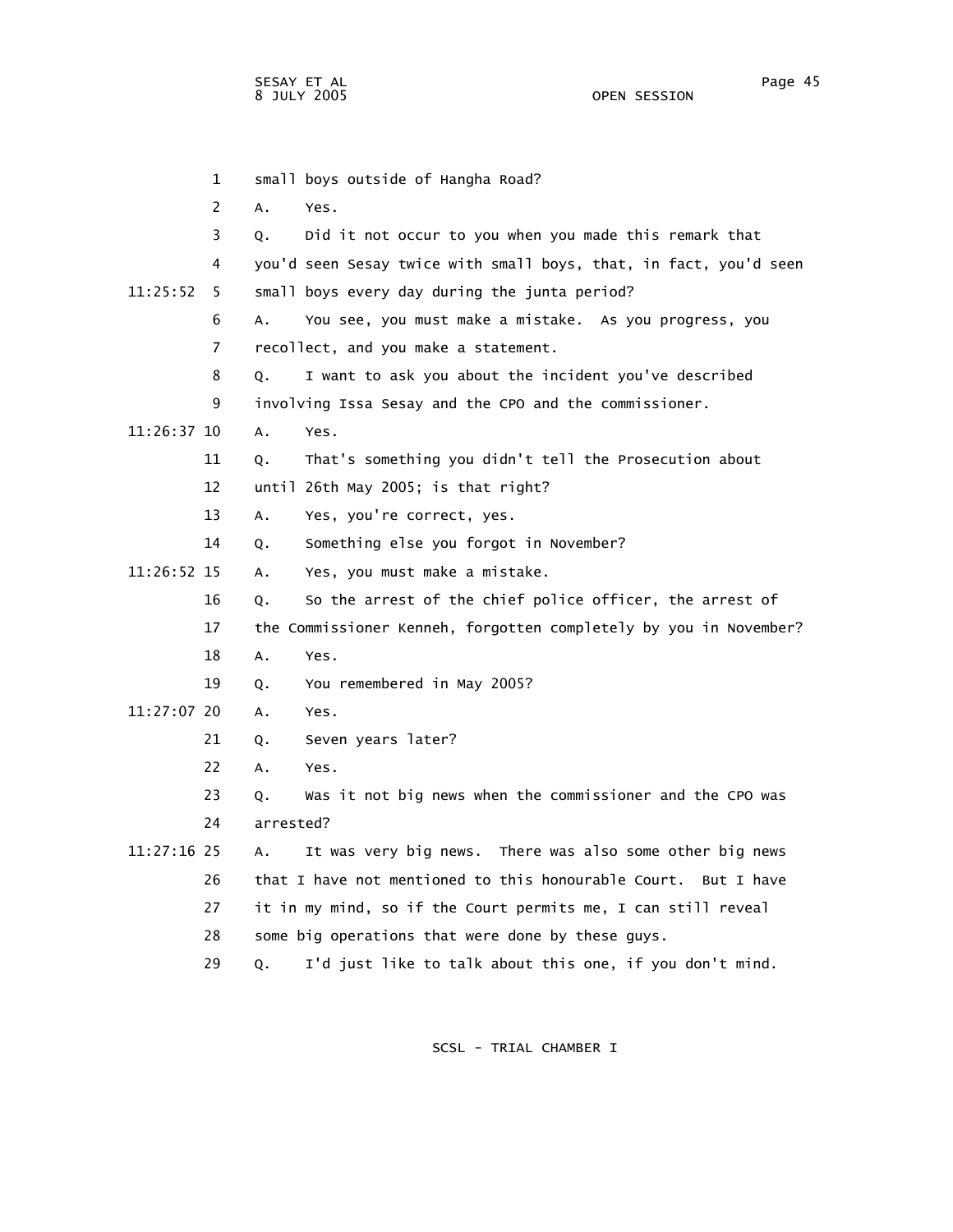1 small boys outside of Hangha Road?

2 A. Yes.

3 Q. Did it not occur to you when you made this remark that

4 you'd seen Sesay twice with small boys, that, in fact, you'd seen

11:25:52 5 small boys every day during the junta period?

6 A. You see, you must make a mistake. As you progress, you

7 recollect, and you make a statement.

8 Q. I want to ask you about the incident you've described

9 involving Issa Sesay and the CPO and the commissioner.

11:26:37 10 A. Yes.

11 Q. That's something you didn't tell the Prosecution about

12 until 26th May 2005; is that right?

13 A. Yes, you're correct, yes.

14 Q. Something else you forgot in November?

11:26:52 15 A. Yes, you must make a mistake.

16 Q. So the arrest of the chief police officer, the arrest of

17 the Commissioner Kenneh, forgotten completely by you in November?

18 A. Yes.

19 Q. You remembered in May 2005?

11:27:07 20 A. Yes.

21 Q. Seven years later?

22 A. Yes.

23 Q. Was it not big news when the commissioner and the CPO was

24 arrested?

11:27:16 25 A. It was very big news. There was also some other big news

26 that I have not mentioned to this honourable Court. But I have

27 it in my mind, so if the Court permits me, I can still reveal

28 some big operations that were done by these guys.

29 Q. I'd just like to talk about this one, if you don't mind.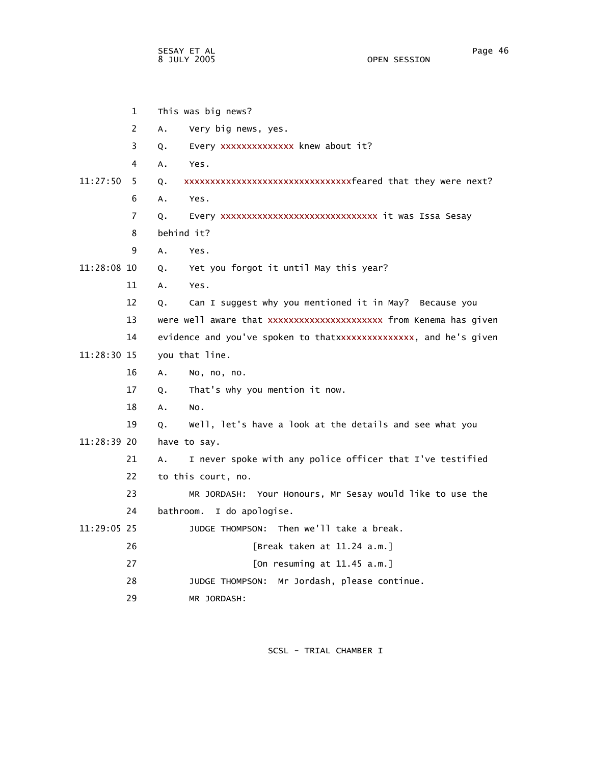1 This was big news?

2 A. Very big news, yes.

3 Q. Every xxxxxxxxxxxxxx knew about it?

4 A. Yes.

11:27:50 5 Q. xxxxxxxxxxxxxxxxxxxxxxxxxxxxxxxxxfeared that they were next?

6 A. Yes.

7 Q. Every xxxxxxxxxxxxxxxxxxxxxxxxxxxxxx it was Issa Sesay

8 behind it?

9 A. Yes.

11:28:08 10 Q. Yet you forgot it until May this year?

11 A. Yes.

12 Q. Can I suggest why you mentioned it in May? Because you

13 were well aware that xxxxxxxxxxxxxxxxxxxxxx from Kenema has given

14 evidence and you've spoken to thatxxxxxxxxxxxxxxx, and he's given

11:28:30 15 you that line.

16 A. No, no, no.

17 Q. That's why you mention it now.

18 A. No.

19 Q. Well, let's have a look at the details and see what you

11:28:39 20 have to say.

21 A. I never spoke with any police officer that I've testified

22 to this court, no.

23 MR JORDASH: Your Honours, Mr Sesay would like to use the

24 bathroom. I do apologise.

11:29:05 25 JUDGE THOMPSON: Then we'll take a break.

26 [Break taken at 11.24 a.m.]

27 [On resuming at 11.45 a.m.]

28 JUDGE THOMPSON: Mr Jordash, please continue.

29 MR JORDASH: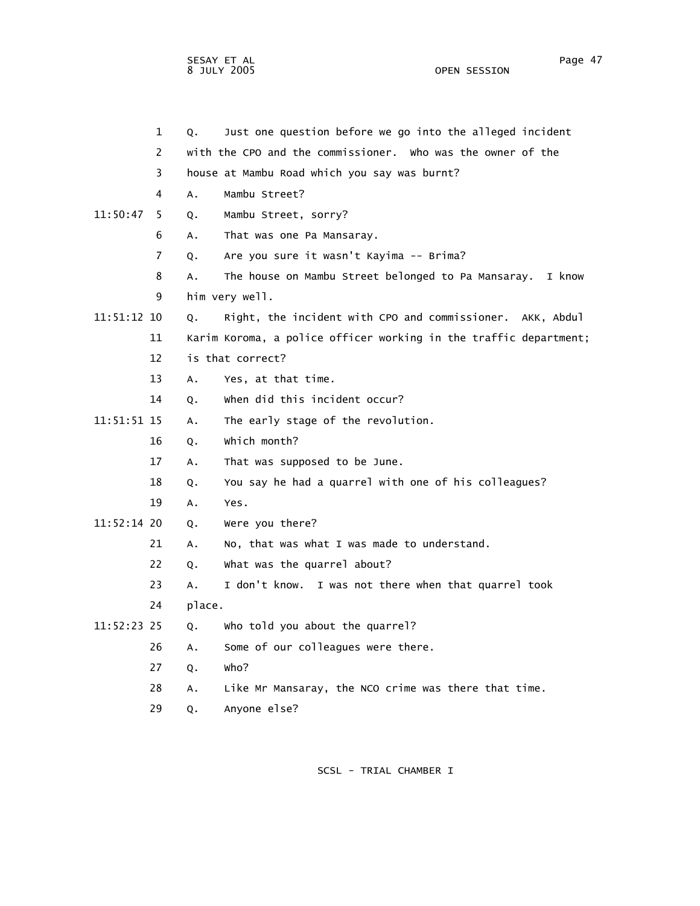1 Q. Just one question before we go into the alleged incident
2 with the CPO and the commissioner. Who was the owner of the
3 house at Mambu Road which you say was burnt?
4 A. Mambu Street?
11:50:47 5 Q. Mambu Street, sorry?
6 A. That was one Pa Mansaray.
7 Q. Are you sure it wasn't Kayima -- Brima?
8 A. The house on Mambu Street belonged to Pa Mansaray. I know
9 him very well.
11:51:12 10 Q. Right, the incident with CPO and commissioner. AKK, Abdul
11 Karim Koroma, a police officer working in the traffic department;
12 is that correct?
13 A. Yes, at that time.
14 Q. When did this incident occur?
11:51:51 15 A. The early stage of the revolution.
16 Q. Which month?
17 A. That was supposed to be June.
18 Q. You say he had a quarrel with one of his colleagues?
19 A. Yes.
11:52:14 20 Q. Were you there?
21 A. No, that was what I was made to understand.
22 Q. What was the quarrel about?
23 A. I don't know. I was not there when that quarrel took
24 place.
11:52:23 25 Q. Who told you about the quarrel?
26 A. Some of our colleagues were there.
27 Q. Who?
28 A. Like Mr Mansaray, the NCO crime was there that time.
29 Q. Anyone else?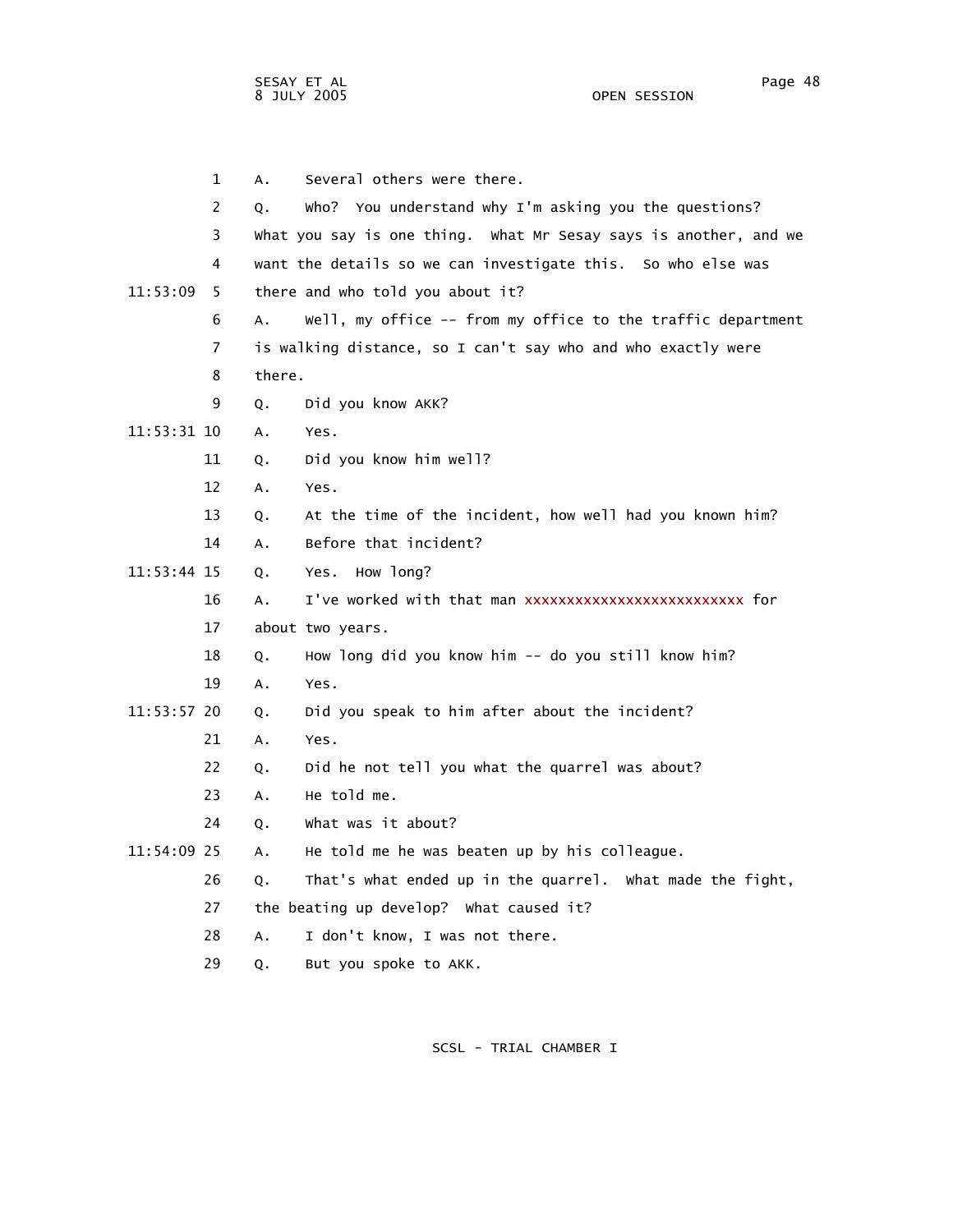1 A. Several others were there.

2 Q. Who? You understand why I'm asking you the questions?

3 What you say is one thing. What Mr Sesay says is another, and we

4 want the details so we can investigate this. So who else was

11:53:09 5 there and who told you about it?

6 A. Well, my office -- from my office to the traffic department

7 is walking distance, so I can't say who and who exactly were

8 there.

9 Q. Did you know AKK?

11:53:31 10 A. Yes.

11 Q. Did you know him well?

12 A. Yes.

13 Q. At the time of the incident, how well had you known him?

14 A. Before that incident?

11:53:44 15 Q. Yes. How long?

16 A. I've worked with that man xxxxxxxxxxxxxxxxxxxxxxxxxx for

17 about two years.

18 Q. How long did you know him -- do you still know him?

19 A. Yes.

11:53:57 20 Q. Did you speak to him after about the incident?

21 A. Yes.

22 Q. Did he not tell you what the quarrel was about?

23 A. He told me.

24 Q. What was it about?

11:54:09 25 A. He told me he was beaten up by his colleague.

26 Q. That's what ended up in the quarrel. What made the fight,

27 the beating up develop? What caused it?

28 A. I don't know, I was not there.

29 Q. But you spoke to AKK.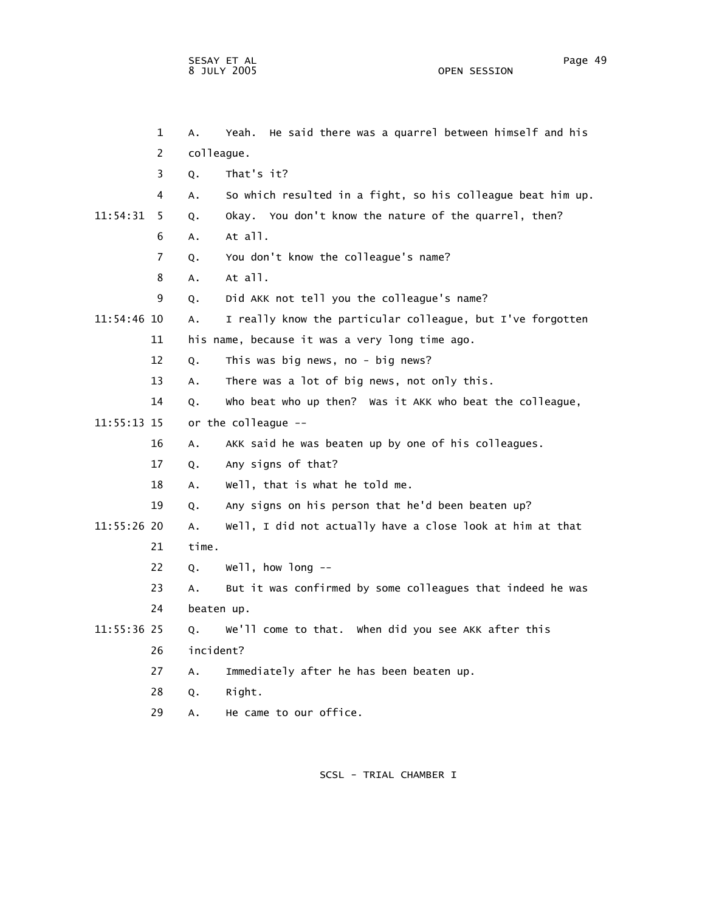1 A. Yeah. He said there was a quarrel between himself and his
2 colleague.
3 Q. That's it?
4 A. So which resulted in a fight, so his colleague beat him up.
11:54:31 5 Q. Okay. You don't know the nature of the quarrel, then?
6 A. At all.
7 Q. You don't know the colleague's name?
8 A. At all.
9 Q. Did AKK not tell you the colleague's name?
11:54:46 10 A. I really know the particular colleague, but I've forgotten
11 his name, because it was a very long time ago.
12 Q. This was big news, no - big news?
13 A. There was a lot of big news, not only this.
14 Q. Who beat who up then? Was it AKK who beat the colleague,
11:55:13 15 or the colleague --
16 A. AKK said he was beaten up by one of his colleagues.
17 Q. Any signs of that?
18 A. Well, that is what he told me.
19 Q. Any signs on his person that he'd been beaten up?
11:55:26 20 A. Well, I did not actually have a close look at him at that
21 time.
22 Q. Well, how long --
23 A. But it was confirmed by some colleagues that indeed he was
24 beaten up.
11:55:36 25 Q. We'll come to that. When did you see AKK after this
26 incident?
27 A. Immediately after he has been beaten up.
28 Q. Right.
29 A. He came to our office.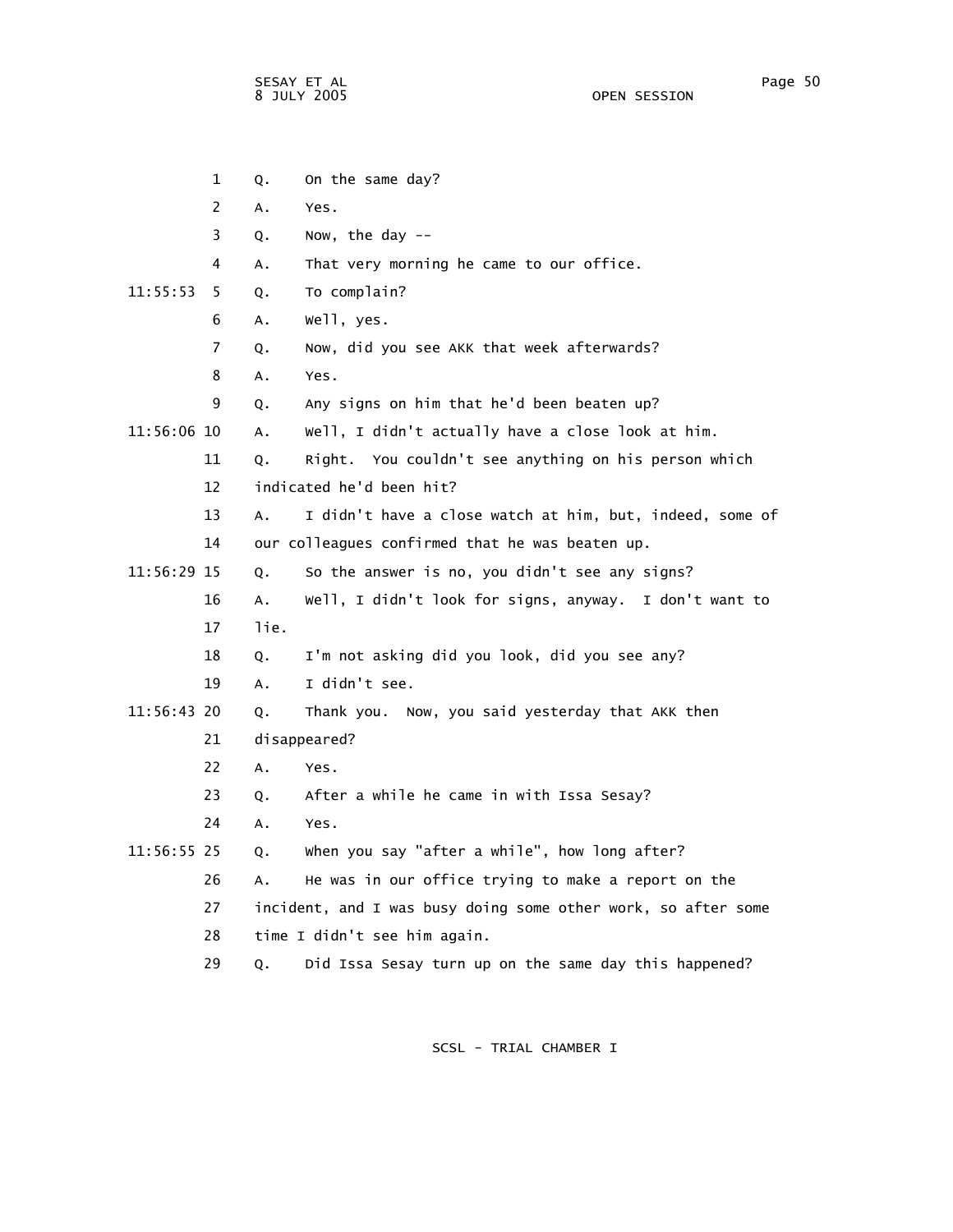Q. On the same day?

A. Yes.

Q. Now, the day --

A. That very morning he came to our office.

Q. To complain?

A. Well, yes.

Q. Now, did you see AKK that week afterwards?

A. Yes.

Q. Any signs on him that he'd been beaten up?

A. Well, I didn't actually have a close look at him.

Q. Right. You couldn't see anything on his person which indicated he'd been hit?

A. I didn't have a close watch at him, but, indeed, some of our colleagues confirmed that he was beaten up.

Q. So the answer is no, you didn't see any signs?

A. Well, I didn't look for signs, anyway. I don't want to lie.

Q. I'm not asking did you look, did you see any?

A. I didn't see.

Q. Thank you. Now, you said yesterday that AKK then disappeared?

A. Yes.

Q. After a while he came in with Issa Sesay?

A. Yes.

Q. When you say "after a while", how long after?

A. He was in our office trying to make a report on the incident, and I was busy doing some other work, so after some time I didn't see him again.

Q. Did Issa Sesay turn up on the same day this happened?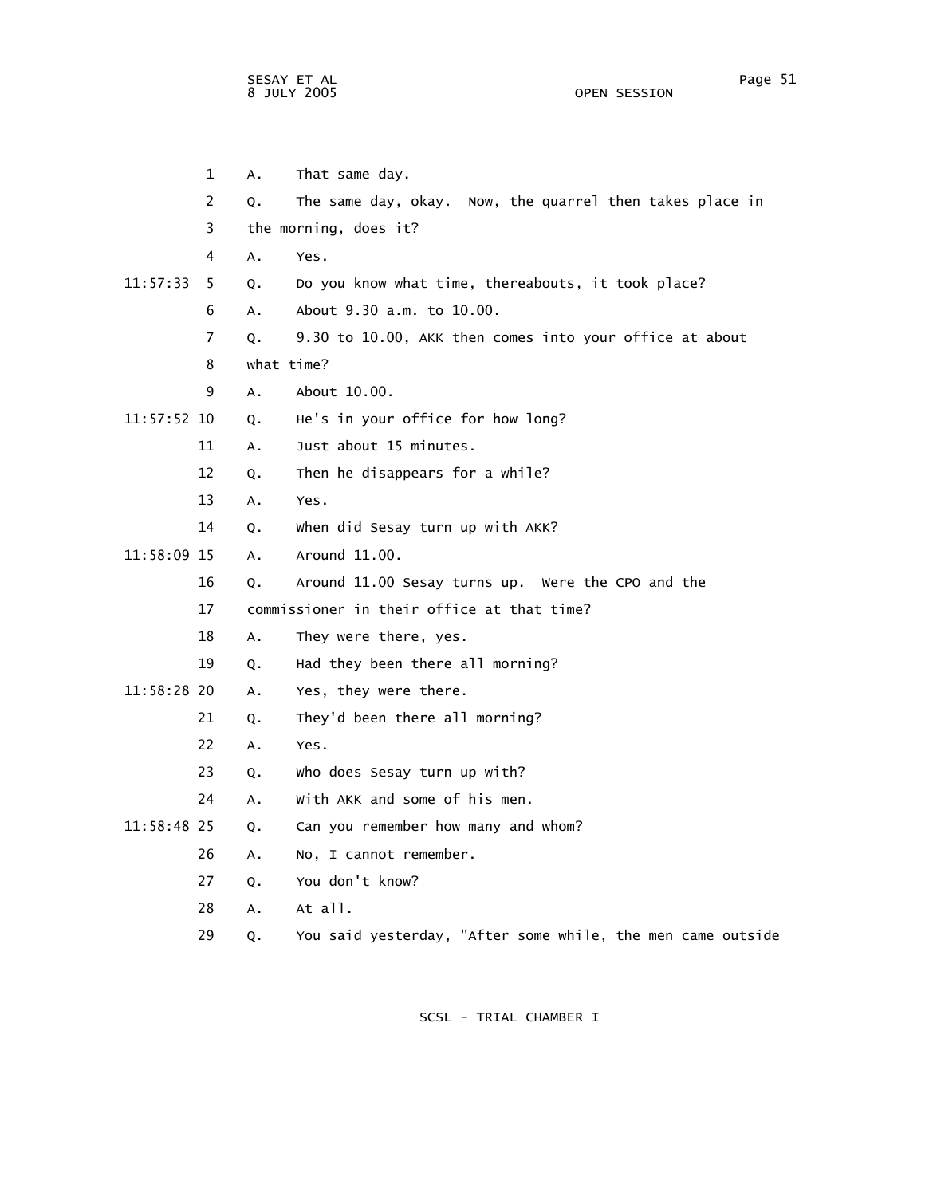1 A. That same day.

2 Q. The same day, okay. Now, the quarrel then takes place in

3 the morning, does it?

4 A. Yes.

11:57:33 5 Q. Do you know what time, thereabouts, it took place?

6 A. About 9.30 a.m. to 10.00.

7 Q. 9.30 to 10.00, AKK then comes into your office at about

8 what time?

9 A. About 10.00.

11:57:52 10 Q. He's in your office for how long?

11 A. Just about 15 minutes.

12 Q. Then he disappears for a while?

13 A. Yes.

14 Q. When did Sesay turn up with AKK?

11:58:09 15 A. Around 11.00.

16 Q. Around 11.00 Sesay turns up. Were the CPO and the

17 commissioner in their office at that time?

18 A. They were there, yes.

19 Q. Had they been there all morning?

11:58:28 20 A. Yes, they were there.

21 Q. They'd been there all morning?

22 A. Yes.

23 Q. Who does Sesay turn up with?

24 A. With AKK and some of his men.

11:58:48 25 Q. Can you remember how many and whom?

26 A. No, I cannot remember.

27 Q. You don't know?

28 A. At all.

29 Q. You said yesterday, "After some while, the men came outside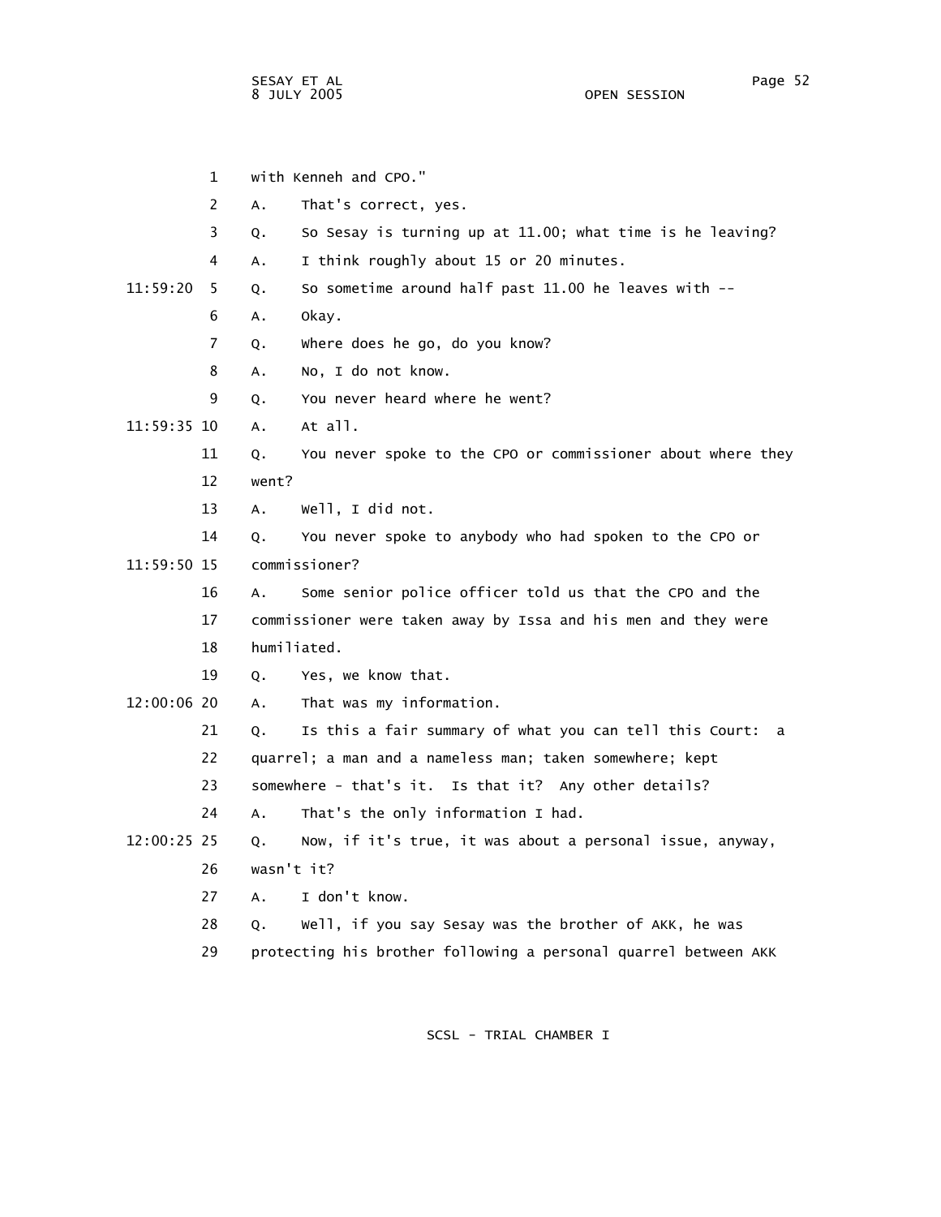1 with Kenneh and CPO."

2 A. That's correct, yes.

3 Q. So Sesay is turning up at 11.00; what time is he leaving?

4 A. I think roughly about 15 or 20 minutes.

11:59:20 5 Q. So sometime around half past 11.00 he leaves with --

6 A. Okay.

7 Q. Where does he go, do you know?

8 A. No, I do not know.

9 Q. You never heard where he went?

11:59:35 10 A. At all.

11 Q. You never spoke to the CPO or commissioner about where they

12 went?

13 A. Well, I did not.

14 Q. You never spoke to anybody who had spoken to the CPO or

11:59:50 15 commissioner?

16 A. Some senior police officer told us that the CPO and the

17 commissioner were taken away by Issa and his men and they were

18 humiliated.

19 Q. Yes, we know that.

12:00:06 20 A. That was my information.

21 Q. Is this a fair summary of what you can tell this Court: a

22 quarrel; a man and a nameless man; taken somewhere; kept

23 somewhere - that's it. Is that it? Any other details?

24 A. That's the only information I had.

12:00:25 25 Q. Now, if it's true, it was about a personal issue, anyway,

26 wasn't it?

27 A. I don't know.

28 Q. Well, if you say Sesay was the brother of AKK, he was

29 protecting his brother following a personal quarrel between AKK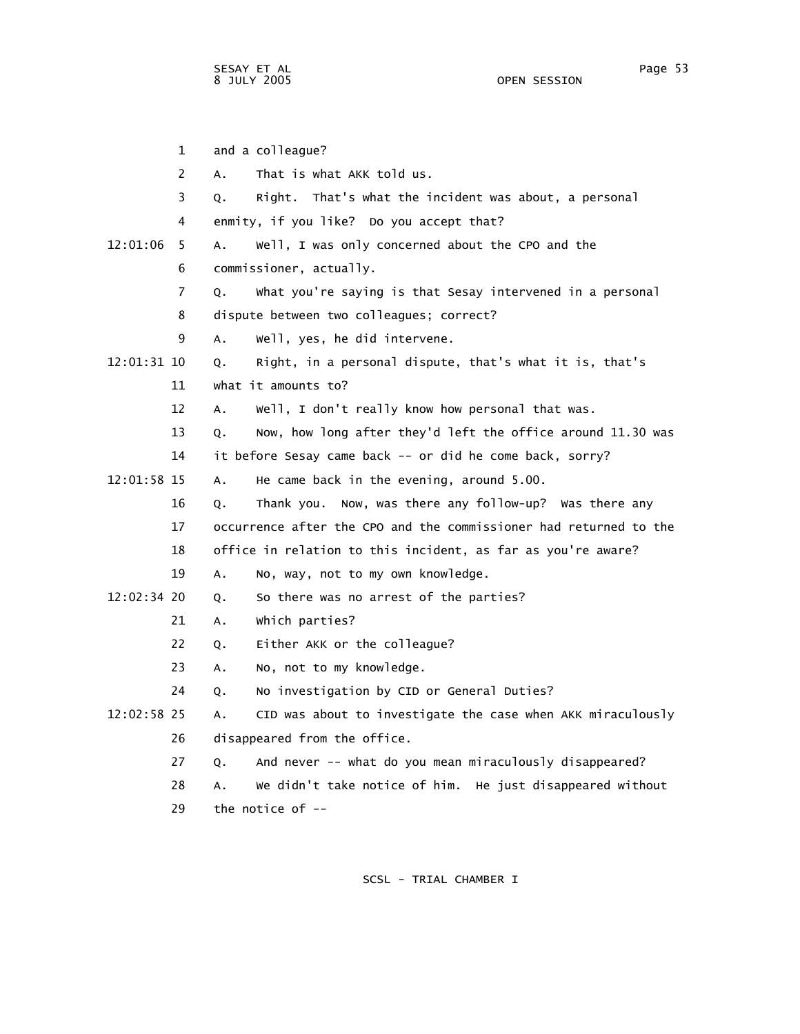1 and a colleague?

2 A. That is what AKK told us.

3 Q. Right. That's what the incident was about, a personal

4 enmity, if you like? Do you accept that?

12:01:06 5 A. Well, I was only concerned about the CPO and the

6 commissioner, actually.

7 Q. What you're saying is that Sesay intervened in a personal

8 dispute between two colleagues; correct?

9 A. Well, yes, he did intervene.

12:01:31 10 Q. Right, in a personal dispute, that's what it is, that's

11 what it amounts to?

12 A. Well, I don't really know how personal that was.

13 Q. Now, how long after they'd left the office around 11.30 was

14 it before Sesay came back -- or did he come back, sorry?

12:01:58 15 A. He came back in the evening, around 5.00.

16 Q. Thank you. Now, was there any follow-up? Was there any

17 occurrence after the CPO and the commissioner had returned to the

18 office in relation to this incident, as far as you're aware?

19 A. No, way, not to my own knowledge.

12:02:34 20 Q. So there was no arrest of the parties?

21 A. Which parties?

22 Q. Either AKK or the colleague?

23 A. No, not to my knowledge.

24 Q. No investigation by CID or General Duties?

12:02:58 25 A. CID was about to investigate the case when AKK miraculously

26 disappeared from the office.

27 Q. And never -- what do you mean miraculously disappeared?

28 A. We didn't take notice of him. He just disappeared without

29 the notice of --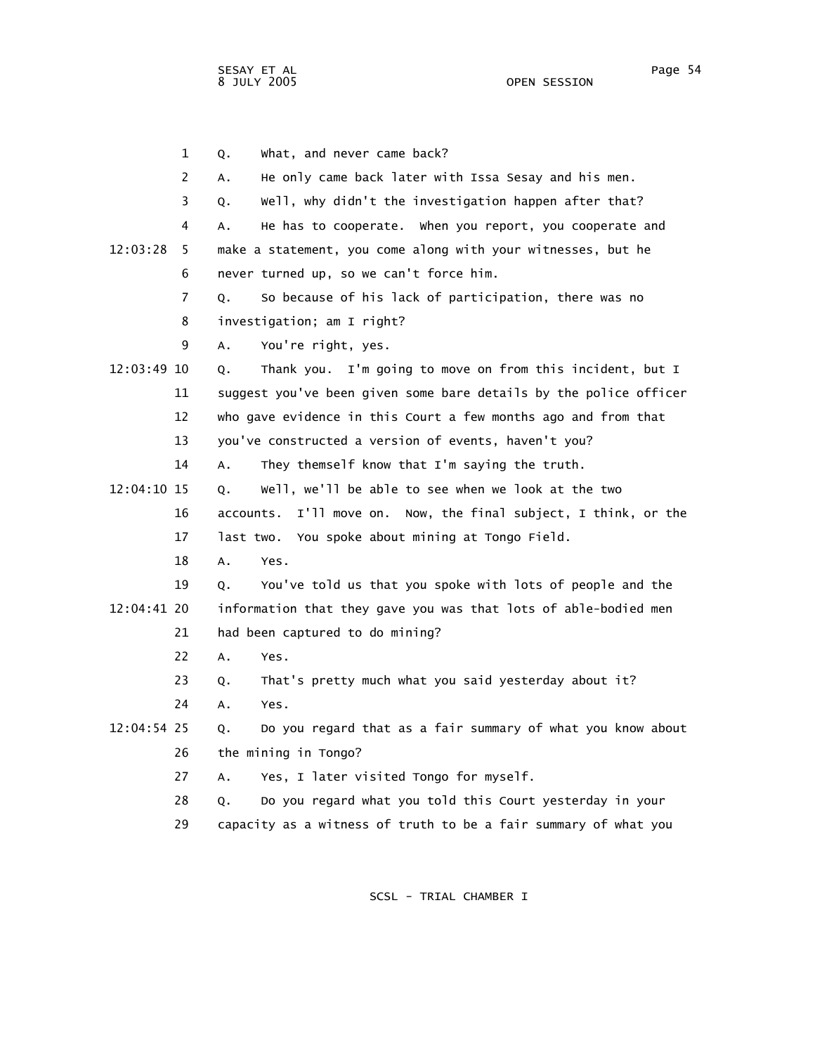1 Q. What, and never came back?

2 A. He only came back later with Issa Sesay and his men.

3 Q. Well, why didn't the investigation happen after that?

4 A. He has to cooperate. When you report, you cooperate and

12:03:28 5 make a statement, you come along with your witnesses, but he

6 never turned up, so we can't force him.

7 Q. So because of his lack of participation, there was no

8 investigation; am I right?

9 A. You're right, yes.

12:03:49 10 Q. Thank you. I'm going to move on from this incident, but I

11 suggest you've been given some bare details by the police officer

12 who gave evidence in this Court a few months ago and from that

13 you've constructed a version of events, haven't you?

14 A. They themself know that I'm saying the truth.

12:04:10 15 Q. Well, we'll be able to see when we look at the two

16 accounts. I'll move on. Now, the final subject, I think, or the

17 last two. You spoke about mining at Tongo Field.

18 A. Yes.

19 Q. You've told us that you spoke with lots of people and the

12:04:41 20 information that they gave you was that lots of able-bodied men

21 had been captured to do mining?

22 A. Yes.

23 Q. That's pretty much what you said yesterday about it?

24 A. Yes.

12:04:54 25 Q. Do you regard that as a fair summary of what you know about

26 the mining in Tongo?

27 A. Yes, I later visited Tongo for myself.

28 Q. Do you regard what you told this Court yesterday in your

29 capacity as a witness of truth to be a fair summary of what you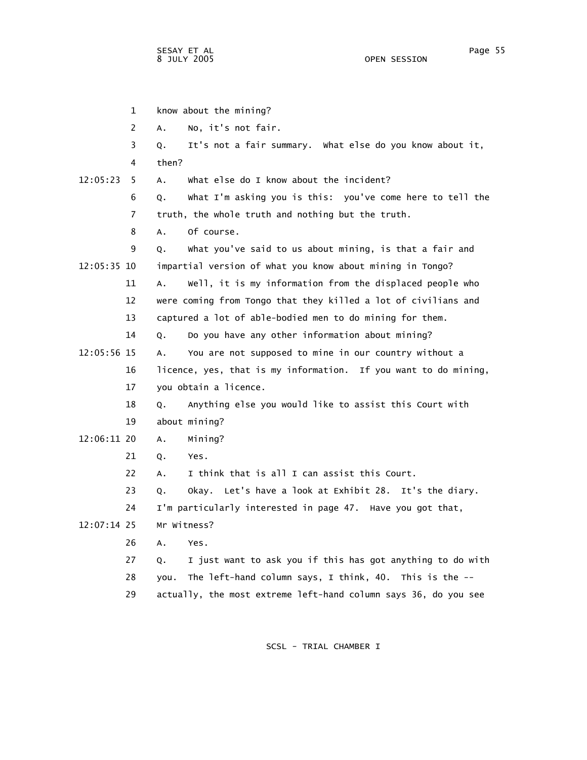1 know about the mining?

2 A. No, it's not fair.

3 Q. It's not a fair summary. What else do you know about it,

4 then?

12:05:23 5 A. What else do I know about the incident?

6 Q. What I'm asking you is this: you've come here to tell the

7 truth, the whole truth and nothing but the truth.

8 A. Of course.

9 Q. What you've said to us about mining, is that a fair and

12:05:35 10 impartial version of what you know about mining in Tongo?

11 A. Well, it is my information from the displaced people who

12 were coming from Tongo that they killed a lot of civilians and

13 captured a lot of able-bodied men to do mining for them.

14 Q. Do you have any other information about mining?

12:05:56 15 A. You are not supposed to mine in our country without a

16 licence, yes, that is my information. If you want to do mining,

17 you obtain a licence.

18 Q. Anything else you would like to assist this Court with

19 about mining?

12:06:11 20 A. Mining?

21 Q. Yes.

22 A. I think that is all I can assist this Court.

23 Q. Okay. Let's have a look at Exhibit 28. It's the diary.

24 I'm particularly interested in page 47. Have you got that,

12:07:14 25 Mr Witness?

26 A. Yes.

27 Q. I just want to ask you if this has got anything to do with

28 you. The left-hand column says, I think, 40. This is the --

29 actually, the most extreme left-hand column says 36, do you see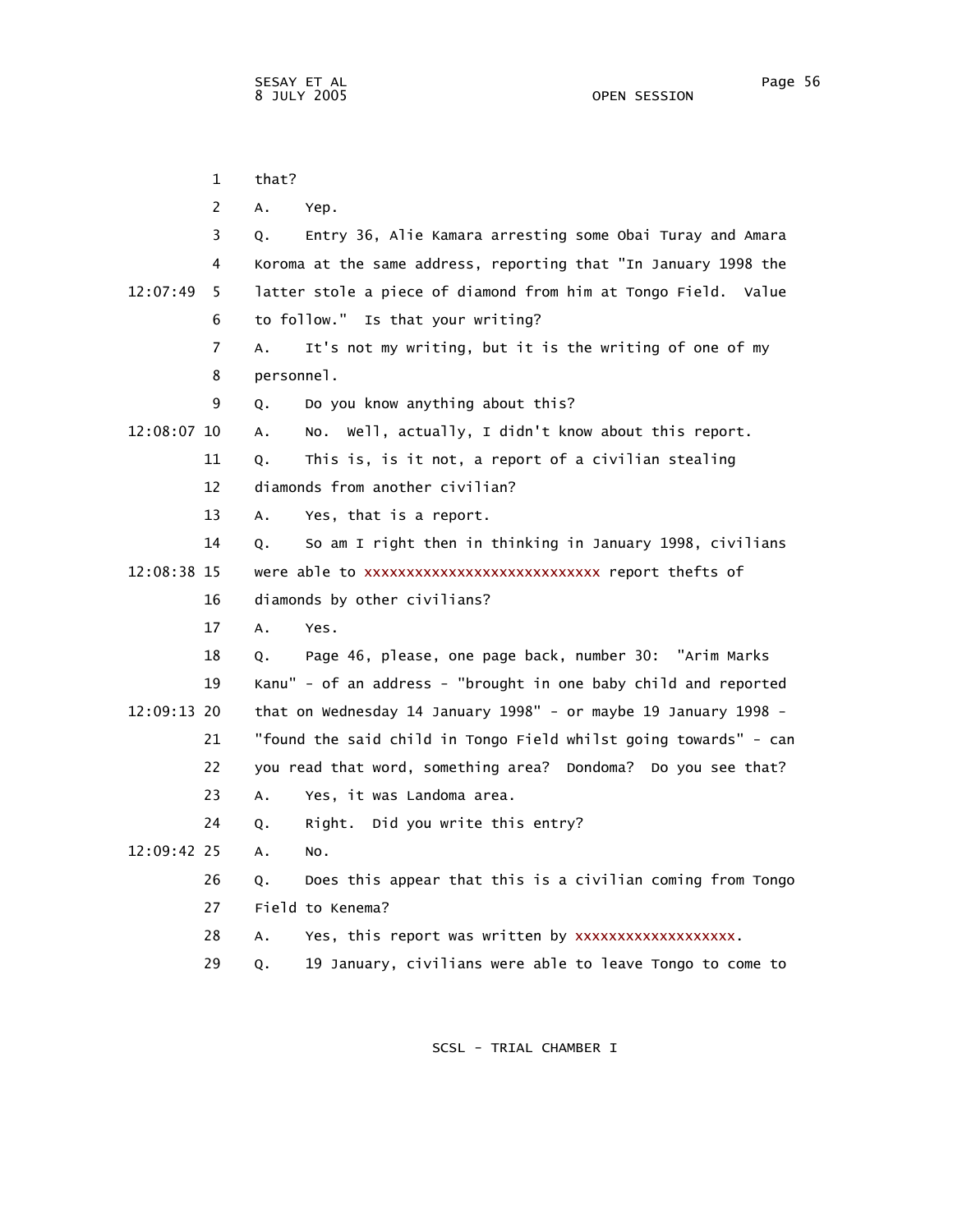1 that?

2 A. Yep.

3 Q. Entry 36, Alie Kamara arresting some Obai Turay and Amara

4 Koroma at the same address, reporting that "In January 1998 the

12:07:49 5 latter stole a piece of diamond from him at Tongo Field. Value

6 to follow." Is that your writing?

7 A. It's not my writing, but it is the writing of one of my

8 personnel.

9 Q. Do you know anything about this?

12:08:07 10 A. No. Well, actually, I didn't know about this report.

11 Q. This is, is it not, a report of a civilian stealing

12 diamonds from another civilian?

13 A. Yes, that is a report.

14 Q. So am I right then in thinking in January 1998, civilians

12:08:38 15 were able to xxxxxxxxxxxxxxxxxxxxxxxxxxxx report thefts of

16 diamonds by other civilians?

17 A. Yes.

18 Q. Page 46, please, one page back, number 30: "Arim Marks

19 Kanu" - of an address - "brought in one baby child and reported

12:09:13 20 that on Wednesday 14 January 1998" - or maybe 19 January 1998 -

21 "found the said child in Tongo Field whilst going towards" - can

22 you read that word, something area? Dondoma? Do you see that?

23 A. Yes, it was Landoma area.

24 Q. Right. Did you write this entry?

12:09:42 25 A. No.

26 Q. Does this appear that this is a civilian coming from Tongo

27 Field to Kenema?

28 A. Yes, this report was written by xxxxxxxxxxxxxxxxxxx.

29 Q. 19 January, civilians were able to leave Tongo to come to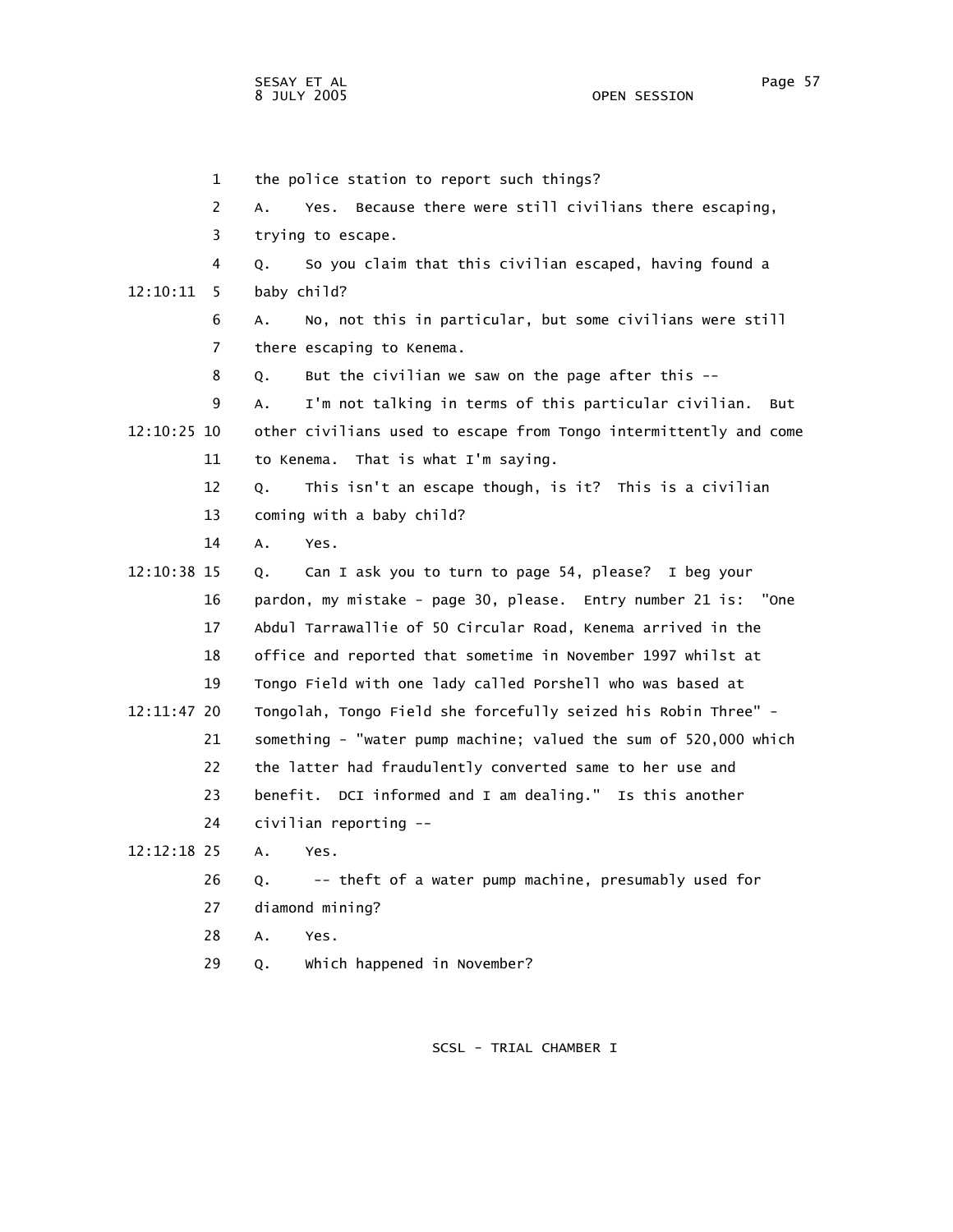1 the police station to report such things?

2 A. Yes. Because there were still civilians there escaping,

3 trying to escape.

4 Q. So you claim that this civilian escaped, having found a

12:10:11 5 baby child?

6 A. No, not this in particular, but some civilians were still

7 there escaping to Kenema.

8 Q. But the civilian we saw on the page after this --

9 A. I'm not talking in terms of this particular civilian. But

12:10:25 10 other civilians used to escape from Tongo intermittently and come

11 to Kenema. That is what I'm saying.

12 Q. This isn't an escape though, is it? This is a civilian

13 coming with a baby child?

14 A. Yes.

12:10:38 15 Q. Can I ask you to turn to page 54, please? I beg your

16 pardon, my mistake - page 30, please. Entry number 21 is: "One

17 Abdul Tarrawallie of 50 Circular Road, Kenema arrived in the

18 office and reported that sometime in November 1997 whilst at

19 Tongo Field with one lady called Porshell who was based at

12:11:47 20 Tongolah, Tongo Field she forcefully seized his Robin Three" -

21 something - "water pump machine; valued the sum of 520,000 which

22 the latter had fraudulently converted same to her use and

23 benefit. DCI informed and I am dealing." Is this another

24 civilian reporting --

12:12:18 25 A. Yes.

26 Q. -- theft of a water pump machine, presumably used for

27 diamond mining?

28 A. Yes.

29 Q. Which happened in November?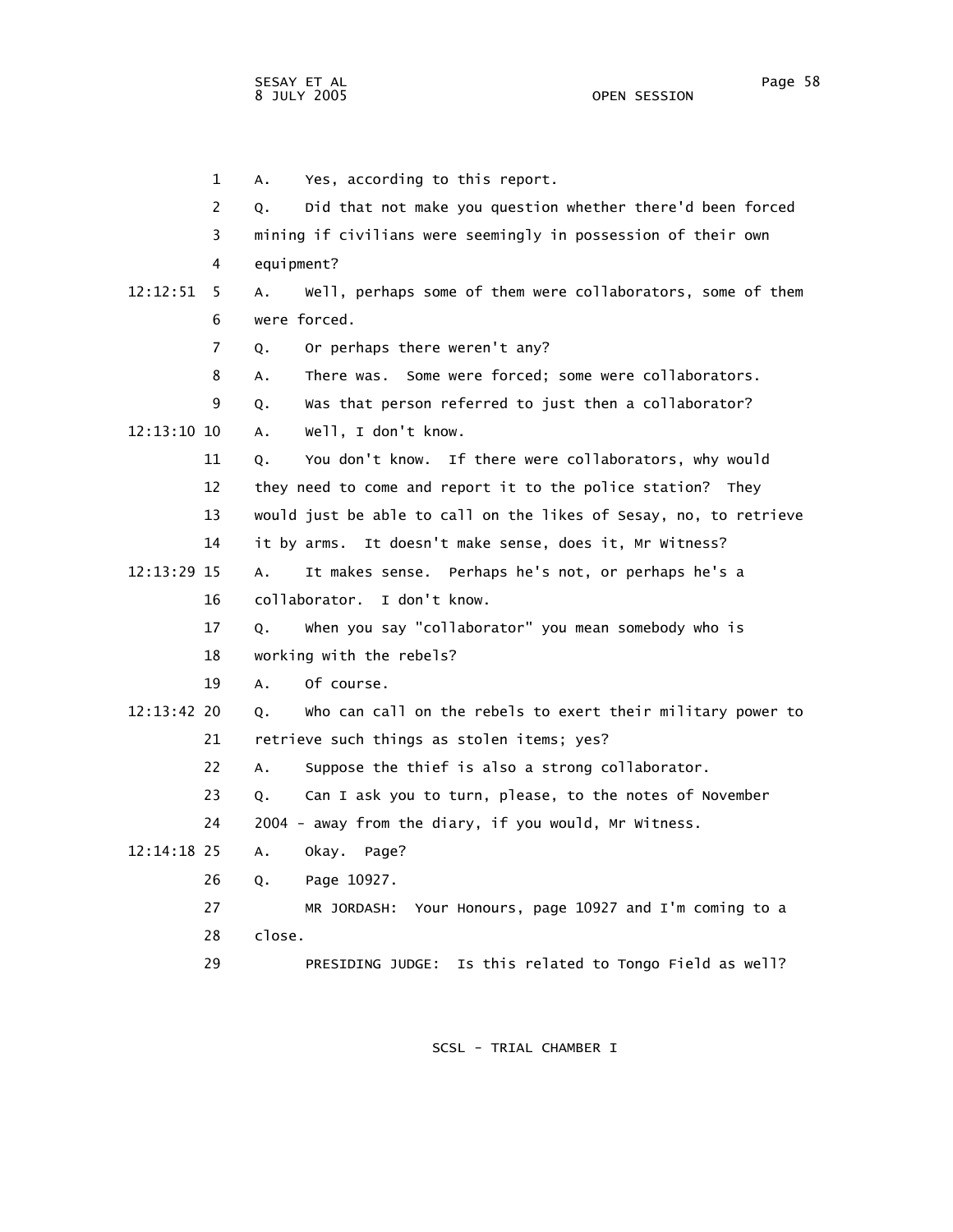A. Yes, according to this report.

Q. Did that not make you question whether there'd been forced mining if civilians were seemingly in possession of their own equipment?

A. Well, perhaps some of them were collaborators, some of them were forced.

Q. Or perhaps there weren't any?

A. There was. Some were forced; some were collaborators.

Q. Was that person referred to just then a collaborator?

A. Well, I don't know.

Q. You don't know. If there were collaborators, why would they need to come and report it to the police station? They would just be able to call on the likes of Sesay, no, to retrieve it by arms. It doesn't make sense, does it, Mr Witness?

A. It makes sense. Perhaps he's not, or perhaps he's a collaborator. I don't know.

Q. When you say "collaborator" you mean somebody who is working with the rebels?

A. Of course.

Q. Who can call on the rebels to exert their military power to retrieve such things as stolen items; yes?

A. Suppose the thief is also a strong collaborator.

Q. Can I ask you to turn, please, to the notes of November 2004 - away from the diary, if you would, Mr Witness.

A. Okay. Page?

Q. Page 10927.

MR JORDASH: Your Honours, page 10927 and I'm coming to a close.

PRESIDING JUDGE: Is this related to Tongo Field as well?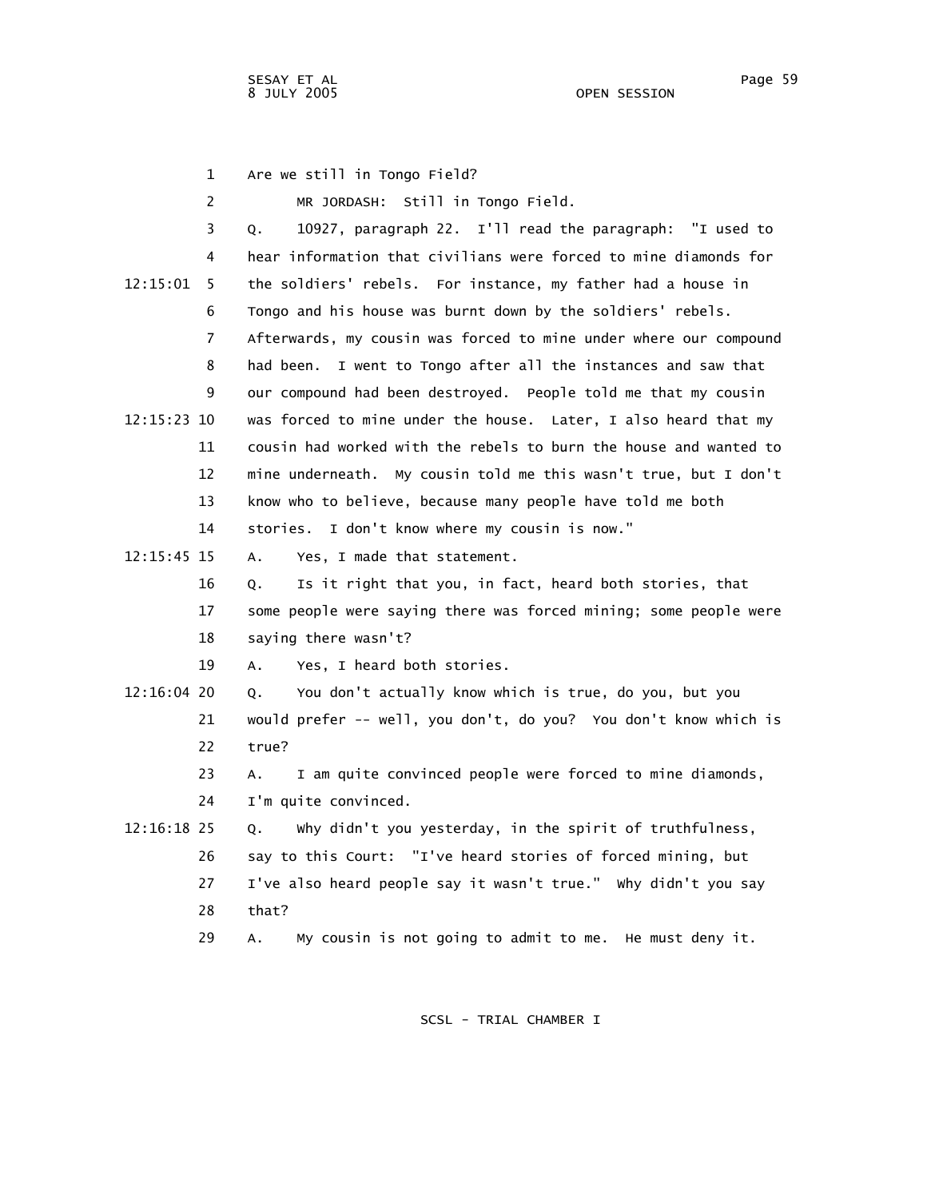1 Are we still in Tongo Field?

2 MR JORDASH: Still in Tongo Field.

3 Q. 10927, paragraph 22. I'll read the paragraph: "I used to
4 hear information that civilians were forced to mine diamonds for
12:15:01 5 the soldiers' rebels. For instance, my father had a house in
6 Tongo and his house was burnt down by the soldiers' rebels.
7 Afterwards, my cousin was forced to mine under where our compound
8 had been. I went to Tongo after all the instances and saw that
9 our compound had been destroyed. People told me that my cousin
12:15:23 10 was forced to mine under the house. Later, I also heard that my
11 cousin had worked with the rebels to burn the house and wanted to
12 mine underneath. My cousin told me this wasn't true, but I don't
13 know who to believe, because many people have told me both
14 stories. I don't know where my cousin is now."

12:15:45 15 A. Yes, I made that statement.

16 Q. Is it right that you, in fact, heard both stories, that
17 some people were saying there was forced mining; some people were
18 saying there wasn't?

19 A. Yes, I heard both stories.

12:16:04 20 Q. You don't actually know which is true, do you, but you
21 would prefer -- well, you don't, do you? You don't know which is
22 true?

23 A. I am quite convinced people were forced to mine diamonds,
24 I'm quite convinced.

12:16:18 25 Q. Why didn't you yesterday, in the spirit of truthfulness,
26 say to this Court: "I've heard stories of forced mining, but
27 I've also heard people say it wasn't true." Why didn't you say
28 that?

29 A. My cousin is not going to admit to me. He must deny it.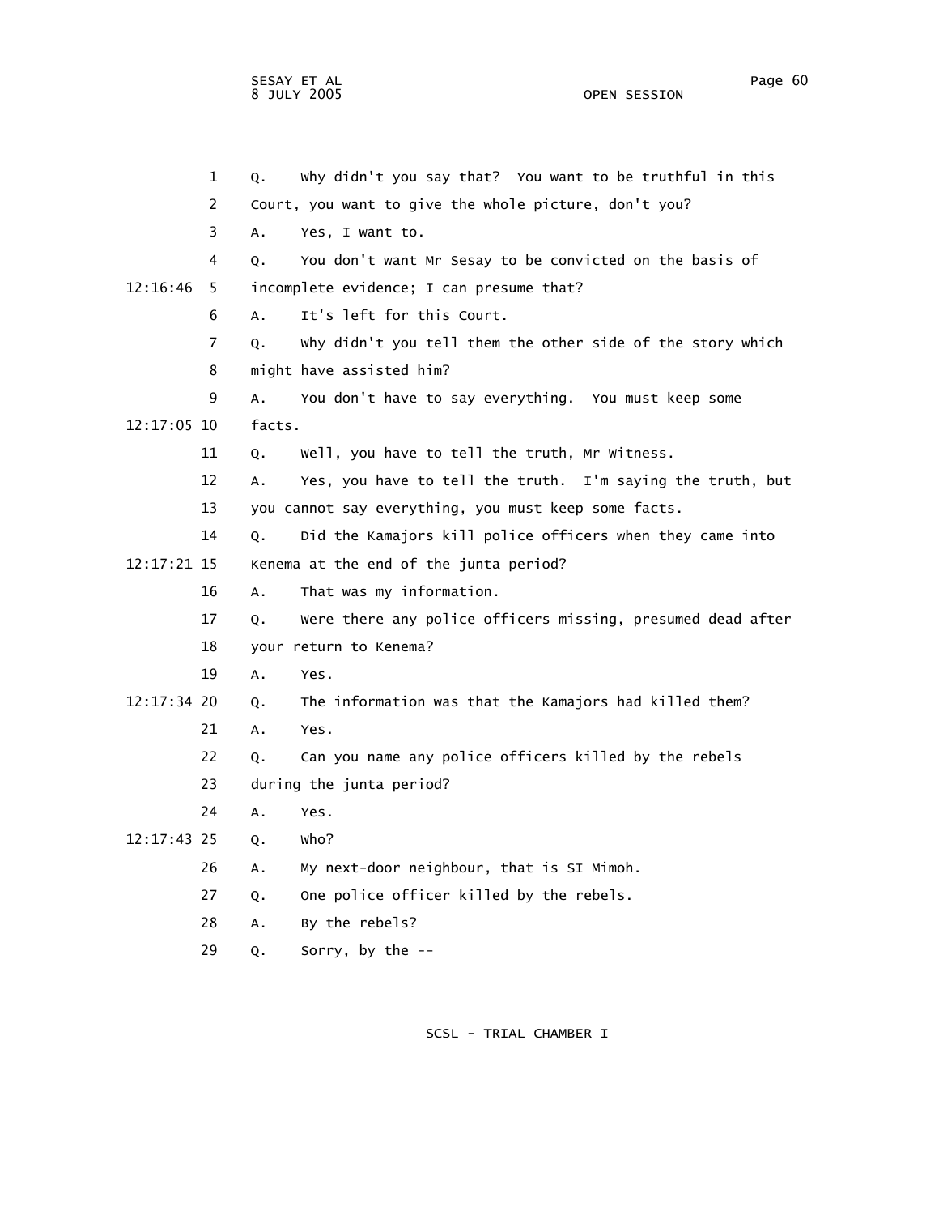1 Q. Why didn't you say that? You want to be truthful in this

2 Court, you want to give the whole picture, don't you?

3 A. Yes, I want to.

4 Q. You don't want Mr Sesay to be convicted on the basis of

12:16:46 5 incomplete evidence; I can presume that?

6 A. It's left for this Court.

7 Q. Why didn't you tell them the other side of the story which

8 might have assisted him?

9 A. You don't have to say everything. You must keep some

12:17:05 10 facts.

11 Q. Well, you have to tell the truth, Mr Witness.

12 A. Yes, you have to tell the truth. I'm saying the truth, but

13 you cannot say everything, you must keep some facts.

14 Q. Did the Kamajors kill police officers when they came into

12:17:21 15 Kenema at the end of the junta period?

16 A. That was my information.

17 Q. Were there any police officers missing, presumed dead after

18 your return to Kenema?

19 A. Yes.

12:17:34 20 Q. The information was that the Kamajors had killed them?

21 A. Yes.

22 Q. Can you name any police officers killed by the rebels

23 during the junta period?

24 A. Yes.

12:17:43 25 Q. Who?

26 A. My next-door neighbour, that is SI Mimoh.

27 Q. One police officer killed by the rebels.

28 A. By the rebels?

29 Q. Sorry, by the --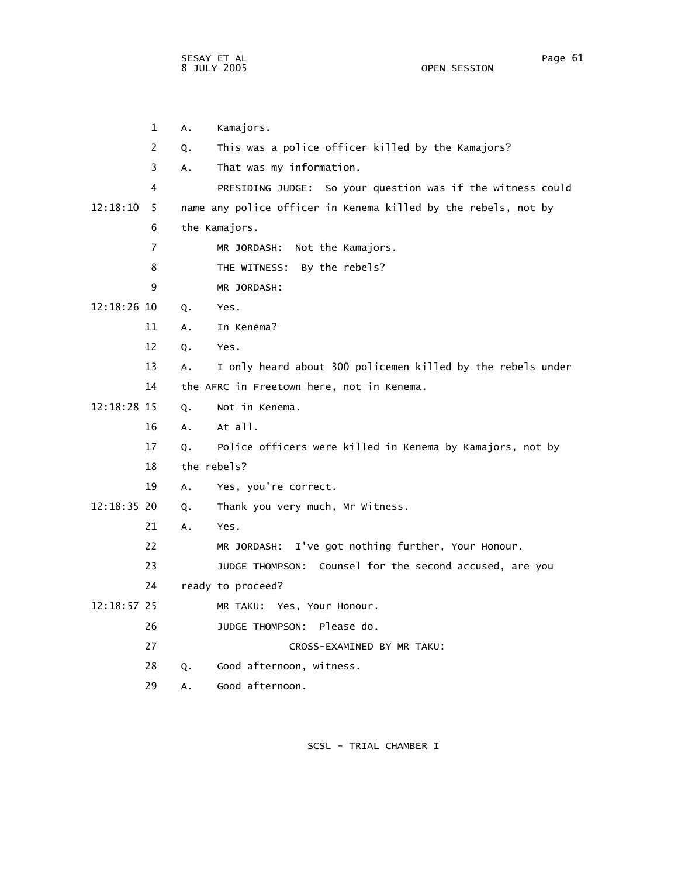1 A. Kamajors.

2 Q. This was a police officer killed by the Kamajors?

3 A. That was my information.

4 PRESIDING JUDGE: So your question was if the witness could

12:18:10 5 name any police officer in Kenema killed by the rebels, not by

6 the Kamajors.

7 MR JORDASH: Not the Kamajors.

8 THE WITNESS: By the rebels?

9 MR JORDASH:

12:18:26 10 Q. Yes.

11 A. In Kenema?

12 Q. Yes.

13 A. I only heard about 300 policemen killed by the rebels under

14 the AFRC in Freetown here, not in Kenema.

12:18:28 15 Q. Not in Kenema.

16 A. At all.

17 Q. Police officers were killed in Kenema by Kamajors, not by

18 the rebels?

19 A. Yes, you're correct.

12:18:35 20 Q. Thank you very much, Mr Witness.

21 A. Yes.

22 MR JORDASH: I've got nothing further, Your Honour.

23 JUDGE THOMPSON: Counsel for the second accused, are you

24 ready to proceed?

12:18:57 25 MR TAKU: Yes, Your Honour.

26 JUDGE THOMPSON: Please do.

27 CROSS-EXAMINED BY MR TAKU:

28 Q. Good afternoon, witness.

29 A. Good afternoon.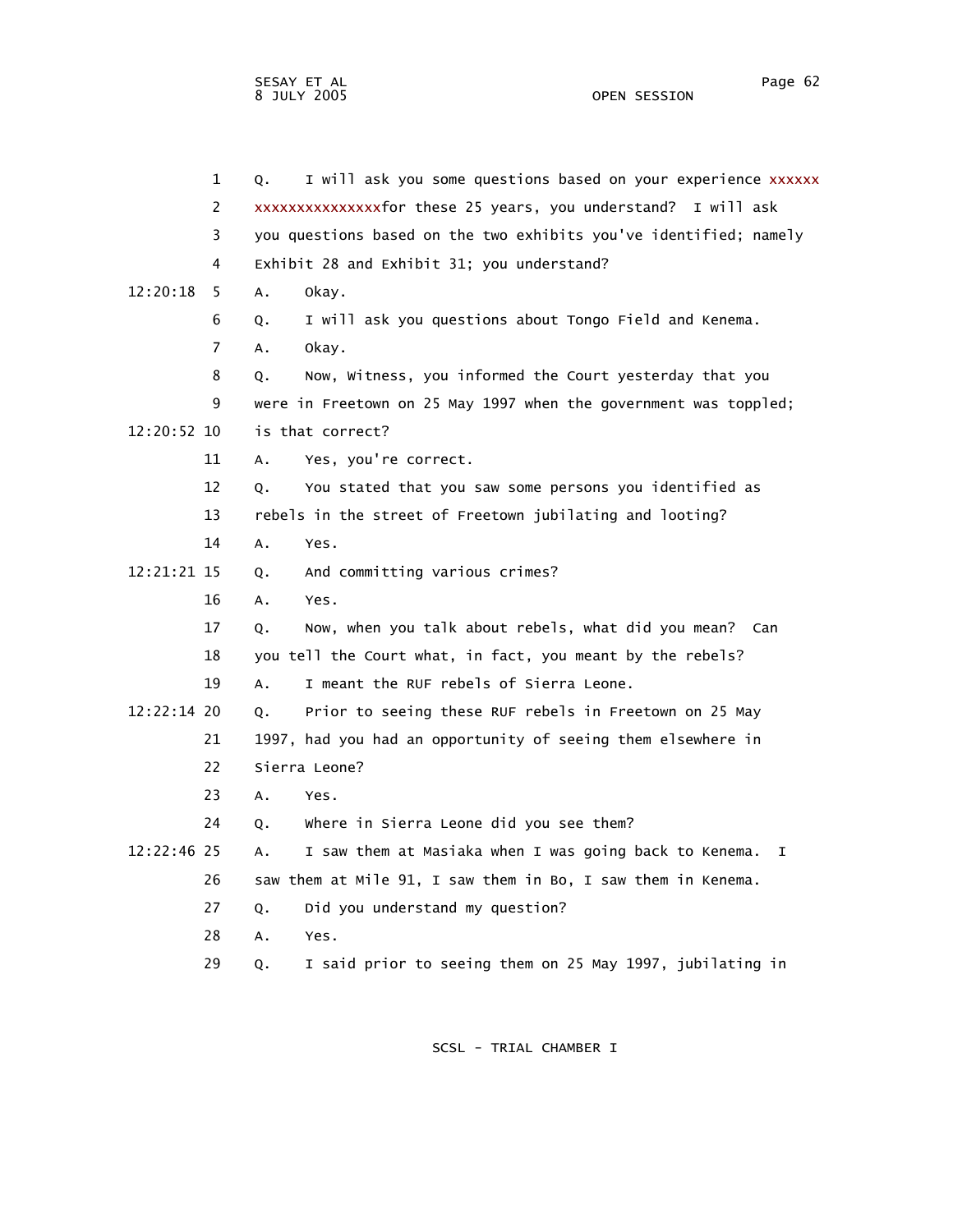1 Q. I will ask you some questions based on your experience xxxxxx xxxxxxxxxxxxxxxfor these 25 years, you understand? I will ask

3 you questions based on the two exhibits you've identified; namely

4 Exhibit 28 and Exhibit 31; you understand?

12:20:18 5 A. Okay.

6 Q. I will ask you questions about Tongo Field and Kenema.

7 A. Okay.

8 Q. Now, Witness, you informed the Court yesterday that you

9 were in Freetown on 25 May 1997 when the government was toppled;

12:20:52 10 is that correct?

11 A. Yes, you're correct.

12 Q. You stated that you saw some persons you identified as

13 rebels in the street of Freetown jubilating and looting?

14 A. Yes.

12:21:21 15 Q. And committing various crimes?

16 A. Yes.

17 Q. Now, when you talk about rebels, what did you mean? Can

18 you tell the Court what, in fact, you meant by the rebels?

19 A. I meant the RUF rebels of Sierra Leone.

12:22:14 20 Q. Prior to seeing these RUF rebels in Freetown on 25 May

21 1997, had you had an opportunity of seeing them elsewhere in

22 Sierra Leone?

23 A. Yes.

24 Q. Where in Sierra Leone did you see them?

12:22:46 25 A. I saw them at Masiaka when I was going back to Kenema. I

26 saw them at Mile 91, I saw them in Bo, I saw them in Kenema.

27 Q. Did you understand my question?

28 A. Yes.

29 Q. I said prior to seeing them on 25 May 1997, jubilating in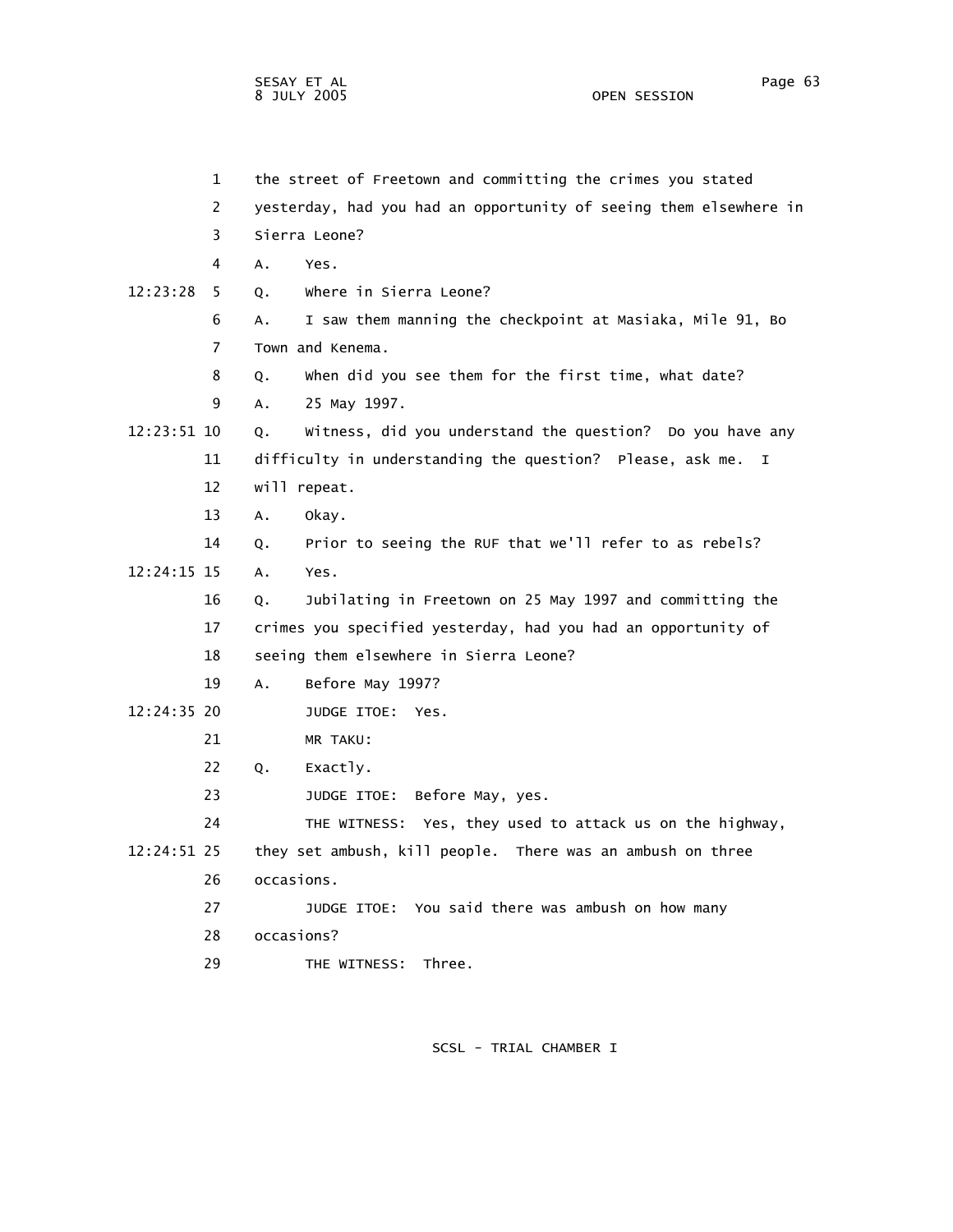1 the street of Freetown and committing the crimes you stated

2 yesterday, had you had an opportunity of seeing them elsewhere in

3 Sierra Leone?

4 A. Yes.

12:23:28 5 Q. Where in Sierra Leone?

6 A. I saw them manning the checkpoint at Masiaka, Mile 91, Bo

7 Town and Kenema.

8 Q. When did you see them for the first time, what date?

9 A. 25 May 1997.

12:23:51 10 Q. Witness, did you understand the question? Do you have any

11 difficulty in understanding the question? Please, ask me. I

12 will repeat.

13 A. Okay.

14 Q. Prior to seeing the RUF that we'll refer to as rebels?

12:24:15 15 A. Yes.

16 Q. Jubilating in Freetown on 25 May 1997 and committing the

17 crimes you specified yesterday, had you had an opportunity of

18 seeing them elsewhere in Sierra Leone?

19 A. Before May 1997?

12:24:35 20 JUDGE ITOE: Yes.

21 MR TAKU:

22 Q. Exactly.

23 JUDGE ITOE: Before May, yes.

24 THE WITNESS: Yes, they used to attack us on the highway,

12:24:51 25 they set ambush, kill people. There was an ambush on three

26 occasions.

27 JUDGE ITOE: You said there was ambush on how many

28 occasions?

29 THE WITNESS: Three.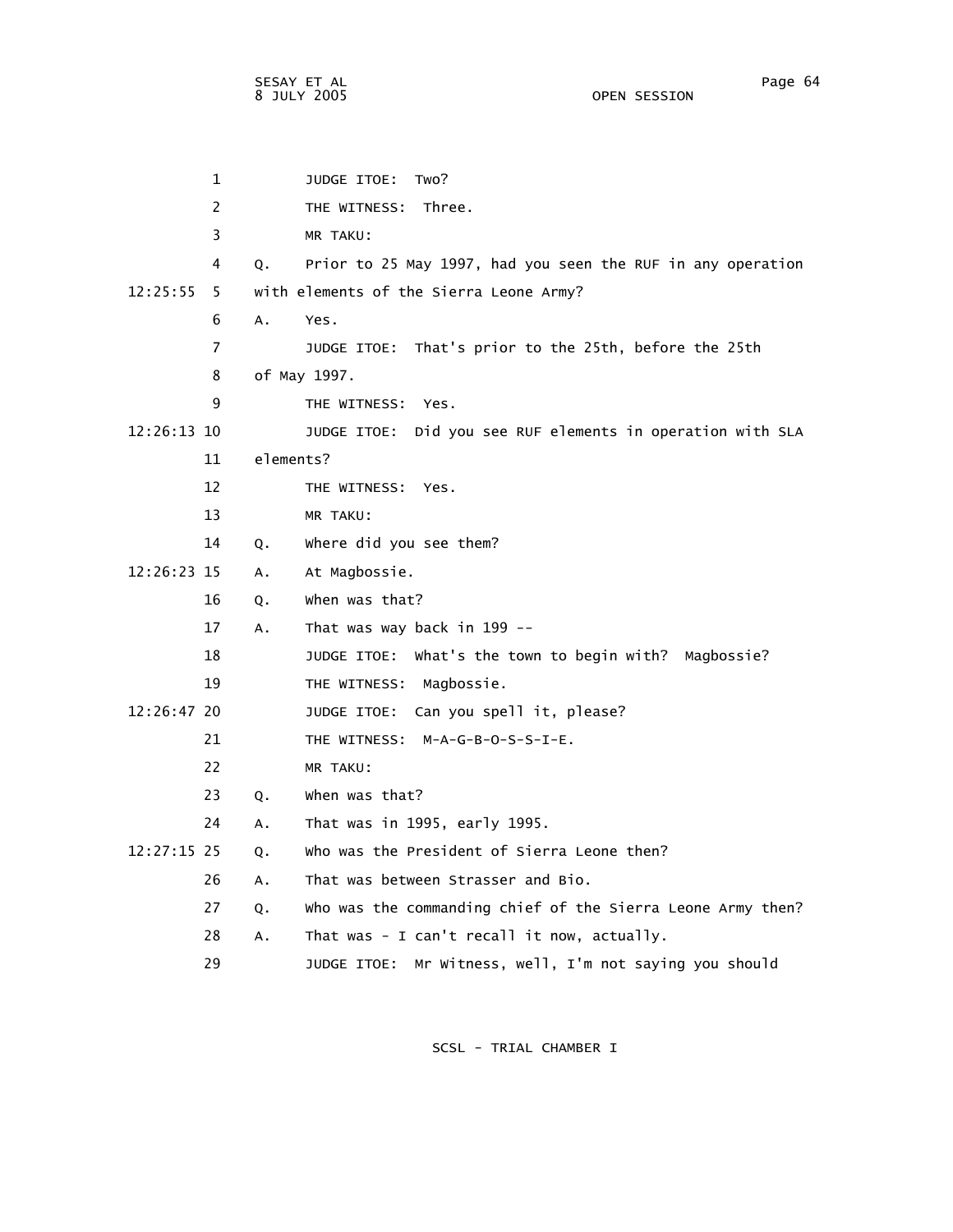JUDGE ITOE: Two?

THE WITNESS: Three.

MR TAKU:

Q. Prior to 25 May 1997, had you seen the RUF in any operation with elements of the Sierra Leone Army?

A. Yes.

JUDGE ITOE: That's prior to the 25th, before the 25th of May 1997.

THE WITNESS: Yes.

JUDGE ITOE: Did you see RUF elements in operation with SLA elements?

THE WITNESS: Yes.

MR TAKU:

Q. Where did you see them?

A. At Magbossie.

Q. When was that?

A. That was way back in 199 --

JUDGE ITOE: What's the town to begin with? Magbossie?

THE WITNESS: Magbossie.

JUDGE ITOE: Can you spell it, please?

THE WITNESS: M-A-G-B-O-S-S-I-E.

MR TAKU:

Q. When was that?

A. That was in 1995, early 1995.

Q. Who was the President of Sierra Leone then?

A. That was between Strasser and Bio.

Q. Who was the commanding chief of the Sierra Leone Army then?

A. That was - I can't recall it now, actually.

JUDGE ITOE: Mr Witness, well, I'm not saying you should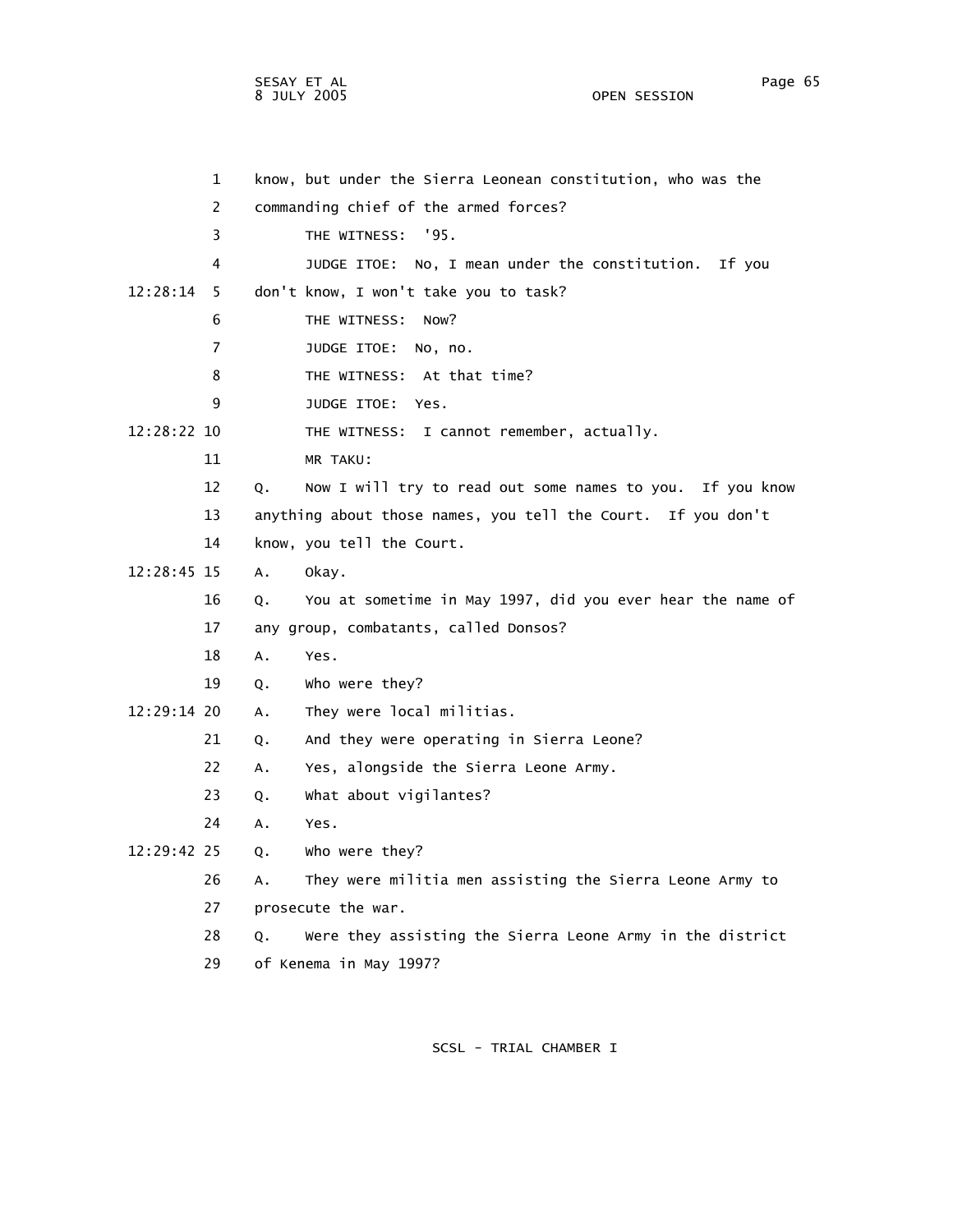know, but under the Sierra Leonean constitution, who was the commanding chief of the armed forces?

THE WITNESS: '95.

JUDGE ITOE: No, I mean under the constitution. If you don't know, I won't take you to task?

THE WITNESS: Now?

JUDGE ITOE: No, no.

THE WITNESS: At that time?

JUDGE ITOE: Yes.

THE WITNESS: I cannot remember, actually.

MR TAKU:

Q. Now I will try to read out some names to you. If you know anything about those names, you tell the Court. If you don't know, you tell the Court.

A. Okay.

Q. You at sometime in May 1997, did you ever hear the name of any group, combatants, called Donsos?

A. Yes.

Q. Who were they?

A. They were local militias.

Q. And they were operating in Sierra Leone?

A. Yes, alongside the Sierra Leone Army.

Q. What about vigilantes?

A. Yes.

Q. Who were they?

A. They were militia men assisting the Sierra Leone Army to prosecute the war.

Q. Were they assisting the Sierra Leone Army in the district of Kenema in May 1997?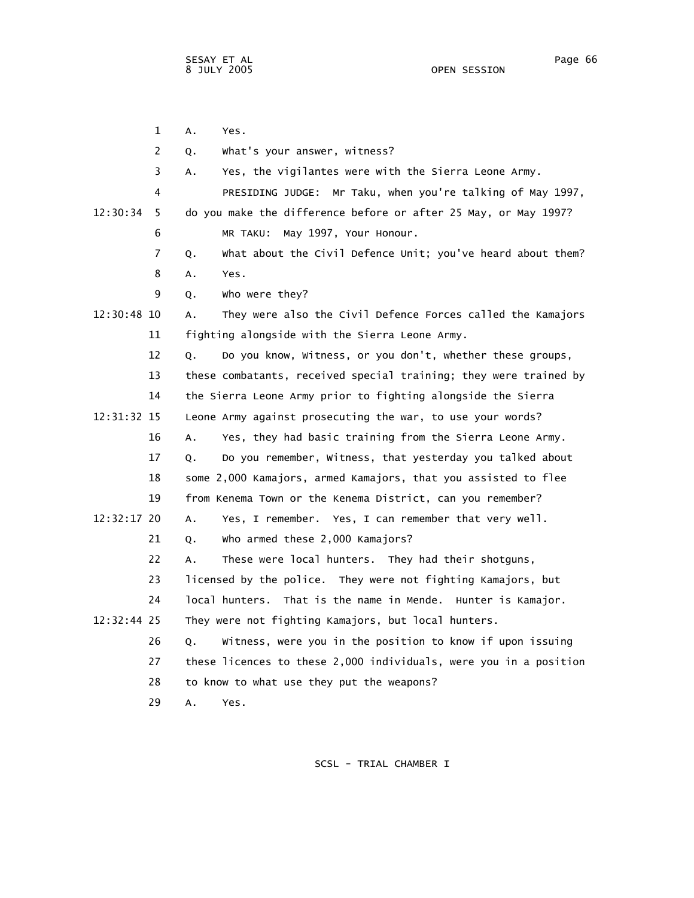1 A. Yes.

2 Q. What's your answer, witness?

3 A. Yes, the vigilantes were with the Sierra Leone Army.

4 PRESIDING JUDGE: Mr Taku, when you're talking of May 1997,

12:30:34 5 do you make the difference before or after 25 May, or May 1997?

6 MR TAKU: May 1997, Your Honour.

7 Q. What about the Civil Defence Unit; you've heard about them?

8 A. Yes.

9 Q. Who were they?

12:30:48 10 A. They were also the Civil Defence Forces called the Kamajors

11 fighting alongside with the Sierra Leone Army.

12 Q. Do you know, Witness, or you don't, whether these groups,

13 these combatants, received special training; they were trained by

14 the Sierra Leone Army prior to fighting alongside the Sierra

12:31:32 15 Leone Army against prosecuting the war, to use your words?

16 A. Yes, they had basic training from the Sierra Leone Army.

17 Q. Do you remember, Witness, that yesterday you talked about

18 some 2,000 Kamajors, armed Kamajors, that you assisted to flee

19 from Kenema Town or the Kenema District, can you remember?

12:32:17 20 A. Yes, I remember. Yes, I can remember that very well.

21 Q. Who armed these 2,000 Kamajors?

22 A. These were local hunters. They had their shotguns,

23 licensed by the police. They were not fighting Kamajors, but

24 local hunters. That is the name in Mende. Hunter is Kamajor.

12:32:44 25 They were not fighting Kamajors, but local hunters.

26 Q. Witness, were you in the position to know if upon issuing

27 these licences to these 2,000 individuals, were you in a position

28 to know to what use they put the weapons?

29 A. Yes.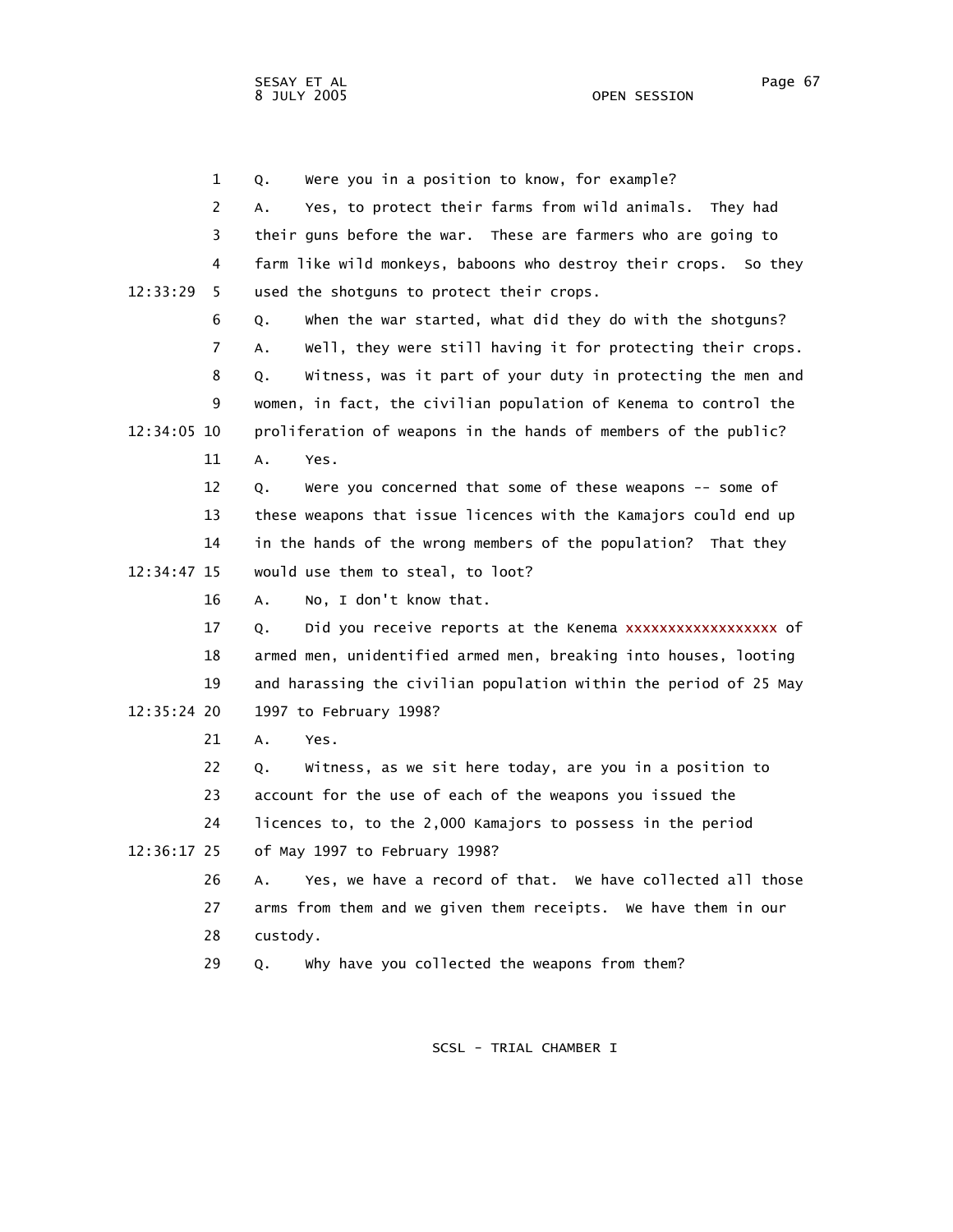1 Q. Were you in a position to know, for example?

2 A. Yes, to protect their farms from wild animals. They had

3 their guns before the war. These are farmers who are going to

4 farm like wild monkeys, baboons who destroy their crops. So they

12:33:29 5 used the shotguns to protect their crops.

6 Q. When the war started, what did they do with the shotguns?

7 A. Well, they were still having it for protecting their crops.

8 Q. Witness, was it part of your duty in protecting the men and

9 women, in fact, the civilian population of Kenema to control the

12:34:05 10 proliferation of weapons in the hands of members of the public?

11 A. Yes.

12 Q. Were you concerned that some of these weapons -- some of

13 these weapons that issue licences with the Kamajors could end up

14 in the hands of the wrong members of the population? That they

12:34:47 15 would use them to steal, to loot?

16 A. No, I don't know that.

17 Q. Did you receive reports at the Kenema xxxxxxxxxxxxxxxxxx of

18 armed men, unidentified armed men, breaking into houses, looting

19 and harassing the civilian population within the period of 25 May

12:35:24 20 1997 to February 1998?

21 A. Yes.

22 Q. Witness, as we sit here today, are you in a position to

23 account for the use of each of the weapons you issued the

24 licences to, to the 2,000 Kamajors to possess in the period

12:36:17 25 of May 1997 to February 1998?

26 A. Yes, we have a record of that. We have collected all those

27 arms from them and we given them receipts. We have them in our

28 custody.

29 Q. Why have you collected the weapons from them?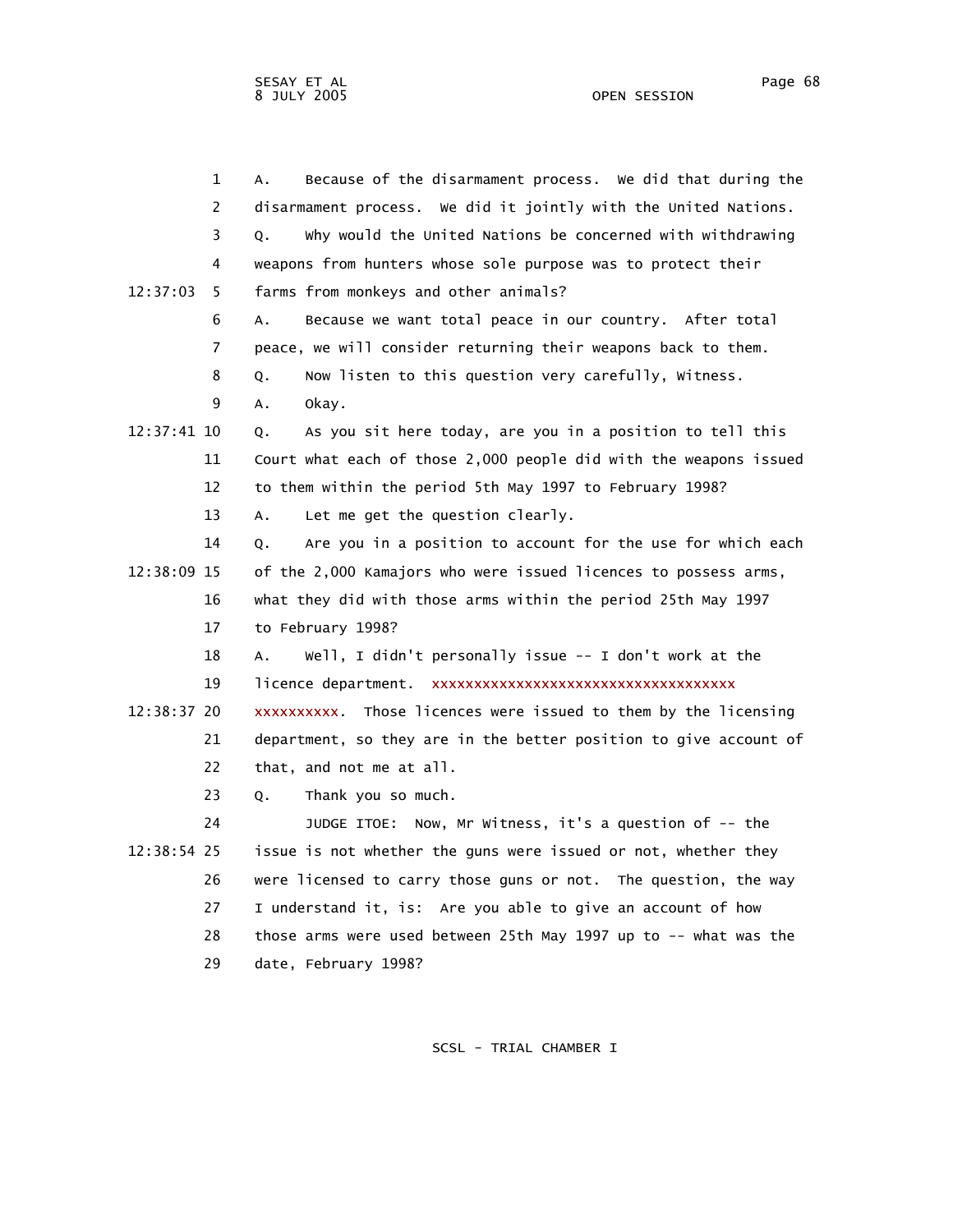A. Because of the disarmament process. We did that during the disarmament process. We did it jointly with the United Nations.

Q. Why would the United Nations be concerned with withdrawing weapons from hunters whose sole purpose was to protect their farms from monkeys and other animals?

A. Because we want total peace in our country. After total peace, we will consider returning their weapons back to them.

Q. Now listen to this question very carefully, Witness.

A. Okay.

Q. As you sit here today, are you in a position to tell this Court what each of those 2,000 people did with the weapons issued to them within the period 5th May 1997 to February 1998?

A. Let me get the question clearly.

Q. Are you in a position to account for the use for which each of the 2,000 Kamajors who were issued licences to possess arms, what they did with those arms within the period 25th May 1997 to February 1998?

A. Well, I didn't personally issue -- I don't work at the licence department. xxxxxxxxxxxxxxxxxxxxxxxxxxxxxxxxxxxx xxxxxxxxxx. Those licences were issued to them by the licensing department, so they are in the better position to give account of that, and not me at all.

Q. Thank you so much.

JUDGE ITOE: Now, Mr Witness, it's a question of -- the issue is not whether the guns were issued or not, whether they were licensed to carry those guns or not. The question, the way I understand it, is: Are you able to give an account of how those arms were used between 25th May 1997 up to -- what was the date, February 1998?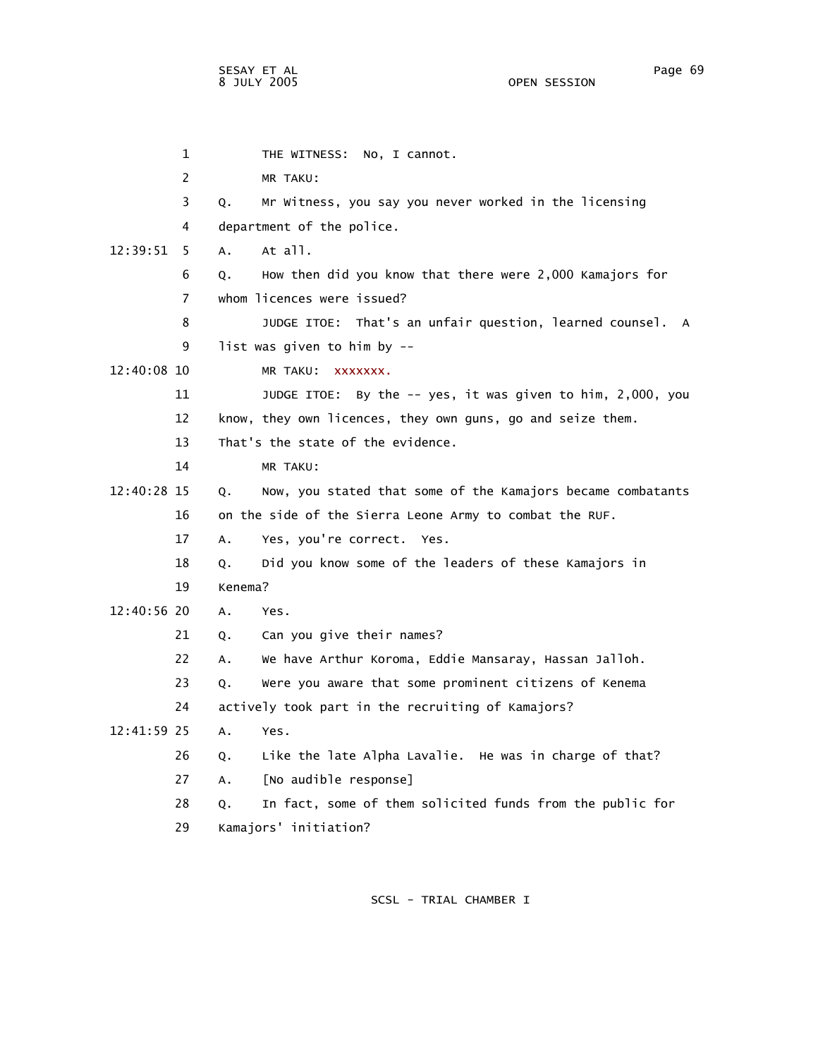1 THE WITNESS: No, I cannot.

2 MR TAKU:

3 Q. Mr Witness, you say you never worked in the licensing

4 department of the police.

12:39:51 5 A. At all.

6 Q. How then did you know that there were 2,000 Kamajors for

7 whom licences were issued?

8 JUDGE ITOE: That's an unfair question, learned counsel. A

9 list was given to him by --

12:40:08 10 MR TAKU: xxxxxxx.

11 JUDGE ITOE: By the -- yes, it was given to him, 2,000, you

12 know, they own licences, they own guns, go and seize them.

13 That's the state of the evidence.

14 MR TAKU:

12:40:28 15 Q. Now, you stated that some of the Kamajors became combatants

16 on the side of the Sierra Leone Army to combat the RUF.

17 A. Yes, you're correct. Yes.

18 Q. Did you know some of the leaders of these Kamajors in

19 Kenema?

12:40:56 20 A. Yes.

21 Q. Can you give their names?

22 A. We have Arthur Koroma, Eddie Mansaray, Hassan Jalloh.

23 Q. Were you aware that some prominent citizens of Kenema

24 actively took part in the recruiting of Kamajors?

12:41:59 25 A. Yes.

26 Q. Like the late Alpha Lavalie. He was in charge of that?

27 A. [No audible response]

28 Q. In fact, some of them solicited funds from the public for

29 Kamajors' initiation?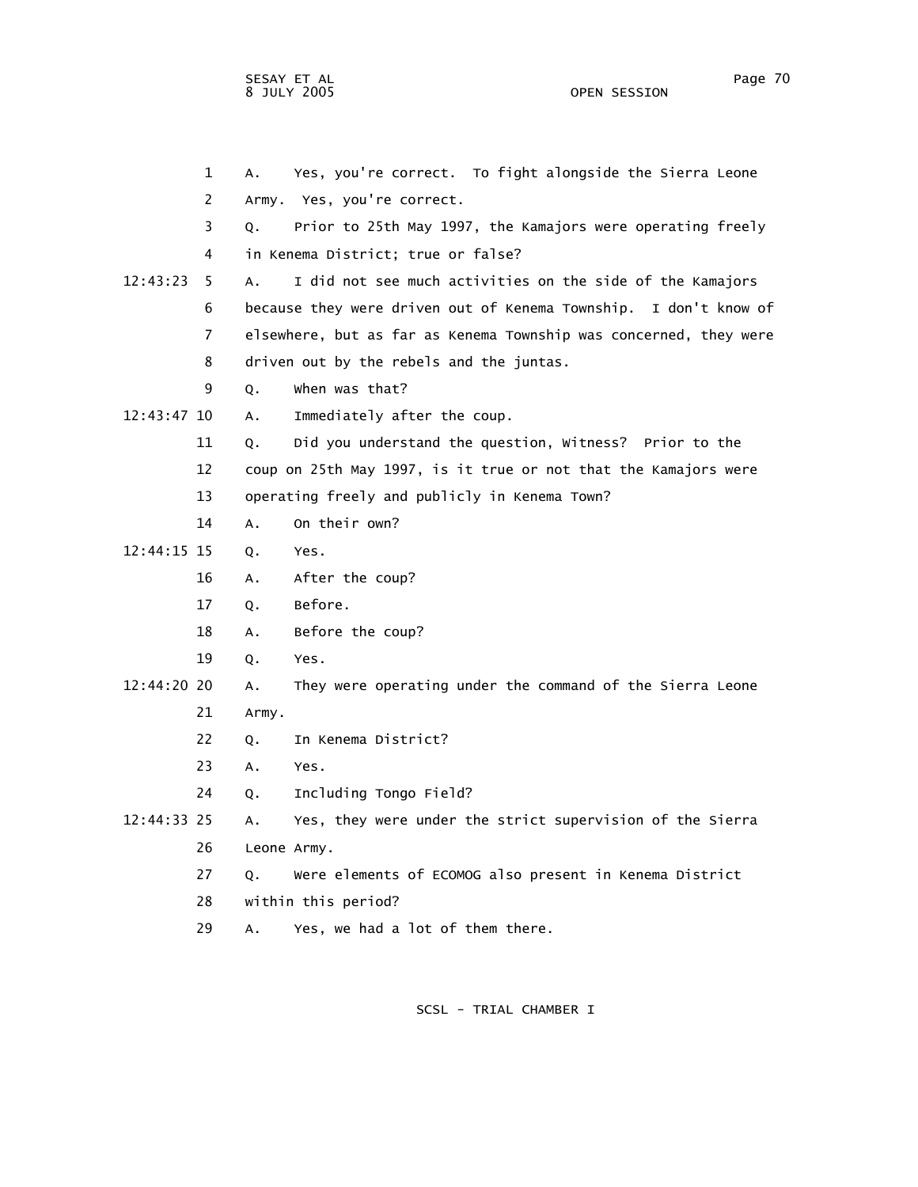1 A. Yes, you're correct. To fight alongside the Sierra Leone
2 Army. Yes, you're correct.
3 Q. Prior to 25th May 1997, the Kamajors were operating freely
4 in Kenema District; true or false?

12:43:23 5 A. I did not see much activities on the side of the Kamajors
6 because they were driven out of Kenema Township. I don't know of
7 elsewhere, but as far as Kenema Township was concerned, they were
8 driven out by the rebels and the juntas.
9 Q. When was that?

12:43:47 10 A. Immediately after the coup.
11 Q. Did you understand the question, Witness? Prior to the
12 coup on 25th May 1997, is it true or not that the Kamajors were
13 operating freely and publicly in Kenema Town?
14 A. On their own?

12:44:15 15 Q. Yes.
16 A. After the coup?
17 Q. Before.
18 A. Before the coup?
19 Q. Yes.

12:44:20 20 A. They were operating under the command of the Sierra Leone
21 Army.
22 Q. In Kenema District?
23 A. Yes.
24 Q. Including Tongo Field?

12:44:33 25 A. Yes, they were under the strict supervision of the Sierra
26 Leone Army.
27 Q. Were elements of ECOMOG also present in Kenema District
28 within this period?
29 A. Yes, we had a lot of them there.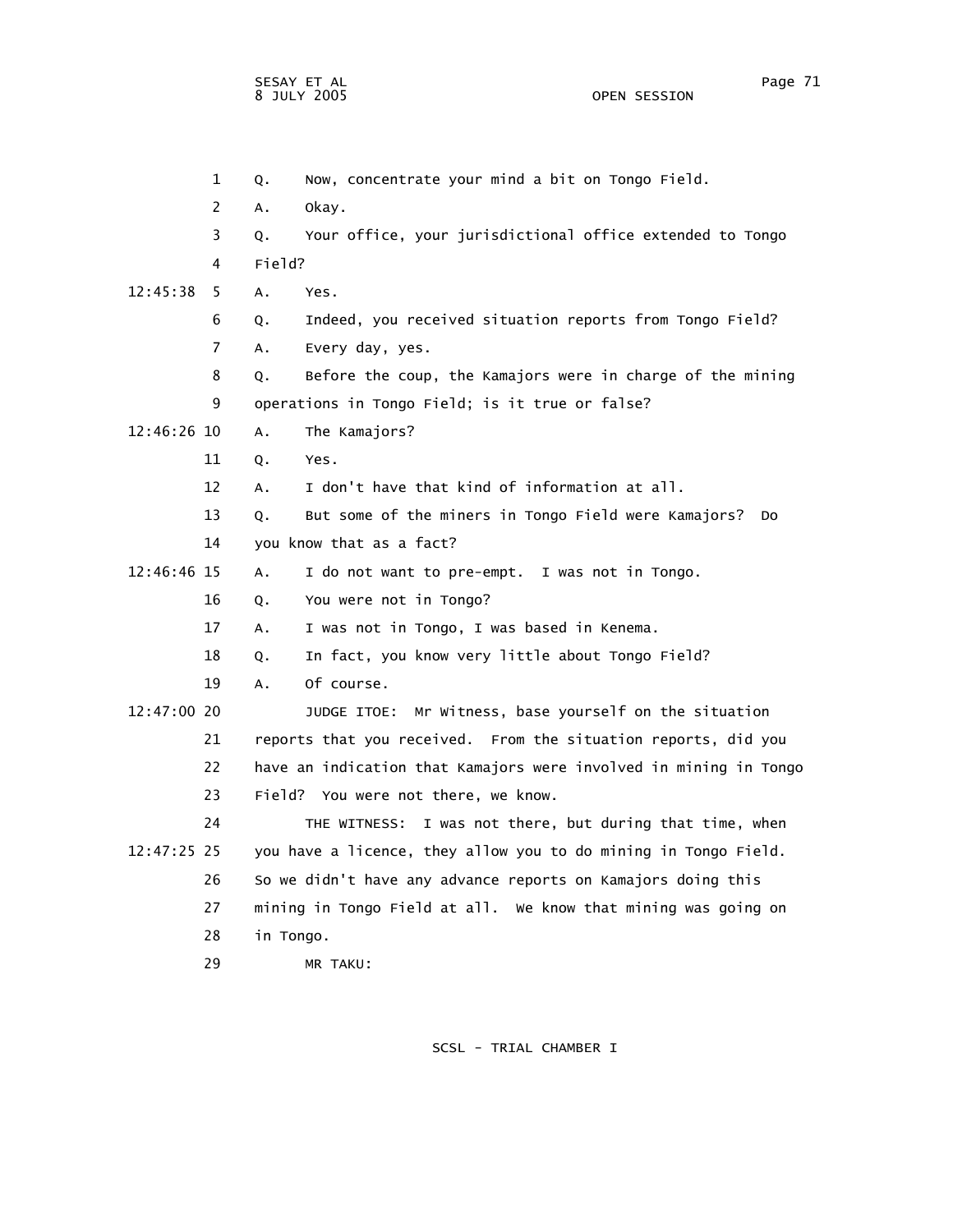1 Q. Now, concentrate your mind a bit on Tongo Field.

2 A. Okay.

3 Q. Your office, your jurisdictional office extended to Tongo

4 Field?

12:45:38 5 A. Yes.

6 Q. Indeed, you received situation reports from Tongo Field?

7 A. Every day, yes.

8 Q. Before the coup, the Kamajors were in charge of the mining

9 operations in Tongo Field; is it true or false?

12:46:26 10 A. The Kamajors?

11 Q. Yes.

12 A. I don't have that kind of information at all.

13 Q. But some of the miners in Tongo Field were Kamajors? Do

14 you know that as a fact?

12:46:46 15 A. I do not want to pre-empt. I was not in Tongo.

16 Q. You were not in Tongo?

17 A. I was not in Tongo, I was based in Kenema.

18 Q. In fact, you know very little about Tongo Field?

19 A. Of course.

12:47:00 20 JUDGE ITOE: Mr Witness, base yourself on the situation

21 reports that you received. From the situation reports, did you

22 have an indication that Kamajors were involved in mining in Tongo

23 Field? You were not there, we know.

24 THE WITNESS: I was not there, but during that time, when

12:47:25 25 you have a licence, they allow you to do mining in Tongo Field.

26 So we didn't have any advance reports on Kamajors doing this

27 mining in Tongo Field at all. We know that mining was going on

28 in Tongo.

29 MR TAKU: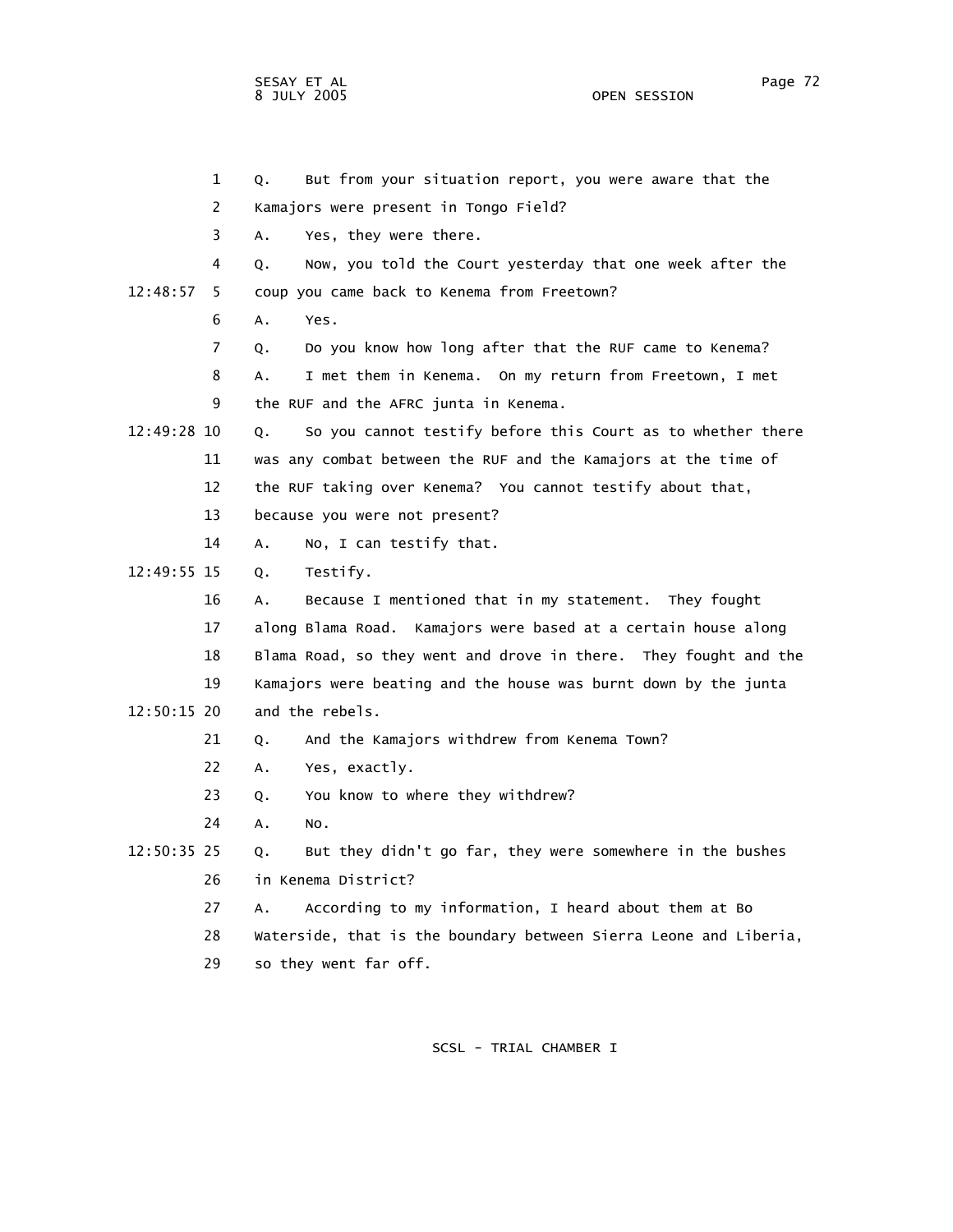1 Q. But from your situation report, you were aware that the
2 Kamajors were present in Tongo Field?
3 A. Yes, they were there.
4 Q. Now, you told the Court yesterday that one week after the
12:48:57 5 coup you came back to Kenema from Freetown?
6 A. Yes.
7 Q. Do you know how long after that the RUF came to Kenema?
8 A. I met them in Kenema. On my return from Freetown, I met
9 the RUF and the AFRC junta in Kenema.
12:49:28 10 Q. So you cannot testify before this Court as to whether there
11 was any combat between the RUF and the Kamajors at the time of
12 the RUF taking over Kenema? You cannot testify about that,
13 because you were not present?
14 A. No, I can testify that.
12:49:55 15 Q. Testify.
16 A. Because I mentioned that in my statement. They fought
17 along Blama Road. Kamajors were based at a certain house along
18 Blama Road, so they went and drove in there. They fought and the
19 Kamajors were beating and the house was burnt down by the junta
12:50:15 20 and the rebels.
21 Q. And the Kamajors withdrew from Kenema Town?
22 A. Yes, exactly.
23 Q. You know to where they withdrew?
24 A. No.
12:50:35 25 Q. But they didn't go far, they were somewhere in the bushes
26 in Kenema District?
27 A. According to my information, I heard about them at Bo
28 Waterside, that is the boundary between Sierra Leone and Liberia,
29 so they went far off.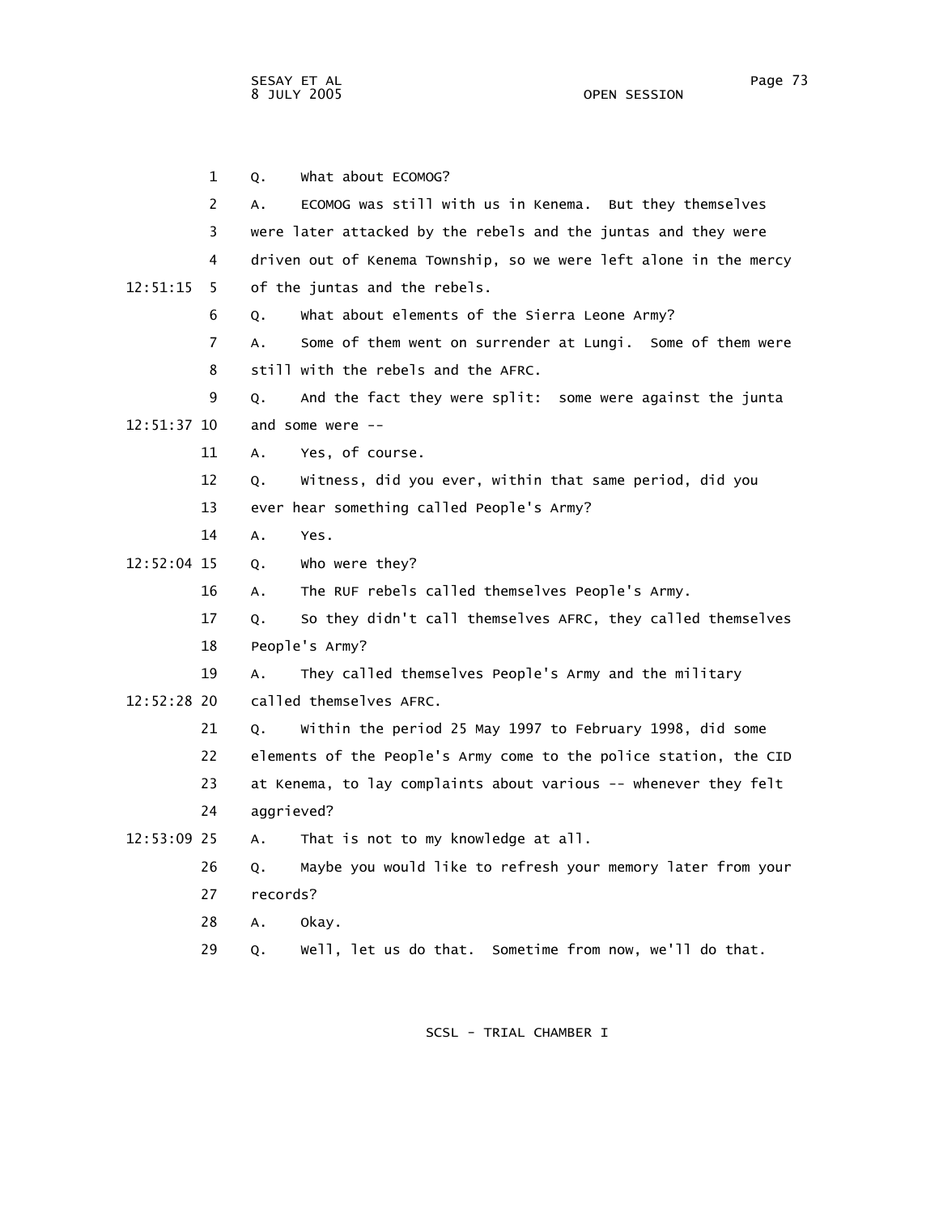Q. What about ECOMOG?

A. ECOMOG was still with us in Kenema. But they themselves were later attacked by the rebels and the juntas and they were driven out of Kenema Township, so we were left alone in the mercy of the juntas and the rebels.

Q. What about elements of the Sierra Leone Army?

A. Some of them went on surrender at Lungi. Some of them were still with the rebels and the AFRC.

Q. And the fact they were split: some were against the junta and some were --

A. Yes, of course.

Q. Witness, did you ever, within that same period, did you ever hear something called People's Army?

A. Yes.

Q. Who were they?

A. The RUF rebels called themselves People's Army.

Q. So they didn't call themselves AFRC, they called themselves People's Army?

A. They called themselves People's Army and the military called themselves AFRC.

Q. Within the period 25 May 1997 to February 1998, did some elements of the People's Army come to the police station, the CID at Kenema, to lay complaints about various -- whenever they felt aggrieved?

A. That is not to my knowledge at all.

Q. Maybe you would like to refresh your memory later from your records?

A. Okay.

Q. Well, let us do that. Sometime from now, we'll do that.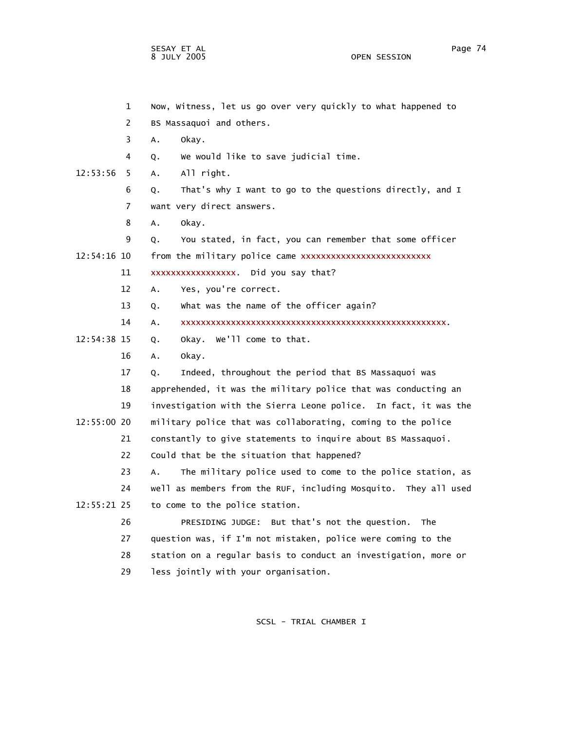1 Now, Witness, let us go over very quickly to what happened to

2 BS Massaquoi and others.

3 A. Okay.

4 Q. We would like to save judicial time.

12:53:56 5 A. All right.

6 Q. That's why I want to go to the questions directly, and I

7 want very direct answers.

8 A. Okay.

9 Q. You stated, in fact, you can remember that some officer

12:54:16 10 from the military police came xxxxxxxxxxxxxxxxxxxxxxxxxx

11 xxxxxxxxxxxxxxxxx. Did you say that?

12 A. Yes, you're correct.

13 Q. What was the name of the officer again?

14 A. xxxxxxxxxxxxxxxxxxxxxxxxxxxxxxxxxxxxxxxxxxxxxxxxxxxxxx.

12:54:38 15 Q. Okay. We'll come to that.

16 A. Okay.

17 Q. Indeed, throughout the period that BS Massaquoi was

18 apprehended, it was the military police that was conducting an

19 investigation with the Sierra Leone police. In fact, it was the

12:55:00 20 military police that was collaborating, coming to the police

21 constantly to give statements to inquire about BS Massaquoi.

22 Could that be the situation that happened?

23 A. The military police used to come to the police station, as

24 well as members from the RUF, including Mosquito. They all used

12:55:21 25 to come to the police station.

26 PRESIDING JUDGE: But that's not the question. The

27 question was, if I'm not mistaken, police were coming to the

28 station on a regular basis to conduct an investigation, more or

29 less jointly with your organisation.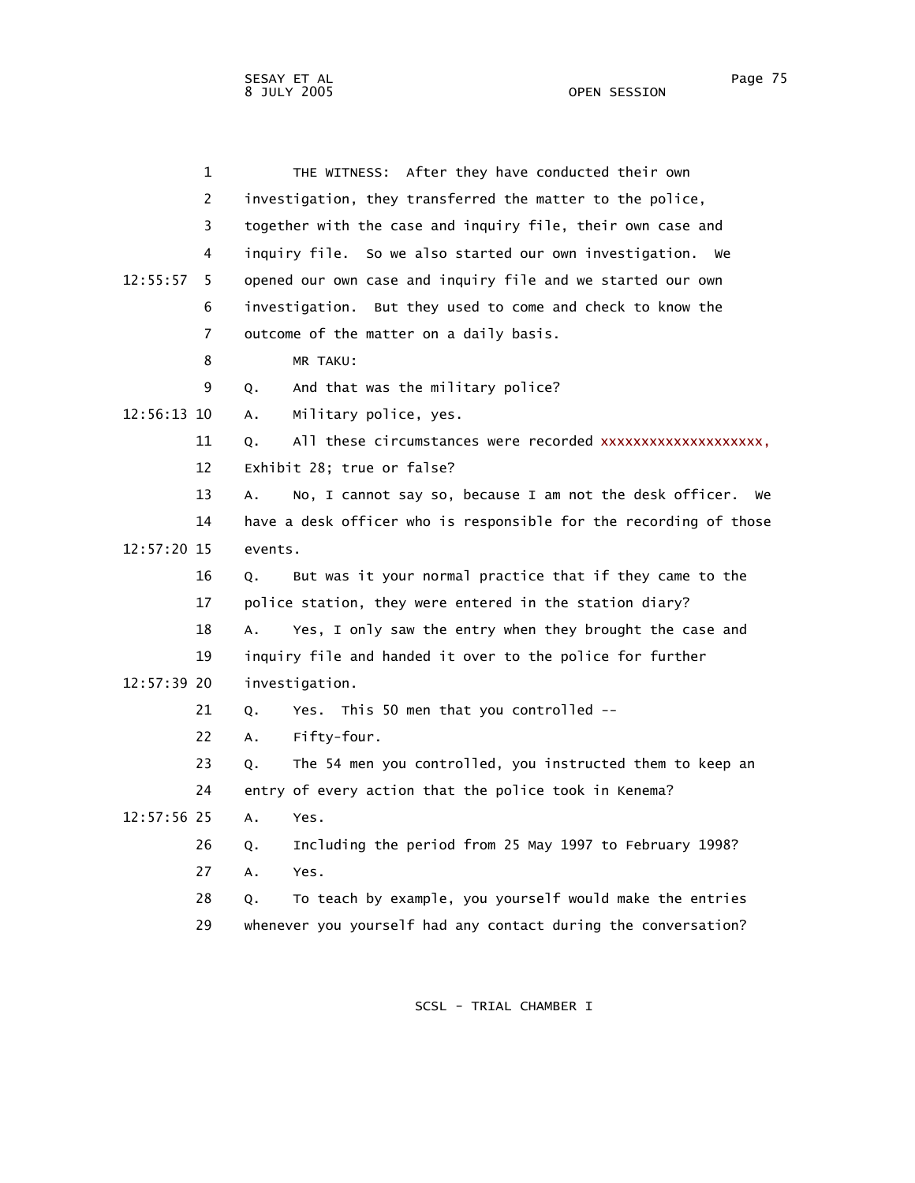THE WITNESS: After they have conducted their own investigation, they transferred the matter to the police, together with the case and inquiry file, their own case and inquiry file. So we also started our own investigation. We opened our own case and inquiry file and we started our own investigation. But they used to come and check to know the outcome of the matter on a daily basis.

MR TAKU:

Q. And that was the military police?

A. Military police, yes.

Q. All these circumstances were recorded xxxxxxxxxxxxxxxxxxxx, Exhibit 28; true or false?

A. No, I cannot say so, because I am not the desk officer. We have a desk officer who is responsible for the recording of those events.

Q. But was it your normal practice that if they came to the police station, they were entered in the station diary?

A. Yes, I only saw the entry when they brought the case and inquiry file and handed it over to the police for further investigation.

Q. Yes. This 50 men that you controlled --

A. Fifty-four.

Q. The 54 men you controlled, you instructed them to keep an entry of every action that the police took in Kenema?

A. Yes.

Q. Including the period from 25 May 1997 to February 1998?

A. Yes.

Q. To teach by example, you yourself would make the entries whenever you yourself had any contact during the conversation?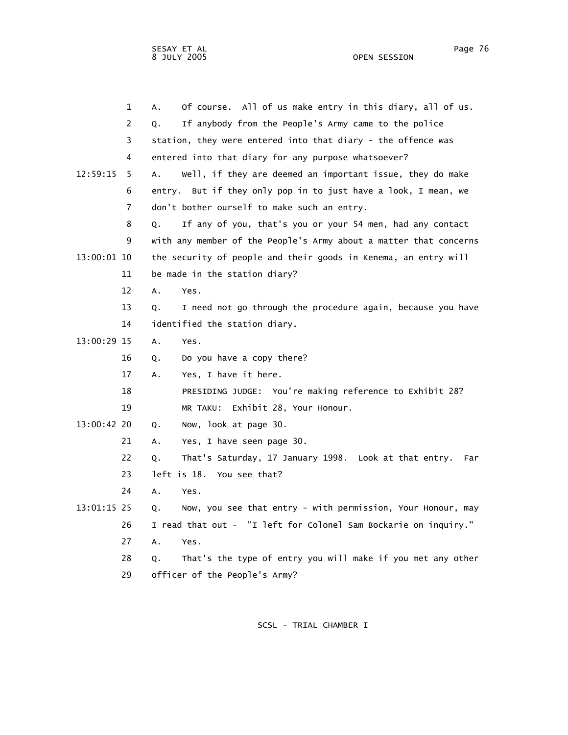1 A. Of course. All of us make entry in this diary, all of us.

2 Q. If anybody from the People's Army came to the police

3 station, they were entered into that diary - the offence was

4 entered into that diary for any purpose whatsoever?

12:59:15 5 A. Well, if they are deemed an important issue, they do make

6 entry. But if they only pop in to just have a look, I mean, we

7 don't bother ourself to make such an entry.

8 Q. If any of you, that's you or your 54 men, had any contact

9 with any member of the People's Army about a matter that concerns

13:00:01 10 the security of people and their goods in Kenema, an entry will

11 be made in the station diary?

12 A. Yes.

13 Q. I need not go through the procedure again, because you have

14 identified the station diary.

13:00:29 15 A. Yes.

16 Q. Do you have a copy there?

17 A. Yes, I have it here.

18 PRESIDING JUDGE: You're making reference to Exhibit 28?

19 MR TAKU: Exhibit 28, Your Honour.

13:00:42 20 Q. Now, look at page 30.

21 A. Yes, I have seen page 30.

22 Q. That's Saturday, 17 January 1998. Look at that entry. Far

23 left is 18. You see that?

24 A. Yes.

13:01:15 25 Q. Now, you see that entry - with permission, Your Honour, may

26 I read that out - "I left for Colonel Sam Bockarie on inquiry."

27 A. Yes.

28 Q. That's the type of entry you will make if you met any other

29 officer of the People's Army?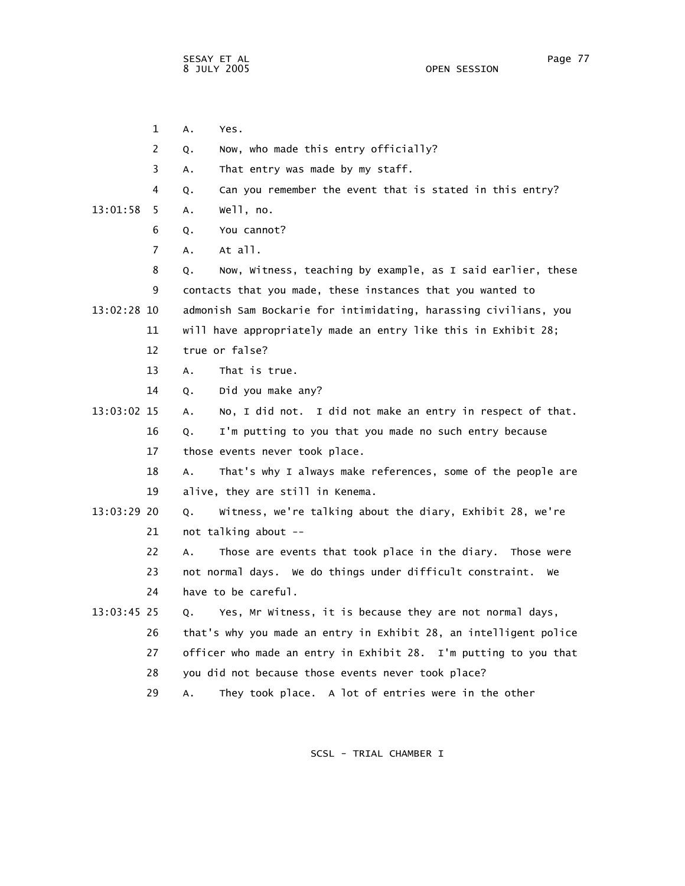1 A. Yes.

2 Q. Now, who made this entry officially?

3 A. That entry was made by my staff.

4 Q. Can you remember the event that is stated in this entry?

13:01:58 5 A. Well, no.

6 Q. You cannot?

7 A. At all.

8 Q. Now, Witness, teaching by example, as I said earlier, these

9 contacts that you made, these instances that you wanted to

13:02:28 10 admonish Sam Bockarie for intimidating, harassing civilians, you

11 will have appropriately made an entry like this in Exhibit 28;

12 true or false?

13 A. That is true.

14 Q. Did you make any?

13:03:02 15 A. No, I did not. I did not make an entry in respect of that.

16 Q. I'm putting to you that you made no such entry because

17 those events never took place.

18 A. That's why I always make references, some of the people are

19 alive, they are still in Kenema.

13:03:29 20 Q. Witness, we're talking about the diary, Exhibit 28, we're

21 not talking about --

22 A. Those are events that took place in the diary. Those were

23 not normal days. We do things under difficult constraint. We

24 have to be careful.

13:03:45 25 Q. Yes, Mr Witness, it is because they are not normal days,

26 that's why you made an entry in Exhibit 28, an intelligent police

27 officer who made an entry in Exhibit 28. I'm putting to you that

28 you did not because those events never took place?

29 A. They took place. A lot of entries were in the other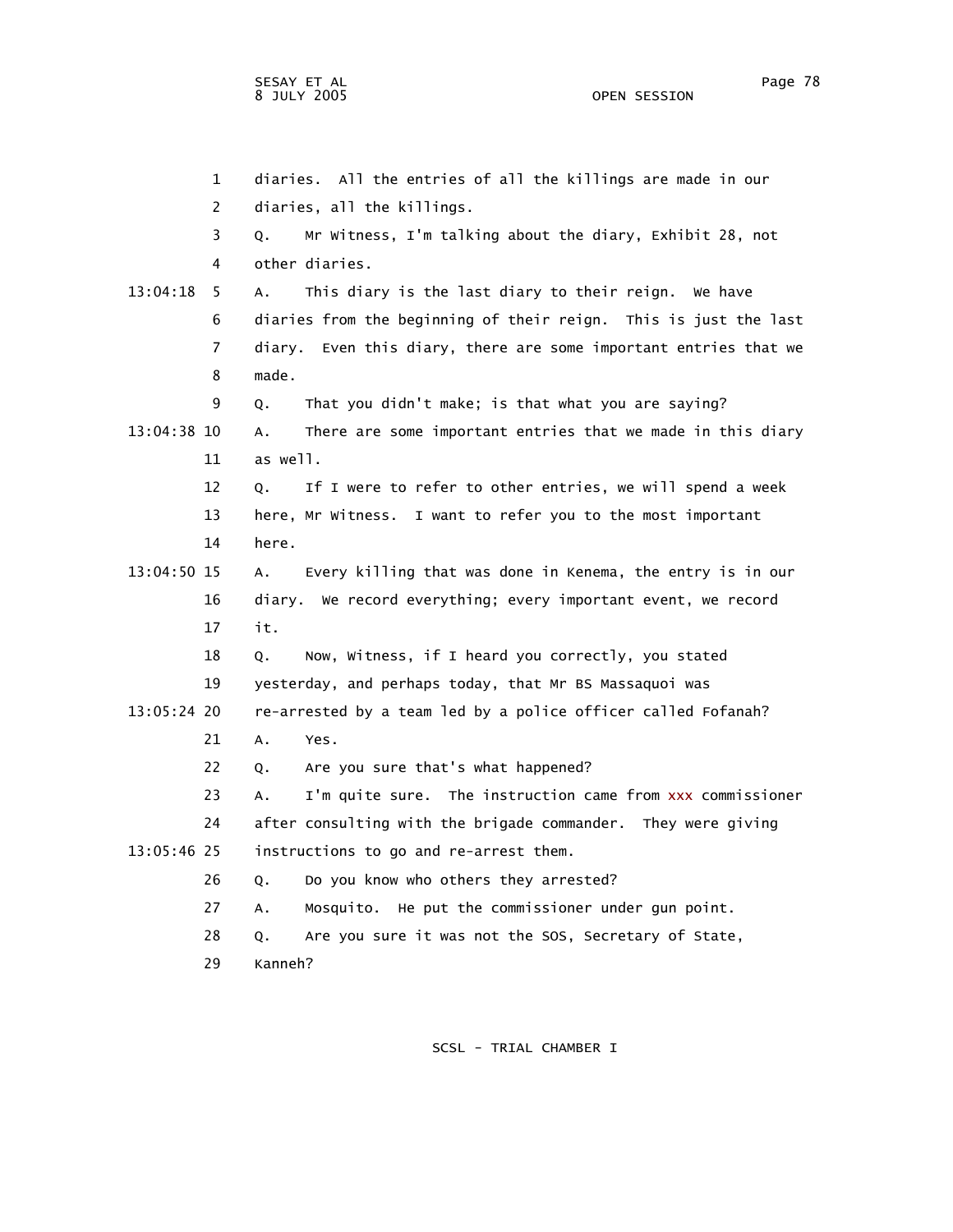diaries. All the entries of all the killings are made in our diaries, all the killings.

Q. Mr Witness, I'm talking about the diary, Exhibit 28, not other diaries.

A. This diary is the last diary to their reign. We have diaries from the beginning of their reign. This is just the last diary. Even this diary, there are some important entries that we made.

Q. That you didn't make; is that what you are saying?

A. There are some important entries that we made in this diary as well.

Q. If I were to refer to other entries, we will spend a week here, Mr Witness. I want to refer you to the most important here.

A. Every killing that was done in Kenema, the entry is in our diary. We record everything; every important event, we record it.

Q. Now, Witness, if I heard you correctly, you stated yesterday, and perhaps today, that Mr BS Massaquoi was re-arrested by a team led by a police officer called Fofanah?

A. Yes.

Q. Are you sure that's what happened?

A. I'm quite sure. The instruction came from xxx commissioner after consulting with the brigade commander. They were giving instructions to go and re-arrest them.

Q. Do you know who others they arrested?

A. Mosquito. He put the commissioner under gun point.

Q. Are you sure it was not the SOS, Secretary of State, Kanneh?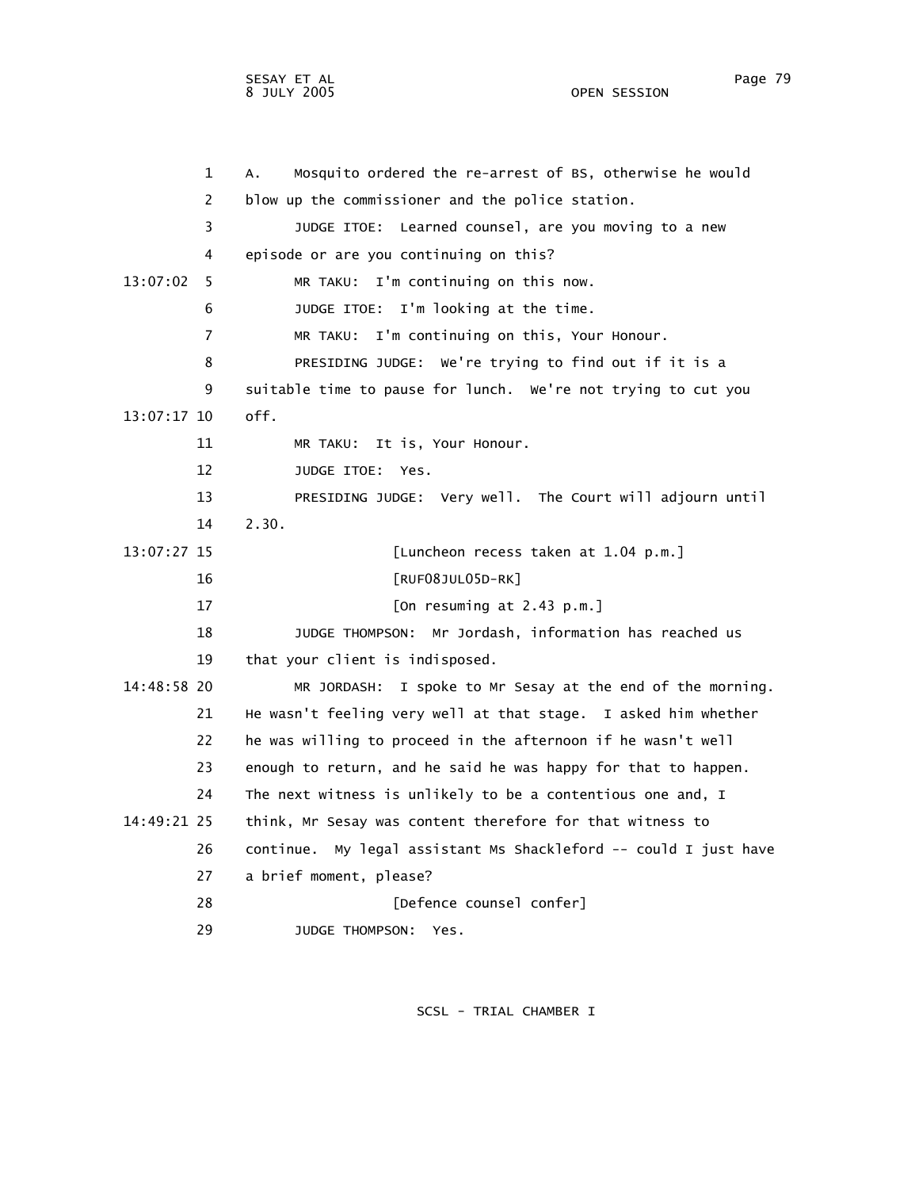1 A. Mosquito ordered the re-arrest of BS, otherwise he would
2 blow up the commissioner and the police station.
3 JUDGE ITOE: Learned counsel, are you moving to a new
4 episode or are you continuing on this?
13:07:02 5 MR TAKU: I'm continuing on this now.
6 JUDGE ITOE: I'm looking at the time.
7 MR TAKU: I'm continuing on this, Your Honour.
8 PRESIDING JUDGE: We're trying to find out if it is a
9 suitable time to pause for lunch. We're not trying to cut you
13:07:17 10 off.
11 MR TAKU: It is, Your Honour.
12 JUDGE ITOE: Yes.
13 PRESIDING JUDGE: Very well. The Court will adjourn until
14 2.30.
13:07:27 15 [Luncheon recess taken at 1.04 p.m.]
16 [RUF08JUL05D-RK]
17 [On resuming at 2.43 p.m.]
18 JUDGE THOMPSON: Mr Jordash, information has reached us
19 that your client is indisposed.
14:48:58 20 MR JORDASH: I spoke to Mr Sesay at the end of the morning.
21 He wasn't feeling very well at that stage. I asked him whether
22 he was willing to proceed in the afternoon if he wasn't well
23 enough to return, and he said he was happy for that to happen.
24 The next witness is unlikely to be a contentious one and, I
14:49:21 25 think, Mr Sesay was content therefore for that witness to
26 continue. My legal assistant Ms Shackleford -- could I just have
27 a brief moment, please?
28 [Defence counsel confer]
29 JUDGE THOMPSON: Yes.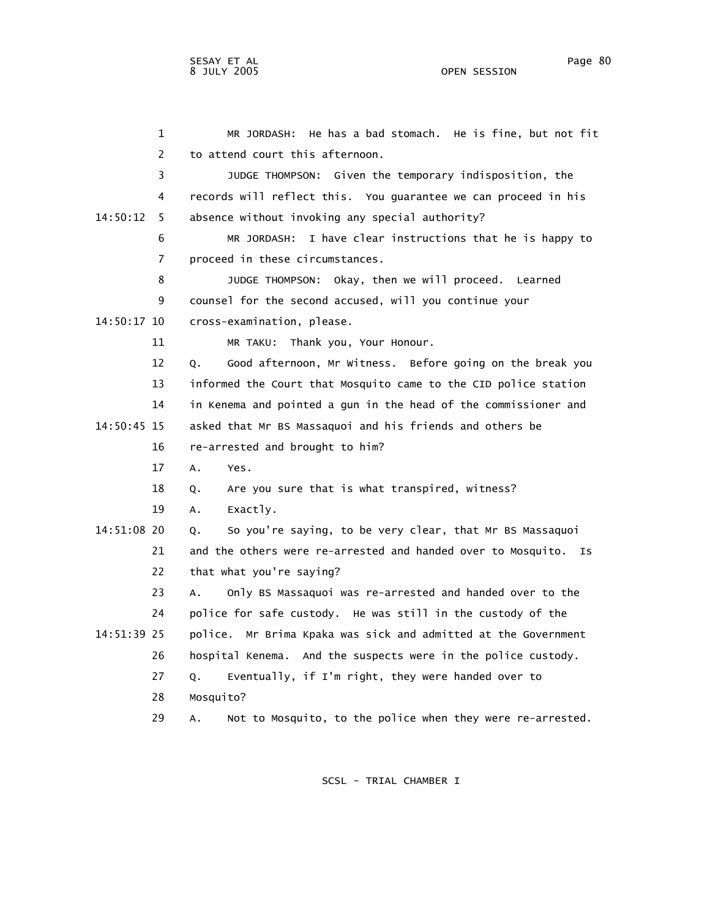MR JORDASH: He has a bad stomach. He is fine, but not fit to attend court this afternoon.

JUDGE THOMPSON: Given the temporary indisposition, the records will reflect this. You guarantee we can proceed in his absence without invoking any special authority?

MR JORDASH: I have clear instructions that he is happy to proceed in these circumstances.

JUDGE THOMPSON: Okay, then we will proceed. Learned counsel for the second accused, will you continue your cross-examination, please.

MR TAKU: Thank you, Your Honour.

Q. Good afternoon, Mr Witness. Before going on the break you informed the Court that Mosquito came to the CID police station in Kenema and pointed a gun in the head of the commissioner and asked that Mr BS Massaquoi and his friends and others be re-arrested and brought to him?

A. Yes.

Q. Are you sure that is what transpired, witness?

A. Exactly.

Q. So you're saying, to be very clear, that Mr BS Massaquoi and the others were re-arrested and handed over to Mosquito. Is that what you're saying?

A. Only BS Massaquoi was re-arrested and handed over to the police for safe custody. He was still in the custody of the police. Mr Brima Kpaka was sick and admitted at the Government hospital Kenema. And the suspects were in the police custody.

Q. Eventually, if I'm right, they were handed over to Mosquito?

A. Not to Mosquito, to the police when they were re-arrested.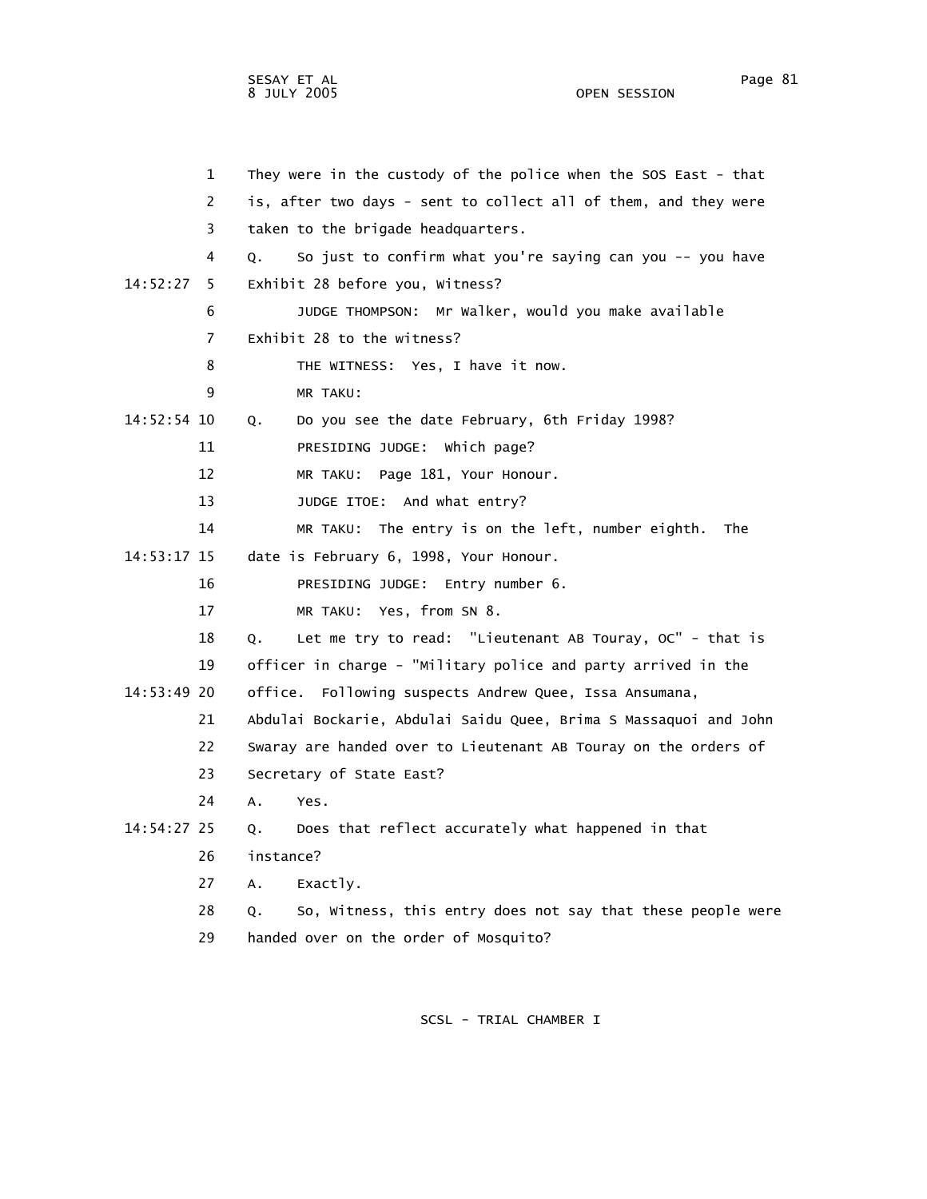They were in the custody of the police when the SOS East - that is, after two days - sent to collect all of them, and they were taken to the brigade headquarters.

Q. So just to confirm what you're saying can you -- you have Exhibit 28 before you, Witness?

JUDGE THOMPSON: Mr Walker, would you make available Exhibit 28 to the witness?

THE WITNESS: Yes, I have it now.

MR TAKU:

Q. Do you see the date February, 6th Friday 1998?

PRESIDING JUDGE: Which page?

MR TAKU: Page 181, Your Honour.

JUDGE ITOE: And what entry?

MR TAKU: The entry is on the left, number eighth. The date is February 6, 1998, Your Honour.

PRESIDING JUDGE: Entry number 6.

MR TAKU: Yes, from SN 8.

Q. Let me try to read: "Lieutenant AB Touray, OC" - that is officer in charge - "Military police and party arrived in the office. Following suspects Andrew Quee, Issa Ansumana, Abdulai Bockarie, Abdulai Saidu Quee, Brima S Massaquoi and John Swaray are handed over to Lieutenant AB Touray on the orders of Secretary of State East?

A. Yes.

Q. Does that reflect accurately what happened in that instance?

A. Exactly.

Q. So, Witness, this entry does not say that these people were handed over on the order of Mosquito?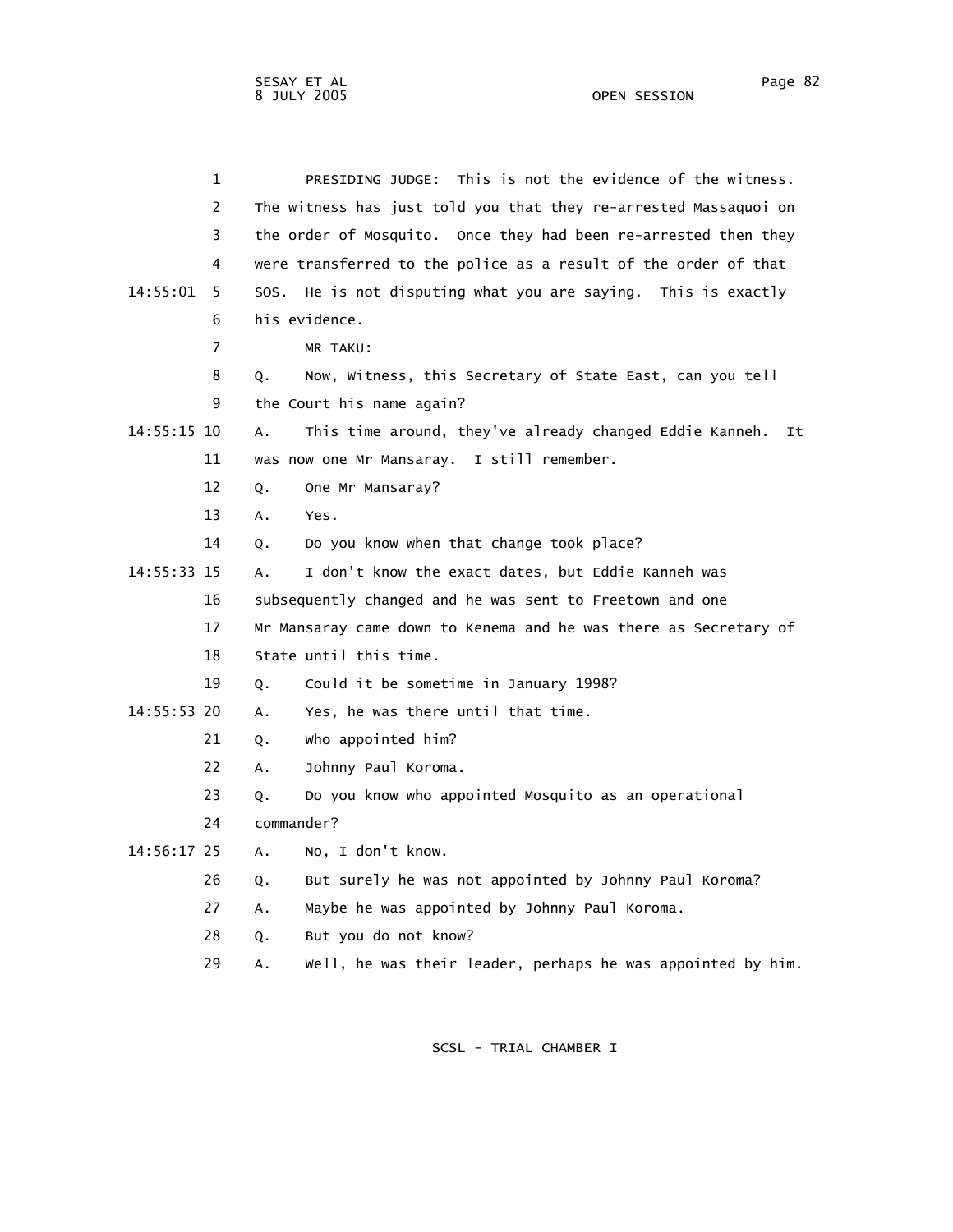PRESIDING JUDGE: This is not the evidence of the witness. The witness has just told you that they re-arrested Massaquoi on the order of Mosquito. Once they had been re-arrested then they were transferred to the police as a result of the order of that SOS. He is not disputing what you are saying. This is exactly his evidence.

MR TAKU:

Q. Now, Witness, this Secretary of State East, can you tell the Court his name again?

A. This time around, they've already changed Eddie Kanneh. It was now one Mr Mansaray. I still remember.

Q. One Mr Mansaray?

A. Yes.

Q. Do you know when that change took place?

A. I don't know the exact dates, but Eddie Kanneh was subsequently changed and he was sent to Freetown and one Mr Mansaray came down to Kenema and he was there as Secretary of State until this time.

Q. Could it be sometime in January 1998?

A. Yes, he was there until that time.

Q. Who appointed him?

A. Johnny Paul Koroma.

Q. Do you know who appointed Mosquito as an operational commander?

A. No, I don't know.

Q. But surely he was not appointed by Johnny Paul Koroma?

A. Maybe he was appointed by Johnny Paul Koroma.

Q. But you do not know?

A. Well, he was their leader, perhaps he was appointed by him.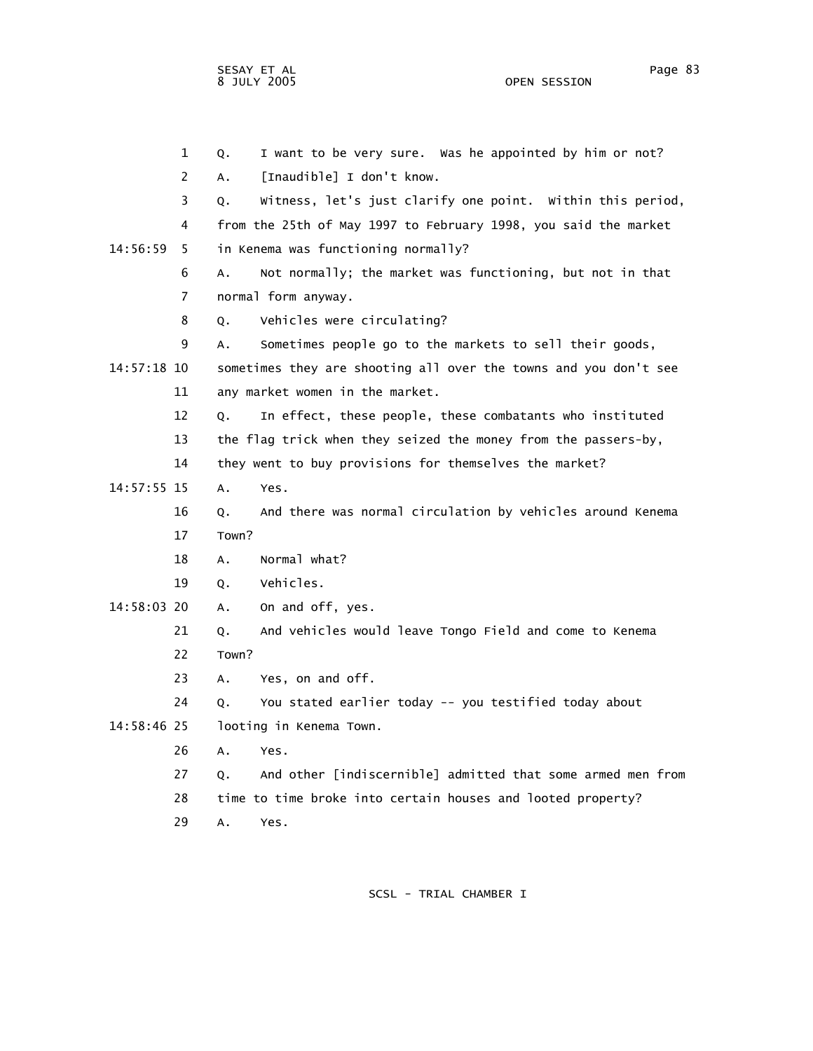1 Q. I want to be very sure. Was he appointed by him or not?

2 A. [Inaudible] I don't know.

3 Q. Witness, let's just clarify one point. Within this period,

4 from the 25th of May 1997 to February 1998, you said the market

14:56:59 5 in Kenema was functioning normally?

6 A. Not normally; the market was functioning, but not in that

7 normal form anyway.

8 Q. Vehicles were circulating?

9 A. Sometimes people go to the markets to sell their goods,

14:57:18 10 sometimes they are shooting all over the towns and you don't see

11 any market women in the market.

12 Q. In effect, these people, these combatants who instituted

13 the flag trick when they seized the money from the passers-by,

14 they went to buy provisions for themselves the market?

14:57:55 15 A. Yes.

16 Q. And there was normal circulation by vehicles around Kenema

17 Town?

18 A. Normal what?

19 Q. Vehicles.

14:58:03 20 A. On and off, yes.

21 Q. And vehicles would leave Tongo Field and come to Kenema

22 Town?

23 A. Yes, on and off.

24 Q. You stated earlier today -- you testified today about

14:58:46 25 looting in Kenema Town.

26 A. Yes.

27 Q. And other [indiscernible] admitted that some armed men from

28 time to time broke into certain houses and looted property?

29 A. Yes.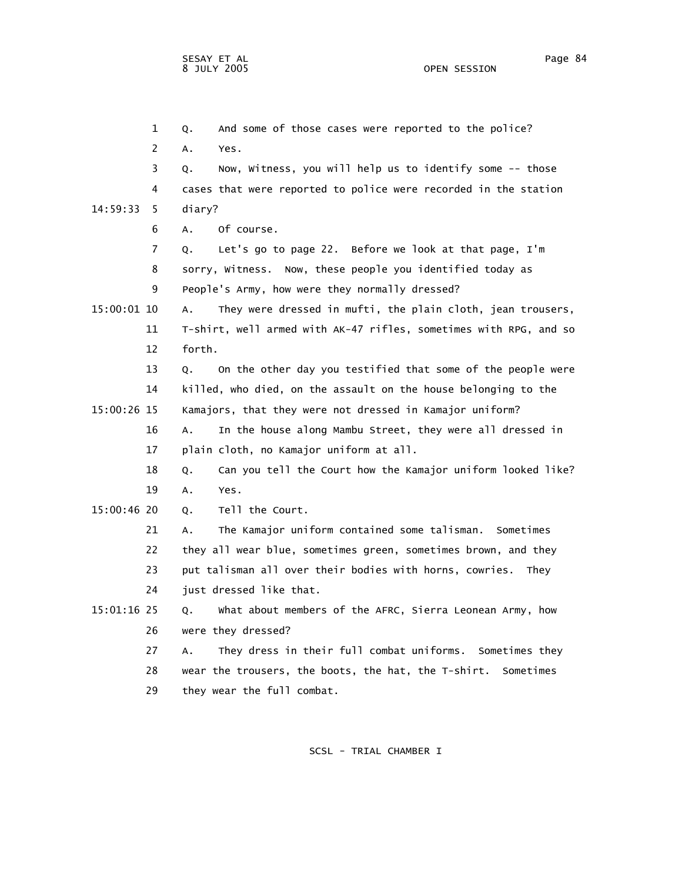Q. And some of those cases were reported to the police?

A. Yes.

Q. Now, Witness, you will help us to identify some -- those cases that were reported to police were recorded in the station diary?

A. Of course.

Q. Let's go to page 22. Before we look at that page, I'm sorry, Witness. Now, these people you identified today as People's Army, how were they normally dressed?

A. They were dressed in mufti, the plain cloth, jean trousers, T-shirt, well armed with AK-47 rifles, sometimes with RPG, and so forth.

Q. On the other day you testified that some of the people were killed, who died, on the assault on the house belonging to the Kamajors, that they were not dressed in Kamajor uniform?

A. In the house along Mambu Street, they were all dressed in plain cloth, no Kamajor uniform at all.

Q. Can you tell the Court how the Kamajor uniform looked like?

A. Yes.

Q. Tell the Court.

A. The Kamajor uniform contained some talisman. Sometimes they all wear blue, sometimes green, sometimes brown, and they put talisman all over their bodies with horns, cowries. They just dressed like that.

Q. What about members of the AFRC, Sierra Leonean Army, how were they dressed?

A. They dress in their full combat uniforms. Sometimes they wear the trousers, the boots, the hat, the T-shirt. Sometimes they wear the full combat.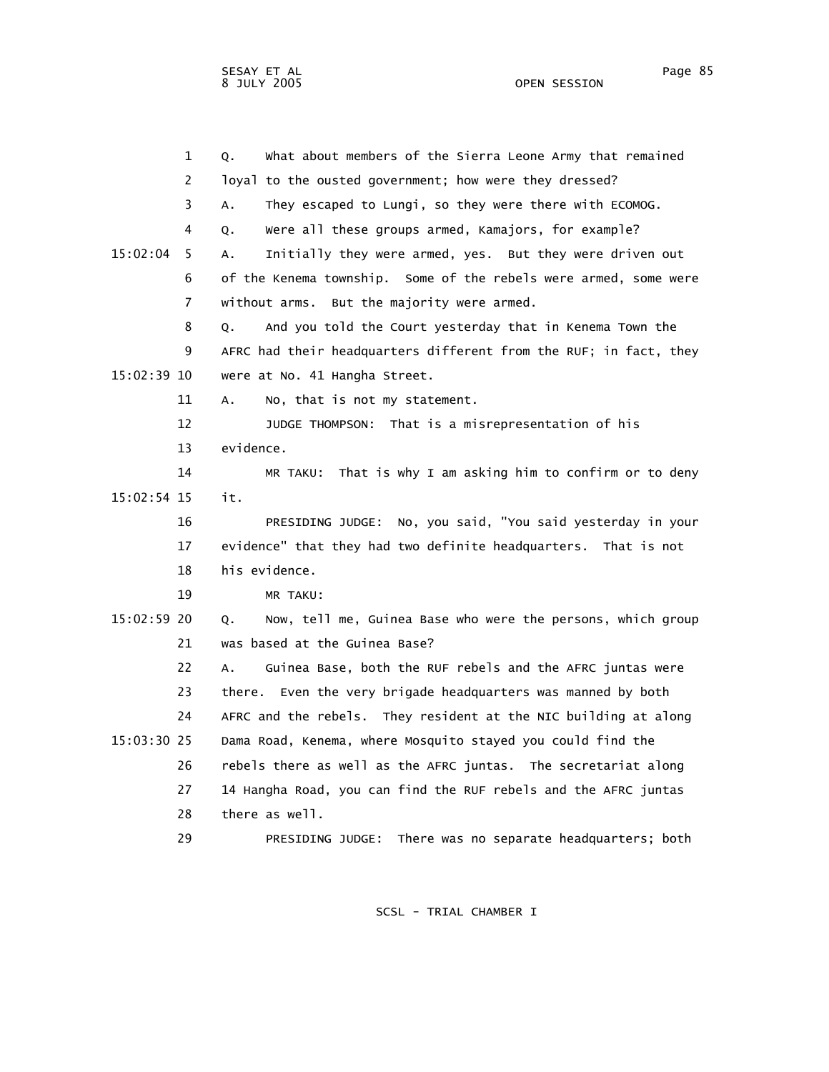1 Q. What about members of the Sierra Leone Army that remained
2 loyal to the ousted government; how were they dressed?
3 A. They escaped to Lungi, so they were there with ECOMOG.
4 Q. Were all these groups armed, Kamajors, for example?
15:02:04 5 A. Initially they were armed, yes. But they were driven out
6 of the Kenema township. Some of the rebels were armed, some were
7 without arms. But the majority were armed.
8 Q. And you told the Court yesterday that in Kenema Town the
9 AFRC had their headquarters different from the RUF; in fact, they
15:02:39 10 were at No. 41 Hangha Street.
11 A. No, that is not my statement.
12 JUDGE THOMPSON: That is a misrepresentation of his
13 evidence.
14 MR TAKU: That is why I am asking him to confirm or to deny
15:02:54 15 it.
16 PRESIDING JUDGE: No, you said, "You said yesterday in your
17 evidence" that they had two definite headquarters. That is not
18 his evidence.
19 MR TAKU:
15:02:59 20 Q. Now, tell me, Guinea Base who were the persons, which group
21 was based at the Guinea Base?
22 A. Guinea Base, both the RUF rebels and the AFRC juntas were
23 there. Even the very brigade headquarters was manned by both
24 AFRC and the rebels. They resident at the NIC building at along
15:03:30 25 Dama Road, Kenema, where Mosquito stayed you could find the
26 rebels there as well as the AFRC juntas. The secretariat along
27 14 Hangha Road, you can find the RUF rebels and the AFRC juntas
28 there as well.
29 PRESIDING JUDGE: There was no separate headquarters; both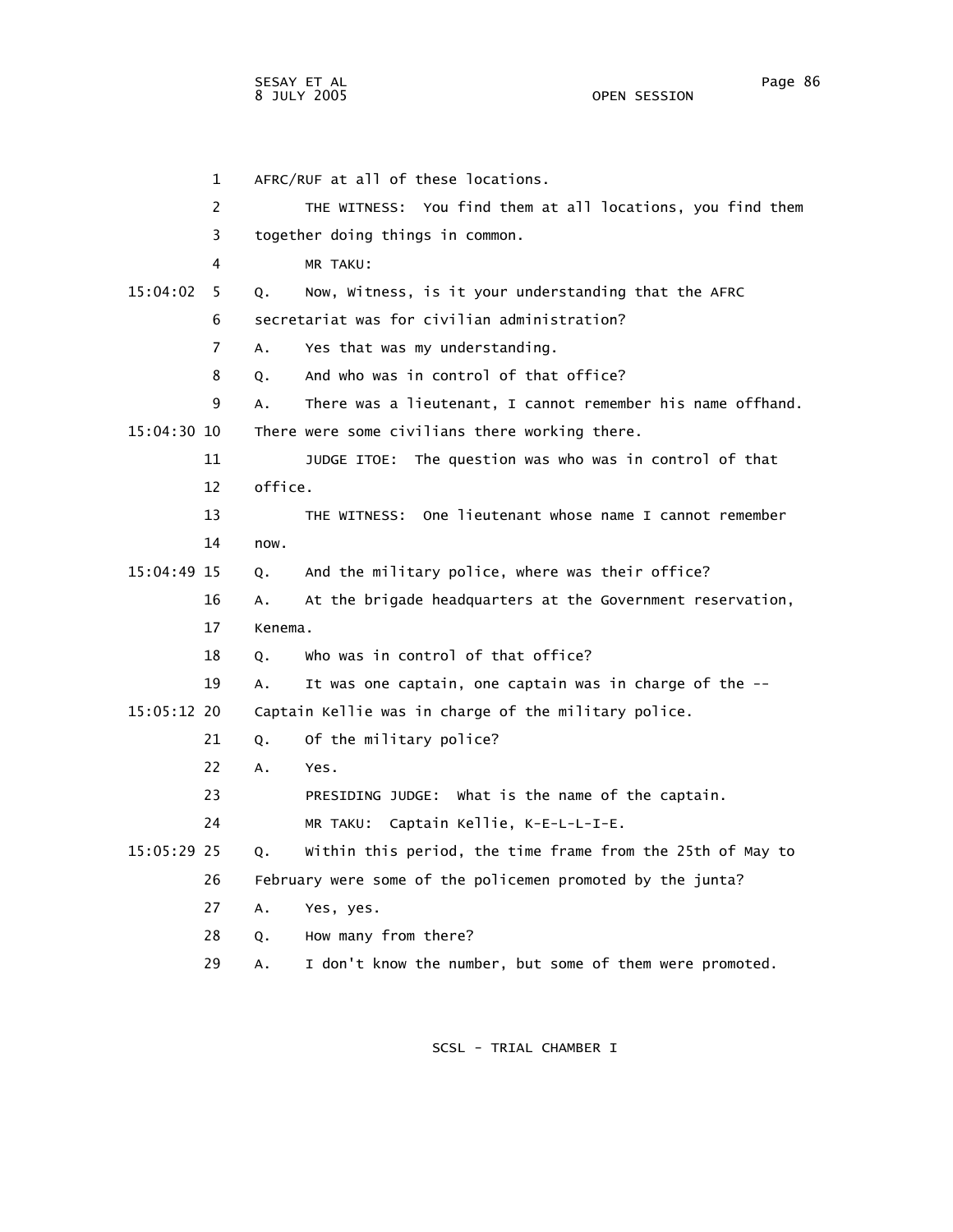AFRC/RUF at all of these locations.

THE WITNESS: You find them at all locations, you find them together doing things in common.

MR TAKU:

Q. Now, Witness, is it your understanding that the AFRC secretariat was for civilian administration?

A. Yes that was my understanding.

Q. And who was in control of that office?

A. There was a lieutenant, I cannot remember his name offhand. There were some civilians there working there.

JUDGE ITOE: The question was who was in control of that office.

THE WITNESS: One lieutenant whose name I cannot remember now.

Q. And the military police, where was their office?

A. At the brigade headquarters at the Government reservation, Kenema.

Q. Who was in control of that office?

A. It was one captain, one captain was in charge of the -- Captain Kellie was in charge of the military police.

Q. Of the military police?

A. Yes.

PRESIDING JUDGE: What is the name of the captain.

MR TAKU: Captain Kellie, K-E-L-L-I-E.

Q. Within this period, the time frame from the 25th of May to February were some of the policemen promoted by the junta?

A. Yes, yes.

Q. How many from there?

A. I don't know the number, but some of them were promoted.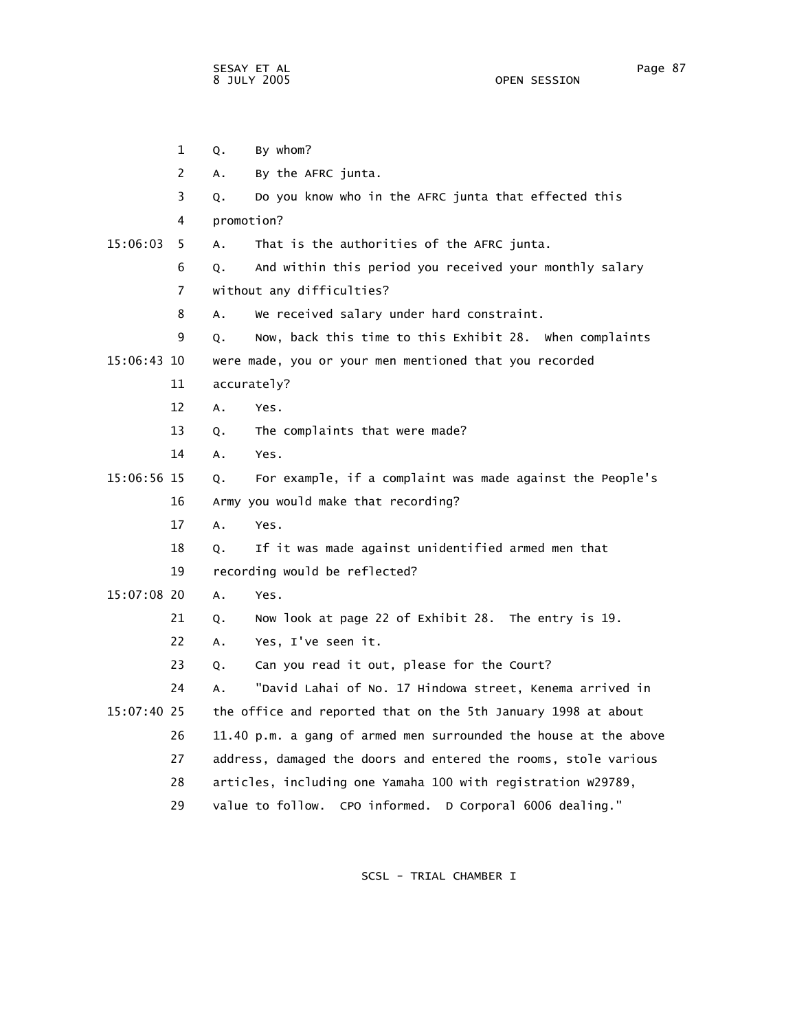1 Q. By whom?

2 A. By the AFRC junta.

3 Q. Do you know who in the AFRC junta that effected this

4 promotion?

15:06:03 5 A. That is the authorities of the AFRC junta.

6 Q. And within this period you received your monthly salary

7 without any difficulties?

8 A. We received salary under hard constraint.

9 Q. Now, back this time to this Exhibit 28. When complaints

15:06:43 10 were made, you or your men mentioned that you recorded

11 accurately?

12 A. Yes.

13 Q. The complaints that were made?

14 A. Yes.

15:06:56 15 Q. For example, if a complaint was made against the People's

16 Army you would make that recording?

17 A. Yes.

18 Q. If it was made against unidentified armed men that

19 recording would be reflected?

15:07:08 20 A. Yes.

21 Q. Now look at page 22 of Exhibit 28. The entry is 19.

22 A. Yes, I've seen it.

23 Q. Can you read it out, please for the Court?

24 A. "David Lahai of No. 17 Hindowa street, Kenema arrived in

15:07:40 25 the office and reported that on the 5th January 1998 at about

26 11.40 p.m. a gang of armed men surrounded the house at the above

27 address, damaged the doors and entered the rooms, stole various

28 articles, including one Yamaha 100 with registration W29789,

29 value to follow. CPO informed. D Corporal 6006 dealing."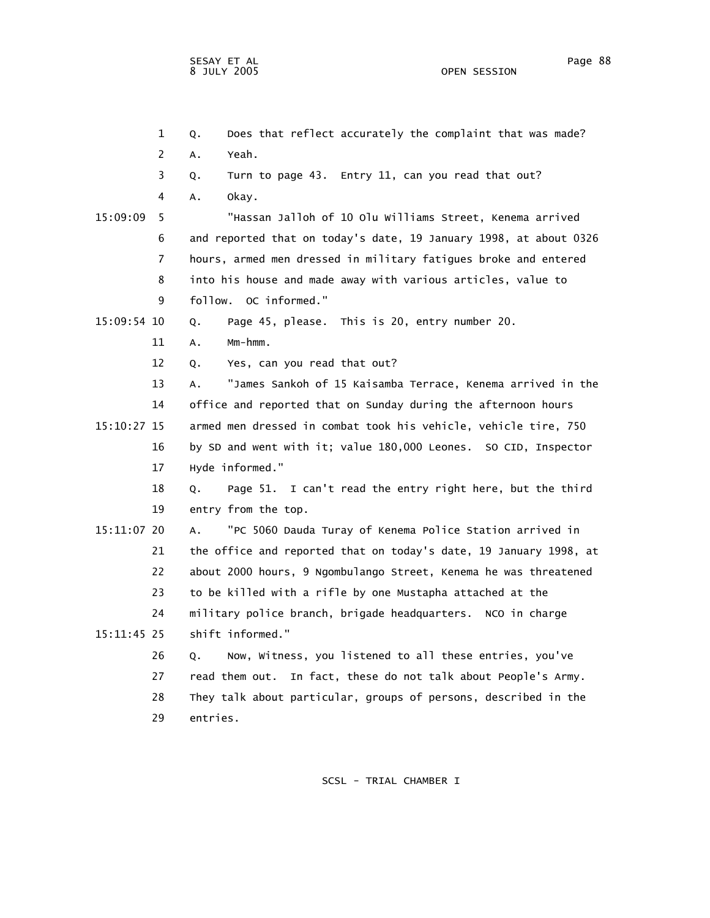Q. Does that reflect accurately the complaint that was made?

A. Yeah.

Q. Turn to page 43. Entry 11, can you read that out?

A. Okay.

"Hassan Jalloh of 10 Olu Williams Street, Kenema arrived and reported that on today's date, 19 January 1998, at about 0326 hours, armed men dressed in military fatigues broke and entered into his house and made away with various articles, value to follow. OC informed."

Q. Page 45, please. This is 20, entry number 20.

A. Mm-hmm.

Q. Yes, can you read that out?

A. "James Sankoh of 15 Kaisamba Terrace, Kenema arrived in the office and reported that on Sunday during the afternoon hours armed men dressed in combat took his vehicle, vehicle tire, 750 by SD and went with it; value 180,000 Leones. SO CID, Inspector Hyde informed."

Q. Page 51. I can't read the entry right here, but the third entry from the top.

A. "PC 5060 Dauda Turay of Kenema Police Station arrived in the office and reported that on today's date, 19 January 1998, at about 2000 hours, 9 Ngombulango Street, Kenema he was threatened to be killed with a rifle by one Mustapha attached at the military police branch, brigade headquarters. NCO in charge shift informed."

Q. Now, Witness, you listened to all these entries, you've read them out. In fact, these do not talk about People's Army. They talk about particular, groups of persons, described in the entries.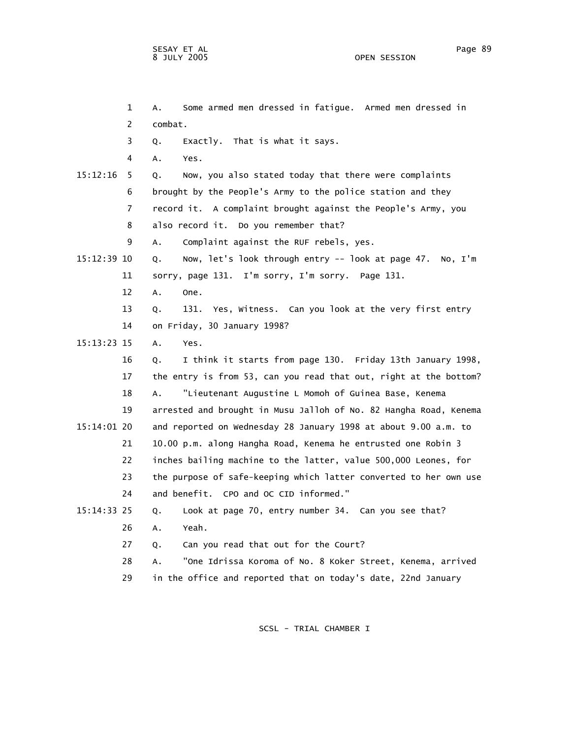1 A. Some armed men dressed in fatigue. Armed men dressed in
2 combat.
3 Q. Exactly. That is what it says.
4 A. Yes.
15:12:16 5 Q. Now, you also stated today that there were complaints
6 brought by the People's Army to the police station and they
7 record it. A complaint brought against the People's Army, you
8 also record it. Do you remember that?
9 A. Complaint against the RUF rebels, yes.
15:12:39 10 Q. Now, let's look through entry -- look at page 47. No, I'm
11 sorry, page 131. I'm sorry, I'm sorry. Page 131.
12 A. One.
13 Q. 131. Yes, Witness. Can you look at the very first entry
14 on Friday, 30 January 1998?
15:13:23 15 A. Yes.
16 Q. I think it starts from page 130. Friday 13th January 1998,
17 the entry is from 53, can you read that out, right at the bottom?
18 A. "Lieutenant Augustine L Momoh of Guinea Base, Kenema
19 arrested and brought in Musu Jalloh of No. 82 Hangha Road, Kenema
15:14:01 20 and reported on Wednesday 28 January 1998 at about 9.00 a.m. to
21 10.00 p.m. along Hangha Road, Kenema he entrusted one Robin 3
22 inches bailing machine to the latter, value 500,000 Leones, for
23 the purpose of safe-keeping which latter converted to her own use
24 and benefit. CPO and OC CID informed."
15:14:33 25 Q. Look at page 70, entry number 34. Can you see that?
26 A. Yeah.
27 Q. Can you read that out for the Court?
28 A. "One Idrissa Koroma of No. 8 Koker Street, Kenema, arrived
29 in the office and reported that on today's date, 22nd January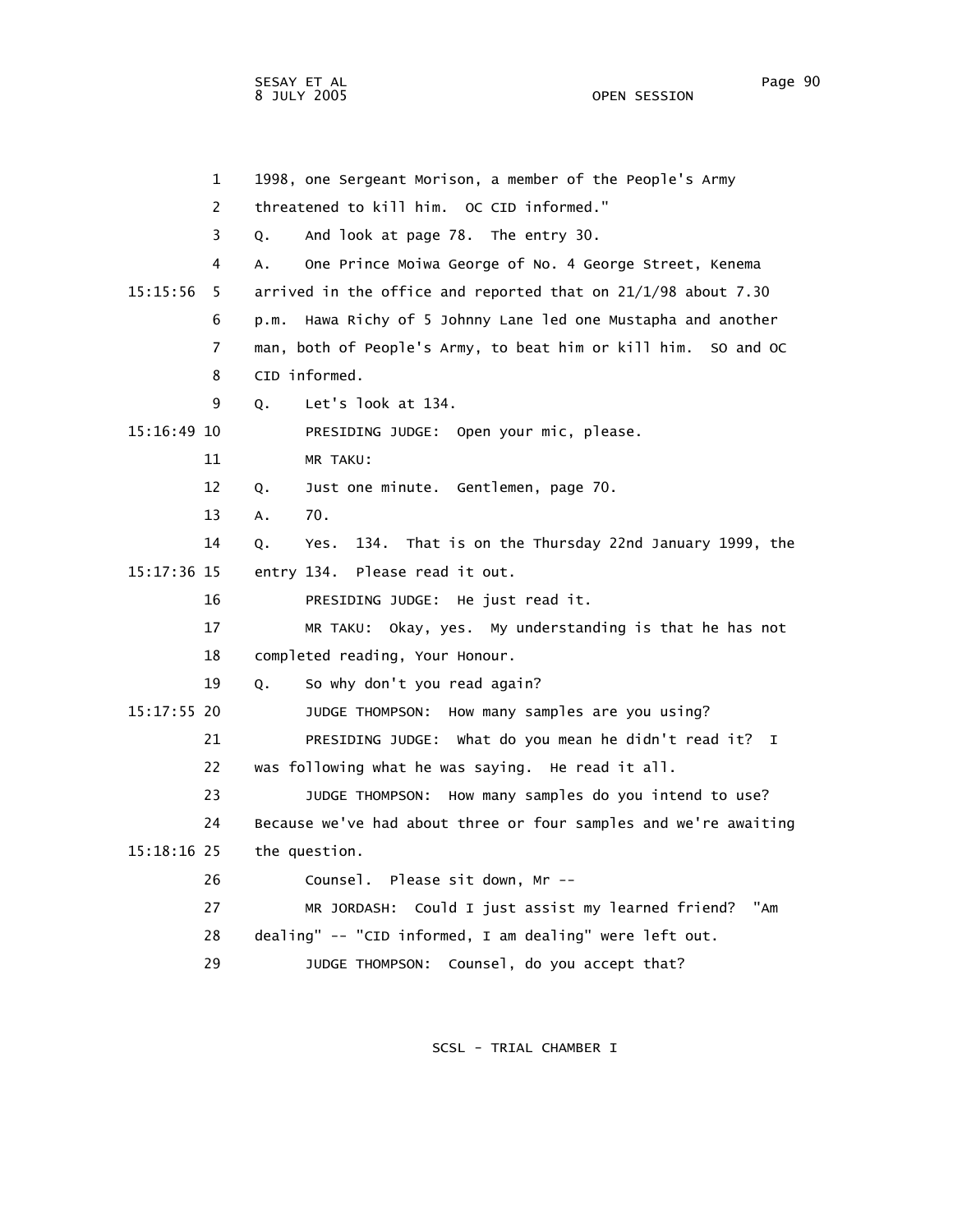1998, one Sergeant Morison, a member of the People's Army threatened to kill him. OC CID informed."

Q. And look at page 78. The entry 30.

A. One Prince Moiwa George of No. 4 George Street, Kenema arrived in the office and reported that on 21/1/98 about 7.30 p.m. Hawa Richy of 5 Johnny Lane led one Mustapha and another man, both of People's Army, to beat him or kill him. SO and OC CID informed.

Q. Let's look at 134.

PRESIDING JUDGE: Open your mic, please.

MR TAKU:

Q. Just one minute. Gentlemen, page 70.

A. 70.

Q. Yes. 134. That is on the Thursday 22nd January 1999, the entry 134. Please read it out.

PRESIDING JUDGE: He just read it.

MR TAKU: Okay, yes. My understanding is that he has not completed reading, Your Honour.

Q. So why don't you read again?

JUDGE THOMPSON: How many samples are you using?

PRESIDING JUDGE: What do you mean he didn't read it? I was following what he was saying. He read it all.

JUDGE THOMPSON: How many samples do you intend to use? Because we've had about three or four samples and we're awaiting the question.

Counsel. Please sit down, Mr --

MR JORDASH: Could I just assist my learned friend? "Am dealing" -- "CID informed, I am dealing" were left out.

JUDGE THOMPSON: Counsel, do you accept that?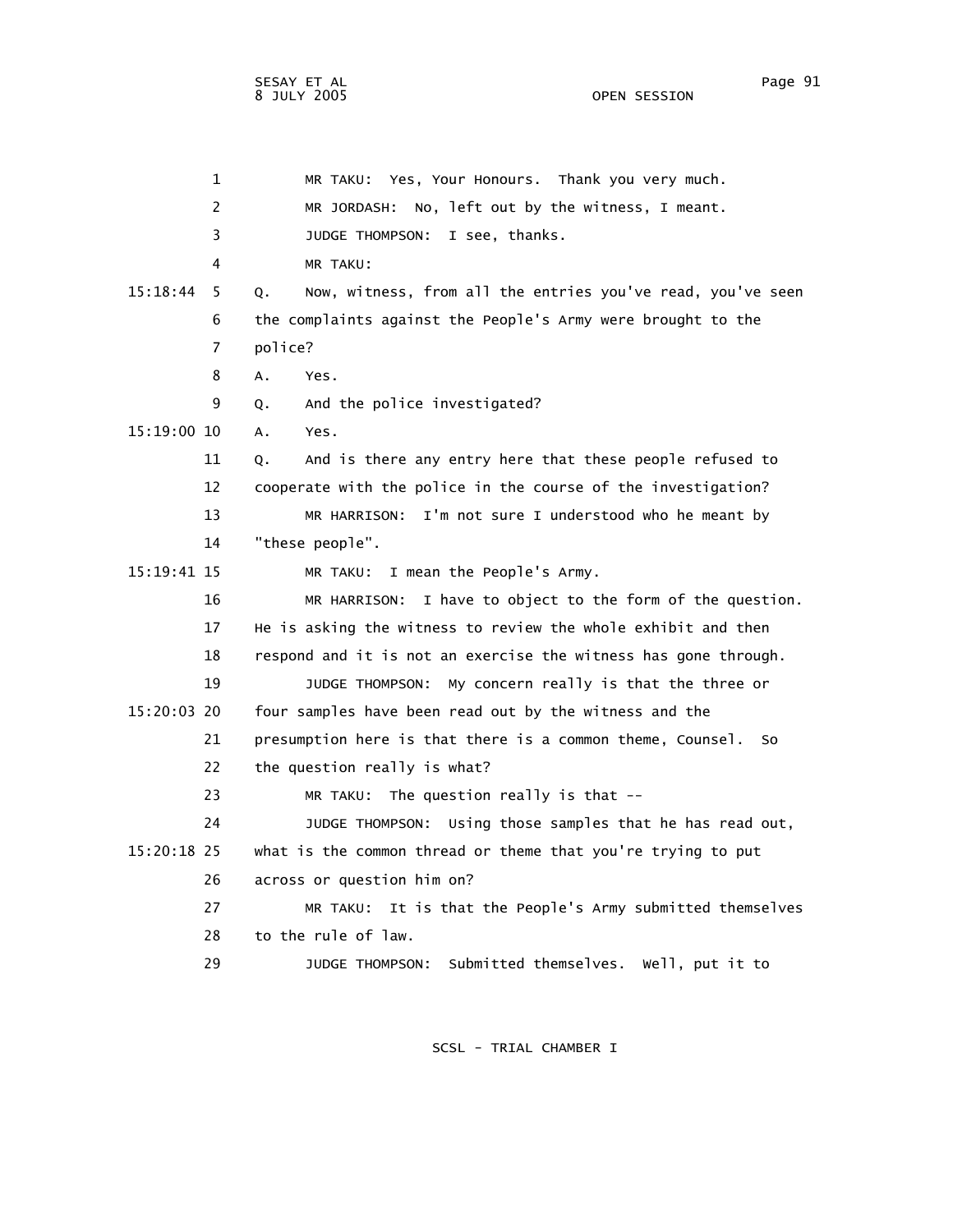1 MR TAKU: Yes, Your Honours. Thank you very much.

2 MR JORDASH: No, left out by the witness, I meant.

3 JUDGE THOMPSON: I see, thanks.

4 MR TAKU:

15:18:44 5 Q. Now, witness, from all the entries you've read, you've seen

6 the complaints against the People's Army were brought to the

7 police?

8 A. Yes.

9 Q. And the police investigated?

15:19:00 10 A. Yes.

11 Q. And is there any entry here that these people refused to

12 cooperate with the police in the course of the investigation?

13 MR HARRISON: I'm not sure I understood who he meant by

14 "these people".

15:19:41 15 MR TAKU: I mean the People's Army.

16 MR HARRISON: I have to object to the form of the question.

17 He is asking the witness to review the whole exhibit and then

18 respond and it is not an exercise the witness has gone through.

19 JUDGE THOMPSON: My concern really is that the three or

15:20:03 20 four samples have been read out by the witness and the

21 presumption here is that there is a common theme, Counsel. So

22 the question really is what?

23 MR TAKU: The question really is that --

24 JUDGE THOMPSON: Using those samples that he has read out,

15:20:18 25 what is the common thread or theme that you're trying to put

26 across or question him on?

27 MR TAKU: It is that the People's Army submitted themselves

28 to the rule of law.

29 JUDGE THOMPSON: Submitted themselves. Well, put it to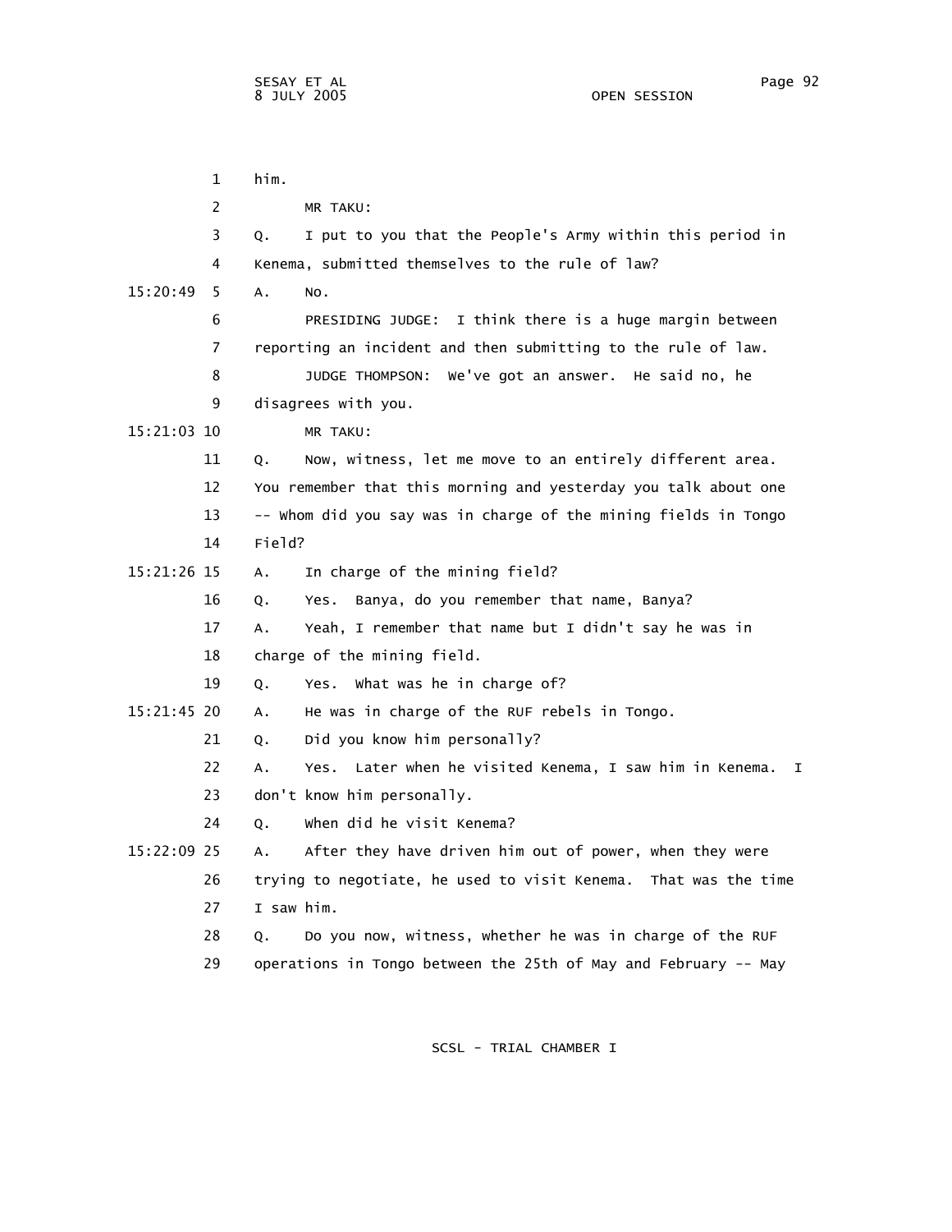him.

MR TAKU:

Q. I put to you that the People's Army within this period in Kenema, submitted themselves to the rule of law?

15:20:49 A. No.

PRESIDING JUDGE: I think there is a huge margin between reporting an incident and then submitting to the rule of law.

JUDGE THOMPSON: We've got an answer. He said no, he disagrees with you.

15:21:03 MR TAKU:

Q. Now, witness, let me move to an entirely different area. You remember that this morning and yesterday you talk about one -- whom did you say was in charge of the mining fields in Tongo Field?

15:21:26 A. In charge of the mining field?

Q. Yes. Banya, do you remember that name, Banya?

A. Yeah, I remember that name but I didn't say he was in charge of the mining field.

Q. Yes. What was he in charge of?

15:21:45 A. He was in charge of the RUF rebels in Tongo.

Q. Did you know him personally?

A. Yes. Later when he visited Kenema, I saw him in Kenema. I don't know him personally.

Q. When did he visit Kenema?

15:22:09 A. After they have driven him out of power, when they were trying to negotiate, he used to visit Kenema. That was the time I saw him.

Q. Do you now, witness, whether he was in charge of the RUF operations in Tongo between the 25th of May and February -- May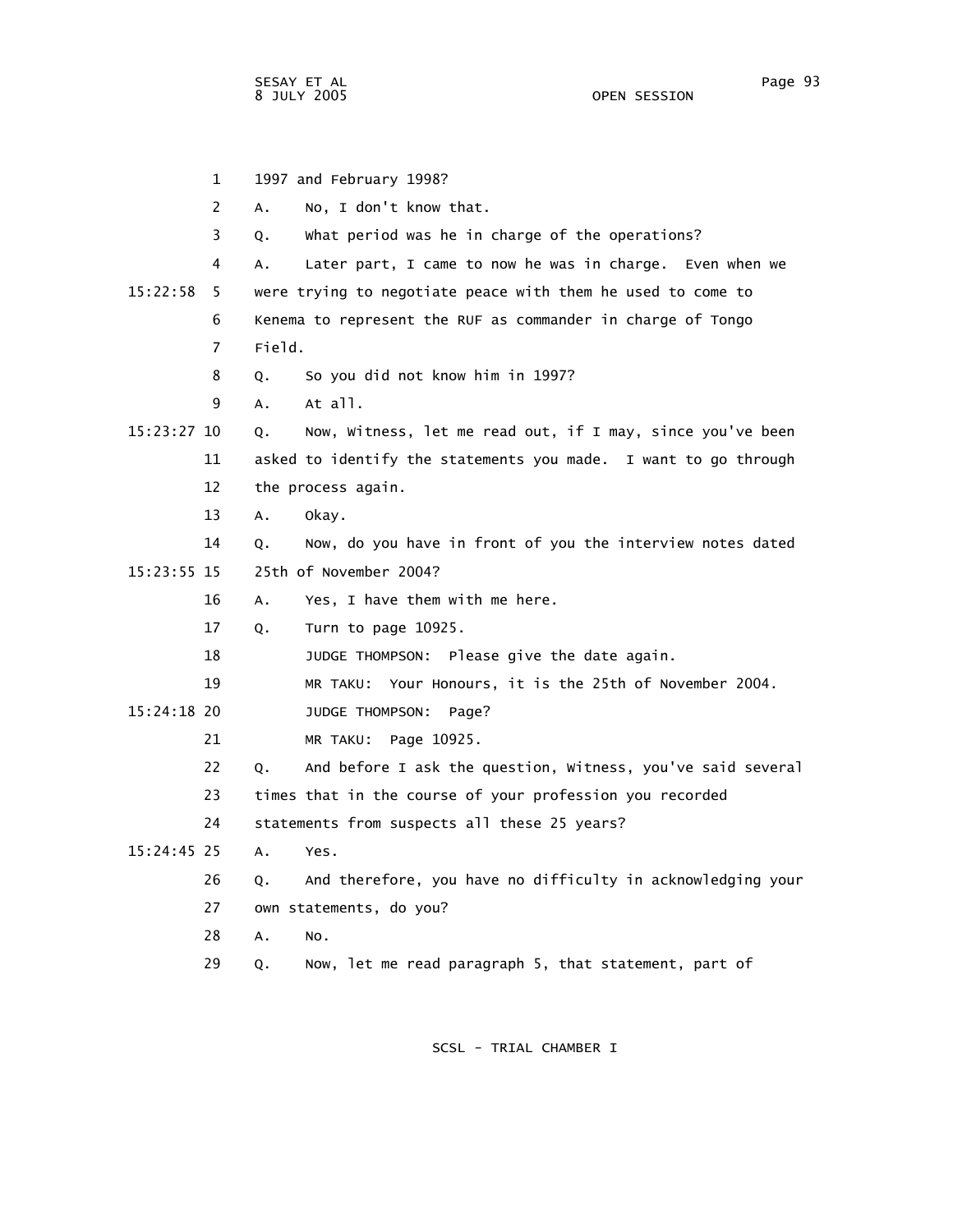1 1997 and February 1998?

2 A. No, I don't know that.

3 Q. What period was he in charge of the operations?

4 A. Later part, I came to now he was in charge. Even when we

15:22:58 5 were trying to negotiate peace with them he used to come to

6 Kenema to represent the RUF as commander in charge of Tongo

7 Field.

8 Q. So you did not know him in 1997?

9 A. At all.

15:23:27 10 Q. Now, Witness, let me read out, if I may, since you've been

11 asked to identify the statements you made. I want to go through

12 the process again.

13 A. Okay.

14 Q. Now, do you have in front of you the interview notes dated

15:23:55 15 25th of November 2004?

16 A. Yes, I have them with me here.

17 Q. Turn to page 10925.

18 JUDGE THOMPSON: Please give the date again.

19 MR TAKU: Your Honours, it is the 25th of November 2004.

15:24:18 20 JUDGE THOMPSON: Page?

21 MR TAKU: Page 10925.

22 Q. And before I ask the question, Witness, you've said several

23 times that in the course of your profession you recorded

24 statements from suspects all these 25 years?

15:24:45 25 A. Yes.

26 Q. And therefore, you have no difficulty in acknowledging your

27 own statements, do you?

28 A. No.

29 Q. Now, let me read paragraph 5, that statement, part of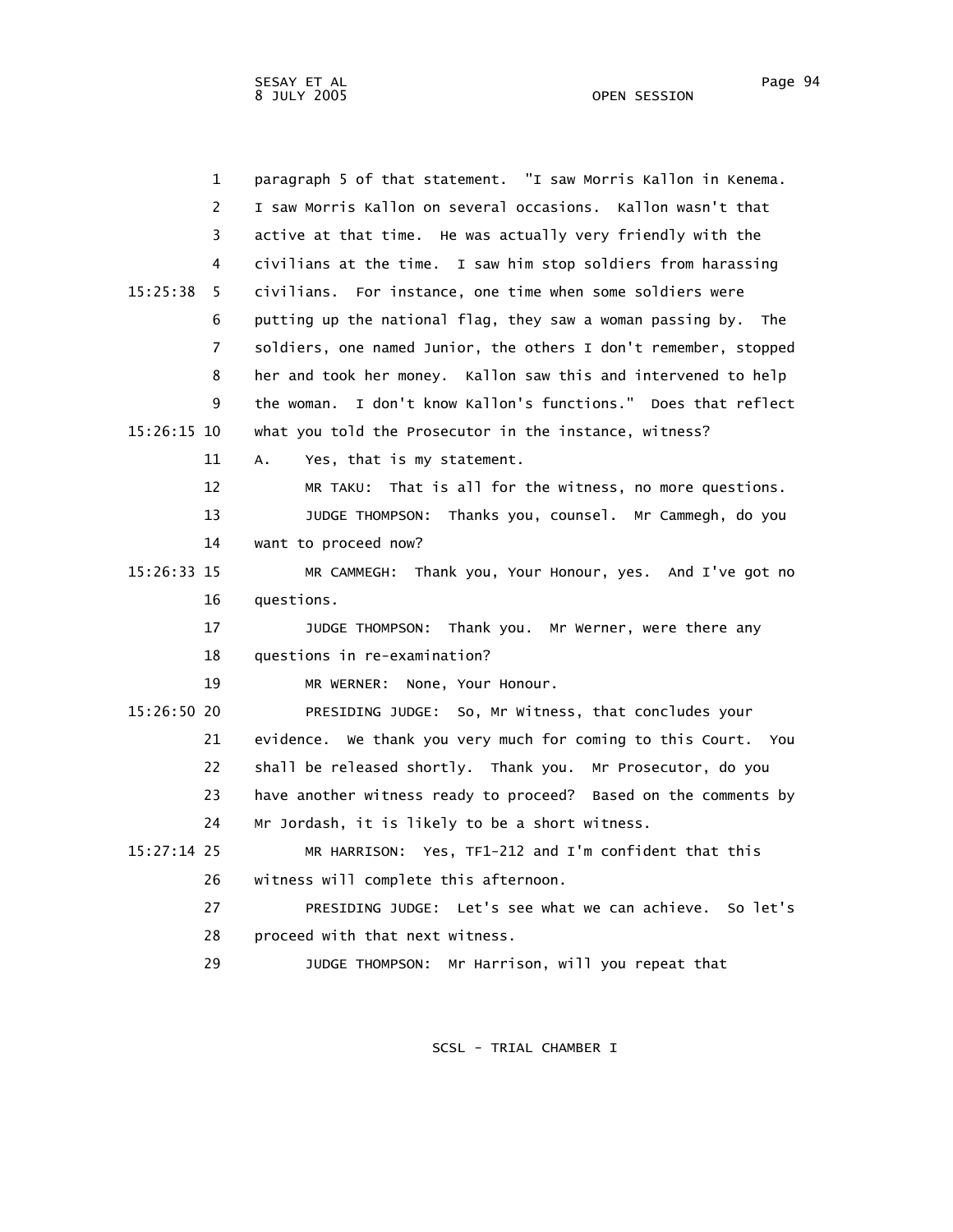1 paragraph 5 of that statement. "I saw Morris Kallon in Kenema.
2 I saw Morris Kallon on several occasions. Kallon wasn't that
3 active at that time. He was actually very friendly with the
4 civilians at the time. I saw him stop soldiers from harassing
15:25:38 5 civilians. For instance, one time when some soldiers were
6 putting up the national flag, they saw a woman passing by. The
7 soldiers, one named Junior, the others I don't remember, stopped
8 her and took her money. Kallon saw this and intervened to help
9 the woman. I don't know Kallon's functions." Does that reflect
15:26:15 10 what you told the Prosecutor in the instance, witness?
11 A. Yes, that is my statement.
12 MR TAKU: That is all for the witness, no more questions.
13 JUDGE THOMPSON: Thanks you, counsel. Mr Cammegh, do you
14 want to proceed now?
15:26:33 15 MR CAMMEGH: Thank you, Your Honour, yes. And I've got no
16 questions.
17 JUDGE THOMPSON: Thank you. Mr Werner, were there any
18 questions in re-examination?
19 MR WERNER: None, Your Honour.
15:26:50 20 PRESIDING JUDGE: So, Mr Witness, that concludes your
21 evidence. We thank you very much for coming to this Court. You
22 shall be released shortly. Thank you. Mr Prosecutor, do you
23 have another witness ready to proceed? Based on the comments by
24 Mr Jordash, it is likely to be a short witness.
15:27:14 25 MR HARRISON: Yes, TF1-212 and I'm confident that this
26 witness will complete this afternoon.
27 PRESIDING JUDGE: Let's see what we can achieve. So let's
28 proceed with that next witness.
29 JUDGE THOMPSON: Mr Harrison, will you repeat that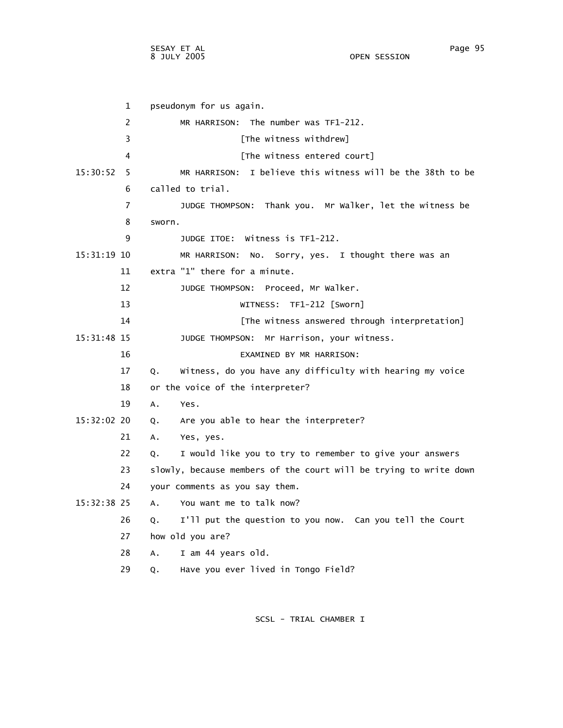pseudonym for us again.

MR HARRISON: The number was TF1-212.

[The witness withdrew]

[The witness entered court]

MR HARRISON: I believe this witness will be the 38th to be called to trial.

JUDGE THOMPSON: Thank you. Mr Walker, let the witness be sworn.

JUDGE ITOE: Witness is TF1-212.

MR HARRISON: No. Sorry, yes. I thought there was an extra "1" there for a minute.

JUDGE THOMPSON: Proceed, Mr Walker.

WITNESS: TF1-212 [Sworn]

[The witness answered through interpretation]

JUDGE THOMPSON: Mr Harrison, your witness.

EXAMINED BY MR HARRISON:

Q. Witness, do you have any difficulty with hearing my voice or the voice of the interpreter?

A. Yes.

Q. Are you able to hear the interpreter?

A. Yes, yes.

Q. I would like you to try to remember to give your answers slowly, because members of the court will be trying to write down your comments as you say them.

A. You want me to talk now?

Q. I'll put the question to you now. Can you tell the Court how old you are?

A. I am 44 years old.

Q. Have you ever lived in Tongo Field?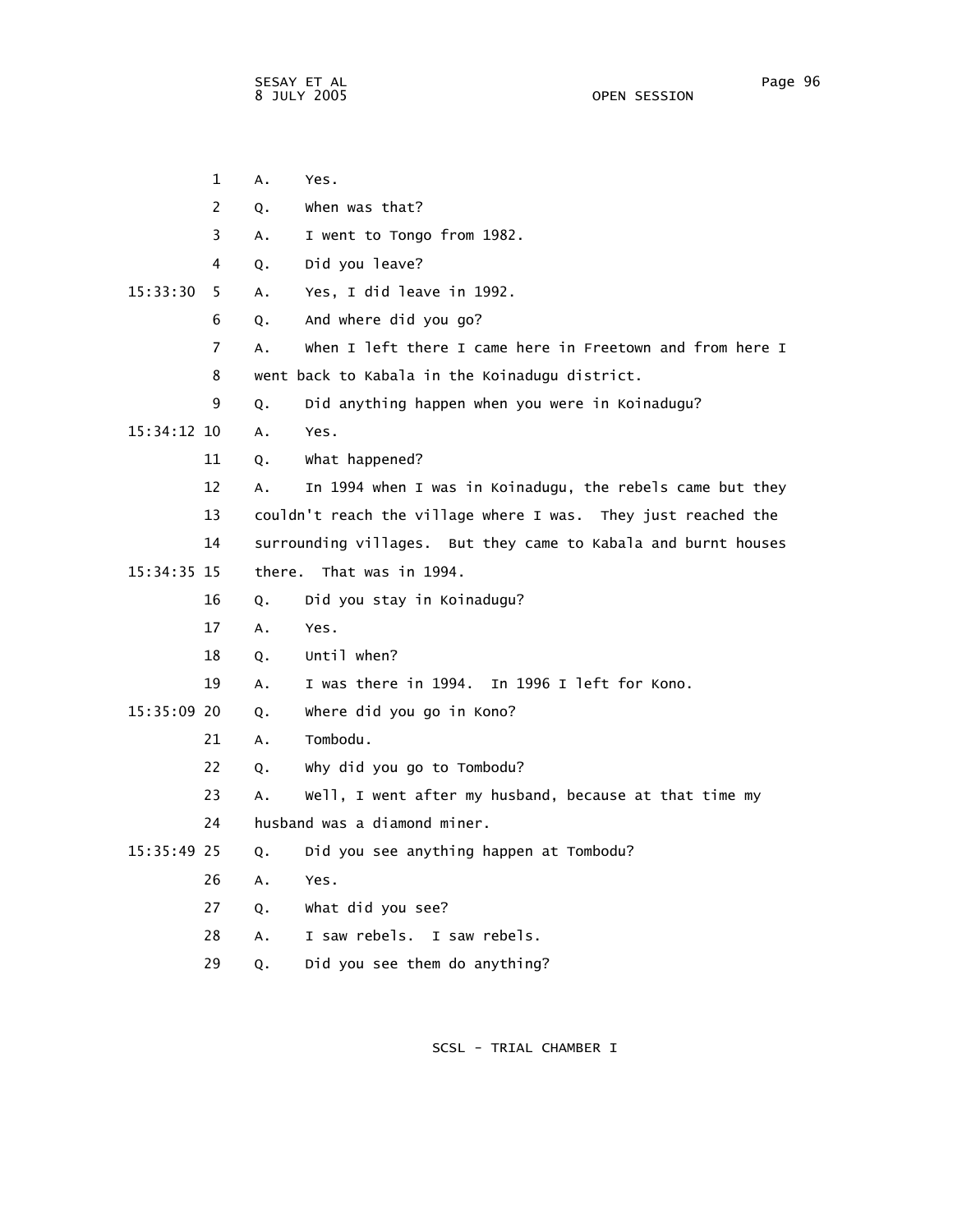A. Yes.

Q. When was that?

A. I went to Tongo from 1982.

Q. Did you leave?

A. Yes, I did leave in 1992.

Q. And where did you go?

A. When I left there I came here in Freetown and from here I went back to Kabala in the Koinadugu district.

Q. Did anything happen when you were in Koinadugu?

A. Yes.

Q. What happened?

A. In 1994 when I was in Koinadugu, the rebels came but they couldn't reach the village where I was. They just reached the surrounding villages. But they came to Kabala and burnt houses there. That was in 1994.

Q. Did you stay in Koinadugu?

A. Yes.

Q. Until when?

A. I was there in 1994. In 1996 I left for Kono.

Q. Where did you go in Kono?

A. Tombodu.

Q. Why did you go to Tombodu?

A. Well, I went after my husband, because at that time my husband was a diamond miner.

Q. Did you see anything happen at Tombodu?

A. Yes.

Q. What did you see?

A. I saw rebels. I saw rebels.

Q. Did you see them do anything?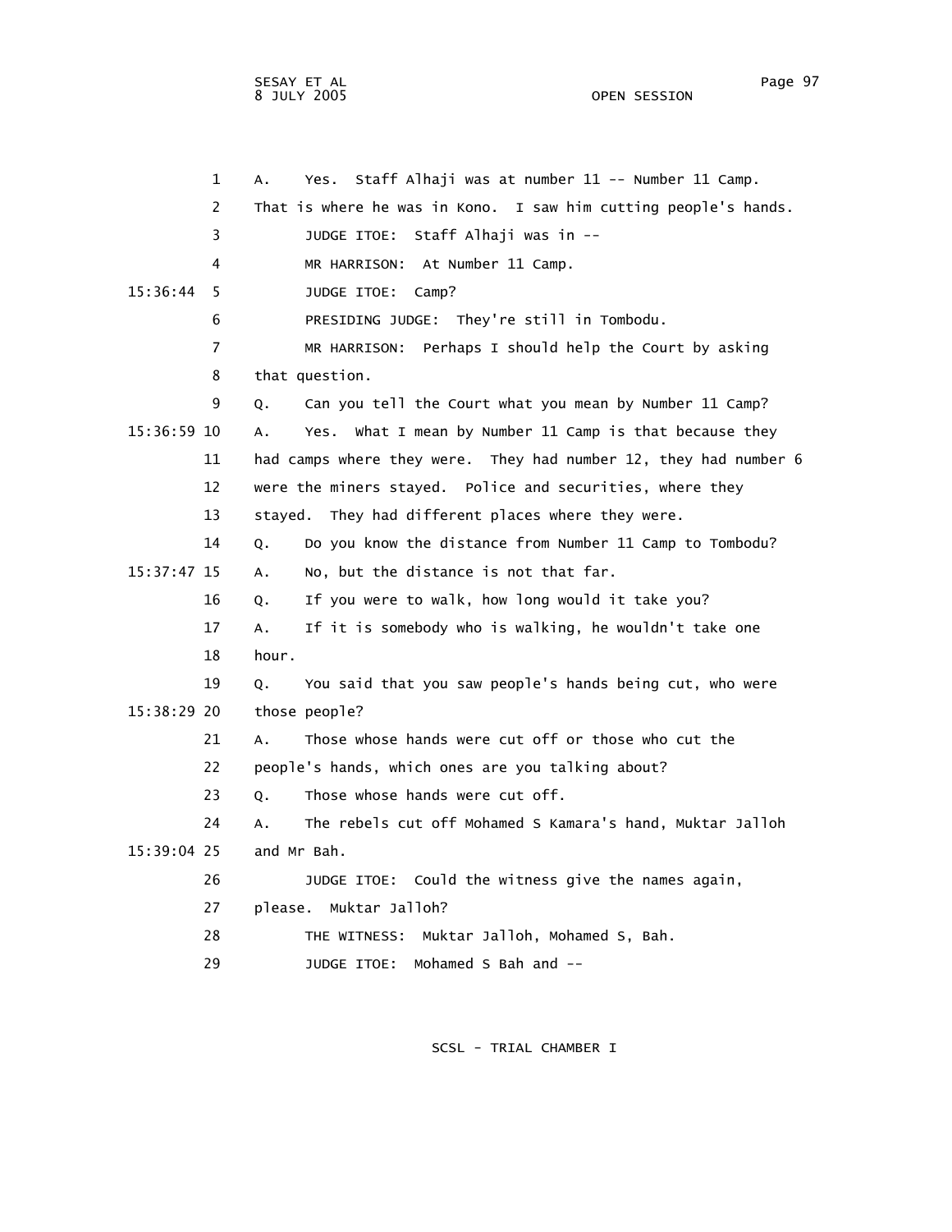1 A. Yes. Staff Alhaji was at number 11 -- Number 11 Camp.
2 That is where he was in Kono. I saw him cutting people's hands.
3 JUDGE ITOE: Staff Alhaji was in --
4 MR HARRISON: At Number 11 Camp.
15:36:44 5 JUDGE ITOE: Camp?
6 PRESIDING JUDGE: They're still in Tombodu.
7 MR HARRISON: Perhaps I should help the Court by asking
8 that question.
9 Q. Can you tell the Court what you mean by Number 11 Camp?
15:36:59 10 A. Yes. What I mean by Number 11 Camp is that because they
11 had camps where they were. They had number 12, they had number 6
12 were the miners stayed. Police and securities, where they
13 stayed. They had different places where they were.
14 Q. Do you know the distance from Number 11 Camp to Tombodu?
15:37:47 15 A. No, but the distance is not that far.
16 Q. If you were to walk, how long would it take you?
17 A. If it is somebody who is walking, he wouldn't take one
18 hour.
19 Q. You said that you saw people's hands being cut, who were
15:38:29 20 those people?
21 A. Those whose hands were cut off or those who cut the
22 people's hands, which ones are you talking about?
23 Q. Those whose hands were cut off.
24 A. The rebels cut off Mohamed S Kamara's hand, Muktar Jalloh
15:39:04 25 and Mr Bah.
26 JUDGE ITOE: Could the witness give the names again,
27 please. Muktar Jalloh?
28 THE WITNESS: Muktar Jalloh, Mohamed S, Bah.
29 JUDGE ITOE: Mohamed S Bah and --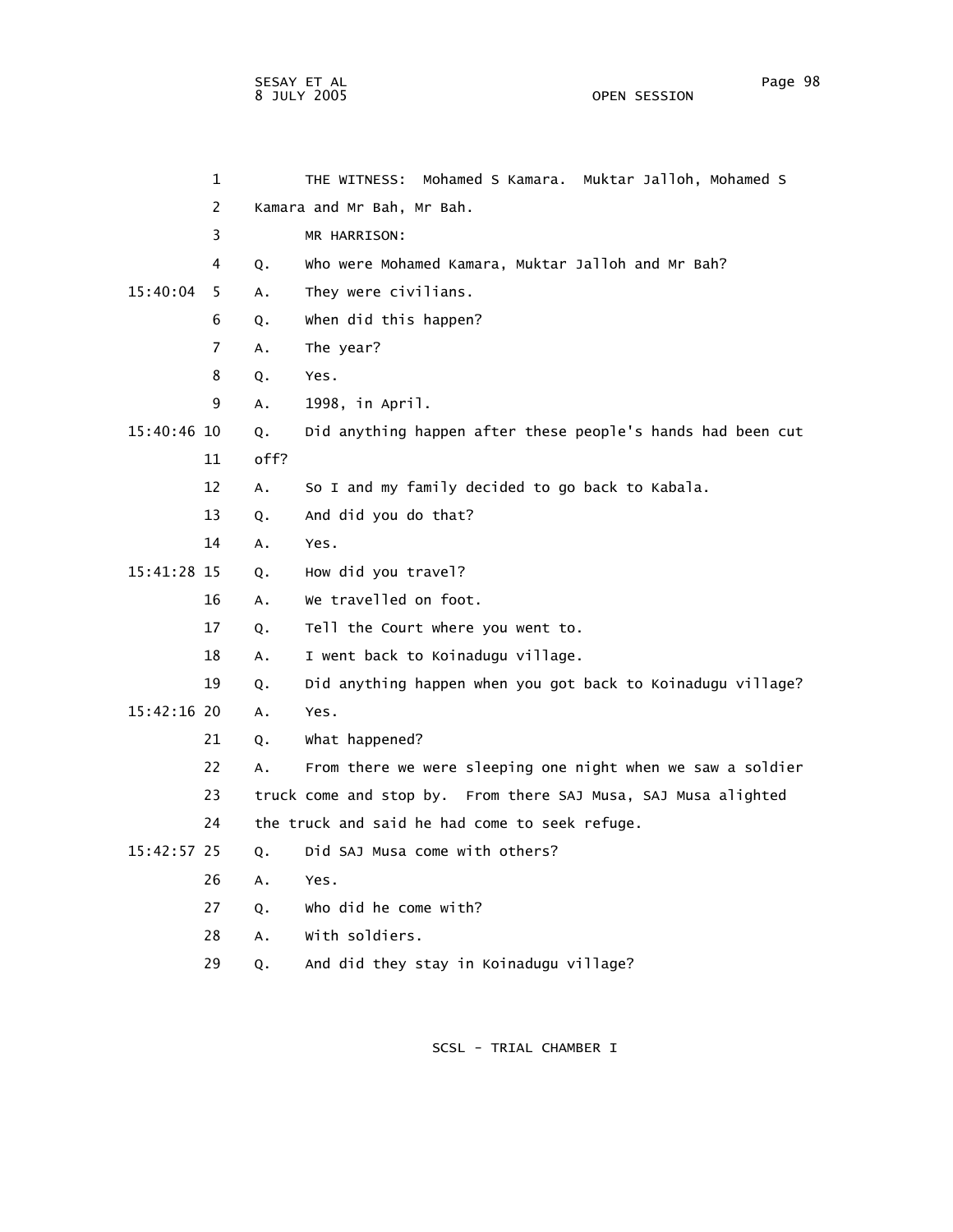1 THE WITNESS: Mohamed S Kamara. Muktar Jalloh, Mohamed S

2 Kamara and Mr Bah, Mr Bah.

3 MR HARRISON:

4 Q. Who were Mohamed Kamara, Muktar Jalloh and Mr Bah?

15:40:04 5 A. They were civilians.

6 Q. When did this happen?

7 A. The year?

8 Q. Yes.

9 A. 1998, in April.

15:40:46 10 Q. Did anything happen after these people's hands had been cut

11 off?

12 A. So I and my family decided to go back to Kabala.

13 Q. And did you do that?

14 A. Yes.

15:41:28 15 Q. How did you travel?

16 A. We travelled on foot.

17 Q. Tell the Court where you went to.

18 A. I went back to Koinadugu village.

19 Q. Did anything happen when you got back to Koinadugu village?

15:42:16 20 A. Yes.

21 Q. What happened?

22 A. From there we were sleeping one night when we saw a soldier

23 truck come and stop by. From there SAJ Musa, SAJ Musa alighted

24 the truck and said he had come to seek refuge.

15:42:57 25 Q. Did SAJ Musa come with others?

26 A. Yes.

27 Q. Who did he come with?

28 A. With soldiers.

29 Q. And did they stay in Koinadugu village?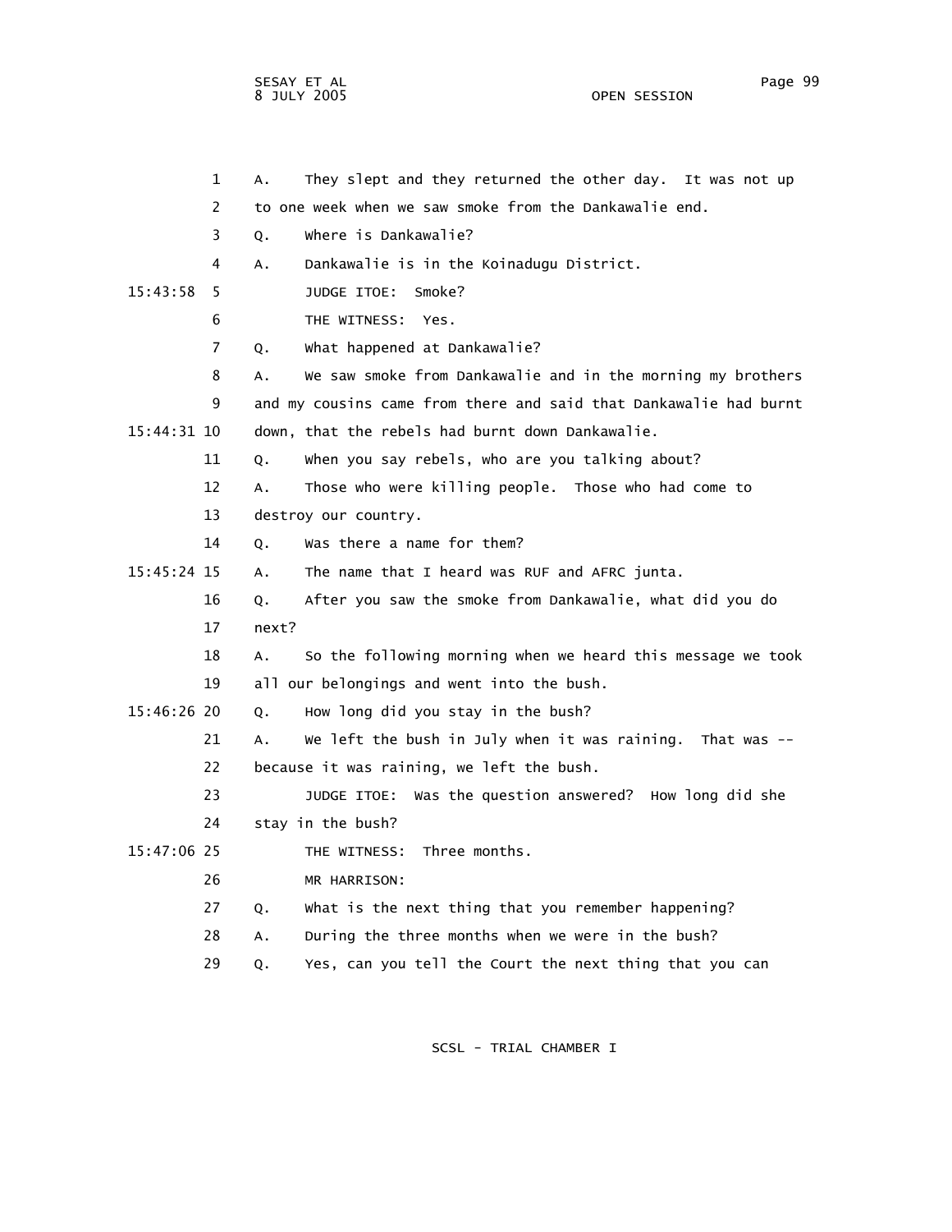A. They slept and they returned the other day. It was not up to one week when we saw smoke from the Dankawalie end.

Q. Where is Dankawalie?

A. Dankawalie is in the Koinadugu District.

JUDGE ITOE: Smoke?

THE WITNESS: Yes.

Q. What happened at Dankawalie?

A. We saw smoke from Dankawalie and in the morning my brothers and my cousins came from there and said that Dankawalie had burnt down, that the rebels had burnt down Dankawalie.

Q. When you say rebels, who are you talking about?

A. Those who were killing people. Those who had come to destroy our country.

Q. Was there a name for them?

A. The name that I heard was RUF and AFRC junta.

Q. After you saw the smoke from Dankawalie, what did you do next?

A. So the following morning when we heard this message we took all our belongings and went into the bush.

Q. How long did you stay in the bush?

A. We left the bush in July when it was raining. That was -- because it was raining, we left the bush.

JUDGE ITOE: Was the question answered? How long did she stay in the bush?

THE WITNESS: Three months.

MR HARRISON:

Q. What is the next thing that you remember happening?

A. During the three months when we were in the bush?

Q. Yes, can you tell the Court the next thing that you can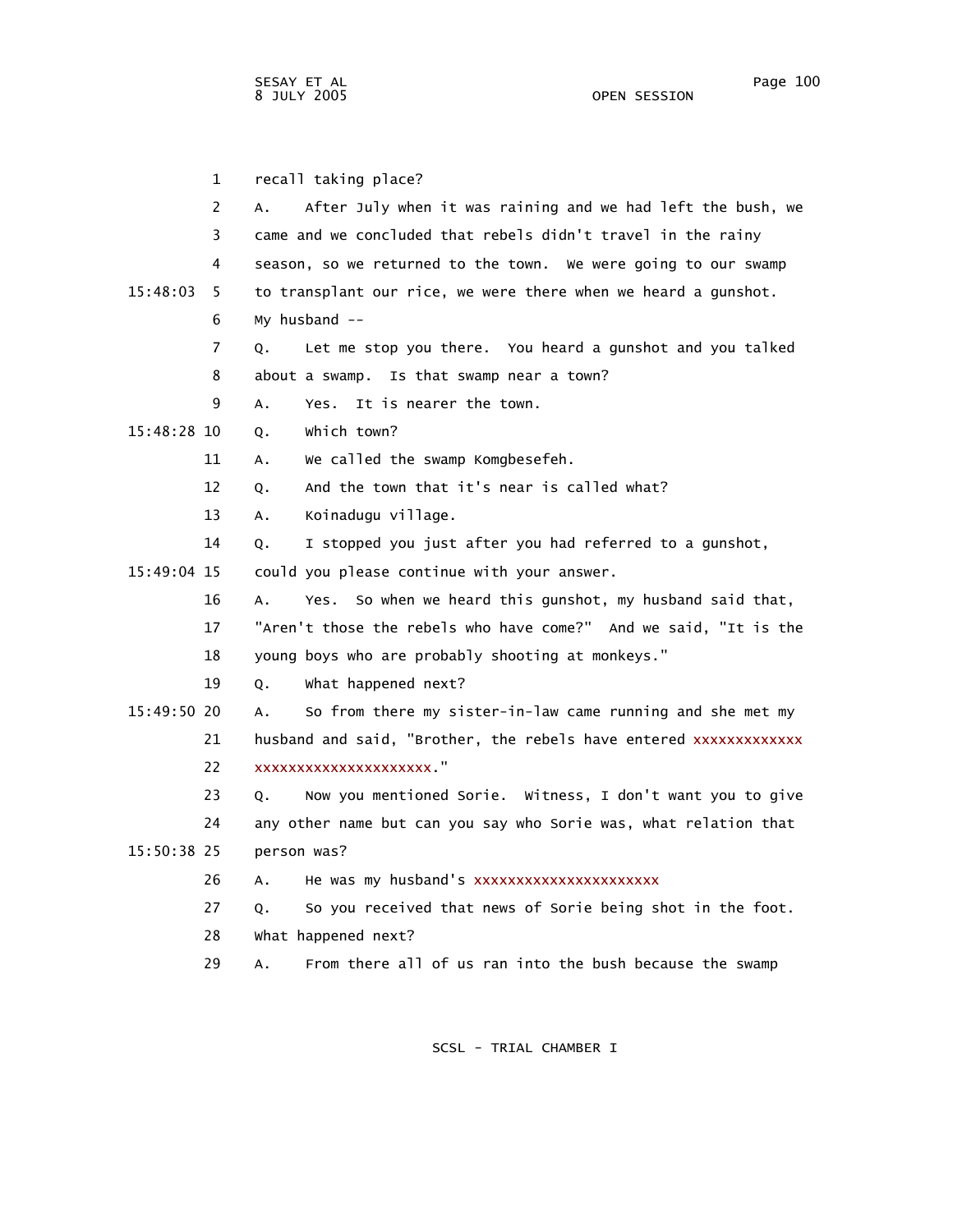1 recall taking place?

2 A. After July when it was raining and we had left the bush, we

3 came and we concluded that rebels didn't travel in the rainy

4 season, so we returned to the town. We were going to our swamp

15:48:03 5 to transplant our rice, we were there when we heard a gunshot.

6 My husband --

7 Q. Let me stop you there. You heard a gunshot and you talked

8 about a swamp. Is that swamp near a town?

9 A. Yes. It is nearer the town.

15:48:28 10 Q. Which town?

11 A. We called the swamp Komgbesefeh.

12 Q. And the town that it's near is called what?

13 A. Koinadugu village.

14 Q. I stopped you just after you had referred to a gunshot,

15:49:04 15 could you please continue with your answer.

16 A. Yes. So when we heard this gunshot, my husband said that,

17 "Aren't those the rebels who have come?" And we said, "It is the

18 young boys who are probably shooting at monkeys."

19 Q. What happened next?

15:49:50 20 A. So from there my sister-in-law came running and she met my

21 husband and said, "Brother, the rebels have entered xxxxxxxxxxxxx

22 xxxxxxxxxxxxxxxxxxxxx."

23 Q. Now you mentioned Sorie. Witness, I don't want you to give

24 any other name but can you say who Sorie was, what relation that

15:50:38 25 person was?

26 A. He was my husband's xxxxxxxxxxxxxxxxxxxxxx

27 Q. So you received that news of Sorie being shot in the foot.

28 What happened next?

29 A. From there all of us ran into the bush because the swamp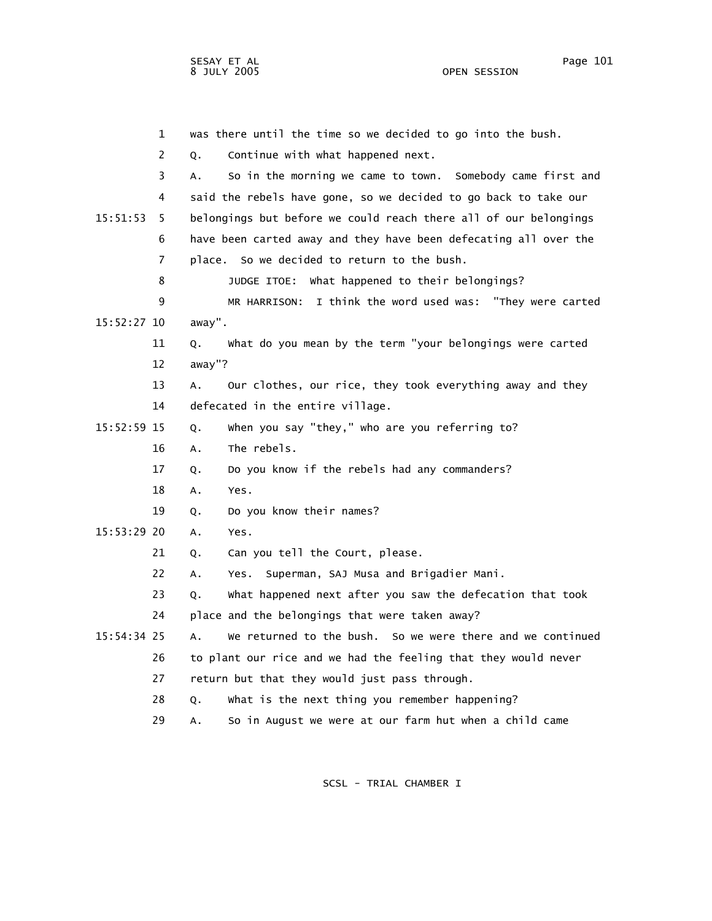1 was there until the time so we decided to go into the bush.

2 Q. Continue with what happened next.

3 A. So in the morning we came to town. Somebody came first and

4 said the rebels have gone, so we decided to go back to take our

15:51:53 5 belongings but before we could reach there all of our belongings

6 have been carted away and they have been defecating all over the

7 place. So we decided to return to the bush.

8 JUDGE ITOE: What happened to their belongings?

9 MR HARRISON: I think the word used was: "They were carted

15:52:27 10 away".

11 Q. What do you mean by the term "your belongings were carted

12 away"?

13 A. Our clothes, our rice, they took everything away and they

14 defecated in the entire village.

15:52:59 15 Q. When you say "they," who are you referring to?

16 A. The rebels.

17 Q. Do you know if the rebels had any commanders?

18 A. Yes.

19 Q. Do you know their names?

15:53:29 20 A. Yes.

21 Q. Can you tell the Court, please.

22 A. Yes. Superman, SAJ Musa and Brigadier Mani.

23 Q. What happened next after you saw the defecation that took

24 place and the belongings that were taken away?

15:54:34 25 A. We returned to the bush. So we were there and we continued

26 to plant our rice and we had the feeling that they would never

27 return but that they would just pass through.

28 Q. What is the next thing you remember happening?

29 A. So in August we were at our farm hut when a child came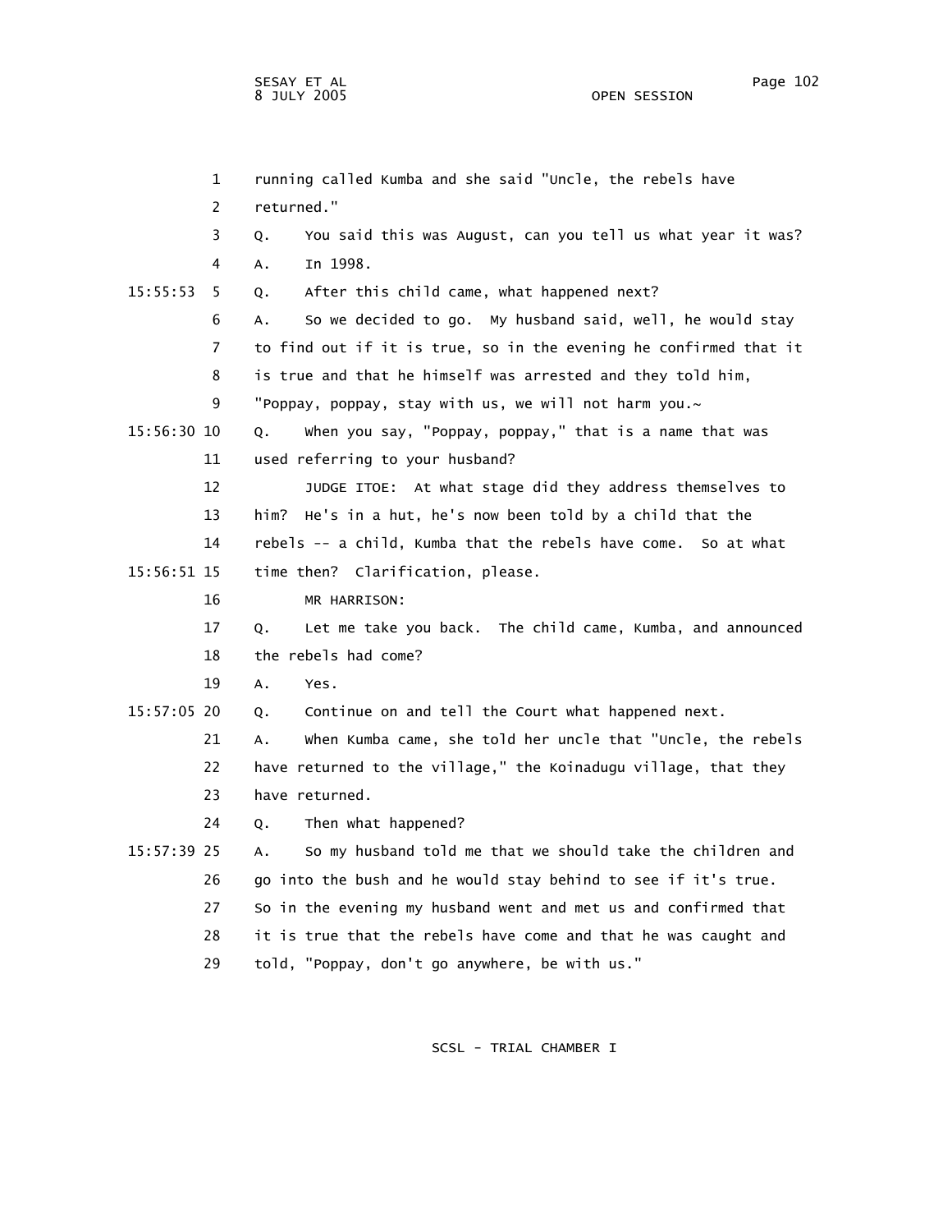running called Kumba and she said "Uncle, the rebels have returned."

Q. You said this was August, can you tell us what year it was?

A. In 1998.

Q. After this child came, what happened next?

A. So we decided to go. My husband said, well, he would stay to find out if it is true, so in the evening he confirmed that it is true and that he himself was arrested and they told him, "Poppay, poppay, stay with us, we will not harm you.~

Q. When you say, "Poppay, poppay," that is a name that was used referring to your husband?

JUDGE ITOE: At what stage did they address themselves to him? He's in a hut, he's now been told by a child that the rebels -- a child, Kumba that the rebels have come. So at what time then? Clarification, please.

MR HARRISON:

Q. Let me take you back. The child came, Kumba, and announced the rebels had come?

A. Yes.

Q. Continue on and tell the Court what happened next.

A. When Kumba came, she told her uncle that "Uncle, the rebels have returned to the village," the Koinadugu village, that they have returned.

Q. Then what happened?

A. So my husband told me that we should take the children and go into the bush and he would stay behind to see if it's true. So in the evening my husband went and met us and confirmed that it is true that the rebels have come and that he was caught and told, "Poppay, don't go anywhere, be with us."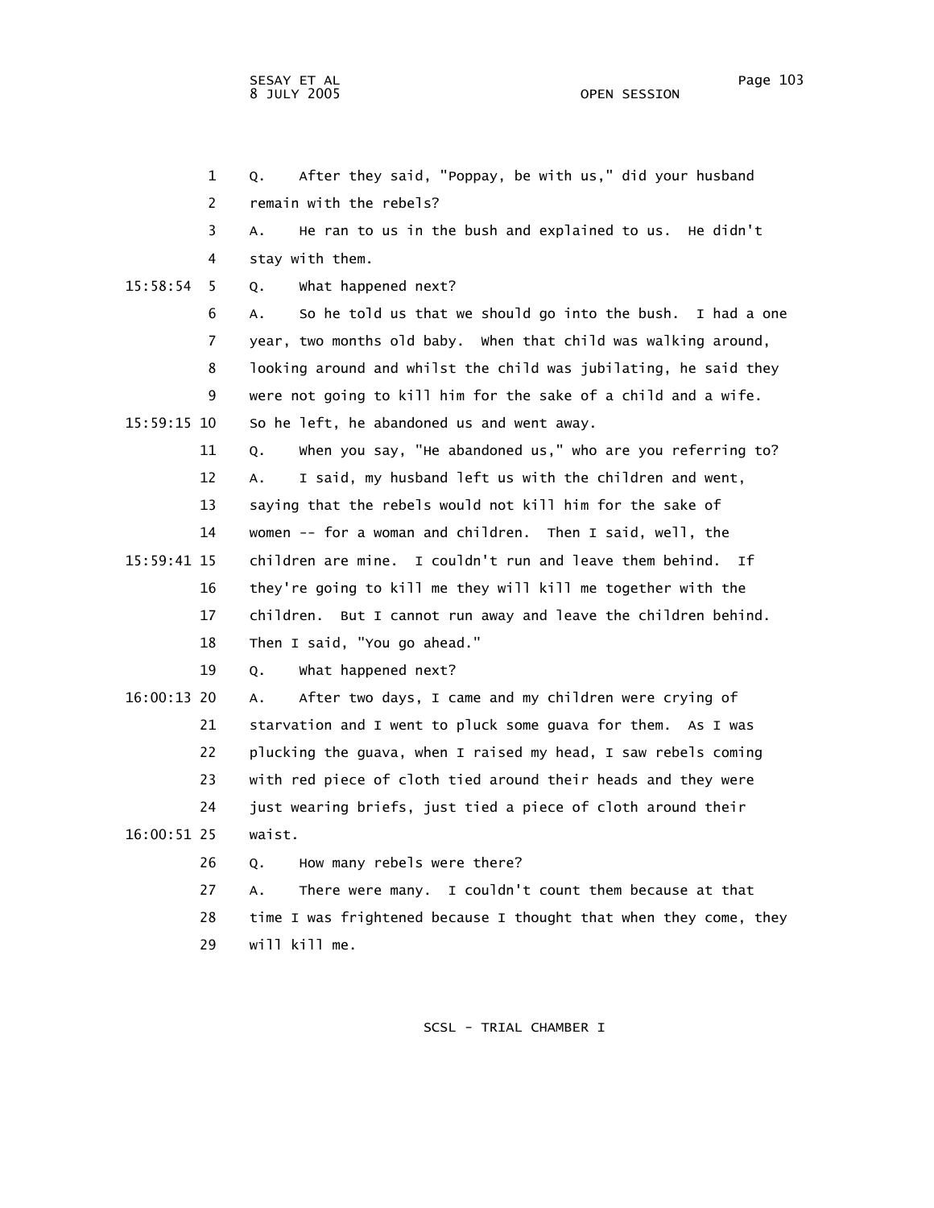Q. After they said, "Poppay, be with us," did your husband remain with the rebels?

A. He ran to us in the bush and explained to us. He didn't stay with them.

Q. What happened next?

A. So he told us that we should go into the bush. I had a one year, two months old baby. When that child was walking around, looking around and whilst the child was jubilating, he said they were not going to kill him for the sake of a child and a wife. So he left, he abandoned us and went away.

Q. When you say, "He abandoned us," who are you referring to?

A. I said, my husband left us with the children and went, saying that the rebels would not kill him for the sake of women -- for a woman and children. Then I said, well, the children are mine. I couldn't run and leave them behind. If they're going to kill me they will kill me together with the children. But I cannot run away and leave the children behind. Then I said, "You go ahead."

Q. What happened next?

A. After two days, I came and my children were crying of starvation and I went to pluck some guava for them. As I was plucking the guava, when I raised my head, I saw rebels coming with red piece of cloth tied around their heads and they were just wearing briefs, just tied a piece of cloth around their waist.

Q. How many rebels were there?

A. There were many. I couldn't count them because at that time I was frightened because I thought that when they come, they will kill me.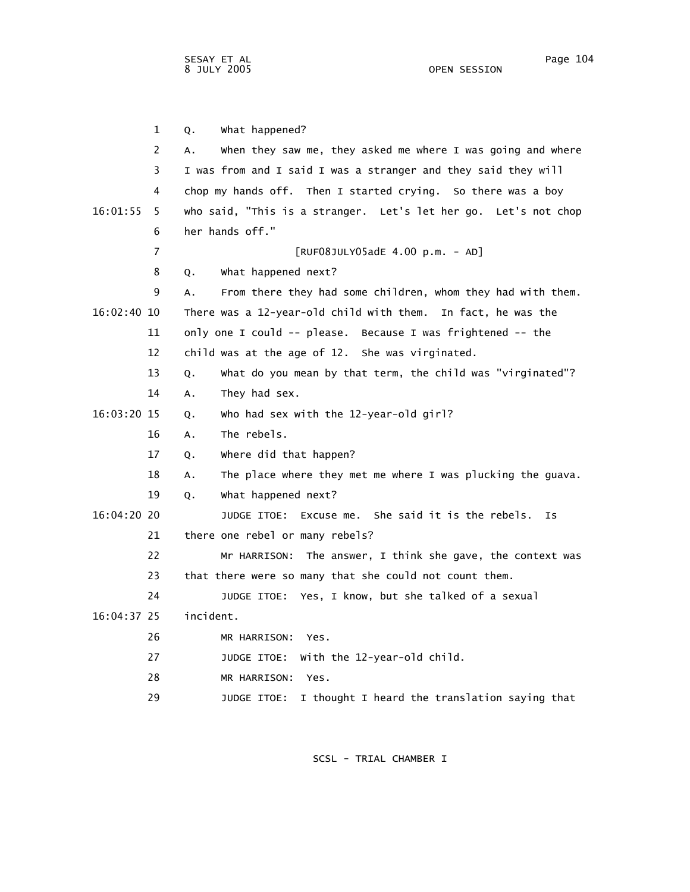1 Q. What happened?

2 A. When they saw me, they asked me where I was going and where

3 I was from and I said I was a stranger and they said they will

4 chop my hands off. Then I started crying. So there was a boy

16:01:55 5 who said, "This is a stranger. Let's let her go. Let's not chop

6 her hands off."

7 [RUF08JULY05adE 4.00 p.m. - AD]

8 Q. What happened next?

9 A. From there they had some children, whom they had with them.

16:02:40 10 There was a 12-year-old child with them. In fact, he was the

11 only one I could -- please. Because I was frightened -- the

12 child was at the age of 12. She was virginated.

13 Q. What do you mean by that term, the child was "virginated"?

14 A. They had sex.

16:03:20 15 Q. Who had sex with the 12-year-old girl?

16 A. The rebels.

17 Q. Where did that happen?

18 A. The place where they met me where I was plucking the guava.

19 Q. What happened next?

16:04:20 20 JUDGE ITOE: Excuse me. She said it is the rebels. Is

21 there one rebel or many rebels?

22 Mr HARRISON: The answer, I think she gave, the context was

23 that there were so many that she could not count them.

24 JUDGE ITOE: Yes, I know, but she talked of a sexual

16:04:37 25 incident.

26 MR HARRISON: Yes.

27 JUDGE ITOE: With the 12-year-old child.

28 MR HARRISON: Yes.

29 JUDGE ITOE: I thought I heard the translation saying that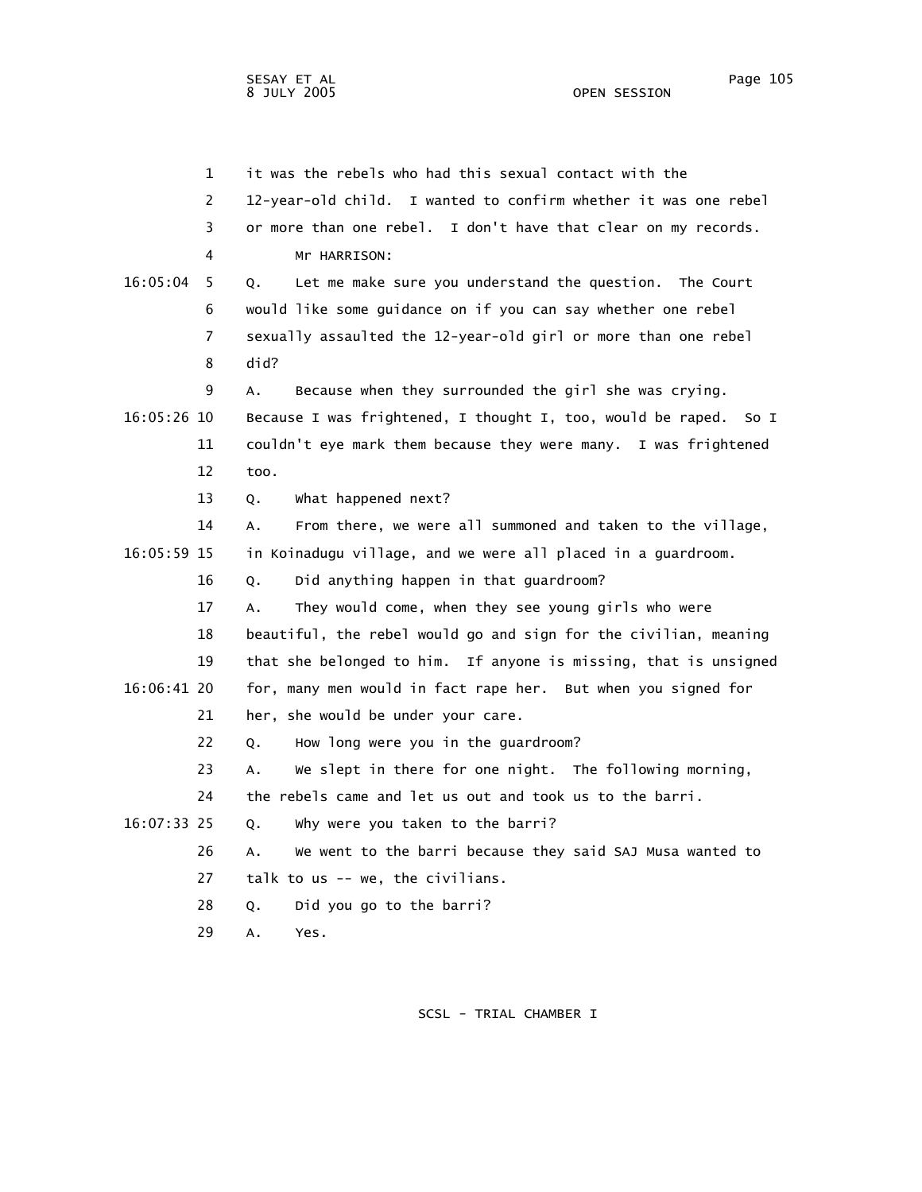it was the rebels who had this sexual contact with the 12-year-old child. I wanted to confirm whether it was one rebel or more than one rebel. I don't have that clear on my records.

Mr HARRISON:

Q. Let me make sure you understand the question. The Court would like some guidance on if you can say whether one rebel sexually assaulted the 12-year-old girl or more than one rebel did?

A. Because when they surrounded the girl she was crying. Because I was frightened, I thought I, too, would be raped. So I couldn't eye mark them because they were many. I was frightened too.

Q. What happened next?

A. From there, we were all summoned and taken to the village, in Koinadugu village, and we were all placed in a guardroom.

Q. Did anything happen in that guardroom?

A. They would come, when they see young girls who were beautiful, the rebel would go and sign for the civilian, meaning that she belonged to him. If anyone is missing, that is unsigned for, many men would in fact rape her. But when you signed for her, she would be under your care.

Q. How long were you in the guardroom?

A. We slept in there for one night. The following morning, the rebels came and let us out and took us to the barri.

Q. Why were you taken to the barri?

A. We went to the barri because they said SAJ Musa wanted to talk to us -- we, the civilians.

Q. Did you go to the barri?

A. Yes.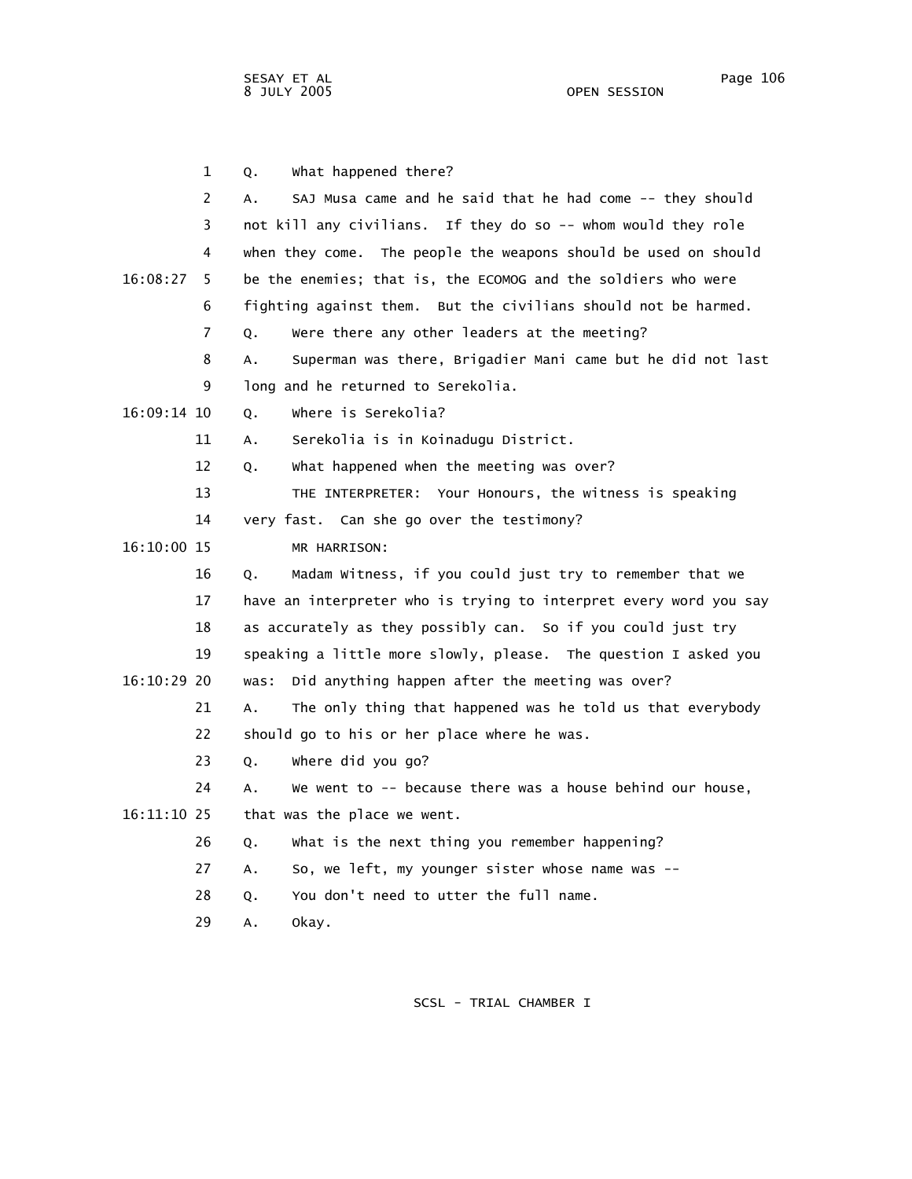1 Q. What happened there?

2 A. SAJ Musa came and he said that he had come -- they should

3 not kill any civilians. If they do so -- whom would they role

4 when they come. The people the weapons should be used on should

16:08:27 5 be the enemies; that is, the ECOMOG and the soldiers who were

6 fighting against them. But the civilians should not be harmed.

7 Q. Were there any other leaders at the meeting?

8 A. Superman was there, Brigadier Mani came but he did not last

9 long and he returned to Serekolia.

16:09:14 10 Q. Where is Serekolia?

11 A. Serekolia is in Koinadugu District.

12 Q. What happened when the meeting was over?

13 THE INTERPRETER: Your Honours, the witness is speaking

14 very fast. Can she go over the testimony?

16:10:00 15 MR HARRISON:

16 Q. Madam Witness, if you could just try to remember that we

17 have an interpreter who is trying to interpret every word you say

18 as accurately as they possibly can. So if you could just try

19 speaking a little more slowly, please. The question I asked you

16:10:29 20 was: Did anything happen after the meeting was over?

21 A. The only thing that happened was he told us that everybody

22 should go to his or her place where he was.

23 Q. Where did you go?

24 A. We went to -- because there was a house behind our house,

16:11:10 25 that was the place we went.

26 Q. What is the next thing you remember happening?

27 A. So, we left, my younger sister whose name was --

28 Q. You don't need to utter the full name.

29 A. Okay.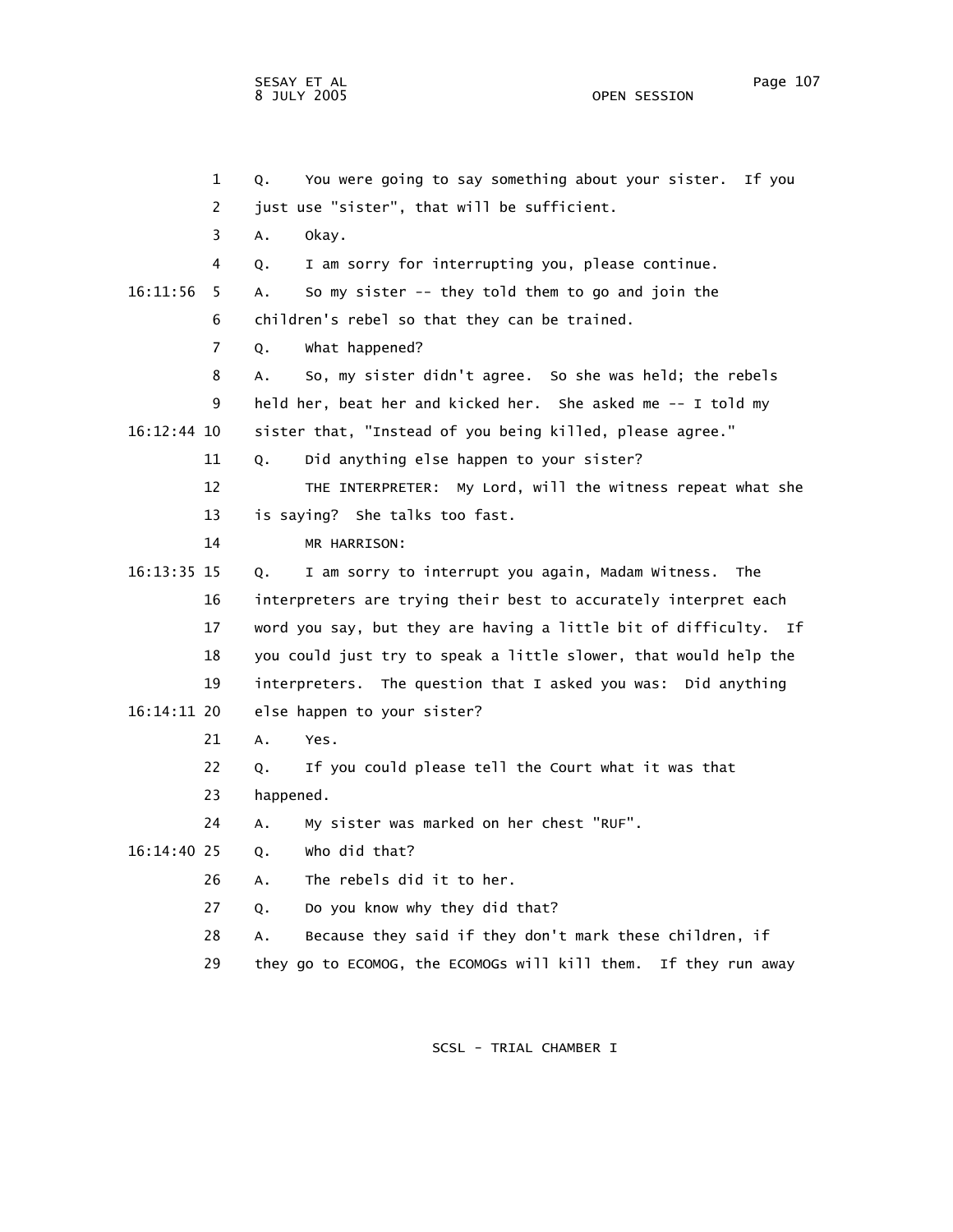Q. You were going to say something about your sister. If you just use "sister", that will be sufficient.

A. Okay.

Q. I am sorry for interrupting you, please continue.

16:11:56 A. So my sister -- they told them to go and join the children's rebel so that they can be trained.

Q. What happened?

A. So, my sister didn't agree. So she was held; the rebels held her, beat her and kicked her. She asked me -- I told my

16:12:44 sister that, "Instead of you being killed, please agree."

Q. Did anything else happen to your sister?

THE INTERPRETER: My Lord, will the witness repeat what she is saying? She talks too fast.

MR HARRISON:

16:13:35 Q. I am sorry to interrupt you again, Madam Witness. The interpreters are trying their best to accurately interpret each word you say, but they are having a little bit of difficulty. If you could just try to speak a little slower, that would help the interpreters. The question that I asked you was: Did anything

16:14:11 else happen to your sister?

A. Yes.

Q. If you could please tell the Court what it was that happened.

A. My sister was marked on her chest "RUF".

16:14:40 Q. Who did that?

A. The rebels did it to her.

Q. Do you know why they did that?

A. Because they said if they don't mark these children, if they go to ECOMOG, the ECOMOGs will kill them. If they run away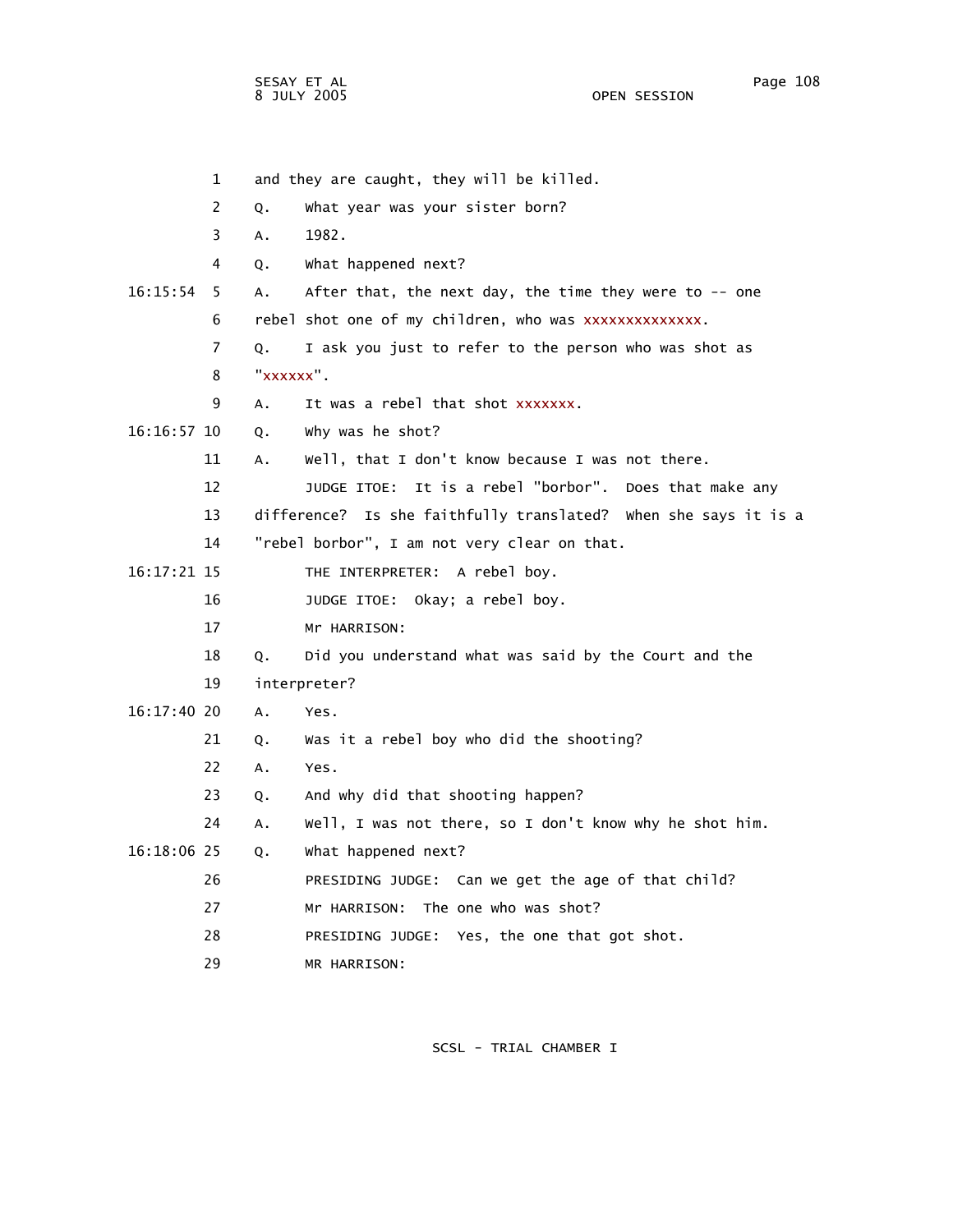and they are caught, they will be killed.

Q. What year was your sister born?

A. 1982.

Q. What happened next?

16:15:54 A. After that, the next day, the time they were to -- one rebel shot one of my children, who was xxxxxxxxxxxxxx.

Q. I ask you just to refer to the person who was shot as "xxxxxx".

A. It was a rebel that shot xxxxxxx.

16:16:57 Q. Why was he shot?

A. Well, that I don't know because I was not there.

JUDGE ITOE: It is a rebel "borbor". Does that make any difference? Is she faithfully translated? When she says it is a "rebel borbor", I am not very clear on that.

16:17:21 THE INTERPRETER: A rebel boy.

JUDGE ITOE: Okay; a rebel boy.

Mr HARRISON:

Q. Did you understand what was said by the Court and the interpreter?

16:17:40 A. Yes.

Q. Was it a rebel boy who did the shooting?

A. Yes.

Q. And why did that shooting happen?

A. Well, I was not there, so I don't know why he shot him.

16:18:06 Q. What happened next?

PRESIDING JUDGE: Can we get the age of that child?

Mr HARRISON: The one who was shot?

PRESIDING JUDGE: Yes, the one that got shot.

MR HARRISON: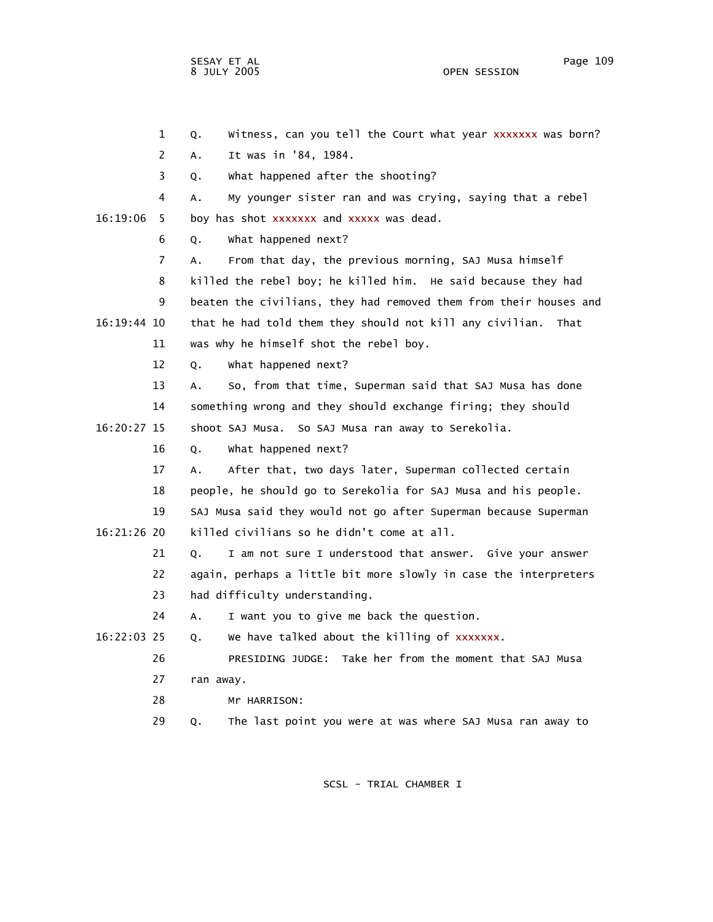1 Q. Witness, can you tell the Court what year xxxxxxx was born?

2 A. It was in '84, 1984.

3 Q. What happened after the shooting?

4 A. My younger sister ran and was crying, saying that a rebel

16:19:06 5 boy has shot xxxxxxx and xxxxx was dead.

6 Q. What happened next?

7 A. From that day, the previous morning, SAJ Musa himself

8 killed the rebel boy; he killed him. He said because they had

9 beaten the civilians, they had removed them from their houses and

16:19:44 10 that he had told them they should not kill any civilian. That

11 was why he himself shot the rebel boy.

12 Q. What happened next?

13 A. So, from that time, Superman said that SAJ Musa has done

14 something wrong and they should exchange firing; they should

16:20:27 15 shoot SAJ Musa. So SAJ Musa ran away to Serekolia.

16 Q. What happened next?

17 A. After that, two days later, Superman collected certain

18 people, he should go to Serekolia for SAJ Musa and his people.

19 SAJ Musa said they would not go after Superman because Superman

16:21:26 20 killed civilians so he didn't come at all.

21 Q. I am not sure I understood that answer. Give your answer

22 again, perhaps a little bit more slowly in case the interpreters

23 had difficulty understanding.

24 A. I want you to give me back the question.

16:22:03 25 Q. We have talked about the killing of xxxxxxx.

26 PRESIDING JUDGE: Take her from the moment that SAJ Musa

27 ran away.

28 Mr HARRISON:

29 Q. The last point you were at was where SAJ Musa ran away to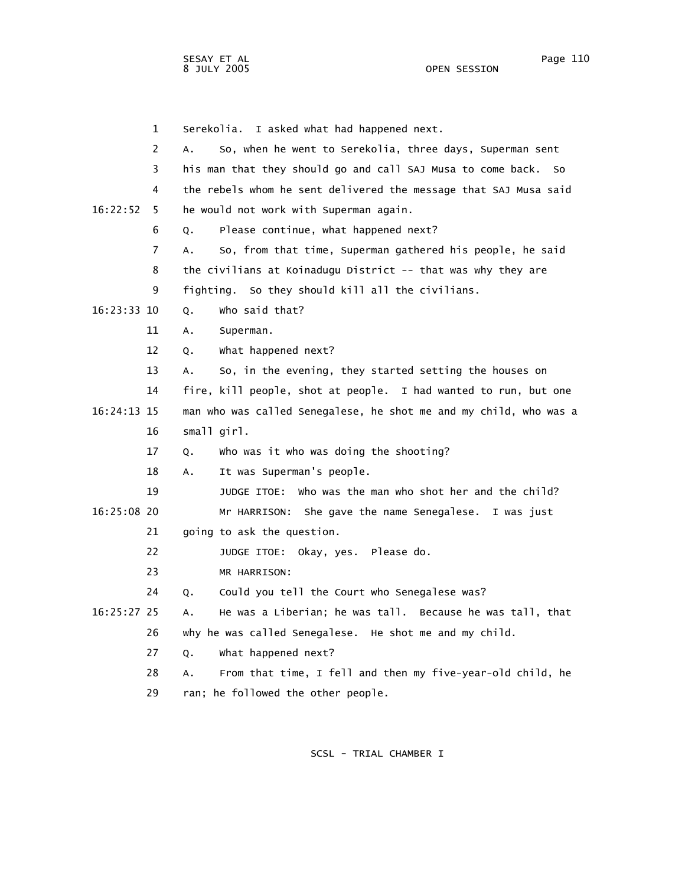Serekolia. I asked what had happened next.

A. So, when he went to Serekolia, three days, Superman sent his man that they should go and call SAJ Musa to come back. So the rebels whom he sent delivered the message that SAJ Musa said he would not work with Superman again.

Q. Please continue, what happened next?

A. So, from that time, Superman gathered his people, he said the civilians at Koinadugu District -- that was why they are fighting. So they should kill all the civilians.

Q. Who said that?

A. Superman.

Q. What happened next?

A. So, in the evening, they started setting the houses on fire, kill people, shot at people. I had wanted to run, but one man who was called Senegalese, he shot me and my child, who was a small girl.

Q. Who was it who was doing the shooting?

A. It was Superman's people.

JUDGE ITOE: Who was the man who shot her and the child?

Mr HARRISON: She gave the name Senegalese. I was just going to ask the question.

JUDGE ITOE: Okay, yes. Please do.

MR HARRISON:

Q. Could you tell the Court who Senegalese was?

A. He was a Liberian; he was tall. Because he was tall, that why he was called Senegalese. He shot me and my child.

Q. What happened next?

A. From that time, I fell and then my five-year-old child, he ran; he followed the other people.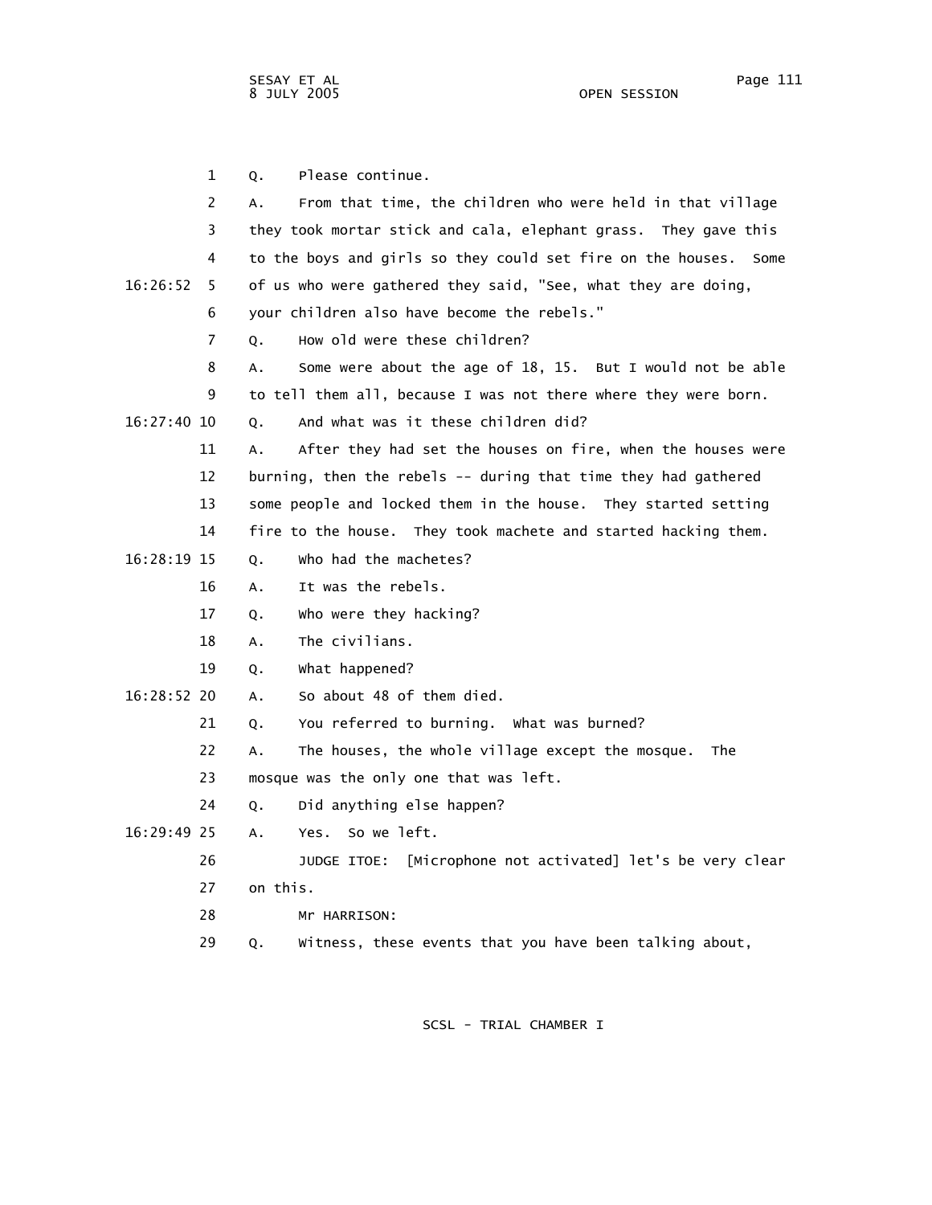Q. Please continue.

A. From that time, the children who were held in that village they took mortar stick and cala, elephant grass. They gave this to the boys and girls so they could set fire on the houses. Some of us who were gathered they said, "See, what they are doing, your children also have become the rebels."

Q. How old were these children?

A. Some were about the age of 18, 15. But I would not be able to tell them all, because I was not there where they were born.

Q. And what was it these children did?

A. After they had set the houses on fire, when the houses were burning, then the rebels -- during that time they had gathered some people and locked them in the house. They started setting fire to the house. They took machete and started hacking them.

Q. Who had the machetes?

A. It was the rebels.

Q. Who were they hacking?

A. The civilians.

Q. What happened?

A. So about 48 of them died.

Q. You referred to burning. What was burned?

A. The houses, the whole village except the mosque. The mosque was the only one that was left.

Q. Did anything else happen?

A. Yes. So we left.

JUDGE ITOE: [Microphone not activated] let's be very clear on this.

Mr HARRISON:

Q. Witness, these events that you have been talking about,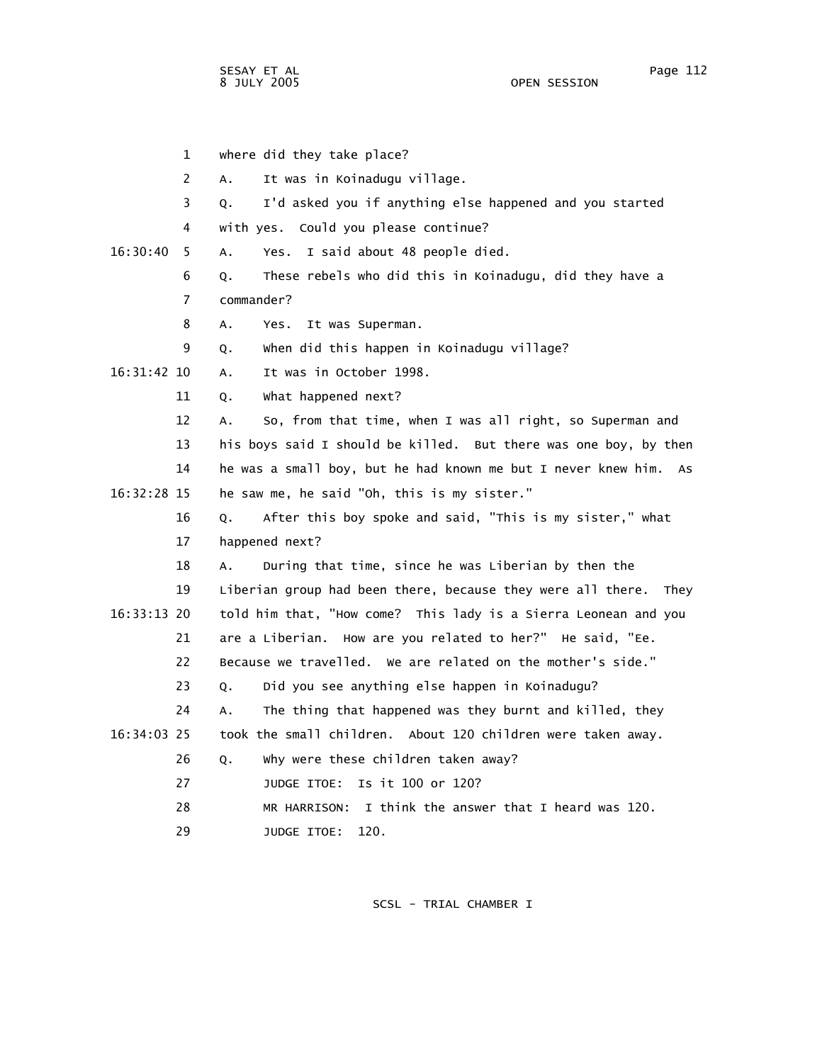1 where did they take place?

2 A. It was in Koinadugu village.

3 Q. I'd asked you if anything else happened and you started

4 with yes. Could you please continue?

16:30:40 5 A. Yes. I said about 48 people died.

6 Q. These rebels who did this in Koinadugu, did they have a

7 commander?

8 A. Yes. It was Superman.

9 Q. When did this happen in Koinadugu village?

16:31:42 10 A. It was in October 1998.

11 Q. What happened next?

12 A. So, from that time, when I was all right, so Superman and

13 his boys said I should be killed. But there was one boy, by then

14 he was a small boy, but he had known me but I never knew him. As

16:32:28 15 he saw me, he said "Oh, this is my sister."

16 Q. After this boy spoke and said, "This is my sister," what

17 happened next?

18 A. During that time, since he was Liberian by then the

19 Liberian group had been there, because they were all there. They

16:33:13 20 told him that, "How come? This lady is a Sierra Leonean and you

21 are a Liberian. How are you related to her?" He said, "Ee.

22 Because we travelled. We are related on the mother's side."

23 Q. Did you see anything else happen in Koinadugu?

24 A. The thing that happened was they burnt and killed, they

16:34:03 25 took the small children. About 120 children were taken away.

26 Q. Why were these children taken away?

27 JUDGE ITOE: Is it 100 or 120?

28 MR HARRISON: I think the answer that I heard was 120.

29 JUDGE ITOE: 120.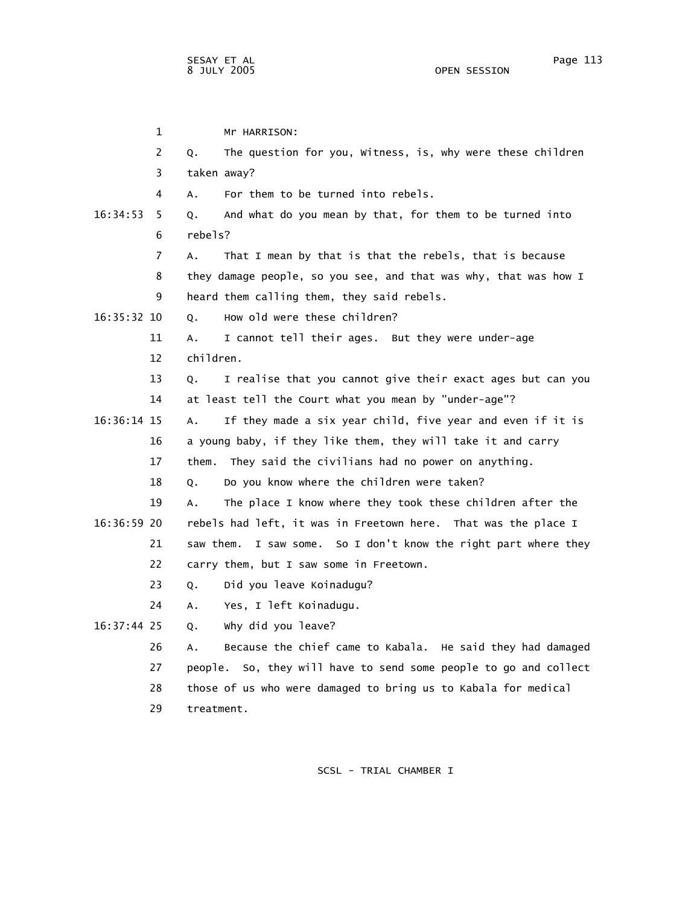Mr HARRISON:

Q. The question for you, Witness, is, why were these children taken away?

A. For them to be turned into rebels.

Q. And what do you mean by that, for them to be turned into rebels?

A. That I mean by that is that the rebels, that is because they damage people, so you see, and that was why, that was how I heard them calling them, they said rebels.

Q. How old were these children?

A. I cannot tell their ages. But they were under-age children.

Q. I realise that you cannot give their exact ages but can you at least tell the Court what you mean by "under-age"?

A. If they made a six year child, five year and even if it is a young baby, if they like them, they will take it and carry them. They said the civilians had no power on anything.

Q. Do you know where the children were taken?

A. The place I know where they took these children after the rebels had left, it was in Freetown here. That was the place I saw them. I saw some. So I don't know the right part where they carry them, but I saw some in Freetown.

Q. Did you leave Koinadugu?

A. Yes, I left Koinadugu.

Q. Why did you leave?

A. Because the chief came to Kabala. He said they had damaged people. So, they will have to send some people to go and collect those of us who were damaged to bring us to Kabala for medical treatment.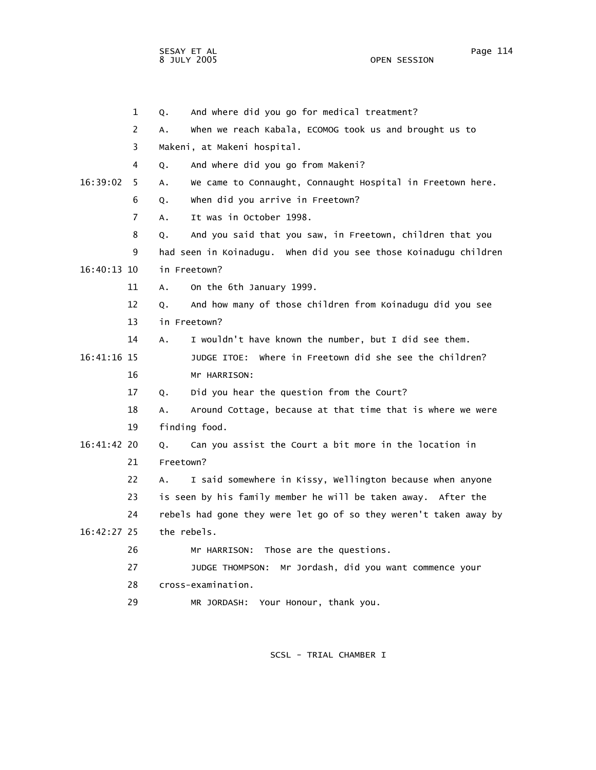Q. And where did you go for medical treatment?

A. When we reach Kabala, ECOMOG took us and brought us to Makeni, at Makeni hospital.

Q. And where did you go from Makeni?

A. We came to Connaught, Connaught Hospital in Freetown here.

Q. When did you arrive in Freetown?

A. It was in October 1998.

Q. And you said that you saw, in Freetown, children that you had seen in Koinadugu. When did you see those Koinadugu children in Freetown?

A. On the 6th January 1999.

Q. And how many of those children from Koinadugu did you see in Freetown?

A. I wouldn't have known the number, but I did see them.

JUDGE ITOE: Where in Freetown did she see the children?

Mr HARRISON:

Q. Did you hear the question from the Court?

A. Around Cottage, because at that time that is where we were finding food.

Q. Can you assist the Court a bit more in the location in Freetown?

A. I said somewhere in Kissy, Wellington because when anyone is seen by his family member he will be taken away. After the rebels had gone they were let go of so they weren't taken away by the rebels.

Mr HARRISON: Those are the questions.

JUDGE THOMPSON: Mr Jordash, did you want commence your cross-examination.

MR JORDASH: Your Honour, thank you.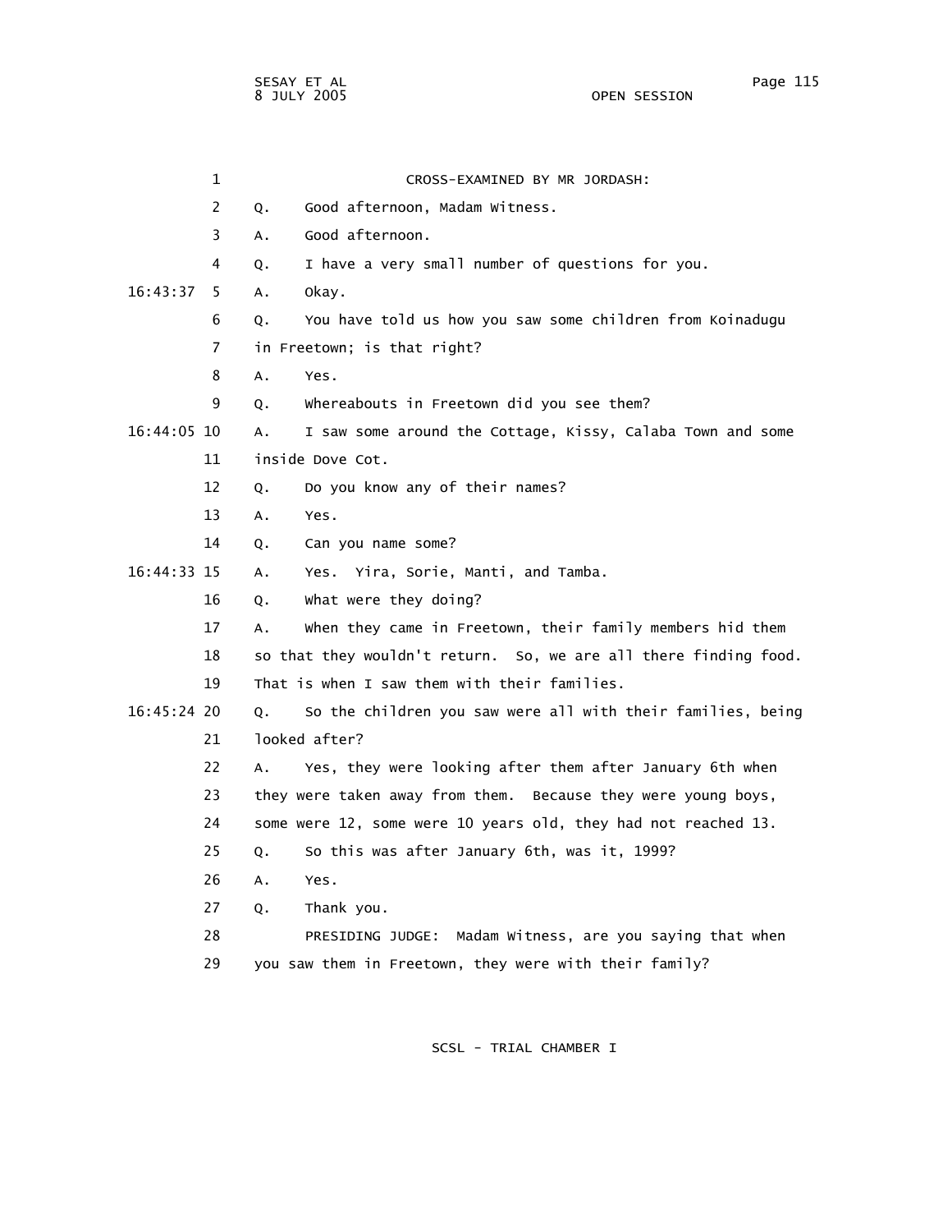CROSS-EXAMINED BY MR JORDASH:

Q. Good afternoon, Madam Witness.

A. Good afternoon.

Q. I have a very small number of questions for you.

A. Okay.

Q. You have told us how you saw some children from Koinadugu in Freetown; is that right?

A. Yes.

Q. Whereabouts in Freetown did you see them?

A. I saw some around the Cottage, Kissy, Calaba Town and some inside Dove Cot.

Q. Do you know any of their names?

A. Yes.

Q. Can you name some?

A. Yes. Yira, Sorie, Manti, and Tamba.

Q. What were they doing?

A. When they came in Freetown, their family members hid them so that they wouldn't return. So, we are all there finding food. That is when I saw them with their families.

Q. So the children you saw were all with their families, being looked after?

A. Yes, they were looking after them after January 6th when they were taken away from them. Because they were young boys, some were 12, some were 10 years old, they had not reached 13.

Q. So this was after January 6th, was it, 1999?

A. Yes.

Q. Thank you.

PRESIDING JUDGE: Madam Witness, are you saying that when you saw them in Freetown, they were with their family?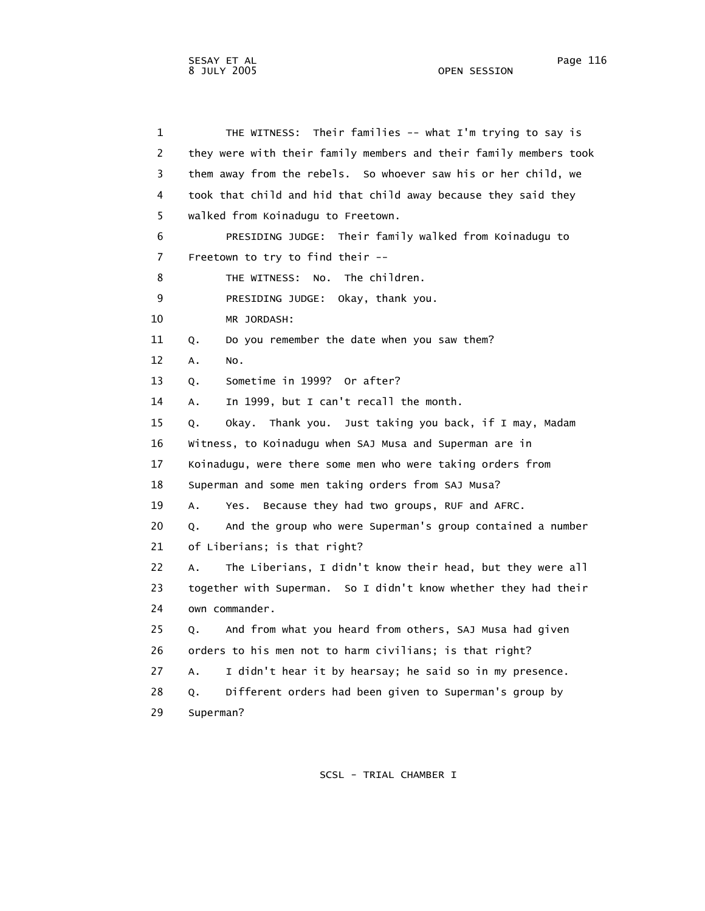1 THE WITNESS: Their families -- what I'm trying to say is
2 they were with their family members and their family members took
3 them away from the rebels. So whoever saw his or her child, we
4 took that child and hid that child away because they said they
5 walked from Koinadugu to Freetown.
6 PRESIDING JUDGE: Their family walked from Koinadugu to
7 Freetown to try to find their --
8 THE WITNESS: No. The children.
9 PRESIDING JUDGE: Okay, thank you.
10 MR JORDASH:
11 Q. Do you remember the date when you saw them?
12 A. No.
13 Q. Sometime in 1999? Or after?
14 A. In 1999, but I can't recall the month.
15 Q. Okay. Thank you. Just taking you back, if I may, Madam
16 Witness, to Koinadugu when SAJ Musa and Superman are in
17 Koinadugu, were there some men who were taking orders from
18 Superman and some men taking orders from SAJ Musa?
19 A. Yes. Because they had two groups, RUF and AFRC.
20 Q. And the group who were Superman's group contained a number
21 of Liberians; is that right?
22 A. The Liberians, I didn't know their head, but they were all
23 together with Superman. So I didn't know whether they had their
24 own commander.
25 Q. And from what you heard from others, SAJ Musa had given
26 orders to his men not to harm civilians; is that right?
27 A. I didn't hear it by hearsay; he said so in my presence.
28 Q. Different orders had been given to Superman's group by
29 Superman?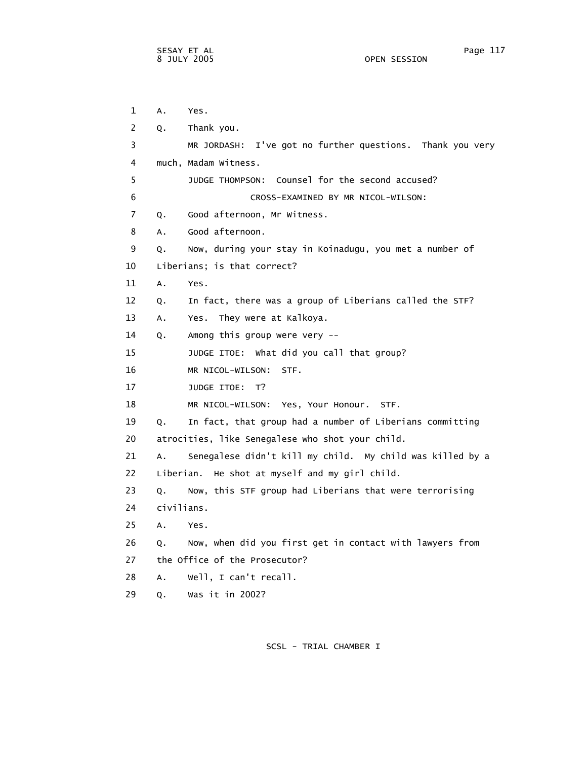1 A. Yes.

2 Q. Thank you.

3 MR JORDASH: I've got no further questions. Thank you very

4 much, Madam Witness.

5 JUDGE THOMPSON: Counsel for the second accused?

6 CROSS-EXAMINED BY MR NICOL-WILSON:

7 Q. Good afternoon, Mr Witness.

8 A. Good afternoon.

9 Q. Now, during your stay in Koinadugu, you met a number of

10 Liberians; is that correct?

11 A. Yes.

12 Q. In fact, there was a group of Liberians called the STF?

13 A. Yes. They were at Kalkoya.

14 Q. Among this group were very --

15 JUDGE ITOE: What did you call that group?

16 MR NICOL-WILSON: STF.

17 JUDGE ITOE: T?

18 MR NICOL-WILSON: Yes, Your Honour. STF.

19 Q. In fact, that group had a number of Liberians committing

20 atrocities, like Senegalese who shot your child.

21 A. Senegalese didn't kill my child. My child was killed by a

22 Liberian. He shot at myself and my girl child.

23 Q. Now, this STF group had Liberians that were terrorising

24 civilians.

25 A. Yes.

26 Q. Now, when did you first get in contact with lawyers from

27 the Office of the Prosecutor?

28 A. Well, I can't recall.

29 Q. Was it in 2002?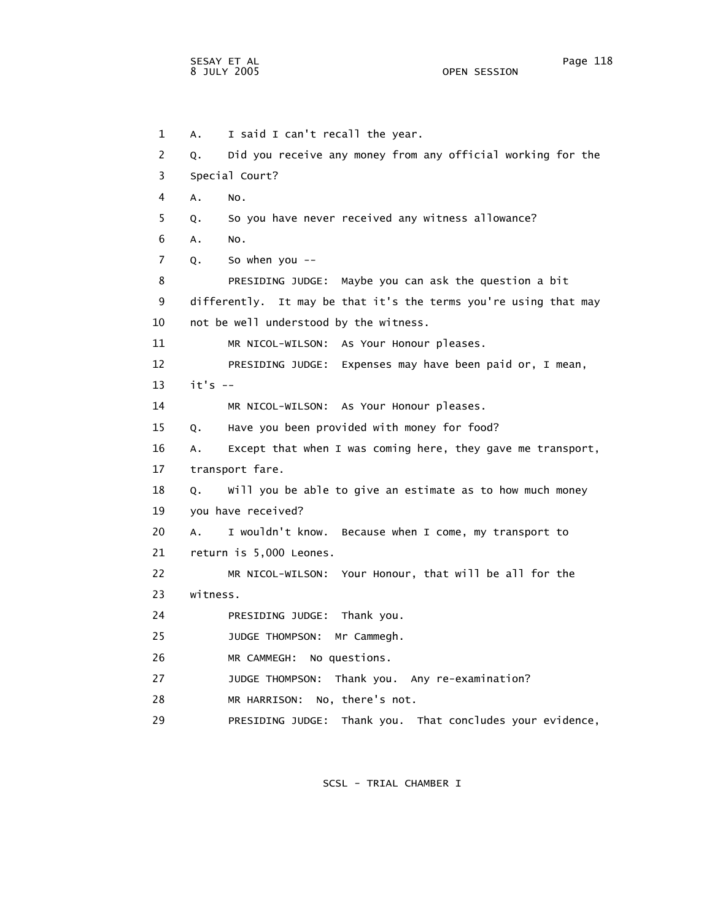1 A. I said I can't recall the year.

2 Q. Did you receive any money from any official working for the

3 Special Court?

4 A. No.

5 Q. So you have never received any witness allowance?

6 A. No.

7 Q. So when you --

8 PRESIDING JUDGE: Maybe you can ask the question a bit

9 differently. It may be that it's the terms you're using that may

10 not be well understood by the witness.

11 MR NICOL-WILSON: As Your Honour pleases.

12 PRESIDING JUDGE: Expenses may have been paid or, I mean,

13 it's --

14 MR NICOL-WILSON: As Your Honour pleases.

15 Q. Have you been provided with money for food?

16 A. Except that when I was coming here, they gave me transport,

17 transport fare.

18 Q. Will you be able to give an estimate as to how much money

19 you have received?

20 A. I wouldn't know. Because when I come, my transport to

21 return is 5,000 Leones.

22 MR NICOL-WILSON: Your Honour, that will be all for the

23 witness.

24 PRESIDING JUDGE: Thank you.

25 JUDGE THOMPSON: Mr Cammegh.

26 MR CAMMEGH: No questions.

27 JUDGE THOMPSON: Thank you. Any re-examination?

28 MR HARRISON: No, there's not.

29 PRESIDING JUDGE: Thank you. That concludes your evidence,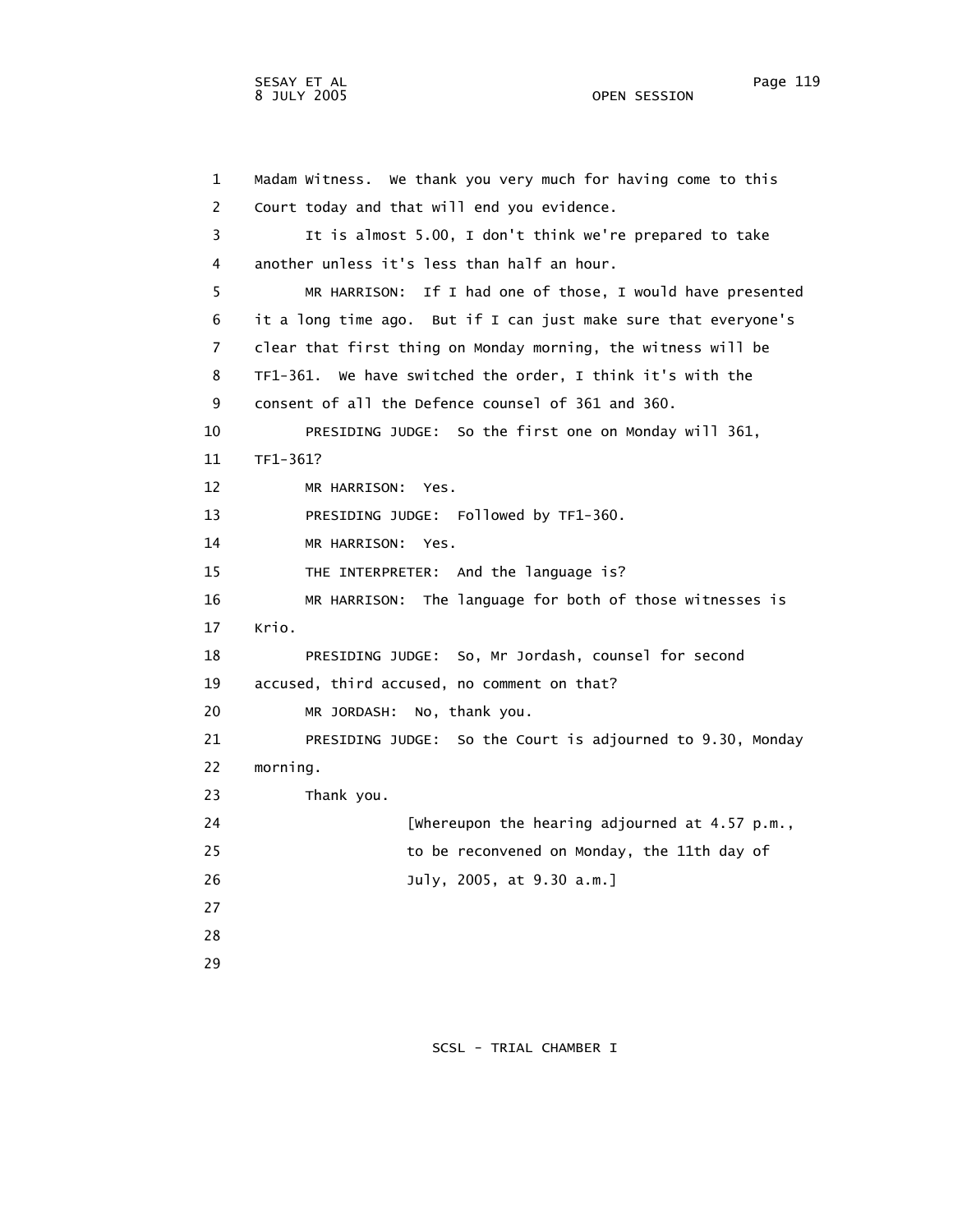Madam Witness. We thank you very much for having come to this Court today and that will end you evidence.

It is almost 5.00, I don't think we're prepared to take another unless it's less than half an hour.

MR HARRISON: If I had one of those, I would have presented it a long time ago. But if I can just make sure that everyone's clear that first thing on Monday morning, the witness will be TF1-361. We have switched the order, I think it's with the consent of all the Defence counsel of 361 and 360.

PRESIDING JUDGE: So the first one on Monday will 361, TF1-361?

MR HARRISON: Yes.

PRESIDING JUDGE: Followed by TF1-360.

MR HARRISON: Yes.

THE INTERPRETER: And the language is?

MR HARRISON: The language for both of those witnesses is Krio.

PRESIDING JUDGE: So, Mr Jordash, counsel for second accused, third accused, no comment on that?

MR JORDASH: No, thank you.

PRESIDING JUDGE: So the Court is adjourned to 9.30, Monday morning.

Thank you.

[Whereupon the hearing adjourned at 4.57 p.m., to be reconvened on Monday, the 11th day of July, 2005, at 9.30 a.m.]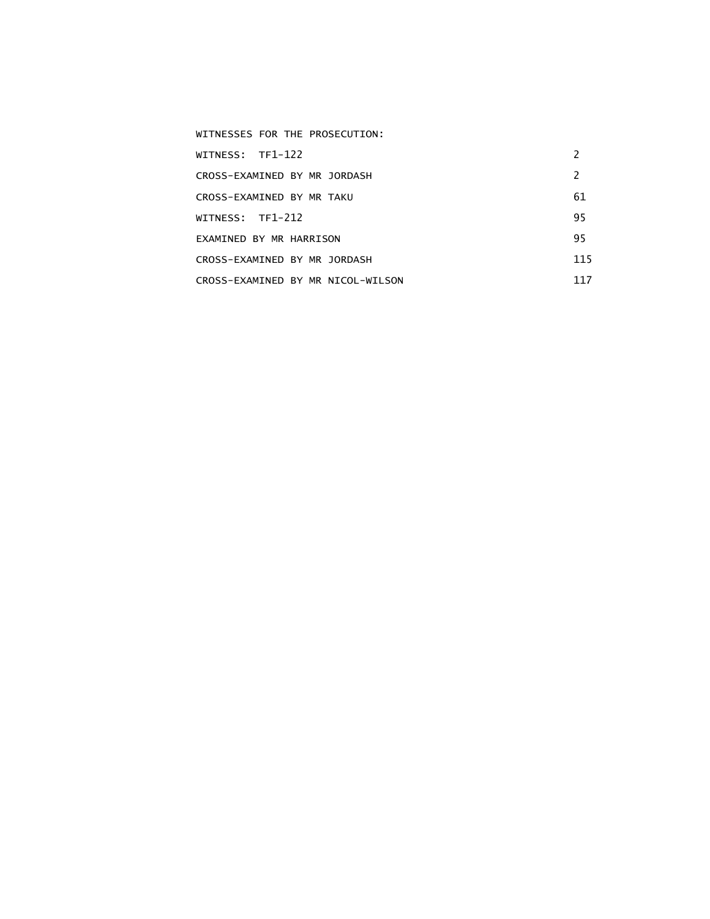WITNESSES FOR THE PROSECUTION:

| | |
|---|---|
| WITNESS: TF1-122 | 2 |
| CROSS-EXAMINED BY MR JORDASH | 2 |
| CROSS-EXAMINED BY MR TAKU | 61 |
| WITNESS: TF1-212 | 95 |
| EXAMINED BY MR HARRISON | 95 |
| CROSS-EXAMINED BY MR JORDASH | 115 |
| CROSS-EXAMINED BY MR NICOL-WILSON | 117 |